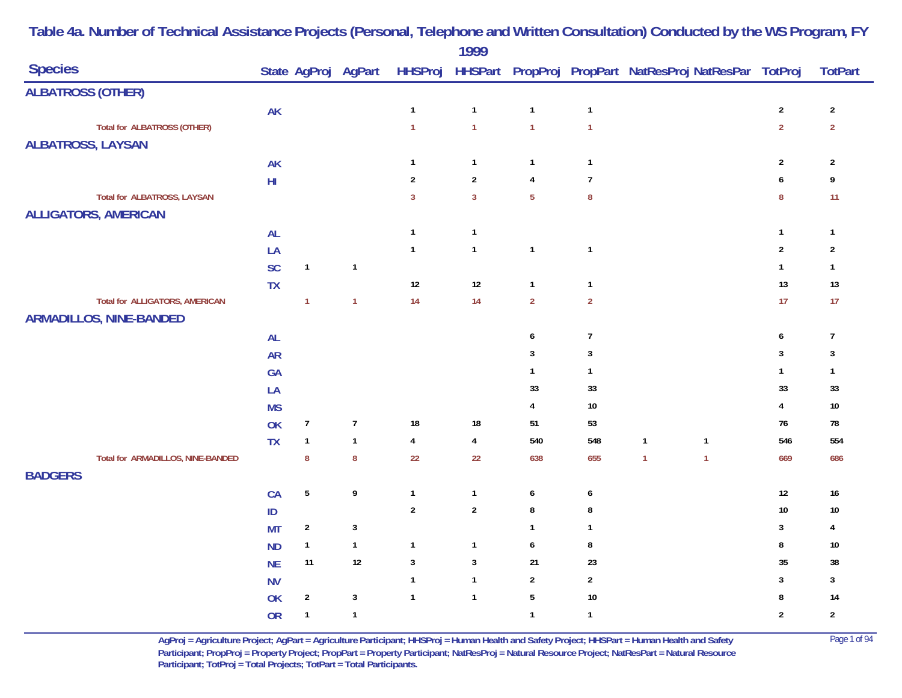# Table 4a. Number of Technical Assistance Projects (Personal, Telephone and Written Consultation) Conducted by the WS Program, FY 1999

| Species | State | AgProj | AgPart | HHSProj | HHSPart | PropProj | PropPart | NatResProj | NatResPar | TotProj | TotPart |
|---|---|---|---|---|---|---|---|---|---|---|---|
| **ALBATROSS (OTHER)** | | | | | | | | | | | |
| | AK | | | 1 | 1 | 1 | 1 | | | 2 | 2 |
| Total for ALBATROSS (OTHER) | | | | 1 | 1 | 1 | 1 | | | 2 | 2 |
| **ALBATROSS, LAYSAN** | | | | | | | | | | | |
| | AK | | | 1 | 1 | 1 | 1 | | | 2 | 2 |
| | HI | | | 2 | 2 | 4 | 7 | | | 6 | 9 |
| Total for ALBATROSS, LAYSAN | | | | 3 | 3 | 5 | 8 | | | 8 | 11 |
| **ALLIGATORS, AMERICAN** | | | | | | | | | | | |
| | AL | | | 1 | 1 | | | | | 1 | 1 |
| | LA | | | 1 | 1 | 1 | 1 | | | 2 | 2 |
| | SC | 1 | 1 | | | | | | | 1 | 1 |
| | TX | | | 12 | 12 | 1 | 1 | | | 13 | 13 |
| Total for ALLIGATORS, AMERICAN | | 1 | 1 | 14 | 14 | 2 | 2 | | | 17 | 17 |
| **ARMADILLOS, NINE-BANDED** | | | | | | | | | | | |
| | AL | | | | | 6 | 7 | | | 6 | 7 |
| | AR | | | | | 3 | 3 | | | 3 | 3 |
| | GA | | | | | 1 | 1 | | | 1 | 1 |
| | LA | | | | | 33 | 33 | | | 33 | 33 |
| | MS | | | | | 4 | 10 | | | 4 | 10 |
| | OK | 7 | 7 | 18 | 18 | 51 | 53 | | | 76 | 78 |
| | TX | 1 | 1 | 4 | 4 | 540 | 548 | 1 | 1 | 546 | 554 |
| Total for ARMADILLOS, NINE-BANDED | | 8 | 8 | 22 | 22 | 638 | 655 | 1 | 1 | 669 | 686 |
| **BADGERS** | | | | | | | | | | | |
| | CA | 5 | 9 | 1 | 1 | 6 | 6 | | | 12 | 16 |
| | ID | | | 2 | 2 | 8 | 8 | | | 10 | 10 |
| | MT | 2 | 3 | | | 1 | 1 | | | 3 | 4 |
| | ND | 1 | 1 | 1 | 1 | 6 | 8 | | | 8 | 10 |
| | NE | 11 | 12 | 3 | 3 | 21 | 23 | | | 35 | 38 |
| | NV | | | 1 | 1 | 2 | 2 | | | 3 | 3 |
| | OK | 2 | 3 | 1 | 1 | 5 | 10 | | | 8 | 14 |
| | OR | 1 | 1 | | | 1 | 1 | | | 2 | 2 |

AgProj = Agriculture Project; AgPart = Agriculture Participant; HHSProj = Human Health and Safety Project; HHSPart = Human Health and Safety Participant; PropProj = Property Project; PropPart = Property Participant; NatResProj = Natural Resource Project; NatResPart = Natural Resource Participant; TotProj = Total Projects; TotPart = Total Participants.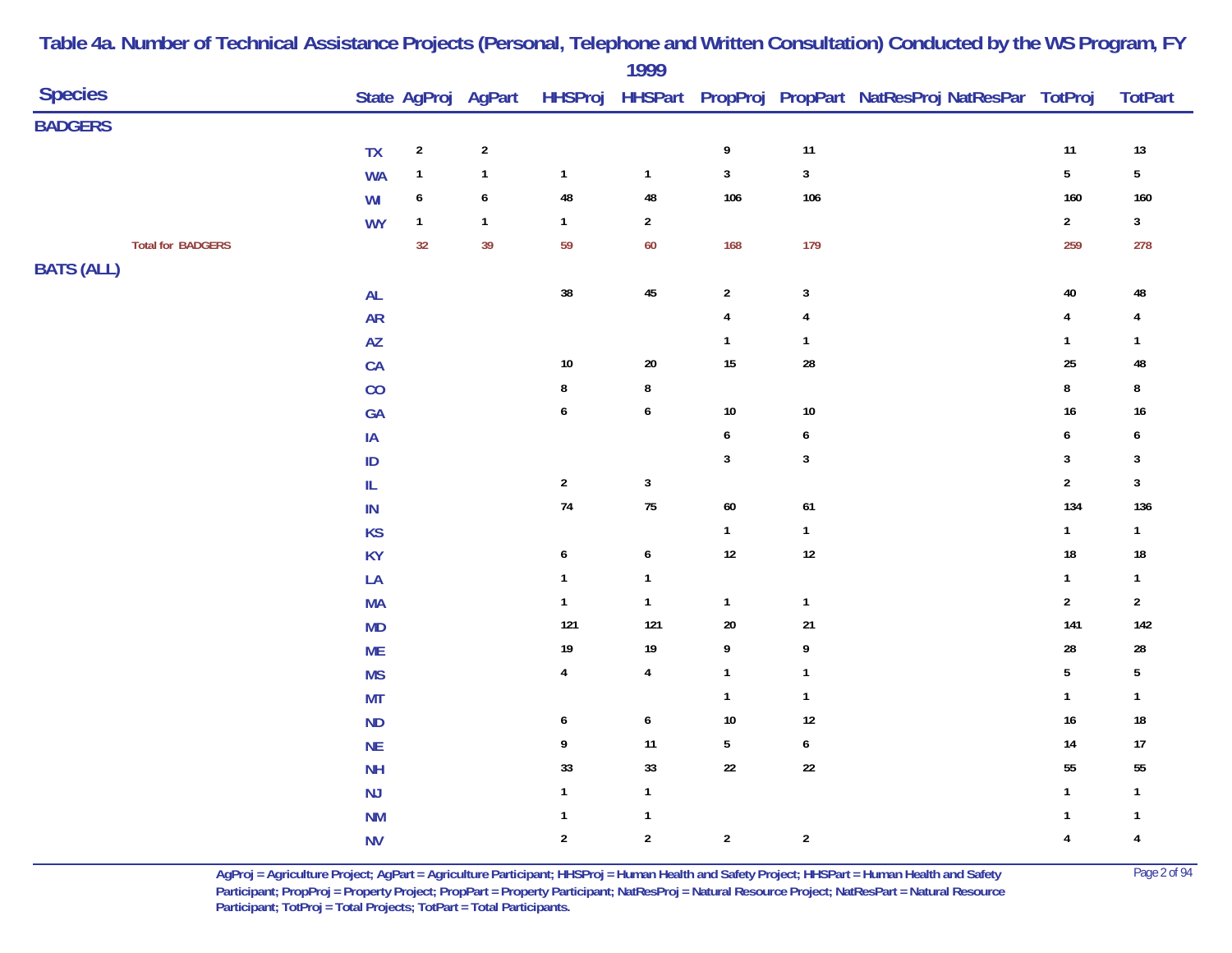# Table 4a. Number of Technical Assistance Projects (Personal, Telephone and Written Consultation) Conducted by the WS Program, FY 1999

| Species | State | AgProj | AgPart | HHSProj | HHSPart | PropProj | PropPart | NatResProj | NatResPar | TotProj | TotPart |
|---|---|---|---|---|---|---|---|---|---|---|---|
| **BADGERS** | | | | | | | | | | | |
| | TX | 2 | 2 | | | 9 | 11 | | | 11 | 13 |
| | WA | 1 | 1 | 1 | 1 | 3 | 3 | | | 5 | 5 |
| | WI | 6 | 6 | 48 | 48 | 106 | 106 | | | 160 | 160 |
| | WY | 1 | 1 | 1 | 2 | | | | | 2 | 3 |
| Total for BADGERS | | 32 | 39 | 59 | 60 | 168 | 179 | | | 259 | 278 |
| **BATS (ALL)** | | | | | | | | | | | |
| | AL | | | 38 | 45 | 2 | 3 | | | 40 | 48 |
| | AR | | | | | 4 | 4 | | | 4 | 4 |
| | AZ | | | | | 1 | 1 | | | 1 | 1 |
| | CA | | | 10 | 20 | 15 | 28 | | | 25 | 48 |
| | CO | | | 8 | 8 | | | | | 8 | 8 |
| | GA | | | 6 | 6 | 10 | 10 | | | 16 | 16 |
| | IA | | | | | 6 | 6 | | | 6 | 6 |
| | ID | | | | | 3 | 3 | | | 3 | 3 |
| | IL | | | 2 | 3 | | | | | 2 | 3 |
| | IN | | | 74 | 75 | 60 | 61 | | | 134 | 136 |
| | KS | | | | | 1 | 1 | | | 1 | 1 |
| | KY | | | 6 | 6 | 12 | 12 | | | 18 | 18 |
| | LA | | | 1 | 1 | | | | | 1 | 1 |
| | MA | | | 1 | 1 | 1 | 1 | | | 2 | 2 |
| | MD | | | 121 | 121 | 20 | 21 | | | 141 | 142 |
| | ME | | | 19 | 19 | 9 | 9 | | | 28 | 28 |
| | MS | | | 4 | 4 | 1 | 1 | | | 5 | 5 |
| | MT | | | | | 1 | 1 | | | 1 | 1 |
| | ND | | | 6 | 6 | 10 | 12 | | | 16 | 18 |
| | NE | | | 9 | 11 | 5 | 6 | | | 14 | 17 |
| | NH | | | 33 | 33 | 22 | 22 | | | 55 | 55 |
| | NJ | | | 1 | 1 | | | | | 1 | 1 |
| | NM | | | 1 | 1 | | | | | 1 | 1 |
| | NV | | | 2 | 2 | 2 | 2 | | | 4 | 4 |

AgProj = Agriculture Project; AgPart = Agriculture Participant; HHSProj = Human Health and Safety Project; HHSPart = Human Health and Safety Participant; PropProj = Property Project; PropPart = Property Participant; NatResProj = Natural Resource Project; NatResPart = Natural Resource Participant; TotProj = Total Projects; TotPart = Total Participants.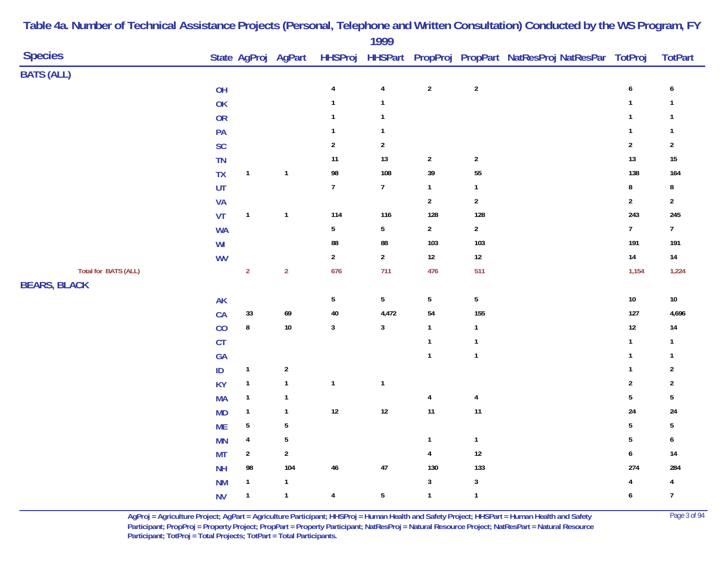# Table 4a. Number of Technical Assistance Projects (Personal, Telephone and Written Consultation) Conducted by the WS Program, FY 1999

| Species | State | AgProj | AgPart | HHSProj | HHSPart | PropProj | PropPart | NatResProj | NatResPar | TotProj | TotPart |
|---|---|---|---|---|---|---|---|---|---|---|---|
| **BATS (ALL)** | | | | | | | | | | | |
| | OH | | | 4 | 4 | 2 | 2 | | | 6 | 6 |
| | OK | | | 1 | 1 | | | | | 1 | 1 |
| | OR | | | 1 | 1 | | | | | 1 | 1 |
| | PA | | | 1 | 1 | | | | | 1 | 1 |
| | SC | | | 2 | 2 | | | | | 2 | 2 |
| | TN | | | 11 | 13 | 2 | 2 | | | 13 | 15 |
| | TX | 1 | 1 | 98 | 108 | 39 | 55 | | | 138 | 164 |
| | UT | | | 7 | 7 | 1 | 1 | | | 8 | 8 |
| | VA | | | | | 2 | 2 | | | 2 | 2 |
| | VT | 1 | 1 | 114 | 116 | 128 | 128 | | | 243 | 245 |
| | WA | | | 5 | 5 | 2 | 2 | | | 7 | 7 |
| | WI | | | 88 | 88 | 103 | 103 | | | 191 | 191 |
| | WV | | | 2 | 2 | 12 | 12 | | | 14 | 14 |
| Total for BATS (ALL) | | 2 | 2 | 676 | 711 | 476 | 511 | | | 1,154 | 1,224 |
| **BEARS, BLACK** | | | | | | | | | | | |
| | AK | | | 5 | 5 | 5 | 5 | | | 10 | 10 |
| | CA | 33 | 69 | 40 | 4,472 | 54 | 155 | | | 127 | 4,696 |
| | CO | 8 | 10 | 3 | 3 | 1 | 1 | | | 12 | 14 |
| | CT | | | | | 1 | 1 | | | 1 | 1 |
| | GA | | | | | 1 | 1 | | | 1 | 1 |
| | ID | 1 | 2 | | | | | | | 1 | 2 |
| | KY | 1 | 1 | 1 | 1 | | | | | 2 | 2 |
| | MA | 1 | 1 | | | 4 | 4 | | | 5 | 5 |
| | MD | 1 | 1 | 12 | 12 | 11 | 11 | | | 24 | 24 |
| | ME | 5 | 5 | | | | | | | 5 | 5 |
| | MN | 4 | 5 | | | 1 | 1 | | | 5 | 6 |
| | MT | 2 | 2 | | | 4 | 12 | | | 6 | 14 |
| | NH | 98 | 104 | 46 | 47 | 130 | 133 | | | 274 | 284 |
| | NM | 1 | 1 | | | 3 | 3 | | | 4 | 4 |
| | NV | 1 | 1 | 4 | 5 | 1 | 1 | | | 6 | 7 |

AgProj = Agriculture Project; AgPart = Agriculture Participant; HHSProj = Human Health and Safety Project; HHSPart = Human Health and Safety Participant; PropProj = Property Project; PropPart = Property Participant; NatResProj = Natural Resource Project; NatResPart = Natural Resource Participant; TotProj = Total Projects; TotPart = Total Participants.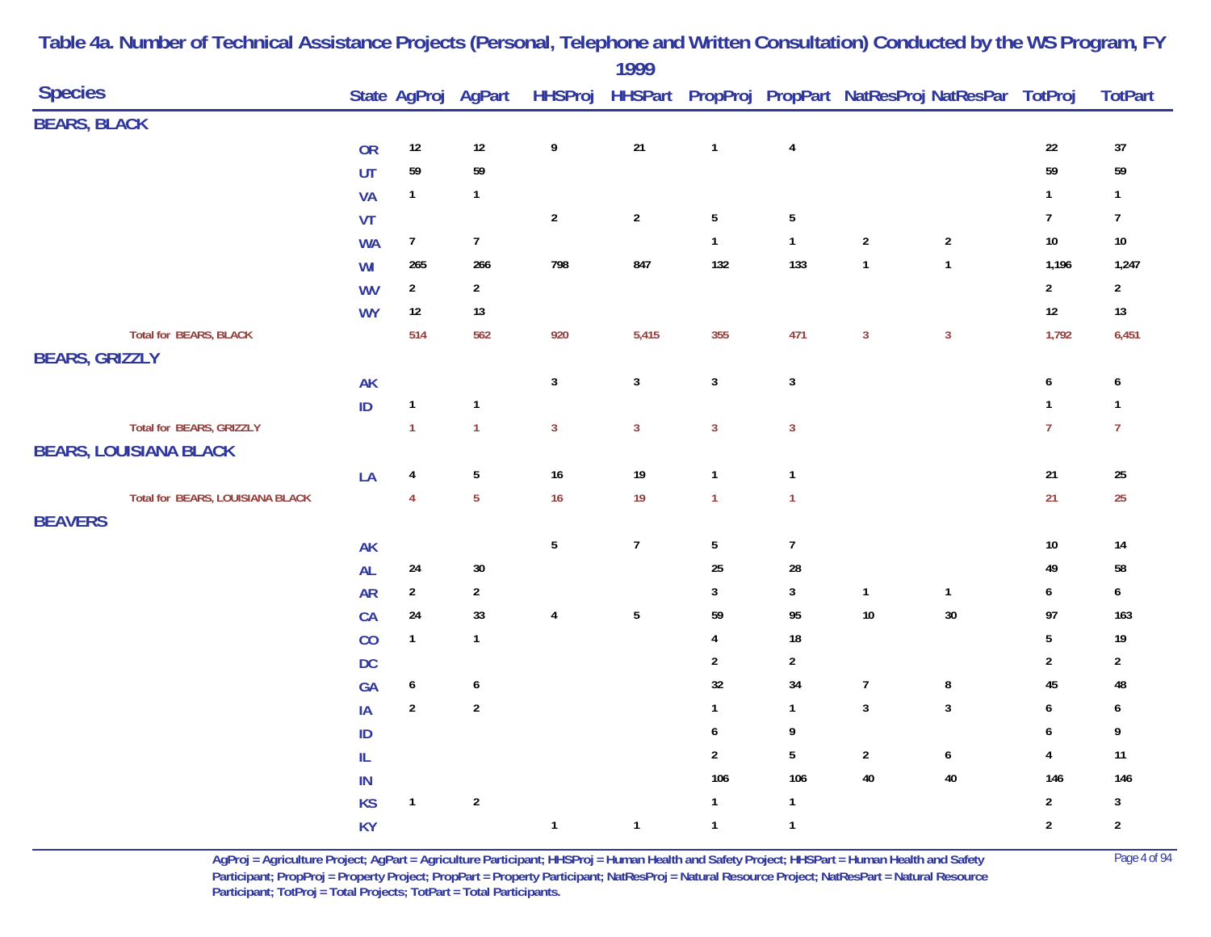## Table 4a. Number of Technical Assistance Projects (Personal, Telephone and Written Consultation) Conducted by the WS Program, FY 1999

| Species | State | AgProj | AgPart | HHSProj | HHSPart | PropProj | PropPart | NatResProj | NatResPar | TotProj | TotPart |
|---|---|---|---|---|---|---|---|---|---|---|---|
| **BEARS, BLACK** | | | | | | | | | | | |
| | OR | 12 | 12 | 9 | 21 | 1 | 4 | | | 22 | 37 |
| | UT | 59 | 59 | | | | | | | 59 | 59 |
| | VA | 1 | 1 | | | | | | | 1 | 1 |
| | VT | | | 2 | 2 | 5 | 5 | | | 7 | 7 |
| | WA | 7 | 7 | | | 1 | 1 | 2 | 2 | 10 | 10 |
| | WI | 265 | 266 | 798 | 847 | 132 | 133 | 1 | 1 | 1,196 | 1,247 |
| | WV | 2 | 2 | | | | | | | 2 | 2 |
| | WY | 12 | 13 | | | | | | | 12 | 13 |
| Total for BEARS, BLACK | | 514 | 562 | 920 | 5,415 | 355 | 471 | 3 | 3 | 1,792 | 6,451 |
| **BEARS, GRIZZLY** | | | | | | | | | | | |
| | AK | | | 3 | 3 | 3 | 3 | | | 6 | 6 |
| | ID | 1 | 1 | | | | | | | 1 | 1 |
| Total for BEARS, GRIZZLY | | 1 | 1 | 3 | 3 | 3 | 3 | | | 7 | 7 |
| **BEARS, LOUISIANA BLACK** | | | | | | | | | | | |
| | LA | 4 | 5 | 16 | 19 | 1 | 1 | | | 21 | 25 |
| Total for BEARS, LOUISIANA BLACK | | 4 | 5 | 16 | 19 | 1 | 1 | | | 21 | 25 |
| **BEAVERS** | | | | | | | | | | | |
| | AK | | | 5 | 7 | 5 | 7 | | | 10 | 14 |
| | AL | 24 | 30 | | | 25 | 28 | | | 49 | 58 |
| | AR | 2 | 2 | | | 3 | 3 | 1 | 1 | 6 | 6 |
| | CA | 24 | 33 | 4 | 5 | 59 | 95 | 10 | 30 | 97 | 163 |
| | CO | 1 | 1 | | | 4 | 18 | | | 5 | 19 |
| | DC | | | | | 2 | 2 | | | 2 | 2 |
| | GA | 6 | 6 | | | 32 | 34 | 7 | 8 | 45 | 48 |
| | IA | 2 | 2 | | | 1 | 1 | 3 | 3 | 6 | 6 |
| | ID | | | | | 6 | 9 | | | 6 | 9 |
| | IL | | | | | 2 | 5 | 2 | 6 | 4 | 11 |
| | IN | | | | | 106 | 106 | 40 | 40 | 146 | 146 |
| | KS | 1 | 2 | | | 1 | 1 | | | 2 | 3 |
| | KY | | | 1 | 1 | 1 | 1 | | | 2 | 2 |

AgProj = Agriculture Project; AgPart = Agriculture Participant; HHSProj = Human Health and Safety Project; HHSPart = Human Health and Safety Participant; PropProj = Property Project; PropPart = Property Participant; NatResProj = Natural Resource Project; NatResPart = Natural Resource Participant; TotProj = Total Projects; TotPart = Total Participants.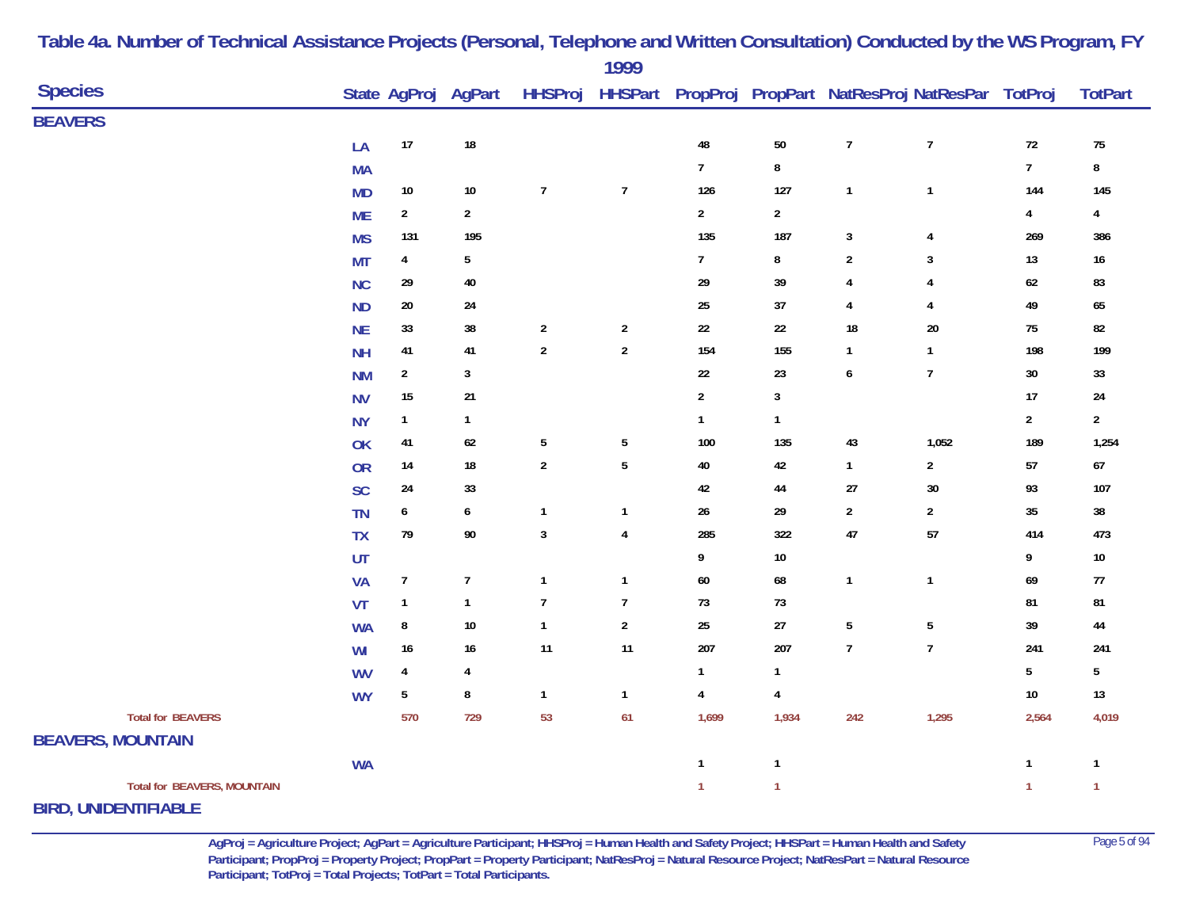# Table 4a. Number of Technical Assistance Projects (Personal, Telephone and Written Consultation) Conducted by the WS Program, FY 1999

| Species | State | AgProj | AgPart | HHSProj | HHSPart | PropProj | PropPart | NatResProj | NatResPar | TotProj | TotPart |
|---|---|---|---|---|---|---|---|---|---|---|---|
| **BEAVERS** | | | | | | | | | | | |
| | LA | 17 | 18 | | | 48 | 50 | 7 | 7 | 72 | 75 |
| | MA | | | | | 7 | 8 | | | 7 | 8 |
| | MD | 10 | 10 | 7 | 7 | 126 | 127 | 1 | 1 | 144 | 145 |
| | ME | 2 | 2 | | | 2 | 2 | | | 4 | 4 |
| | MS | 131 | 195 | | | 135 | 187 | 3 | 4 | 269 | 386 |
| | MT | 4 | 5 | | | 7 | 8 | 2 | 3 | 13 | 16 |
| | NC | 29 | 40 | | | 29 | 39 | 4 | 4 | 62 | 83 |
| | ND | 20 | 24 | | | 25 | 37 | 4 | 4 | 49 | 65 |
| | NE | 33 | 38 | 2 | 2 | 22 | 22 | 18 | 20 | 75 | 82 |
| | NH | 41 | 41 | 2 | 2 | 154 | 155 | 1 | 1 | 198 | 199 |
| | NM | 2 | 3 | | | 22 | 23 | 6 | 7 | 30 | 33 |
| | NV | 15 | 21 | | | 2 | 3 | | | 17 | 24 |
| | NY | 1 | 1 | | | 1 | 1 | | | 2 | 2 |
| | OK | 41 | 62 | 5 | 5 | 100 | 135 | 43 | 1,052 | 189 | 1,254 |
| | OR | 14 | 18 | 2 | 5 | 40 | 42 | 1 | 2 | 57 | 67 |
| | SC | 24 | 33 | | | 42 | 44 | 27 | 30 | 93 | 107 |
| | TN | 6 | 6 | 1 | 1 | 26 | 29 | 2 | 2 | 35 | 38 |
| | TX | 79 | 90 | 3 | 4 | 285 | 322 | 47 | 57 | 414 | 473 |
| | UT | | | | | 9 | 10 | | | 9 | 10 |
| | VA | 7 | 7 | 1 | 1 | 60 | 68 | 1 | 1 | 69 | 77 |
| | VT | 1 | 1 | 7 | 7 | 73 | 73 | | | 81 | 81 |
| | WA | 8 | 10 | 1 | 2 | 25 | 27 | 5 | 5 | 39 | 44 |
| | WI | 16 | 16 | 11 | 11 | 207 | 207 | 7 | 7 | 241 | 241 |
| | WV | 4 | 4 | | | 1 | 1 | | | 5 | 5 |
| | WY | 5 | 8 | 1 | 1 | 4 | 4 | | | 10 | 13 |
| Total for BEAVERS | | 570 | 729 | 53 | 61 | 1,699 | 1,934 | 242 | 1,295 | 2,564 | 4,019 |
| **BEAVERS, MOUNTAIN** | | | | | | | | | | | |
| | WA | | | | | 1 | 1 | | | 1 | 1 |
| Total for BEAVERS, MOUNTAIN | | | | | | 1 | 1 | | | 1 | 1 |
| **BIRD, UNIDENTIFIABLE** | | | | | | | | | | | |

AgProj = Agriculture Project; AgPart = Agriculture Participant; HHSProj = Human Health and Safety Project; HHSPart = Human Health and Safety Participant; PropProj = Property Project; PropPart = Property Participant; NatResProj = Natural Resource Project; NatResPart = Natural Resource Participant; TotProj = Total Projects; TotPart = Total Participants.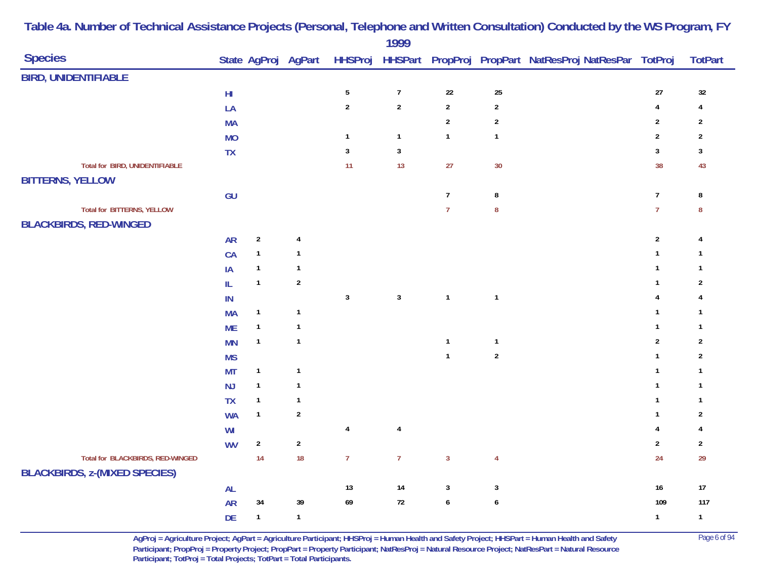# Table 4a. Number of Technical Assistance Projects (Personal, Telephone and Written Consultation) Conducted by the WS Program, FY 1999

| Species | State | AgProj | AgPart | HHSProj | HHSPart | PropProj | PropPart | NatResProj | NatResPar | TotProj | TotPart |
|---|---|---|---|---|---|---|---|---|---|---|---|
| **BIRD, UNIDENTIFIABLE** | | | | | | | | | | | |
| | HI | | | 5 | 7 | 22 | 25 | | | 27 | 32 |
| | LA | | | 2 | 2 | 2 | 2 | | | 4 | 4 |
| | MA | | | | | 2 | 2 | | | 2 | 2 |
| | MO | | | 1 | 1 | 1 | 1 | | | 2 | 2 |
| | TX | | | 3 | 3 | | | | | 3 | 3 |
| Total for BIRD, UNIDENTIFIABLE | | | | 11 | 13 | 27 | 30 | | | 38 | 43 |
| **BITTERNS, YELLOW** | | | | | | | | | | | |
| | GU | | | | | 7 | 8 | | | 7 | 8 |
| Total for BITTERNS, YELLOW | | | | | | 7 | 8 | | | 7 | 8 |
| **BLACKBIRDS, RED-WINGED** | | | | | | | | | | | |
| | AR | 2 | 4 | | | | | | | 2 | 4 |
| | CA | 1 | 1 | | | | | | | 1 | 1 |
| | IA | 1 | 1 | | | | | | | 1 | 1 |
| | IL | 1 | 2 | | | | | | | 1 | 2 |
| | IN | | | 3 | 3 | 1 | 1 | | | 4 | 4 |
| | MA | 1 | 1 | | | | | | | 1 | 1 |
| | ME | 1 | 1 | | | | | | | 1 | 1 |
| | MN | 1 | 1 | | | 1 | 1 | | | 2 | 2 |
| | MS | | | | | 1 | 2 | | | 1 | 2 |
| | MT | 1 | 1 | | | | | | | 1 | 1 |
| | NJ | 1 | 1 | | | | | | | 1 | 1 |
| | TX | 1 | 1 | | | | | | | 1 | 1 |
| | WA | 1 | 2 | | | | | | | 1 | 2 |
| | WI | | | 4 | 4 | | | | | 4 | 4 |
| | WV | 2 | 2 | | | | | | | 2 | 2 |
| Total for BLACKBIRDS, RED-WINGED | | 14 | 18 | 7 | 7 | 3 | 4 | | | 24 | 29 |
| **BLACKBIRDS, z-(MIXED SPECIES)** | | | | | | | | | | | |
| | AL | | | 13 | 14 | 3 | 3 | | | 16 | 17 |
| | AR | 34 | 39 | 69 | 72 | 6 | 6 | | | 109 | 117 |
| | DE | 1 | 1 | | | | | | | 1 | 1 |

AgProj = Agriculture Project; AgPart = Agriculture Participant; HHSProj = Human Health and Safety Project; HHSPart = Human Health and Safety Participant; PropProj = Property Project; PropPart = Property Participant; NatResProj = Natural Resource Project; NatResPart = Natural Resource Participant; TotProj = Total Projects; TotPart = Total Participants.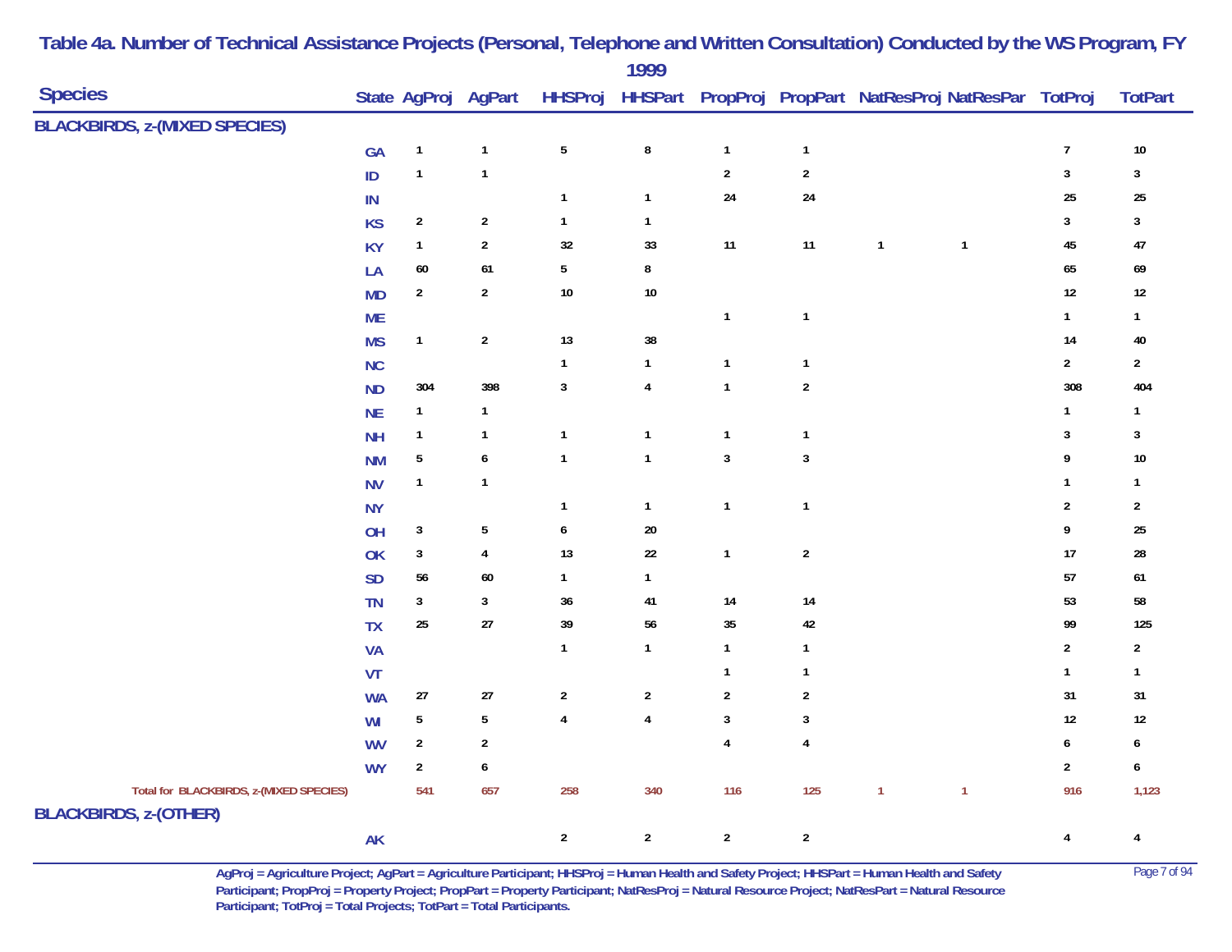# Table 4a. Number of Technical Assistance Projects (Personal, Telephone and Written Consultation) Conducted by the WS Program, FY 1999

| Species | State | AgProj | AgPart | HHSProj | HHSPart | PropProj | PropPart | NatResProj | NatResPar | TotProj | TotPart |
|---|---|---|---|---|---|---|---|---|---|---|---|
| **BLACKBIRDS, z-(MIXED SPECIES)** | | | | | | | | | | | |
| | GA | 1 | 1 | 5 | 8 | 1 | 1 | | | 7 | 10 |
| | ID | 1 | 1 | | | 2 | 2 | | | 3 | 3 |
| | IN | | | 1 | 1 | 24 | 24 | | | 25 | 25 |
| | KS | 2 | 2 | 1 | 1 | | | | | 3 | 3 |
| | KY | 1 | 2 | 32 | 33 | 11 | 11 | 1 | 1 | 45 | 47 |
| | LA | 60 | 61 | 5 | 8 | | | | | 65 | 69 |
| | MD | 2 | 2 | 10 | 10 | | | | | 12 | 12 |
| | ME | | | | | 1 | 1 | | | 1 | 1 |
| | MS | 1 | 2 | 13 | 38 | | | | | 14 | 40 |
| | NC | | | 1 | 1 | 1 | 1 | | | 2 | 2 |
| | ND | 304 | 398 | 3 | 4 | 1 | 2 | | | 308 | 404 |
| | NE | 1 | 1 | | | | | | | 1 | 1 |
| | NH | 1 | 1 | 1 | 1 | 1 | 1 | | | 3 | 3 |
| | NM | 5 | 6 | 1 | 1 | 3 | 3 | | | 9 | 10 |
| | NV | 1 | 1 | | | | | | | 1 | 1 |
| | NY | | | 1 | 1 | 1 | 1 | | | 2 | 2 |
| | OH | 3 | 5 | 6 | 20 | | | | | 9 | 25 |
| | OK | 3 | 4 | 13 | 22 | 1 | 2 | | | 17 | 28 |
| | SD | 56 | 60 | 1 | 1 | | | | | 57 | 61 |
| | TN | 3 | 3 | 36 | 41 | 14 | 14 | | | 53 | 58 |
| | TX | 25 | 27 | 39 | 56 | 35 | 42 | | | 99 | 125 |
| | VA | | | 1 | 1 | 1 | 1 | | | 2 | 2 |
| | VT | | | | | 1 | 1 | | | 1 | 1 |
| | WA | 27 | 27 | 2 | 2 | 2 | 2 | | | 31 | 31 |
| | WI | 5 | 5 | 4 | 4 | 3 | 3 | | | 12 | 12 |
| | WV | 2 | 2 | | | 4 | 4 | | | 6 | 6 |
| | WY | 2 | 6 | | | | | | | 2 | 6 |
| Total for BLACKBIRDS, z-(MIXED SPECIES) | | 541 | 657 | 258 | 340 | 116 | 125 | 1 | 1 | 916 | 1,123 |
| **BLACKBIRDS, z-(OTHER)** | | | | | | | | | | | |
| | AK | | | 2 | 2 | 2 | 2 | | | 4 | 4 |

AgProj = Agriculture Project; AgPart = Agriculture Participant; HHSProj = Human Health and Safety Project; HHSPart = Human Health and Safety Participant; PropProj = Property Project; PropPart = Property Participant; NatResProj = Natural Resource Project; NatResPart = Natural Resource Participant; TotProj = Total Projects; TotPart = Total Participants.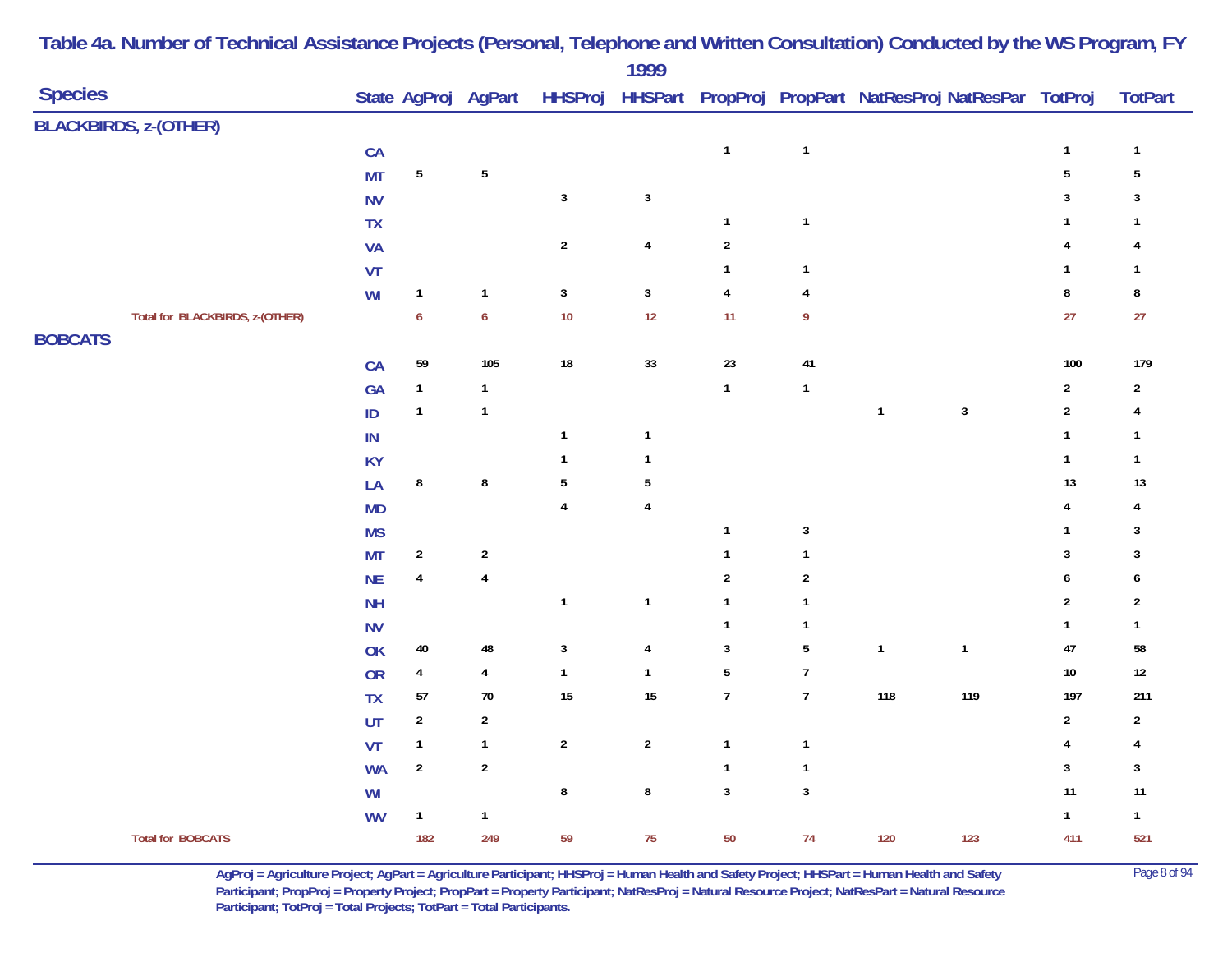# Table 4a. Number of Technical Assistance Projects (Personal, Telephone and Written Consultation) Conducted by the WS Program, FY 1999

| Species | State | AgProj | AgPart | HHSProj | HHSPart | PropProj | PropPart | NatResProj | NatResPar | TotProj | TotPart |
|---|---|---|---|---|---|---|---|---|---|---|---|
| **BLACKBIRDS, z-(OTHER)** | | | | | | | | | | | |
| | CA | | | | | 1 | 1 | | | 1 | 1 |
| | MT | 5 | 5 | | | | | | | 5 | 5 |
| | NV | | | 3 | 3 | | | | | 3 | 3 |
| | TX | | | | | 1 | 1 | | | 1 | 1 |
| | VA | | | 2 | 4 | 2 | | | | 4 | 4 |
| | VT | | | | | 1 | 1 | | | 1 | 1 |
| | WI | 1 | 1 | 3 | 3 | 4 | 4 | | | 8 | 8 |
| Total for BLACKBIRDS, z-(OTHER) | | 6 | 6 | 10 | 12 | 11 | 9 | | | 27 | 27 |
| **BOBCATS** | | | | | | | | | | | |
| | CA | 59 | 105 | 18 | 33 | 23 | 41 | | | 100 | 179 |
| | GA | 1 | 1 | | | 1 | 1 | | | 2 | 2 |
| | ID | 1 | 1 | | | | | 1 | 3 | 2 | 4 |
| | IN | | | 1 | 1 | | | | | 1 | 1 |
| | KY | | | 1 | 1 | | | | | 1 | 1 |
| | LA | 8 | 8 | 5 | 5 | | | | | 13 | 13 |
| | MD | | | 4 | 4 | | | | | 4 | 4 |
| | MS | | | | | 1 | 3 | | | 1 | 3 |
| | MT | 2 | 2 | | | 1 | 1 | | | 3 | 3 |
| | NE | 4 | 4 | | | 2 | 2 | | | 6 | 6 |
| | NH | | | 1 | 1 | 1 | 1 | | | 2 | 2 |
| | NV | | | | | 1 | 1 | | | 1 | 1 |
| | OK | 40 | 48 | 3 | 4 | 3 | 5 | 1 | 1 | 47 | 58 |
| | OR | 4 | 4 | 1 | 1 | 5 | 7 | | | 10 | 12 |
| | TX | 57 | 70 | 15 | 15 | 7 | 7 | 118 | 119 | 197 | 211 |
| | UT | 2 | 2 | | | | | | | 2 | 2 |
| | VT | 1 | 1 | 2 | 2 | 1 | 1 | | | 4 | 4 |
| | WA | 2 | 2 | | | 1 | 1 | | | 3 | 3 |
| | WI | | | 8 | 8 | 3 | 3 | | | 11 | 11 |
| | WV | 1 | 1 | | | | | | | 1 | 1 |
| Total for BOBCATS | | 182 | 249 | 59 | 75 | 50 | 74 | 120 | 123 | 411 | 521 |

AgProj = Agriculture Project; AgPart = Agriculture Participant; HHSProj = Human Health and Safety Project; HHSPart = Human Health and Safety Participant; PropProj = Property Project; PropPart = Property Participant; NatResProj = Natural Resource Project; NatResPart = Natural Resource Participant; TotProj = Total Projects; TotPart = Total Participants.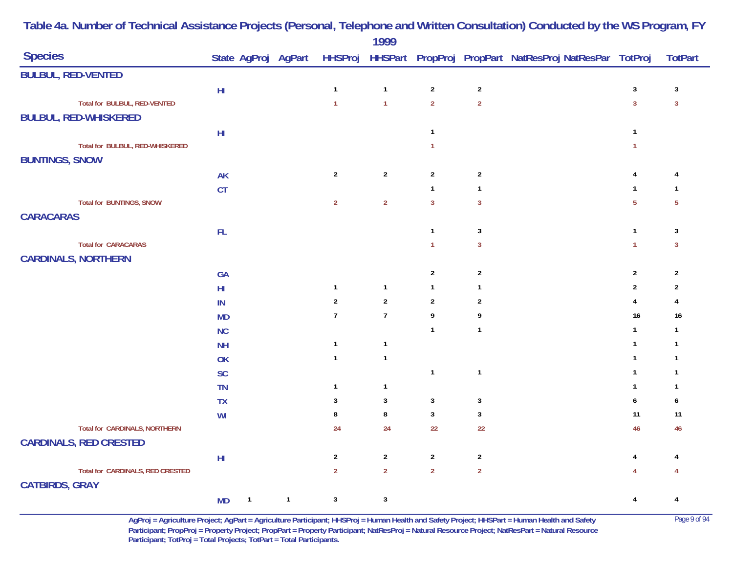# Table 4a. Number of Technical Assistance Projects (Personal, Telephone and Written Consultation) Conducted by the WS Program, FY 1999

| Species | State | AgProj | AgPart | HHSProj | HHSPart | PropProj | PropPart | NatResProj | NatResPar | TotProj | TotPart |
|---|---|---|---|---|---|---|---|---|---|---|---|
| **BULBUL, RED-VENTED** | | | | | | | | | | | |
| | HI | | | 1 | 1 | 2 | 2 | | | 3 | 3 |
| Total for BULBUL, RED-VENTED | | | | 1 | 1 | 2 | 2 | | | 3 | 3 |
| **BULBUL, RED-WHISKERED** | | | | | | | | | | | |
| | HI | | | | | 1 | | | | 1 | |
| Total for BULBUL, RED-WHISKERED | | | | | | 1 | | | | 1 | |
| **BUNTINGS, SNOW** | | | | | | | | | | | |
| | AK | | | 2 | 2 | 2 | 2 | | | 4 | 4 |
| | CT | | | | | 1 | 1 | | | 1 | 1 |
| Total for BUNTINGS, SNOW | | | | 2 | 2 | 3 | 3 | | | 5 | 5 |
| **CARACARAS** | | | | | | | | | | | |
| | FL | | | | | 1 | 3 | | | 1 | 3 |
| Total for CARACARAS | | | | | | 1 | 3 | | | 1 | 3 |
| **CARDINALS, NORTHERN** | | | | | | | | | | | |
| | GA | | | | | 2 | 2 | | | 2 | 2 |
| | HI | | | 1 | 1 | 1 | 1 | | | 2 | 2 |
| | IN | | | 2 | 2 | 2 | 2 | | | 4 | 4 |
| | MD | | | 7 | 7 | 9 | 9 | | | 16 | 16 |
| | NC | | | | | 1 | 1 | | | 1 | 1 |
| | NH | | | 1 | 1 | | | | | 1 | 1 |
| | OK | | | 1 | 1 | | | | | 1 | 1 |
| | SC | | | | | 1 | 1 | | | 1 | 1 |
| | TN | | | 1 | 1 | | | | | 1 | 1 |
| | TX | | | 3 | 3 | 3 | 3 | | | 6 | 6 |
| | WI | | | 8 | 8 | 3 | 3 | | | 11 | 11 |
| Total for CARDINALS, NORTHERN | | | | 24 | 24 | 22 | 22 | | | 46 | 46 |
| **CARDINALS, RED CRESTED** | | | | | | | | | | | |
| | HI | | | 2 | 2 | 2 | 2 | | | 4 | 4 |
| Total for CARDINALS, RED CRESTED | | | | 2 | 2 | 2 | 2 | | | 4 | 4 |
| **CATBIRDS, GRAY** | | | | | | | | | | | |
| | MD | 1 | 1 | 3 | 3 | | | | | 4 | 4 |

AgProj = Agriculture Project; AgPart = Agriculture Participant; HHSProj = Human Health and Safety Project; HHSPart = Human Health and Safety Participant; PropProj = Property Project; PropPart = Property Participant; NatResProj = Natural Resource Project; NatResPart = Natural Resource Participant; TotProj = Total Projects; TotPart = Total Participants.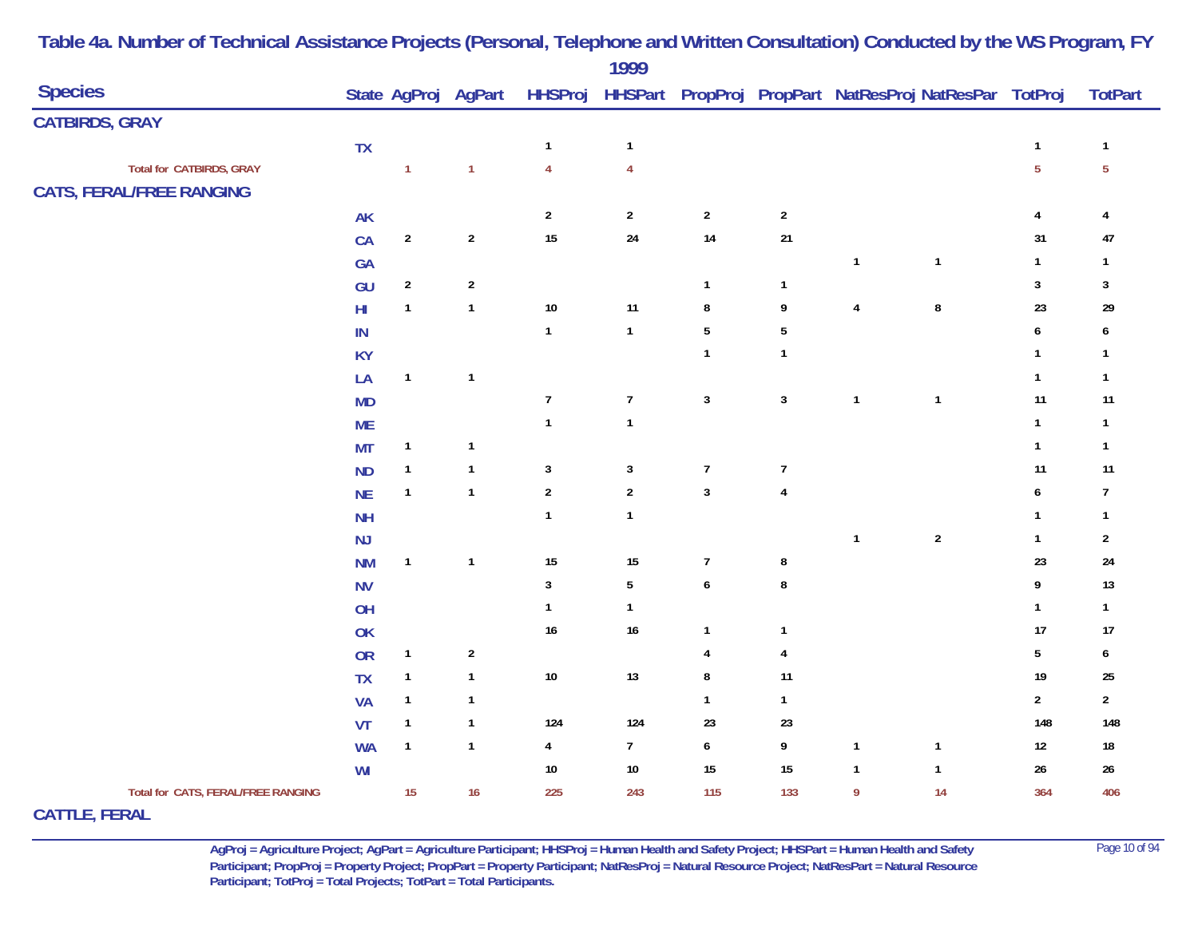# Table 4a. Number of Technical Assistance Projects (Personal, Telephone and Written Consultation) Conducted by the WS Program, FY 1999

| Species | State | AgProj | AgPart | HHSProj | HHSPart | PropProj | PropPart | NatResProj | NatResPar | TotProj | TotPart |
|---|---|---|---|---|---|---|---|---|---|---|---|
| **CATBIRDS, GRAY** | | | | | | | | | | | |
| | TX | | | 1 | 1 | | | | | 1 | 1 |
| Total for CATBIRDS, GRAY | | 1 | 1 | 4 | 4 | | | | | 5 | 5 |
| **CATS, FERAL/FREE RANGING** | | | | | | | | | | | |
| | AK | | | 2 | 2 | 2 | 2 | | | 4 | 4 |
| | CA | 2 | 2 | 15 | 24 | 14 | 21 | | | 31 | 47 |
| | GA | | | | | | | 1 | 1 | 1 | 1 |
| | GU | 2 | 2 | | | 1 | 1 | | | 3 | 3 |
| | HI | 1 | 1 | 10 | 11 | 8 | 9 | 4 | 8 | 23 | 29 |
| | IN | | | 1 | 1 | 5 | 5 | | | 6 | 6 |
| | KY | | | | | 1 | 1 | | | 1 | 1 |
| | LA | 1 | 1 | | | | | | | 1 | 1 |
| | MD | | | 7 | 7 | 3 | 3 | 1 | 1 | 11 | 11 |
| | ME | | | 1 | 1 | | | | | 1 | 1 |
| | MT | 1 | 1 | | | | | | | 1 | 1 |
| | ND | 1 | 1 | 3 | 3 | 7 | 7 | | | 11 | 11 |
| | NE | 1 | 1 | 2 | 2 | 3 | 4 | | | 6 | 7 |
| | NH | | | 1 | 1 | | | | | 1 | 1 |
| | NJ | | | | | | | 1 | 2 | 1 | 2 |
| | NM | 1 | 1 | 15 | 15 | 7 | 8 | | | 23 | 24 |
| | NV | | | 3 | 5 | 6 | 8 | | | 9 | 13 |
| | OH | | | 1 | 1 | | | | | 1 | 1 |
| | OK | | | 16 | 16 | 1 | 1 | | | 17 | 17 |
| | OR | 1 | 2 | | | 4 | 4 | | | 5 | 6 |
| | TX | 1 | 1 | 10 | 13 | 8 | 11 | | | 19 | 25 |
| | VA | 1 | 1 | | | 1 | 1 | | | 2 | 2 |
| | VT | 1 | 1 | 124 | 124 | 23 | 23 | | | 148 | 148 |
| | WA | 1 | 1 | 4 | 7 | 6 | 9 | 1 | 1 | 12 | 18 |
| | WI | | | 10 | 10 | 15 | 15 | 1 | 1 | 26 | 26 |
| Total for CATS, FERAL/FREE RANGING | | 15 | 16 | 225 | 243 | 115 | 133 | 9 | 14 | 364 | 406 |
| **CATTLE, FERAL** | | | | | | | | | | | |

AgProj = Agriculture Project; AgPart = Agriculture Participant; HHSProj = Human Health and Safety Project; HHSPart = Human Health and Safety Participant; PropProj = Property Project; PropPart = Property Participant; NatResProj = Natural Resource Project; NatResPart = Natural Resource Participant; TotProj = Total Projects; TotPart = Total Participants.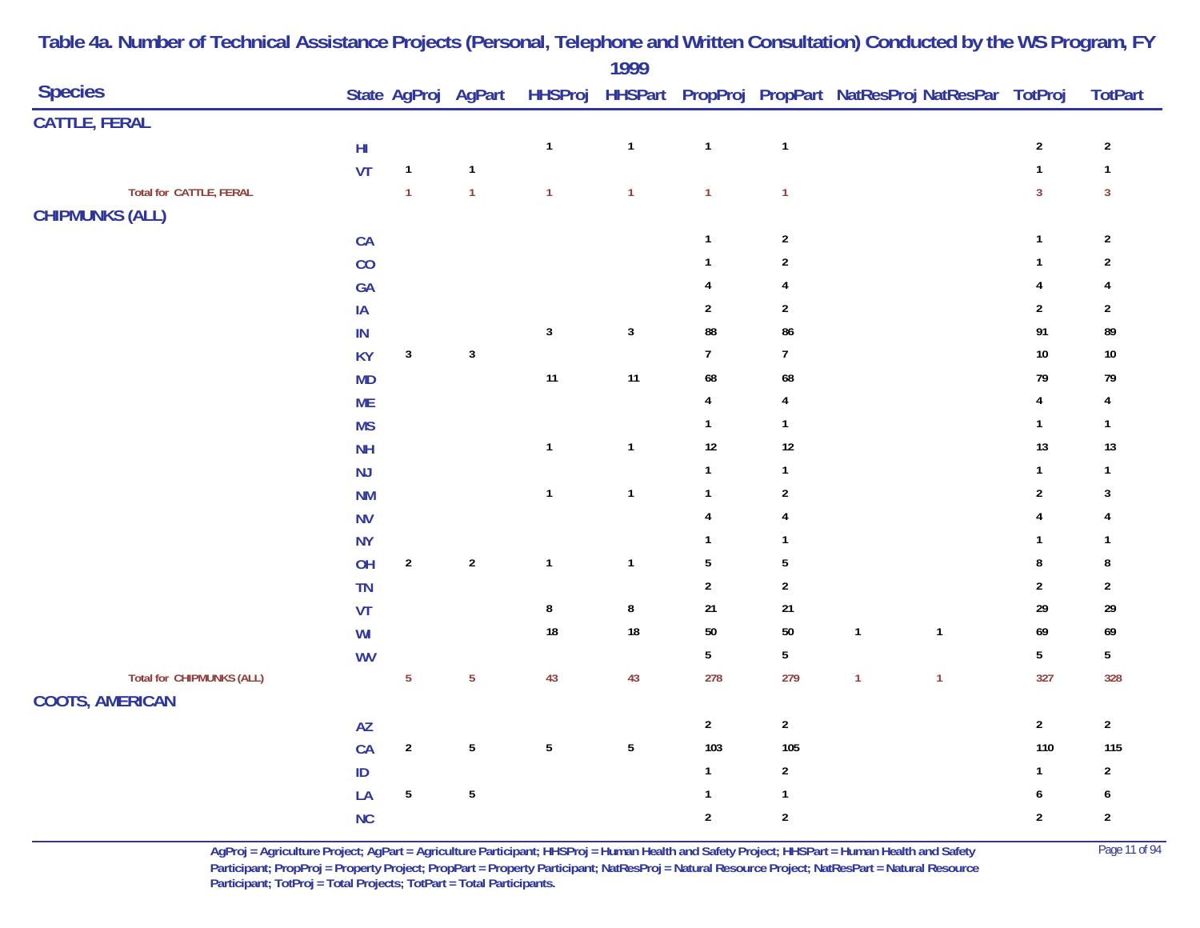# Table 4a. Number of Technical Assistance Projects (Personal, Telephone and Written Consultation) Conducted by the WS Program, FY 1999

| Species | State | AgProj | AgPart | HHSProj | HHSPart | PropProj | PropPart | NatResProj | NatResPar | TotProj | TotPart |
|---|---|---|---|---|---|---|---|---|---|---|---|
| **CATTLE, FERAL** | | | | | | | | | | | |
| | HI | | | 1 | 1 | 1 | 1 | | | 2 | 2 |
| | VT | 1 | 1 | | | | | | | 1 | 1 |
| Total for CATTLE, FERAL | | 1 | 1 | 1 | 1 | 1 | 1 | | | 3 | 3 |
| **CHIPMUNKS (ALL)** | | | | | | | | | | | |
| | CA | | | | | 1 | 2 | | | 1 | 2 |
| | CO | | | | | 1 | 2 | | | 1 | 2 |
| | GA | | | | | 4 | 4 | | | 4 | 4 |
| | IA | | | | | 2 | 2 | | | 2 | 2 |
| | IN | | | 3 | 3 | 88 | 86 | | | 91 | 89 |
| | KY | 3 | 3 | | | 7 | 7 | | | 10 | 10 |
| | MD | | | 11 | 11 | 68 | 68 | | | 79 | 79 |
| | ME | | | | | 4 | 4 | | | 4 | 4 |
| | MS | | | | | 1 | 1 | | | 1 | 1 |
| | NH | | | 1 | 1 | 12 | 12 | | | 13 | 13 |
| | NJ | | | | | 1 | 1 | | | 1 | 1 |
| | NM | | | 1 | 1 | 1 | 2 | | | 2 | 3 |
| | NV | | | | | 4 | 4 | | | 4 | 4 |
| | NY | | | | | 1 | 1 | | | 1 | 1 |
| | OH | 2 | 2 | 1 | 1 | 5 | 5 | | | 8 | 8 |
| | TN | | | | | 2 | 2 | | | 2 | 2 |
| | VT | | | 8 | 8 | 21 | 21 | | | 29 | 29 |
| | WI | | | 18 | 18 | 50 | 50 | 1 | 1 | 69 | 69 |
| | WV | | | | | 5 | 5 | | | 5 | 5 |
| Total for CHIPMUNKS (ALL) | | 5 | 5 | 43 | 43 | 278 | 279 | 1 | 1 | 327 | 328 |
| **COOTS, AMERICAN** | | | | | | | | | | | |
| | AZ | | | | | 2 | 2 | | | 2 | 2 |
| | CA | 2 | 5 | 5 | 5 | 103 | 105 | | | 110 | 115 |
| | ID | | | | | 1 | 2 | | | 1 | 2 |
| | LA | 5 | 5 | | | 1 | 1 | | | 6 | 6 |
| | NC | | | | | 2 | 2 | | | 2 | 2 |

AgProj = Agriculture Project; AgPart = Agriculture Participant; HHSProj = Human Health and Safety Project; HHSPart = Human Health and Safety Participant; PropProj = Property Project; PropPart = Property Participant; NatResProj = Natural Resource Project; NatResPart = Natural Resource Participant; TotProj = Total Projects; TotPart = Total Participants.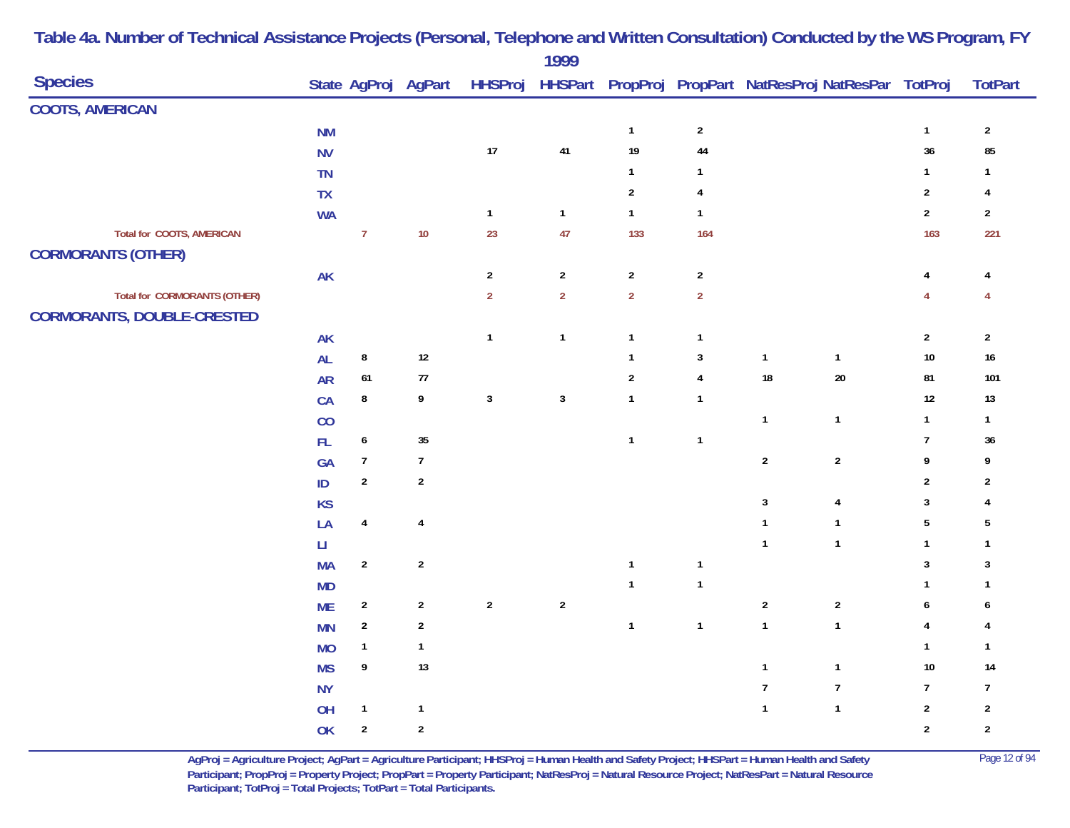# Table 4a. Number of Technical Assistance Projects (Personal, Telephone and Written Consultation) Conducted by the WS Program, FY 1999

| Species | State | AgProj | AgPart | HHSProj | HHSPart | PropProj | PropPart | NatResProj | NatResPar | TotProj | TotPart |
|---|---|---|---|---|---|---|---|---|---|---|---|
| **COOTS, AMERICAN** | | | | | | | | | | | |
| | NM | | | | | 1 | 2 | | | 1 | 2 |
| | NV | | | 17 | 41 | 19 | 44 | | | 36 | 85 |
| | TN | | | | | 1 | 1 | | | 1 | 1 |
| | TX | | | | | 2 | 4 | | | 2 | 4 |
| | WA | | | 1 | 1 | 1 | 1 | | | 2 | 2 |
| Total for COOTS, AMERICAN | | 7 | 10 | 23 | 47 | 133 | 164 | | | 163 | 221 |
| **CORMORANTS (OTHER)** | | | | | | | | | | | |
| | AK | | | 2 | 2 | 2 | 2 | | | 4 | 4 |
| Total for CORMORANTS (OTHER) | | | | 2 | 2 | 2 | 2 | | | 4 | 4 |
| **CORMORANTS, DOUBLE-CRESTED** | | | | | | | | | | | |
| | AK | | | 1 | 1 | 1 | 1 | | | 2 | 2 |
| | AL | 8 | 12 | | | 1 | 3 | 1 | 1 | 10 | 16 |
| | AR | 61 | 77 | | | 2 | 4 | 18 | 20 | 81 | 101 |
| | CA | 8 | 9 | 3 | 3 | 1 | 1 | | | 12 | 13 |
| | CO | | | | | | | 1 | 1 | 1 | 1 |
| | FL | 6 | 35 | | | 1 | 1 | | | 7 | 36 |
| | GA | 7 | 7 | | | | | 2 | 2 | 9 | 9 |
| | ID | 2 | 2 | | | | | | | 2 | 2 |
| | KS | | | | | | | 3 | 4 | 3 | 4 |
| | LA | 4 | 4 | | | | | 1 | 1 | 5 | 5 |
| | LI | | | | | | | 1 | 1 | 1 | 1 |
| | MA | 2 | 2 | | | 1 | 1 | | | 3 | 3 |
| | MD | | | | | 1 | 1 | | | 1 | 1 |
| | ME | 2 | 2 | 2 | 2 | | | 2 | 2 | 6 | 6 |
| | MN | 2 | 2 | | | 1 | 1 | 1 | 1 | 4 | 4 |
| | MO | 1 | 1 | | | | | | | 1 | 1 |
| | MS | 9 | 13 | | | | | 1 | 1 | 10 | 14 |
| | NY | | | | | | | 7 | 7 | 7 | 7 |
| | OH | 1 | 1 | | | | | 1 | 1 | 2 | 2 |
| | OK | 2 | 2 | | | | | | | 2 | 2 |

AgProj = Agriculture Project; AgPart = Agriculture Participant; HHSProj = Human Health and Safety Project; HHSPart = Human Health and Safety Participant; PropProj = Property Project; PropPart = Property Participant; NatResProj = Natural Resource Project; NatResPart = Natural Resource Participant; TotProj = Total Projects; TotPart = Total Participants.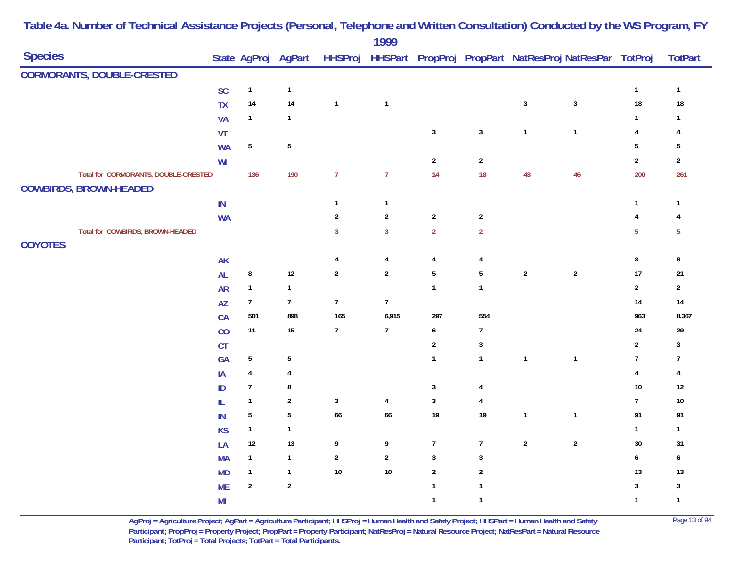# Table 4a. Number of Technical Assistance Projects (Personal, Telephone and Written Consultation) Conducted by the WS Program, FY 1999

| Species | State | AgProj | AgPart | HHSProj | HHSPart | PropProj | PropPart | NatResProj | NatResPar | TotProj | TotPart |
|---|---|---|---|---|---|---|---|---|---|---|---|
| **CORMORANTS, DOUBLE-CRESTED** | | | | | | | | | | | |
| | SC | 1 | 1 | | | | | | | 1 | 1 |
| | TX | 14 | 14 | 1 | 1 | | | 3 | 3 | 18 | 18 |
| | VA | 1 | 1 | | | | | | | 1 | 1 |
| | VT | | | | | 3 | 3 | 1 | 1 | 4 | 4 |
| | WA | 5 | 5 | | | | | | | 5 | 5 |
| | WI | | | | | 2 | 2 | | | 2 | 2 |
| Total for CORMORANTS, DOUBLE-CRESTED | | 136 | 190 | 7 | 7 | 14 | 18 | 43 | 46 | 200 | 261 |
| **COWBIRDS, BROWN-HEADED** | | | | | | | | | | | |
| | IN | | | 1 | 1 | | | | | 1 | 1 |
| | WA | | | 2 | 2 | 2 | 2 | | | 4 | 4 |
| Total for COWBIRDS, BROWN-HEADED | | | | 3 | 3 | 2 | 2 | | | 5 | 5 |
| **COYOTES** | | | | | | | | | | | |
| | AK | | | 4 | 4 | 4 | 4 | | | 8 | 8 |
| | AL | 8 | 12 | 2 | 2 | 5 | 5 | 2 | 2 | 17 | 21 |
| | AR | 1 | 1 | | | 1 | 1 | | | 2 | 2 |
| | AZ | 7 | 7 | 7 | 7 | | | | | 14 | 14 |
| | CA | 501 | 898 | 165 | 6,915 | 297 | 554 | | | 963 | 8,367 |
| | CO | 11 | 15 | 7 | 7 | 6 | 7 | | | 24 | 29 |
| | CT | | | | | 2 | 3 | | | 2 | 3 |
| | GA | 5 | 5 | | | 1 | 1 | 1 | 1 | 7 | 7 |
| | IA | 4 | 4 | | | | | | | 4 | 4 |
| | ID | 7 | 8 | | | 3 | 4 | | | 10 | 12 |
| | IL | 1 | 2 | 3 | 4 | 3 | 4 | | | 7 | 10 |
| | IN | 5 | 5 | 66 | 66 | 19 | 19 | 1 | 1 | 91 | 91 |
| | KS | 1 | 1 | | | | | | | 1 | 1 |
| | LA | 12 | 13 | 9 | 9 | 7 | 7 | 2 | 2 | 30 | 31 |
| | MA | 1 | 1 | 2 | 2 | 3 | 3 | | | 6 | 6 |
| | MD | 1 | 1 | 10 | 10 | 2 | 2 | | | 13 | 13 |
| | ME | 2 | 2 | | | 1 | 1 | | | 3 | 3 |
| | MI | | | | | 1 | 1 | | | 1 | 1 |

AgProj = Agriculture Project; AgPart = Agriculture Participant; HHSProj = Human Health and Safety Project; HHSPart = Human Health and Safety Participant; PropProj = Property Project; PropPart = Property Participant; NatResProj = Natural Resource Project; NatResPart = Natural Resource Participant; TotProj = Total Projects; TotPart = Total Participants.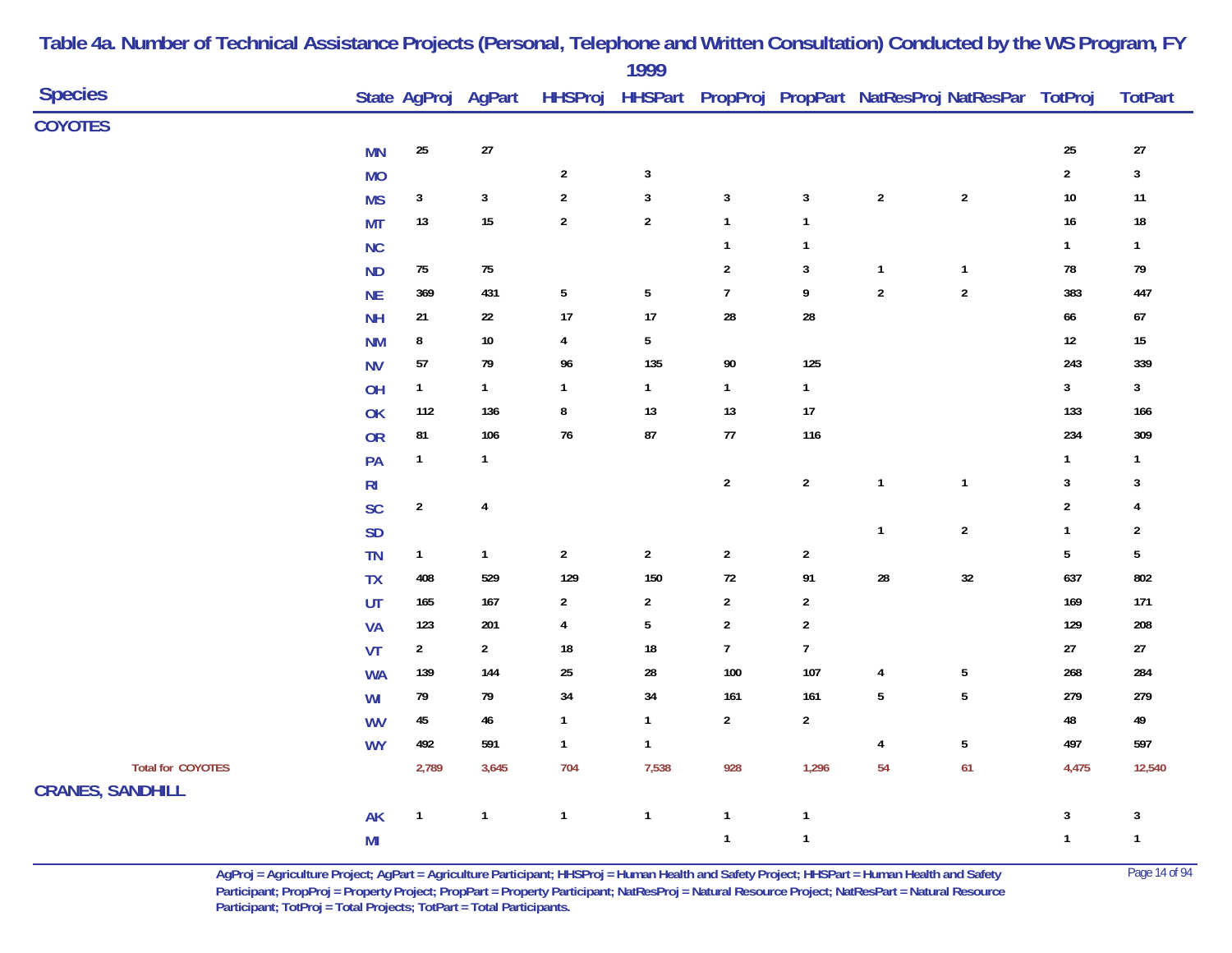# Table 4a. Number of Technical Assistance Projects (Personal, Telephone and Written Consultation) Conducted by the WS Program, FY 1999

| Species | State | AgProj | AgPart | HHSProj | HHSPart | PropProj | PropPart | NatResProj | NatResPar | TotProj | TotPart |
|---|---|---|---|---|---|---|---|---|---|---|---|
| **COYOTES** | | | | | | | | | | | |
| | MN | 25 | 27 | | | | | | | 25 | 27 |
| | MO | | | 2 | 3 | | | | | 2 | 3 |
| | MS | 3 | 3 | 2 | 3 | 3 | 3 | 2 | 2 | 10 | 11 |
| | MT | 13 | 15 | 2 | 2 | 1 | 1 | | | 16 | 18 |
| | NC | | | | | 1 | 1 | | | 1 | 1 |
| | ND | 75 | 75 | | | 2 | 3 | 1 | 1 | 78 | 79 |
| | NE | 369 | 431 | 5 | 5 | 7 | 9 | 2 | 2 | 383 | 447 |
| | NH | 21 | 22 | 17 | 17 | 28 | 28 | | | 66 | 67 |
| | NM | 8 | 10 | 4 | 5 | | | | | 12 | 15 |
| | NV | 57 | 79 | 96 | 135 | 90 | 125 | | | 243 | 339 |
| | OH | 1 | 1 | 1 | 1 | 1 | 1 | | | 3 | 3 |
| | OK | 112 | 136 | 8 | 13 | 13 | 17 | | | 133 | 166 |
| | OR | 81 | 106 | 76 | 87 | 77 | 116 | | | 234 | 309 |
| | PA | 1 | 1 | | | | | | | 1 | 1 |
| | RI | | | | | 2 | 2 | 1 | 1 | 3 | 3 |
| | SC | 2 | 4 | | | | | | | 2 | 4 |
| | SD | | | | | | | 1 | 2 | 1 | 2 |
| | TN | 1 | 1 | 2 | 2 | 2 | 2 | | | 5 | 5 |
| | TX | 408 | 529 | 129 | 150 | 72 | 91 | 28 | 32 | 637 | 802 |
| | UT | 165 | 167 | 2 | 2 | 2 | 2 | | | 169 | 171 |
| | VA | 123 | 201 | 4 | 5 | 2 | 2 | | | 129 | 208 |
| | VT | 2 | 2 | 18 | 18 | 7 | 7 | | | 27 | 27 |
| | WA | 139 | 144 | 25 | 28 | 100 | 107 | 4 | 5 | 268 | 284 |
| | WI | 79 | 79 | 34 | 34 | 161 | 161 | 5 | 5 | 279 | 279 |
| | WV | 45 | 46 | 1 | 1 | 2 | 2 | | | 48 | 49 |
| | WY | 492 | 591 | 1 | 1 | | | 4 | 5 | 497 | 597 |
| Total for COYOTES | | 2,789 | 3,645 | 704 | 7,538 | 928 | 1,296 | 54 | 61 | 4,475 | 12,540 |
| **CRANES, SANDHILL** | | | | | | | | | | | |
| | AK | 1 | 1 | 1 | 1 | 1 | 1 | | | 3 | 3 |
| | MI | | | | | 1 | 1 | | | 1 | 1 |

AgProj = Agriculture Project; AgPart = Agriculture Participant; HHSProj = Human Health and Safety Project; HHSPart = Human Health and Safety Participant; PropProj = Property Project; PropPart = Property Participant; NatResProj = Natural Resource Project; NatResPart = Natural Resource Participant; TotProj = Total Projects; TotPart = Total Participants.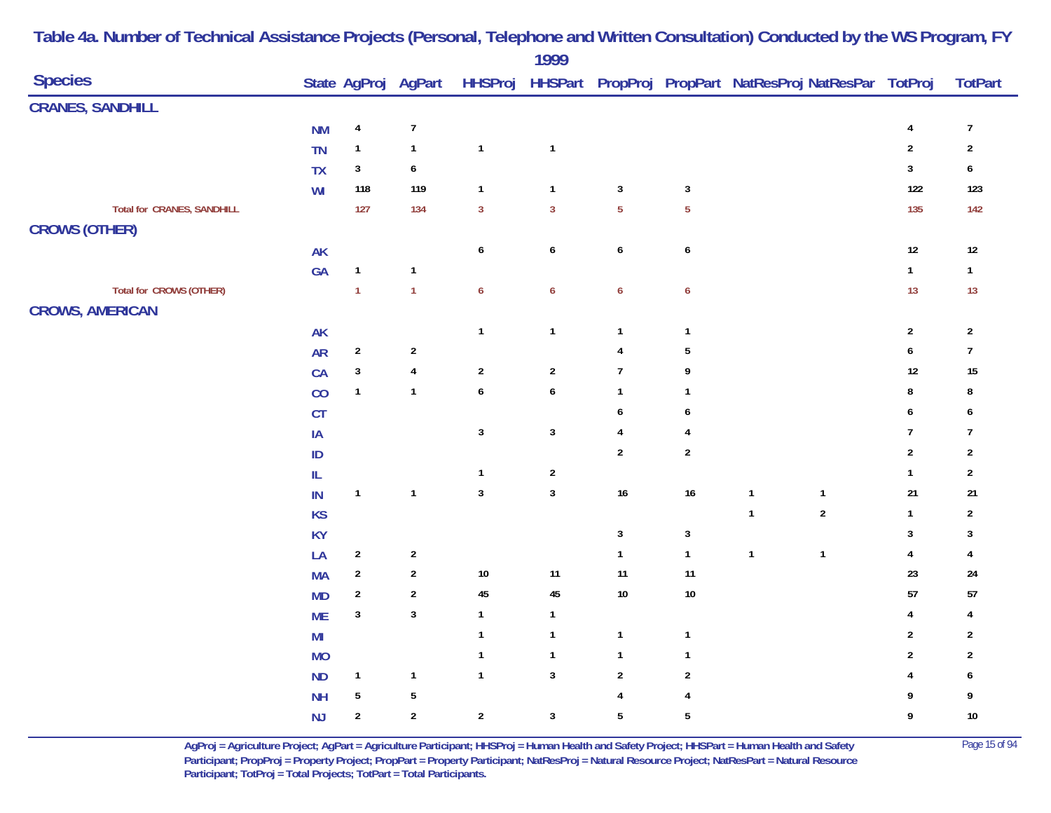# Table 4a. Number of Technical Assistance Projects (Personal, Telephone and Written Consultation) Conducted by the WS Program, FY 1999

| Species | State | AgProj | AgPart | HHSProj | HHSPart | PropProj | PropPart | NatResProj | NatResPar | TotProj | TotPart |
|---|---|---|---|---|---|---|---|---|---|---|---|
| **CRANES, SANDHILL** | | | | | | | | | | | |
| | NM | 4 | 7 | | | | | | | 4 | 7 |
| | TN | 1 | 1 | 1 | 1 | | | | | 2 | 2 |
| | TX | 3 | 6 | | | | | | | 3 | 6 |
| | WI | 118 | 119 | 1 | 1 | 3 | 3 | | | 122 | 123 |
| Total for CRANES, SANDHILL | | 127 | 134 | 3 | 3 | 5 | 5 | | | 135 | 142 |
| **CROWS (OTHER)** | | | | | | | | | | | |
| | AK | | | 6 | 6 | 6 | 6 | | | 12 | 12 |
| | GA | 1 | 1 | | | | | | | 1 | 1 |
| Total for CROWS (OTHER) | | 1 | 1 | 6 | 6 | 6 | 6 | | | 13 | 13 |
| **CROWS, AMERICAN** | | | | | | | | | | | |
| | AK | | | 1 | 1 | 1 | 1 | | | 2 | 2 |
| | AR | 2 | 2 | | | 4 | 5 | | | 6 | 7 |
| | CA | 3 | 4 | 2 | 2 | 7 | 9 | | | 12 | 15 |
| | CO | 1 | 1 | 6 | 6 | 1 | 1 | | | 8 | 8 |
| | CT | | | | | 6 | 6 | | | 6 | 6 |
| | IA | | | 3 | 3 | 4 | 4 | | | 7 | 7 |
| | ID | | | | | 2 | 2 | | | 2 | 2 |
| | IL | | | 1 | 2 | | | | | 1 | 2 |
| | IN | 1 | 1 | 3 | 3 | 16 | 16 | 1 | 1 | 21 | 21 |
| | KS | | | | | | | 1 | 2 | 1 | 2 |
| | KY | | | | | 3 | 3 | | | 3 | 3 |
| | LA | 2 | 2 | | | 1 | 1 | 1 | 1 | 4 | 4 |
| | MA | 2 | 2 | 10 | 11 | 11 | 11 | | | 23 | 24 |
| | MD | 2 | 2 | 45 | 45 | 10 | 10 | | | 57 | 57 |
| | ME | 3 | 3 | 1 | 1 | | | | | 4 | 4 |
| | MI | | | 1 | 1 | 1 | 1 | | | 2 | 2 |
| | MO | | | 1 | 1 | 1 | 1 | | | 2 | 2 |
| | ND | 1 | 1 | 1 | 3 | 2 | 2 | | | 4 | 6 |
| | NH | 5 | 5 | | | 4 | 4 | | | 9 | 9 |
| | NJ | 2 | 2 | 2 | 3 | 5 | 5 | | | 9 | 10 |

AgProj = Agriculture Project; AgPart = Agriculture Participant; HHSProj = Human Health and Safety Project; HHSPart = Human Health and Safety Participant; PropProj = Property Project; PropPart = Property Participant; NatResProj = Natural Resource Project; NatResPart = Natural Resource Participant; TotProj = Total Projects; TotPart = Total Participants.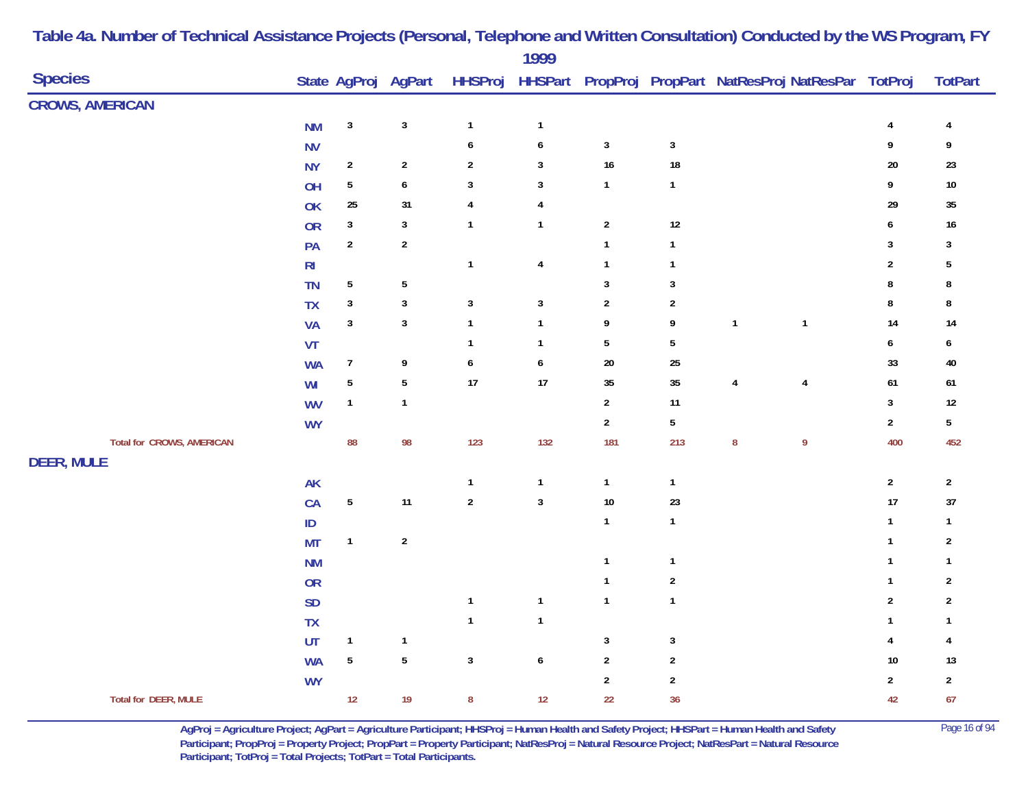# Table 4a. Number of Technical Assistance Projects (Personal, Telephone and Written Consultation) Conducted by the WS Program, FY 1999

| Species | State | AgProj | AgPart | HHSProj | HHSPart | PropProj | PropPart | NatResProj | NatResPar | TotProj | TotPart |
|---|---|---|---|---|---|---|---|---|---|---|---|
| **CROWS, AMERICAN** | | | | | | | | | | | |
| | NM | 3 | 3 | 1 | 1 | | | | | 4 | 4 |
| | NV | | | 6 | 6 | 3 | 3 | | | 9 | 9 |
| | NY | 2 | 2 | 2 | 3 | 16 | 18 | | | 20 | 23 |
| | OH | 5 | 6 | 3 | 3 | 1 | 1 | | | 9 | 10 |
| | OK | 25 | 31 | 4 | 4 | | | | | 29 | 35 |
| | OR | 3 | 3 | 1 | 1 | 2 | 12 | | | 6 | 16 |
| | PA | 2 | 2 | | | 1 | 1 | | | 3 | 3 |
| | RI | | | 1 | 4 | 1 | 1 | | | 2 | 5 |
| | TN | 5 | 5 | | | 3 | 3 | | | 8 | 8 |
| | TX | 3 | 3 | 3 | 3 | 2 | 2 | | | 8 | 8 |
| | VA | 3 | 3 | 1 | 1 | 9 | 9 | 1 | 1 | 14 | 14 |
| | VT | | | 1 | 1 | 5 | 5 | | | 6 | 6 |
| | WA | 7 | 9 | 6 | 6 | 20 | 25 | | | 33 | 40 |
| | WI | 5 | 5 | 17 | 17 | 35 | 35 | 4 | 4 | 61 | 61 |
| | WV | 1 | 1 | | | 2 | 11 | | | 3 | 12 |
| | WY | | | | | 2 | 5 | | | 2 | 5 |
| Total for CROWS, AMERICAN | | 88 | 98 | 123 | 132 | 181 | 213 | 8 | 9 | 400 | 452 |
| **DEER, MULE** | | | | | | | | | | | |
| | AK | | | 1 | 1 | 1 | 1 | | | 2 | 2 |
| | CA | 5 | 11 | 2 | 3 | 10 | 23 | | | 17 | 37 |
| | ID | | | | | 1 | 1 | | | 1 | 1 |
| | MT | 1 | 2 | | | | | | | 1 | 2 |
| | NM | | | | | 1 | 1 | | | 1 | 1 |
| | OR | | | | | 1 | 2 | | | 1 | 2 |
| | SD | | | 1 | 1 | 1 | 1 | | | 2 | 2 |
| | TX | | | 1 | 1 | | | | | 1 | 1 |
| | UT | 1 | 1 | | | 3 | 3 | | | 4 | 4 |
| | WA | 5 | 5 | 3 | 6 | 2 | 2 | | | 10 | 13 |
| | WY | | | | | 2 | 2 | | | 2 | 2 |
| Total for DEER, MULE | | 12 | 19 | 8 | 12 | 22 | 36 | | | 42 | 67 |

AgProj = Agriculture Project; AgPart = Agriculture Participant; HHSProj = Human Health and Safety Project; HHSPart = Human Health and Safety Participant; PropProj = Property Project; PropPart = Property Participant; NatResProj = Natural Resource Project; NatResPart = Natural Resource Participant; TotProj = Total Projects; TotPart = Total Participants.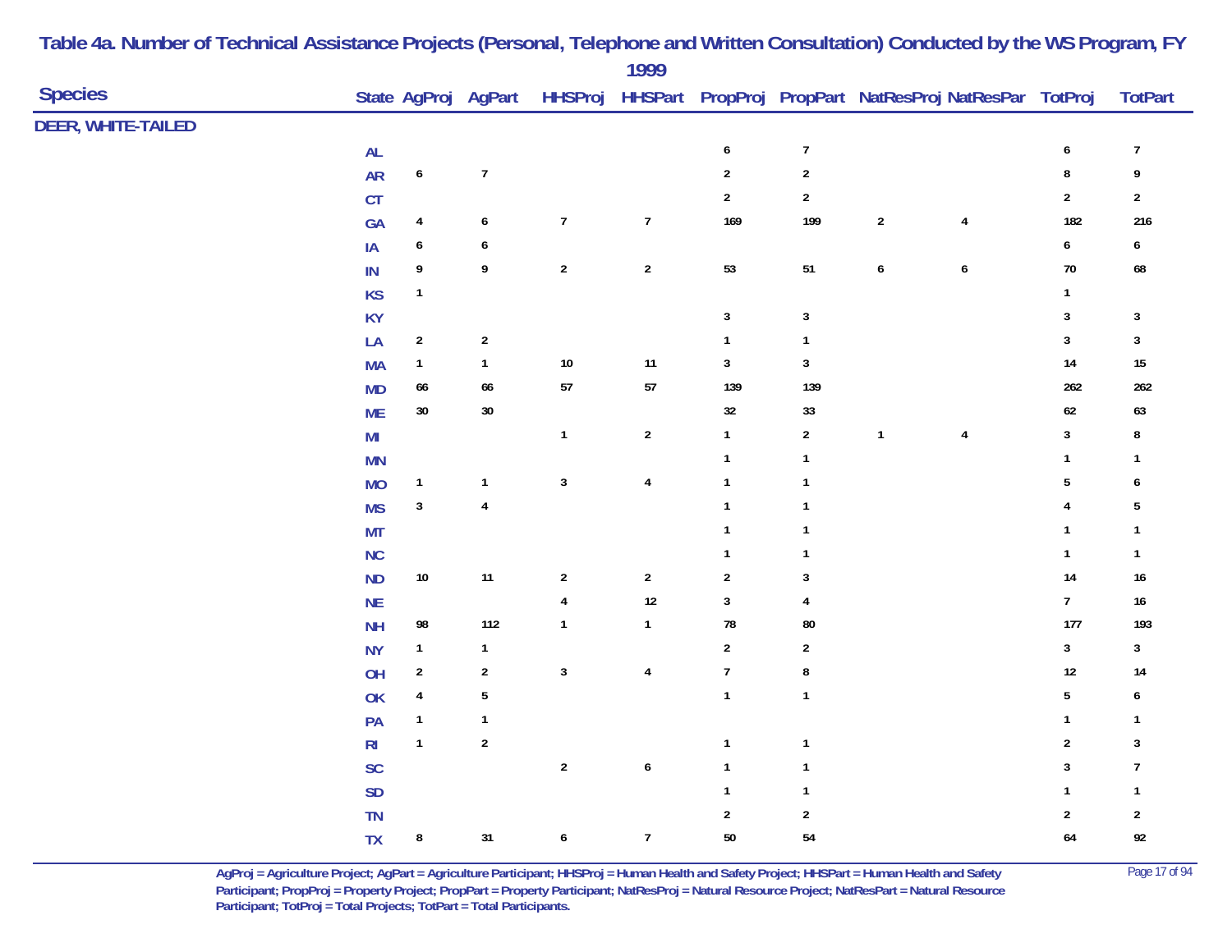# Table 4a. Number of Technical Assistance Projects (Personal, Telephone and Written Consultation) Conducted by the WS Program, FY 1999

| Species | State | AgProj | AgPart | HHSProj | HHSPart | PropProj | PropPart | NatResProj | NatResPar | TotProj | TotPart |
|---|---|---|---|---|---|---|---|---|---|---|---|
| **DEER, WHITE-TAILED** | | | | | | | | | | | |
| | AL | | | | | 6 | 7 | | | 6 | 7 |
| | AR | 6 | 7 | | | 2 | 2 | | | 8 | 9 |
| | CT | | | | | 2 | 2 | | | 2 | 2 |
| | GA | 4 | 6 | 7 | 7 | 169 | 199 | 2 | 4 | 182 | 216 |
| | IA | 6 | 6 | | | | | | | 6 | 6 |
| | IN | 9 | 9 | 2 | 2 | 53 | 51 | 6 | 6 | 70 | 68 |
| | KS | 1 | | | | | | | | 1 | |
| | KY | | | | | 3 | 3 | | | 3 | 3 |
| | LA | 2 | 2 | | | 1 | 1 | | | 3 | 3 |
| | MA | 1 | 1 | 10 | 11 | 3 | 3 | | | 14 | 15 |
| | MD | 66 | 66 | 57 | 57 | 139 | 139 | | | 262 | 262 |
| | ME | 30 | 30 | | | 32 | 33 | | | 62 | 63 |
| | MI | | | 1 | 2 | 1 | 2 | 1 | 4 | 3 | 8 |
| | MN | | | | | 1 | 1 | | | 1 | 1 |
| | MO | 1 | 1 | 3 | 4 | 1 | 1 | | | 5 | 6 |
| | MS | 3 | 4 | | | 1 | 1 | | | 4 | 5 |
| | MT | | | | | 1 | 1 | | | 1 | 1 |
| | NC | | | | | 1 | 1 | | | 1 | 1 |
| | ND | 10 | 11 | 2 | 2 | 2 | 3 | | | 14 | 16 |
| | NE | | | 4 | 12 | 3 | 4 | | | 7 | 16 |
| | NH | 98 | 112 | 1 | 1 | 78 | 80 | | | 177 | 193 |
| | NY | 1 | 1 | | | 2 | 2 | | | 3 | 3 |
| | OH | 2 | 2 | 3 | 4 | 7 | 8 | | | 12 | 14 |
| | OK | 4 | 5 | | | 1 | 1 | | | 5 | 6 |
| | PA | 1 | 1 | | | | | | | 1 | 1 |
| | RI | 1 | 2 | | | 1 | 1 | | | 2 | 3 |
| | SC | | | 2 | 6 | 1 | 1 | | | 3 | 7 |
| | SD | | | | | 1 | 1 | | | 1 | 1 |
| | TN | | | | | 2 | 2 | | | 2 | 2 |
| | TX | 8 | 31 | 6 | 7 | 50 | 54 | | | 64 | 92 |

AgProj = Agriculture Project; AgPart = Agriculture Participant; HHSProj = Human Health and Safety Project; HHSPart = Human Health and Safety Participant; PropProj = Property Project; PropPart = Property Participant; NatResProj = Natural Resource Project; NatResPart = Natural Resource Participant; TotProj = Total Projects; TotPart = Total Participants.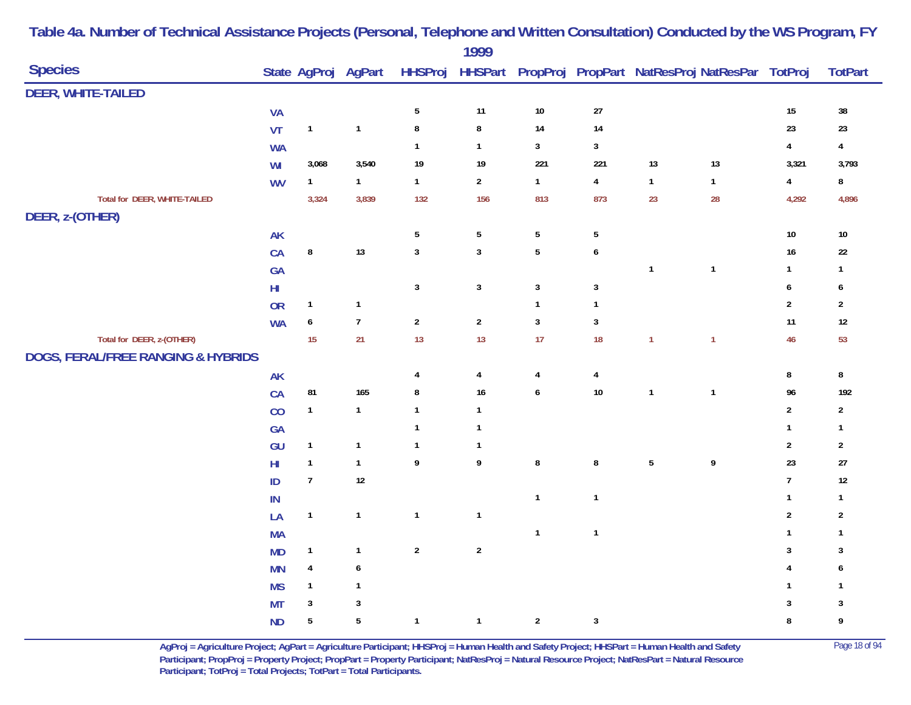# Table 4a. Number of Technical Assistance Projects (Personal, Telephone and Written Consultation) Conducted by the WS Program, FY 1999

| Species | State | AgProj | AgPart | HHSProj | HHSPart | PropProj | PropPart | NatResProj | NatResPar | TotProj | TotPart |
|---|---|---|---|---|---|---|---|---|---|---|---|
| **DEER, WHITE-TAILED** | | | | | | | | | | | |
| | VA | | | 5 | 11 | 10 | 27 | | | 15 | 38 |
| | VT | 1 | 1 | 8 | 8 | 14 | 14 | | | 23 | 23 |
| | WA | | | 1 | 1 | 3 | 3 | | | 4 | 4 |
| | WI | 3,068 | 3,540 | 19 | 19 | 221 | 221 | 13 | 13 | 3,321 | 3,793 |
| | WV | 1 | 1 | 1 | 2 | 1 | 4 | 1 | 1 | 4 | 8 |
| Total for DEER, WHITE-TAILED | | 3,324 | 3,839 | 132 | 156 | 813 | 873 | 23 | 28 | 4,292 | 4,896 |
| **DEER, z-(OTHER)** | | | | | | | | | | | |
| | AK | | | 5 | 5 | 5 | 5 | | | 10 | 10 |
| | CA | 8 | 13 | 3 | 3 | 5 | 6 | | | 16 | 22 |
| | GA | | | | | | | 1 | 1 | 1 | 1 |
| | HI | | | 3 | 3 | 3 | 3 | | | 6 | 6 |
| | OR | 1 | 1 | | | 1 | 1 | | | 2 | 2 |
| | WA | 6 | 7 | 2 | 2 | 3 | 3 | | | 11 | 12 |
| Total for DEER, z-(OTHER) | | 15 | 21 | 13 | 13 | 17 | 18 | 1 | 1 | 46 | 53 |
| **DOGS, FERAL/FREE RANGING & HYBRIDS** | | | | | | | | | | | |
| | AK | | | 4 | 4 | 4 | 4 | | | 8 | 8 |
| | CA | 81 | 165 | 8 | 16 | 6 | 10 | 1 | 1 | 96 | 192 |
| | CO | 1 | 1 | 1 | 1 | | | | | 2 | 2 |
| | GA | | | 1 | 1 | | | | | 1 | 1 |
| | GU | 1 | 1 | 1 | 1 | | | | | 2 | 2 |
| | HI | 1 | 1 | 9 | 9 | 8 | 8 | 5 | 9 | 23 | 27 |
| | ID | 7 | 12 | | | | | | | 7 | 12 |
| | IN | | | | | 1 | 1 | | | 1 | 1 |
| | LA | 1 | 1 | 1 | 1 | | | | | 2 | 2 |
| | MA | | | | | 1 | 1 | | | 1 | 1 |
| | MD | 1 | 1 | 2 | 2 | | | | | 3 | 3 |
| | MN | 4 | 6 | | | | | | | 4 | 6 |
| | MS | 1 | 1 | | | | | | | 1 | 1 |
| | MT | 3 | 3 | | | | | | | 3 | 3 |
| | ND | 5 | 5 | 1 | 1 | 2 | 3 | | | 8 | 9 |

AgProj = Agriculture Project; AgPart = Agriculture Participant; HHSProj = Human Health and Safety Project; HHSPart = Human Health and Safety Participant; PropProj = Property Project; PropPart = Property Participant; NatResProj = Natural Resource Project; NatResPart = Natural Resource Participant; TotProj = Total Projects; TotPart = Total Participants.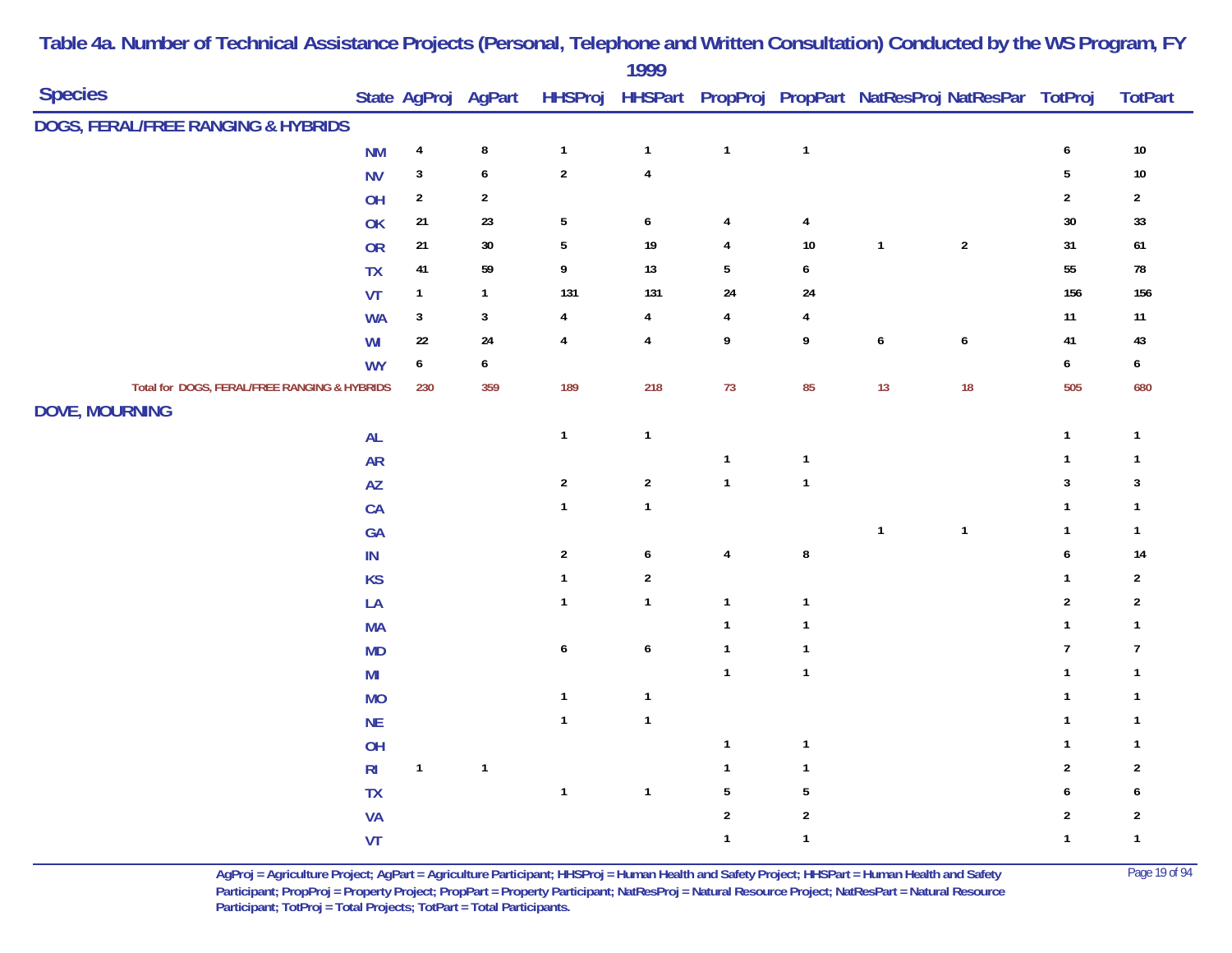# Table 4a. Number of Technical Assistance Projects (Personal, Telephone and Written Consultation) Conducted by the WS Program, FY 1999

| Species | State | AgProj | AgPart | HHSProj | HHSPart | PropProj | PropPart | NatResProj | NatResPar | TotProj | TotPart |
|---|---|---|---|---|---|---|---|---|---|---|---|
| **DOGS, FERAL/FREE RANGING & HYBRIDS** | | | | | | | | | | | |
| | NM | 4 | 8 | 1 | 1 | 1 | 1 | | | 6 | 10 |
| | NV | 3 | 6 | 2 | 4 | | | | | 5 | 10 |
| | OH | 2 | 2 | | | | | | | 2 | 2 |
| | OK | 21 | 23 | 5 | 6 | 4 | 4 | | | 30 | 33 |
| | OR | 21 | 30 | 5 | 19 | 4 | 10 | 1 | 2 | 31 | 61 |
| | TX | 41 | 59 | 9 | 13 | 5 | 6 | | | 55 | 78 |
| | VT | 1 | 1 | 131 | 131 | 24 | 24 | | | 156 | 156 |
| | WA | 3 | 3 | 4 | 4 | 4 | 4 | | | 11 | 11 |
| | WI | 22 | 24 | 4 | 4 | 9 | 9 | 6 | 6 | 41 | 43 |
| | WY | 6 | 6 | | | | | | | 6 | 6 |
| Total for DOGS, FERAL/FREE RANGING & HYBRIDS | | 230 | 359 | 189 | 218 | 73 | 85 | 13 | 18 | 505 | 680 |
| **DOVE, MOURNING** | | | | | | | | | | | |
| | AL | | | 1 | 1 | | | | | 1 | 1 |
| | AR | | | | | 1 | 1 | | | 1 | 1 |
| | AZ | | | 2 | 2 | 1 | 1 | | | 3 | 3 |
| | CA | | | 1 | 1 | | | | | 1 | 1 |
| | GA | | | | | | | 1 | 1 | 1 | 1 |
| | IN | | | 2 | 6 | 4 | 8 | | | 6 | 14 |
| | KS | | | 1 | 2 | | | | | 1 | 2 |
| | LA | | | 1 | 1 | 1 | 1 | | | 2 | 2 |
| | MA | | | | | 1 | 1 | | | 1 | 1 |
| | MD | | | 6 | 6 | 1 | 1 | | | 7 | 7 |
| | MI | | | | | 1 | 1 | | | 1 | 1 |
| | MO | | | 1 | 1 | | | | | 1 | 1 |
| | NE | | | 1 | 1 | | | | | 1 | 1 |
| | OH | | | | | 1 | 1 | | | 1 | 1 |
| | RI | 1 | 1 | | | 1 | 1 | | | 2 | 2 |
| | TX | | | 1 | 1 | 5 | 5 | | | 6 | 6 |
| | VA | | | | | 2 | 2 | | | 2 | 2 |
| | VT | | | | | 1 | 1 | | | 1 | 1 |

AgProj = Agriculture Project; AgPart = Agriculture Participant; HHSProj = Human Health and Safety Project; HHSPart = Human Health and Safety Participant; PropProj = Property Project; PropPart = Property Participant; NatResProj = Natural Resource Project; NatResPart = Natural Resource Participant; TotProj = Total Projects; TotPart = Total Participants.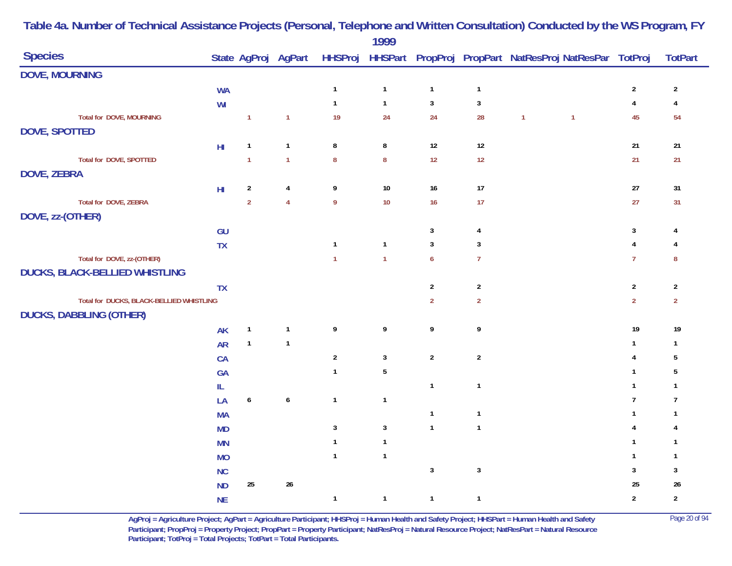# Table 4a. Number of Technical Assistance Projects (Personal, Telephone and Written Consultation) Conducted by the WS Program, FY 1999

| Species | State | AgProj | AgPart | HHSProj | HHSPart | PropProj | PropPart | NatResProj | NatResPar | TotProj | TotPart |
|---|---|---|---|---|---|---|---|---|---|---|---|
| **DOVE, MOURNING** | | | | | | | | | | | |
| | WA | | | 1 | 1 | 1 | 1 | | | 2 | 2 |
| | WI | | | 1 | 1 | 3 | 3 | | | 4 | 4 |
| Total for DOVE, MOURNING | | 1 | 1 | 19 | 24 | 24 | 28 | 1 | 1 | 45 | 54 |
| **DOVE, SPOTTED** | | | | | | | | | | | |
| | HI | 1 | 1 | 8 | 8 | 12 | 12 | | | 21 | 21 |
| Total for DOVE, SPOTTED | | 1 | 1 | 8 | 8 | 12 | 12 | | | 21 | 21 |
| **DOVE, ZEBRA** | | | | | | | | | | | |
| | HI | 2 | 4 | 9 | 10 | 16 | 17 | | | 27 | 31 |
| Total for DOVE, ZEBRA | | 2 | 4 | 9 | 10 | 16 | 17 | | | 27 | 31 |
| **DOVE, zz-(OTHER)** | | | | | | | | | | | |
| | GU | | | | | 3 | 4 | | | 3 | 4 |
| | TX | | | 1 | 1 | 3 | 3 | | | 4 | 4 |
| Total for DOVE, zz-(OTHER) | | | | 1 | 1 | 6 | 7 | | | 7 | 8 |
| **DUCKS, BLACK-BELLIED WHISTLING** | | | | | | | | | | | |
| | TX | | | | | 2 | 2 | | | 2 | 2 |
| Total for DUCKS, BLACK-BELLIED WHISTLING | | | | | | 2 | 2 | | | 2 | 2 |
| **DUCKS, DABBLING (OTHER)** | | | | | | | | | | | |
| | AK | 1 | 1 | 9 | 9 | 9 | 9 | | | 19 | 19 |
| | AR | 1 | 1 | | | | | | | 1 | 1 |
| | CA | | | 2 | 3 | 2 | 2 | | | 4 | 5 |
| | GA | | | 1 | 5 | | | | | 1 | 5 |
| | IL | | | | | 1 | 1 | | | 1 | 1 |
| | LA | 6 | 6 | 1 | 1 | | | | | 7 | 7 |
| | MA | | | | | 1 | 1 | | | 1 | 1 |
| | MD | | | 3 | 3 | 1 | 1 | | | 4 | 4 |
| | MN | | | 1 | 1 | | | | | 1 | 1 |
| | MO | | | 1 | 1 | | | | | 1 | 1 |
| | NC | | | | | 3 | 3 | | | 3 | 3 |
| | ND | 25 | 26 | | | | | | | 25 | 26 |
| | NE | | | 1 | 1 | 1 | 1 | | | 2 | 2 |

AgProj = Agriculture Project; AgPart = Agriculture Participant; HHSProj = Human Health and Safety Project; HHSPart = Human Health and Safety Participant; PropProj = Property Project; PropPart = Property Participant; NatResProj = Natural Resource Project; NatResPart = Natural Resource Participant; TotProj = Total Projects; TotPart = Total Participants.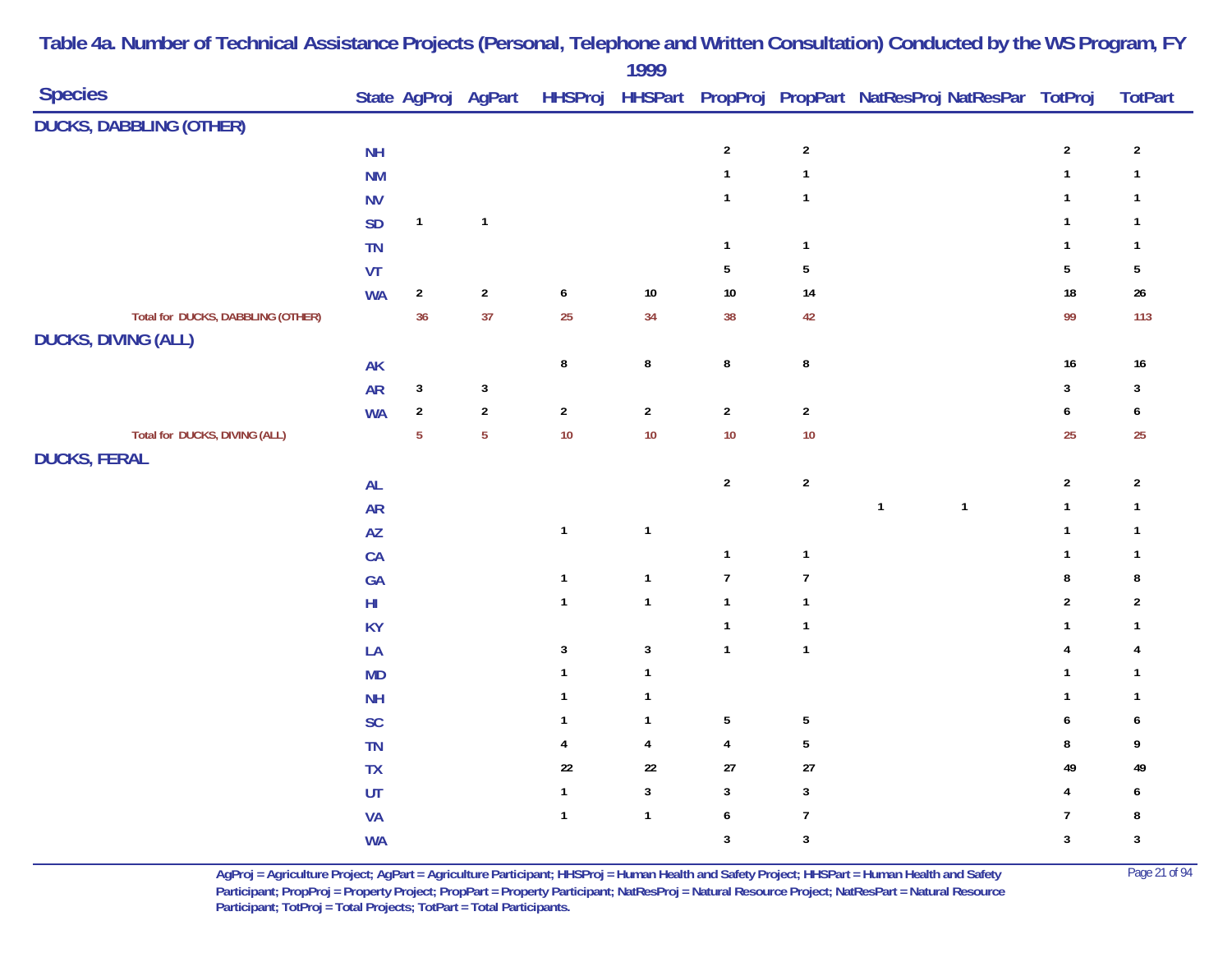# Table 4a. Number of Technical Assistance Projects (Personal, Telephone and Written Consultation) Conducted by the WS Program, FY 1999

| Species | State | AgProj | AgPart | HHSProj | HHSPart | PropProj | PropPart | NatResProj | NatResPar | TotProj | TotPart |
|---|---|---|---|---|---|---|---|---|---|---|---|
| **DUCKS, DABBLING (OTHER)** | | | | | | | | | | | |
| | NH | | | | | 2 | 2 | | | 2 | 2 |
| | NM | | | | | 1 | 1 | | | 1 | 1 |
| | NV | | | | | 1 | 1 | | | 1 | 1 |
| | SD | 1 | 1 | | | | | | | 1 | 1 |
| | TN | | | | | 1 | 1 | | | 1 | 1 |
| | VT | | | | | 5 | 5 | | | 5 | 5 |
| | WA | 2 | 2 | 6 | 10 | 10 | 14 | | | 18 | 26 |
| Total for DUCKS, DABBLING (OTHER) | | 36 | 37 | 25 | 34 | 38 | 42 | | | 99 | 113 |
| **DUCKS, DIVING (ALL)** | | | | | | | | | | | |
| | AK | | | 8 | 8 | 8 | 8 | | | 16 | 16 |
| | AR | 3 | 3 | | | | | | | 3 | 3 |
| | WA | 2 | 2 | 2 | 2 | 2 | 2 | | | 6 | 6 |
| Total for DUCKS, DIVING (ALL) | | 5 | 5 | 10 | 10 | 10 | 10 | | | 25 | 25 |
| **DUCKS, FERAL** | | | | | | | | | | | |
| | AL | | | | | 2 | 2 | | | 2 | 2 |
| | AR | | | | | | | 1 | 1 | 1 | 1 |
| | AZ | | | 1 | 1 | | | | | 1 | 1 |
| | CA | | | | | 1 | 1 | | | 1 | 1 |
| | GA | | | 1 | 1 | 7 | 7 | | | 8 | 8 |
| | HI | | | 1 | 1 | 1 | 1 | | | 2 | 2 |
| | KY | | | | | 1 | 1 | | | 1 | 1 |
| | LA | | | 3 | 3 | 1 | 1 | | | 4 | 4 |
| | MD | | | 1 | 1 | | | | | 1 | 1 |
| | NH | | | 1 | 1 | | | | | 1 | 1 |
| | SC | | | 1 | 1 | 5 | 5 | | | 6 | 6 |
| | TN | | | 4 | 4 | 4 | 5 | | | 8 | 9 |
| | TX | | | 22 | 22 | 27 | 27 | | | 49 | 49 |
| | UT | | | 1 | 3 | 3 | 3 | | | 4 | 6 |
| | VA | | | 1 | 1 | 6 | 7 | | | 7 | 8 |
| | WA | | | | | 3 | 3 | | | 3 | 3 |

AgProj = Agriculture Project; AgPart = Agriculture Participant; HHSProj = Human Health and Safety Project; HHSPart = Human Health and Safety Participant; PropProj = Property Project; PropPart = Property Participant; NatResProj = Natural Resource Project; NatResPart = Natural Resource Participant; TotProj = Total Projects; TotPart = Total Participants.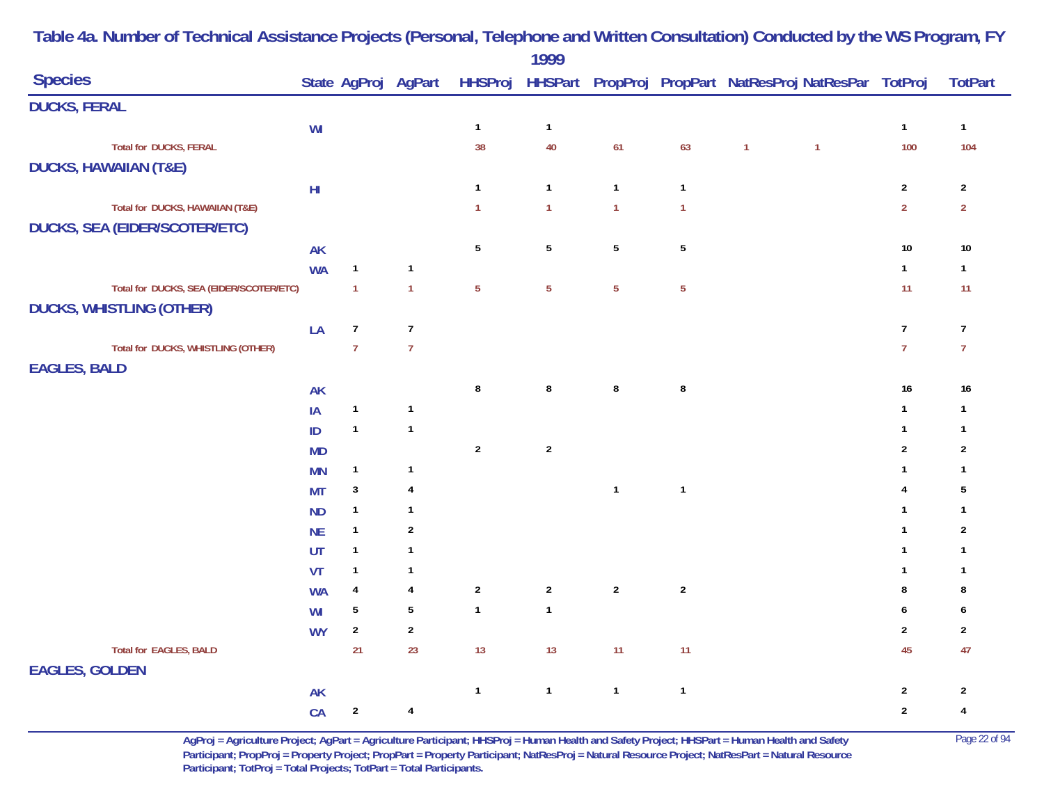# Table 4a. Number of Technical Assistance Projects (Personal, Telephone and Written Consultation) Conducted by the WS Program, FY 1999

| Species | State | AgProj | AgPart | HHSProj | HHSPart | PropProj | PropPart | NatResProj | NatResPar | TotProj | TotPart |
|---|---|---|---|---|---|---|---|---|---|---|---|
| **DUCKS, FERAL** | | | | | | | | | | | |
| | WI | | | 1 | 1 | | | | | 1 | 1 |
| Total for DUCKS, FERAL | | | | 38 | 40 | 61 | 63 | 1 | 1 | 100 | 104 |
| **DUCKS, HAWAIIAN (T&E)** | | | | | | | | | | | |
| | HI | | | 1 | 1 | 1 | 1 | | | 2 | 2 |
| Total for DUCKS, HAWAIIAN (T&E) | | | | 1 | 1 | 1 | 1 | | | 2 | 2 |
| **DUCKS, SEA (EIDER/SCOTER/ETC)** | | | | | | | | | | | |
| | AK | | | 5 | 5 | 5 | 5 | | | 10 | 10 |
| | WA | 1 | 1 | | | | | | | 1 | 1 |
| Total for DUCKS, SEA (EIDER/SCOTER/ETC) | | 1 | 1 | 5 | 5 | 5 | 5 | | | 11 | 11 |
| **DUCKS, WHISTLING (OTHER)** | | | | | | | | | | | |
| | LA | 7 | 7 | | | | | | | 7 | 7 |
| Total for DUCKS, WHISTLING (OTHER) | | 7 | 7 | | | | | | | 7 | 7 |
| **EAGLES, BALD** | | | | | | | | | | | |
| | AK | | | 8 | 8 | 8 | 8 | | | 16 | 16 |
| | IA | 1 | 1 | | | | | | | 1 | 1 |
| | ID | 1 | 1 | | | | | | | 1 | 1 |
| | MD | | | 2 | 2 | | | | | 2 | 2 |
| | MN | 1 | 1 | | | | | | | 1 | 1 |
| | MT | 3 | 4 | | | 1 | 1 | | | 4 | 5 |
| | ND | 1 | 1 | | | | | | | 1 | 1 |
| | NE | 1 | 2 | | | | | | | 1 | 2 |
| | UT | 1 | 1 | | | | | | | 1 | 1 |
| | VT | 1 | 1 | | | | | | | 1 | 1 |
| | WA | 4 | 4 | 2 | 2 | 2 | 2 | | | 8 | 8 |
| | WI | 5 | 5 | 1 | 1 | | | | | 6 | 6 |
| | WY | 2 | 2 | | | | | | | 2 | 2 |
| Total for EAGLES, BALD | | 21 | 23 | 13 | 13 | 11 | 11 | | | 45 | 47 |
| **EAGLES, GOLDEN** | | | | | | | | | | | |
| | AK | | | 1 | 1 | 1 | 1 | | | 2 | 2 |
| | CA | 2 | 4 | | | | | | | 2 | 4 |

AgProj = Agriculture Project; AgPart = Agriculture Participant; HHSProj = Human Health and Safety Project; HHSPart = Human Health and Safety Participant; PropProj = Property Project; PropPart = Property Participant; NatResProj = Natural Resource Project; NatResPart = Natural Resource Participant; TotProj = Total Projects; TotPart = Total Participants.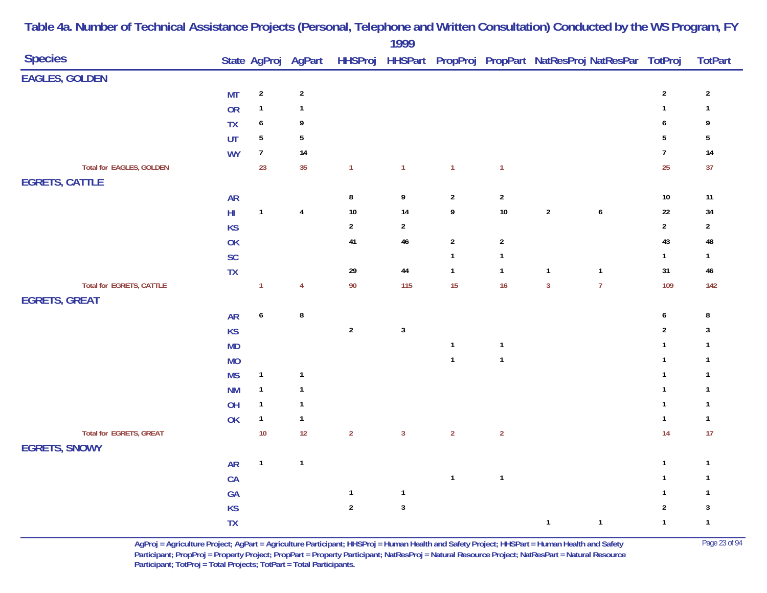# Table 4a. Number of Technical Assistance Projects (Personal, Telephone and Written Consultation) Conducted by the WS Program, FY 1999

| Species | State | AgProj | AgPart | HHSProj | HHSPart | PropProj | PropPart | NatResProj | NatResPar | TotProj | TotPart |
|---|---|---|---|---|---|---|---|---|---|---|---|
| **EAGLES, GOLDEN** | | | | | | | | | | | |
| | MT | 2 | 2 | | | | | | | 2 | 2 |
| | OR | 1 | 1 | | | | | | | 1 | 1 |
| | TX | 6 | 9 | | | | | | | 6 | 9 |
| | UT | 5 | 5 | | | | | | | 5 | 5 |
| | WY | 7 | 14 | | | | | | | 7 | 14 |
| Total for EAGLES, GOLDEN | | 23 | 35 | 1 | 1 | 1 | 1 | | | 25 | 37 |
| **EGRETS, CATTLE** | | | | | | | | | | | |
| | AR | | | 8 | 9 | 2 | 2 | | | 10 | 11 |
| | HI | 1 | 4 | 10 | 14 | 9 | 10 | 2 | 6 | 22 | 34 |
| | KS | | | 2 | 2 | | | | | 2 | 2 |
| | OK | | | 41 | 46 | 2 | 2 | | | 43 | 48 |
| | SC | | | | | 1 | 1 | | | 1 | 1 |
| | TX | | | 29 | 44 | 1 | 1 | 1 | 1 | 31 | 46 |
| Total for EGRETS, CATTLE | | 1 | 4 | 90 | 115 | 15 | 16 | 3 | 7 | 109 | 142 |
| **EGRETS, GREAT** | | | | | | | | | | | |
| | AR | 6 | 8 | | | | | | | 6 | 8 |
| | KS | | | 2 | 3 | | | | | 2 | 3 |
| | MD | | | | | 1 | 1 | | | 1 | 1 |
| | MO | | | | | 1 | 1 | | | 1 | 1 |
| | MS | 1 | 1 | | | | | | | 1 | 1 |
| | NM | 1 | 1 | | | | | | | 1 | 1 |
| | OH | 1 | 1 | | | | | | | 1 | 1 |
| | OK | 1 | 1 | | | | | | | 1 | 1 |
| Total for EGRETS, GREAT | | 10 | 12 | 2 | 3 | 2 | 2 | | | 14 | 17 |
| **EGRETS, SNOWY** | | | | | | | | | | | |
| | AR | 1 | 1 | | | | | | | 1 | 1 |
| | CA | | | | | 1 | 1 | | | 1 | 1 |
| | GA | | | 1 | 1 | | | | | 1 | 1 |
| | KS | | | 2 | 3 | | | | | 2 | 3 |
| | TX | | | | | | | 1 | 1 | 1 | 1 |

AgProj = Agriculture Project; AgPart = Agriculture Participant; HHSProj = Human Health and Safety Project; HHSPart = Human Health and Safety Participant; PropProj = Property Project; PropPart = Property Participant; NatResProj = Natural Resource Project; NatResPart = Natural Resource Participant; TotProj = Total Projects; TotPart = Total Participants.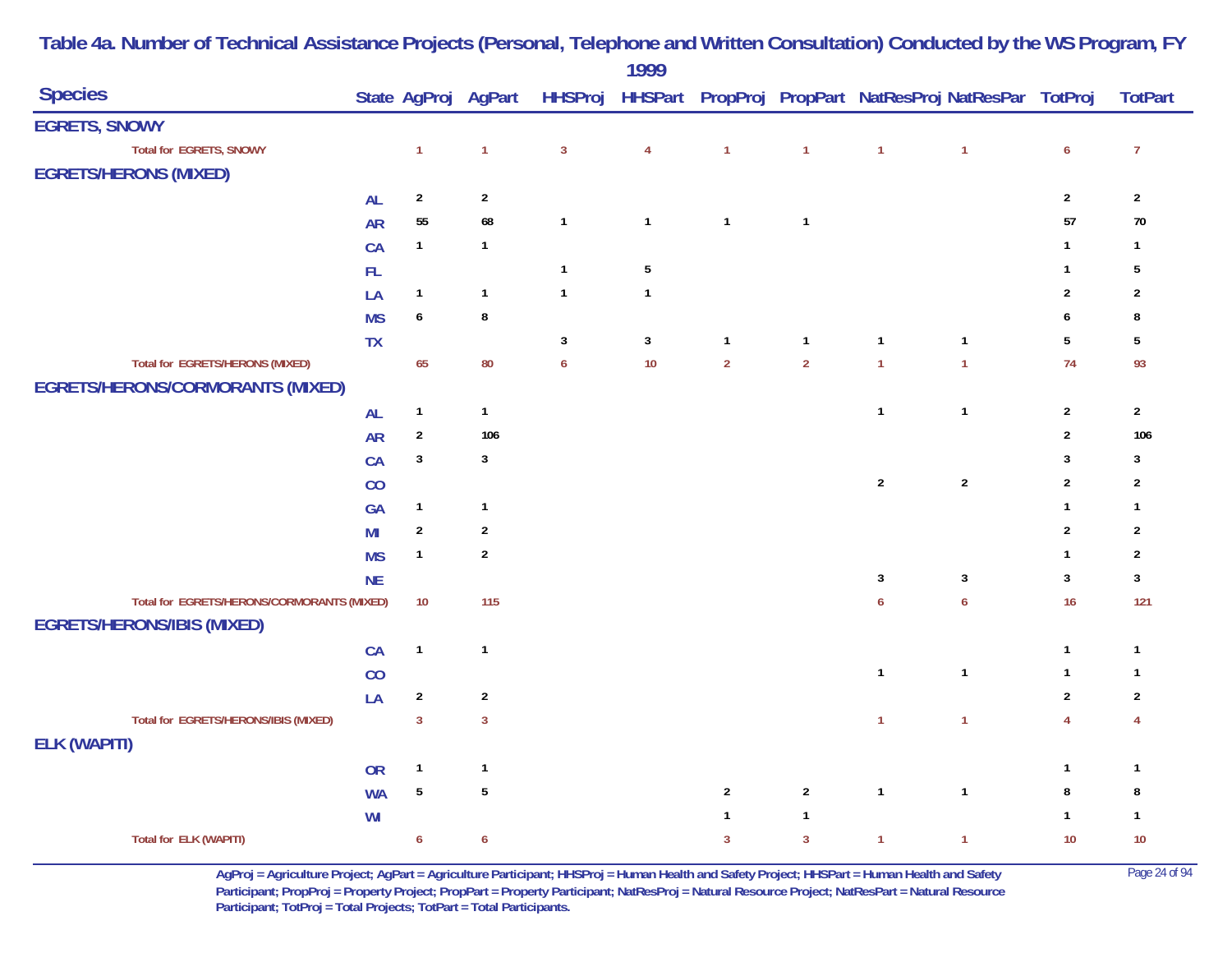# Table 4a. Number of Technical Assistance Projects (Personal, Telephone and Written Consultation) Conducted by the WS Program, FY 1999

| Species | State | AgProj | AgPart | HHSProj | HHSPart | PropProj | PropPart | NatResProj | NatResPar | TotProj | TotPart |
|---|---|---|---|---|---|---|---|---|---|---|---|
| **EGRETS, SNOWY** | | | | | | | | | | | |
| Total for EGRETS, SNOWY | | 1 | 1 | 3 | 4 | 1 | 1 | 1 | 1 | 6 | 7 |
| **EGRETS/HERONS (MIXED)** | | | | | | | | | | | |
| | AL | 2 | 2 | | | | | | | 2 | 2 |
| | AR | 55 | 68 | 1 | 1 | 1 | 1 | | | 57 | 70 |
| | CA | 1 | 1 | | | | | | | 1 | 1 |
| | FL | | | 1 | 5 | | | | | 1 | 5 |
| | LA | 1 | 1 | 1 | 1 | | | | | 2 | 2 |
| | MS | 6 | 8 | | | | | | | 6 | 8 |
| | TX | | | 3 | 3 | 1 | 1 | 1 | 1 | 5 | 5 |
| Total for EGRETS/HERONS (MIXED) | | 65 | 80 | 6 | 10 | 2 | 2 | 1 | 1 | 74 | 93 |
| **EGRETS/HERONS/CORMORANTS (MIXED)** | | | | | | | | | | | |
| | AL | 1 | 1 | | | | | 1 | 1 | 2 | 2 |
| | AR | 2 | 106 | | | | | | | 2 | 106 |
| | CA | 3 | 3 | | | | | | | 3 | 3 |
| | CO | | | | | | | 2 | 2 | 2 | 2 |
| | GA | 1 | 1 | | | | | | | 1 | 1 |
| | MI | 2 | 2 | | | | | | | 2 | 2 |
| | MS | 1 | 2 | | | | | | | 1 | 2 |
| | NE | | | | | | | 3 | 3 | 3 | 3 |
| Total for EGRETS/HERONS/CORMORANTS (MIXED) | | 10 | 115 | | | | | 6 | 6 | 16 | 121 |
| **EGRETS/HERONS/IBIS (MIXED)** | | | | | | | | | | | |
| | CA | 1 | 1 | | | | | | | 1 | 1 |
| | CO | | | | | | | 1 | 1 | 1 | 1 |
| | LA | 2 | 2 | | | | | | | 2 | 2 |
| Total for EGRETS/HERONS/IBIS (MIXED) | | 3 | 3 | | | | | 1 | 1 | 4 | 4 |
| **ELK (WAPITI)** | | | | | | | | | | | |
| | OR | 1 | 1 | | | | | | | 1 | 1 |
| | WA | 5 | 5 | | | 2 | 2 | 1 | 1 | 8 | 8 |
| | WI | | | | | 1 | 1 | | | 1 | 1 |
| Total for ELK (WAPITI) | | 6 | 6 | | | 3 | 3 | 1 | 1 | 10 | 10 |

AgProj = Agriculture Project; AgPart = Agriculture Participant; HHSProj = Human Health and Safety Project; HHSPart = Human Health and Safety Participant; PropProj = Property Project; PropPart = Property Participant; NatResProj = Natural Resource Project; NatResPart = Natural Resource Participant; TotProj = Total Projects; TotPart = Total Participants.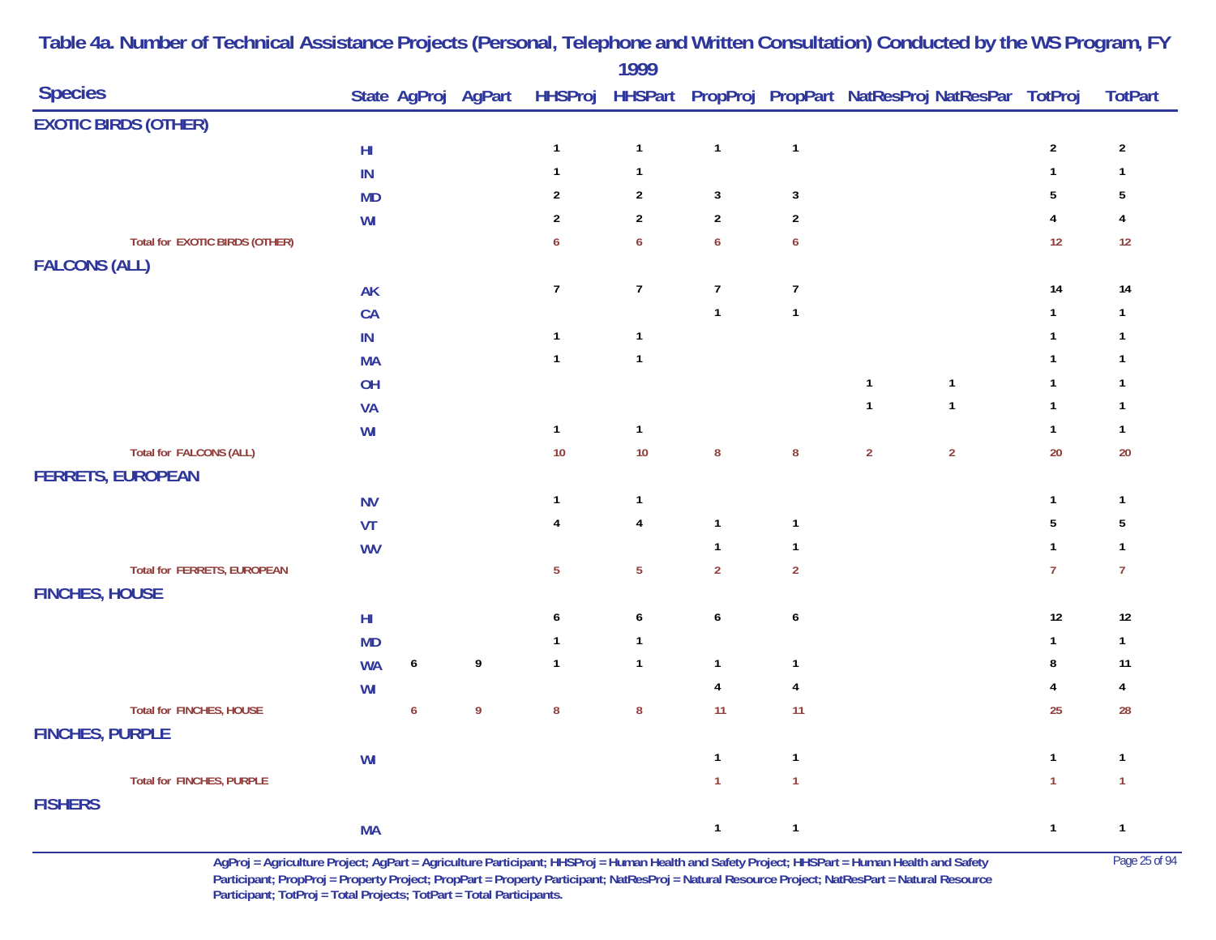# Table 4a. Number of Technical Assistance Projects (Personal, Telephone and Written Consultation) Conducted by the WS Program, FY 1999

| Species | State | AgProj | AgPart | HHSProj | HHSPart | PropProj | PropPart | NatResProj | NatResPar | TotProj | TotPart |
|---|---|---|---|---|---|---|---|---|---|---|---|
| **EXOTIC BIRDS (OTHER)** | | | | | | | | | | | |
| | HI | | | 1 | 1 | 1 | 1 | | | 2 | 2 |
| | IN | | | 1 | 1 | | | | | 1 | 1 |
| | MD | | | 2 | 2 | 3 | 3 | | | 5 | 5 |
| | WI | | | 2 | 2 | 2 | 2 | | | 4 | 4 |
| Total for EXOTIC BIRDS (OTHER) | | | | 6 | 6 | 6 | 6 | | | 12 | 12 |
| **FALCONS (ALL)** | | | | | | | | | | | |
| | AK | | | 7 | 7 | 7 | 7 | | | 14 | 14 |
| | CA | | | | | 1 | 1 | | | 1 | 1 |
| | IN | | | 1 | 1 | | | | | 1 | 1 |
| | MA | | | 1 | 1 | | | | | 1 | 1 |
| | OH | | | | | | | 1 | 1 | 1 | 1 |
| | VA | | | | | | | 1 | 1 | 1 | 1 |
| | WI | | | 1 | 1 | | | | | 1 | 1 |
| Total for FALCONS (ALL) | | | | 10 | 10 | 8 | 8 | 2 | 2 | 20 | 20 |
| **FERRETS, EUROPEAN** | | | | | | | | | | | |
| | NV | | | 1 | 1 | | | | | 1 | 1 |
| | VT | | | 4 | 4 | 1 | 1 | | | 5 | 5 |
| | WV | | | | | 1 | 1 | | | 1 | 1 |
| Total for FERRETS, EUROPEAN | | | | 5 | 5 | 2 | 2 | | | 7 | 7 |
| **FINCHES, HOUSE** | | | | | | | | | | | |
| | HI | | | 6 | 6 | 6 | 6 | | | 12 | 12 |
| | MD | | | 1 | 1 | | | | | 1 | 1 |
| | WA | 6 | 9 | 1 | 1 | 1 | 1 | | | 8 | 11 |
| | WI | | | | | 4 | 4 | | | 4 | 4 |
| Total for FINCHES, HOUSE | | 6 | 9 | 8 | 8 | 11 | 11 | | | 25 | 28 |
| **FINCHES, PURPLE** | | | | | | | | | | | |
| | WI | | | | | 1 | 1 | | | 1 | 1 |
| Total for FINCHES, PURPLE | | | | | | 1 | 1 | | | 1 | 1 |
| **FISHERS** | | | | | | | | | | | |
| | MA | | | | | 1 | 1 | | | 1 | 1 |

AgProj = Agriculture Project; AgPart = Agriculture Participant; HHSProj = Human Health and Safety Project; HHSPart = Human Health and Safety Participant; PropProj = Property Project; PropPart = Property Participant; NatResProj = Natural Resource Project; NatResPart = Natural Resource Participant; TotProj = Total Projects; TotPart = Total Participants.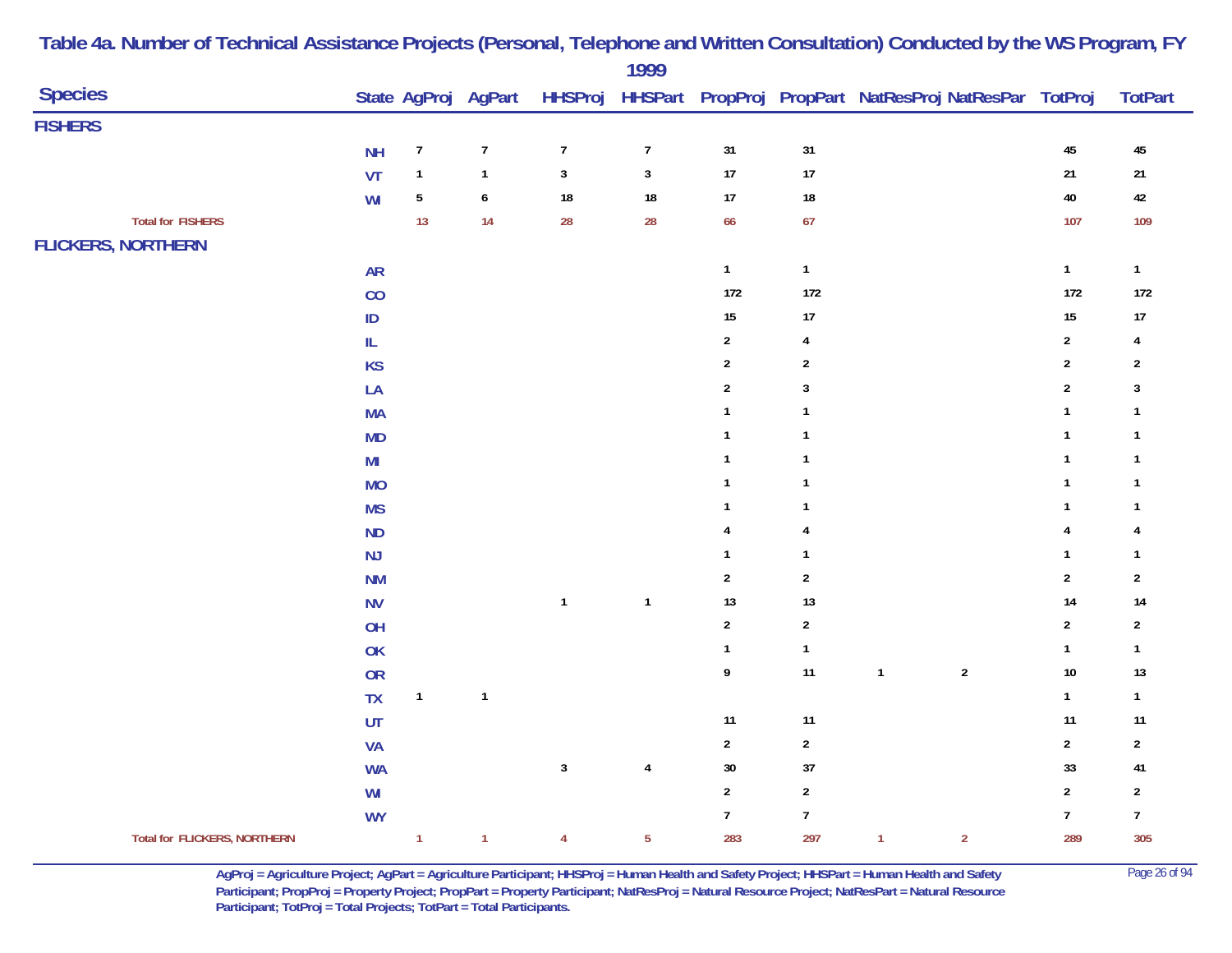# Table 4a. Number of Technical Assistance Projects (Personal, Telephone and Written Consultation) Conducted by the WS Program, FY 1999

| Species | State | AgProj | AgPart | HHSProj | HHSPart | PropProj | PropPart | NatResProj | NatResPar | TotProj | TotPart |
|---|---|---|---|---|---|---|---|---|---|---|---|
| **FISHERS** | | | | | | | | | | | |
| | NH | 7 | 7 | 7 | 7 | 31 | 31 | | | 45 | 45 |
| | VT | 1 | 1 | 3 | 3 | 17 | 17 | | | 21 | 21 |
| | WI | 5 | 6 | 18 | 18 | 17 | 18 | | | 40 | 42 |
| Total for FISHERS | | 13 | 14 | 28 | 28 | 66 | 67 | | | 107 | 109 |
| **FLICKERS, NORTHERN** | | | | | | | | | | | |
| | AR | | | | | 1 | 1 | | | 1 | 1 |
| | CO | | | | | 172 | 172 | | | 172 | 172 |
| | ID | | | | | 15 | 17 | | | 15 | 17 |
| | IL | | | | | 2 | 4 | | | 2 | 4 |
| | KS | | | | | 2 | 2 | | | 2 | 2 |
| | LA | | | | | 2 | 3 | | | 2 | 3 |
| | MA | | | | | 1 | 1 | | | 1 | 1 |
| | MD | | | | | 1 | 1 | | | 1 | 1 |
| | MI | | | | | 1 | 1 | | | 1 | 1 |
| | MO | | | | | 1 | 1 | | | 1 | 1 |
| | MS | | | | | 1 | 1 | | | 1 | 1 |
| | ND | | | | | 4 | 4 | | | 4 | 4 |
| | NJ | | | | | 1 | 1 | | | 1 | 1 |
| | NM | | | | | 2 | 2 | | | 2 | 2 |
| | NV | | | 1 | 1 | 13 | 13 | | | 14 | 14 |
| | OH | | | | | 2 | 2 | | | 2 | 2 |
| | OK | | | | | 1 | 1 | | | 1 | 1 |
| | OR | | | | | 9 | 11 | 1 | 2 | 10 | 13 |
| | TX | 1 | 1 | | | | | | | 1 | 1 |
| | UT | | | | | 11 | 11 | | | 11 | 11 |
| | VA | | | | | 2 | 2 | | | 2 | 2 |
| | WA | | | 3 | 4 | 30 | 37 | | | 33 | 41 |
| | WI | | | | | 2 | 2 | | | 2 | 2 |
| | WY | | | | | 7 | 7 | | | 7 | 7 |
| Total for FLICKERS, NORTHERN | | 1 | 1 | 4 | 5 | 283 | 297 | 1 | 2 | 289 | 305 |

AgProj = Agriculture Project; AgPart = Agriculture Participant; HHSProj = Human Health and Safety Project; HHSPart = Human Health and Safety Participant; PropProj = Property Project; PropPart = Property Participant; NatResProj = Natural Resource Project; NatResPart = Natural Resource Participant; TotProj = Total Projects; TotPart = Total Participants.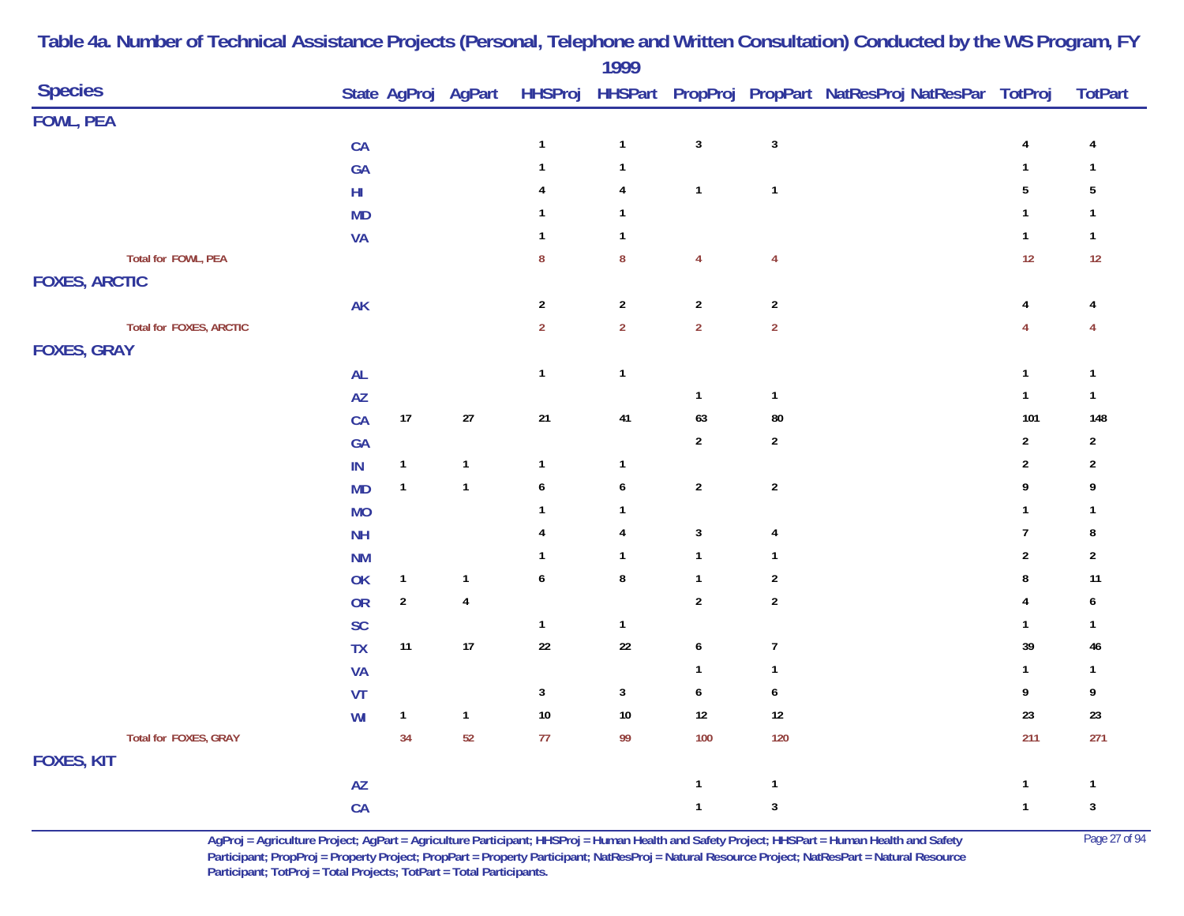# Table 4a. Number of Technical Assistance Projects (Personal, Telephone and Written Consultation) Conducted by the WS Program, FY 1999

| Species | State | AgProj | AgPart | HHSProj | HHSPart | PropProj | PropPart | NatResProj | NatResPar | TotProj | TotPart |
|---|---|---|---|---|---|---|---|---|---|---|---|
| **FOWL, PEA** | | | | | | | | | | | |
| | CA | | | 1 | 1 | 3 | 3 | | | 4 | 4 |
| | GA | | | 1 | 1 | | | | | 1 | 1 |
| | HI | | | 4 | 4 | 1 | 1 | | | 5 | 5 |
| | MD | | | 1 | 1 | | | | | 1 | 1 |
| | VA | | | 1 | 1 | | | | | 1 | 1 |
| Total for FOWL, PEA | | | | 8 | 8 | 4 | 4 | | | 12 | 12 |
| **FOXES, ARCTIC** | | | | | | | | | | | |
| | AK | | | 2 | 2 | 2 | 2 | | | 4 | 4 |
| Total for FOXES, ARCTIC | | | | 2 | 2 | 2 | 2 | | | 4 | 4 |
| **FOXES, GRAY** | | | | | | | | | | | |
| | AL | | | 1 | 1 | | | | | 1 | 1 |
| | AZ | | | | | 1 | 1 | | | 1 | 1 |
| | CA | 17 | 27 | 21 | 41 | 63 | 80 | | | 101 | 148 |
| | GA | | | | | 2 | 2 | | | 2 | 2 |
| | IN | 1 | 1 | 1 | 1 | | | | | 2 | 2 |
| | MD | 1 | 1 | 6 | 6 | 2 | 2 | | | 9 | 9 |
| | MO | | | 1 | 1 | | | | | 1 | 1 |
| | NH | | | 4 | 4 | 3 | 4 | | | 7 | 8 |
| | NM | | | 1 | 1 | 1 | 1 | | | 2 | 2 |
| | OK | 1 | 1 | 6 | 8 | 1 | 2 | | | 8 | 11 |
| | OR | 2 | 4 | | | 2 | 2 | | | 4 | 6 |
| | SC | | | 1 | 1 | | | | | 1 | 1 |
| | TX | 11 | 17 | 22 | 22 | 6 | 7 | | | 39 | 46 |
| | VA | | | | | 1 | 1 | | | 1 | 1 |
| | VT | | | 3 | 3 | 6 | 6 | | | 9 | 9 |
| | WI | 1 | 1 | 10 | 10 | 12 | 12 | | | 23 | 23 |
| Total for FOXES, GRAY | | 34 | 52 | 77 | 99 | 100 | 120 | | | 211 | 271 |
| **FOXES, KIT** | | | | | | | | | | | |
| | AZ | | | | | 1 | 1 | | | 1 | 1 |
| | CA | | | | | 1 | 3 | | | 1 | 3 |

AgProj = Agriculture Project; AgPart = Agriculture Participant; HHSProj = Human Health and Safety Project; HHSPart = Human Health and Safety Participant; PropProj = Property Project; PropPart = Property Participant; NatResProj = Natural Resource Project; NatResPart = Natural Resource Participant; TotProj = Total Projects; TotPart = Total Participants.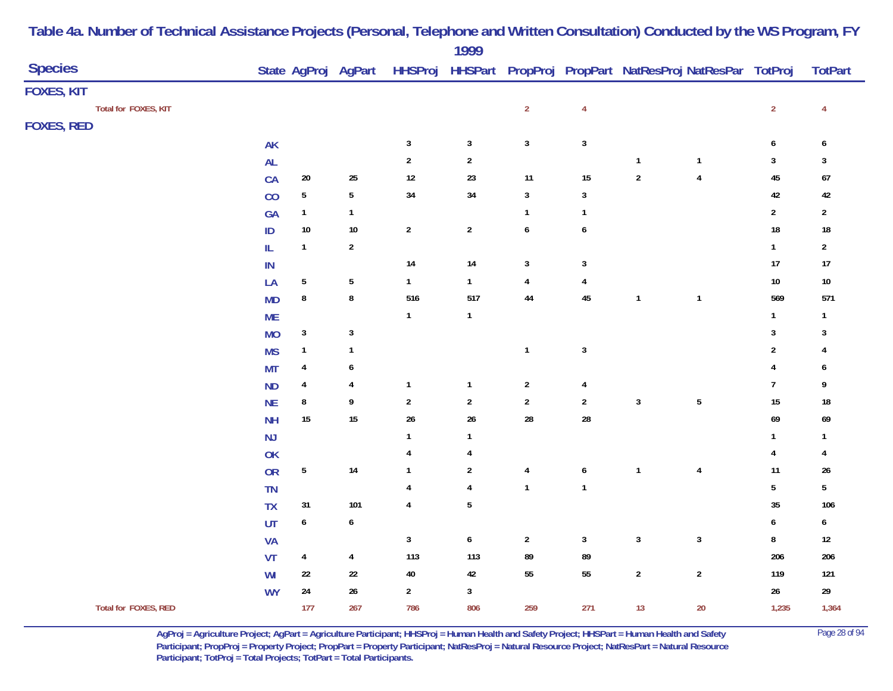# Table 4a. Number of Technical Assistance Projects (Personal, Telephone and Written Consultation) Conducted by the WS Program, FY 1999

| Species | State | AgProj | AgPart | HHSProj | HHSPart | PropProj | PropPart | NatResProj | NatResPar | TotProj | TotPart |
|---|---|---|---|---|---|---|---|---|---|---|---|
| **FOXES, KIT** | | | | | | | | | | | |
| Total for FOXES, KIT | | | | | | 2 | 4 | | | 2 | 4 |
| **FOXES, RED** | | | | | | | | | | | |
| | AK | | | 3 | 3 | 3 | 3 | | | 6 | 6 |
| | AL | | | 2 | 2 | | | 1 | 1 | 3 | 3 |
| | CA | 20 | 25 | 12 | 23 | 11 | 15 | 2 | 4 | 45 | 67 |
| | CO | 5 | 5 | 34 | 34 | 3 | 3 | | | 42 | 42 |
| | GA | 1 | 1 | | | 1 | 1 | | | 2 | 2 |
| | ID | 10 | 10 | 2 | 2 | 6 | 6 | | | 18 | 18 |
| | IL | 1 | 2 | | | | | | | 1 | 2 |
| | IN | | | 14 | 14 | 3 | 3 | | | 17 | 17 |
| | LA | 5 | 5 | 1 | 1 | 4 | 4 | | | 10 | 10 |
| | MD | 8 | 8 | 516 | 517 | 44 | 45 | 1 | 1 | 569 | 571 |
| | ME | | | 1 | 1 | | | | | 1 | 1 |
| | MO | 3 | 3 | | | | | | | 3 | 3 |
| | MS | 1 | 1 | | | 1 | 3 | | | 2 | 4 |
| | MT | 4 | 6 | | | | | | | 4 | 6 |
| | ND | 4 | 4 | 1 | 1 | 2 | 4 | | | 7 | 9 |
| | NE | 8 | 9 | 2 | 2 | 2 | 2 | 3 | 5 | 15 | 18 |
| | NH | 15 | 15 | 26 | 26 | 28 | 28 | | | 69 | 69 |
| | NJ | | | 1 | 1 | | | | | 1 | 1 |
| | OK | | | 4 | 4 | | | | | 4 | 4 |
| | OR | 5 | 14 | 1 | 2 | 4 | 6 | 1 | 4 | 11 | 26 |
| | TN | | | 4 | 4 | 1 | 1 | | | 5 | 5 |
| | TX | 31 | 101 | 4 | 5 | | | | | 35 | 106 |
| | UT | 6 | 6 | | | | | | | 6 | 6 |
| | VA | | | 3 | 6 | 2 | 3 | 3 | 3 | 8 | 12 |
| | VT | 4 | 4 | 113 | 113 | 89 | 89 | | | 206 | 206 |
| | WI | 22 | 22 | 40 | 42 | 55 | 55 | 2 | 2 | 119 | 121 |
| | WY | 24 | 26 | 2 | 3 | | | | | 26 | 29 |
| Total for FOXES, RED | | 177 | 267 | 786 | 806 | 259 | 271 | 13 | 20 | 1,235 | 1,364 |

AgProj = Agriculture Project; AgPart = Agriculture Participant; HHSProj = Human Health and Safety Project; HHSPart = Human Health and Safety Participant; PropProj = Property Project; PropPart = Property Participant; NatResProj = Natural Resource Project; NatResPart = Natural Resource Participant; TotProj = Total Projects; TotPart = Total Participants.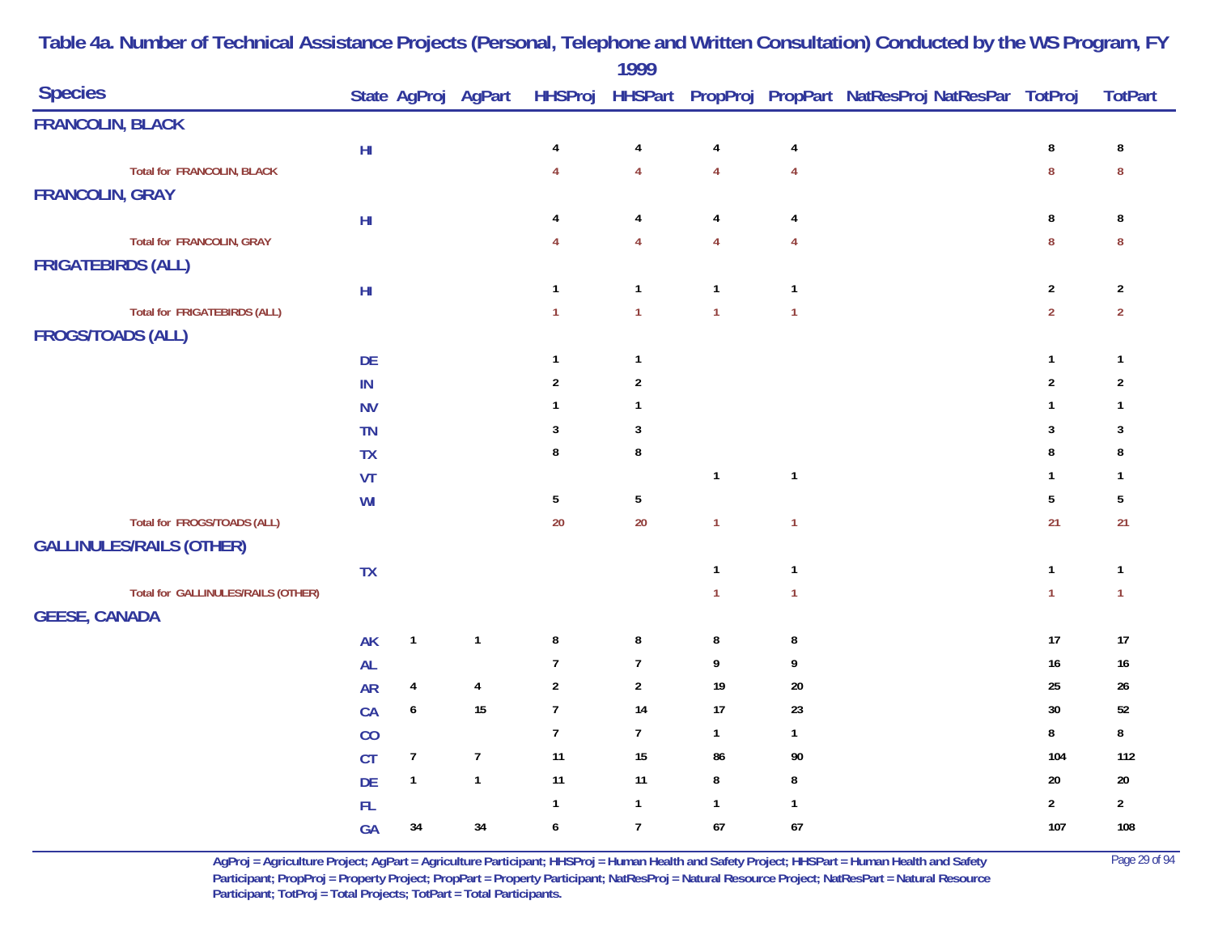# Table 4a. Number of Technical Assistance Projects (Personal, Telephone and Written Consultation) Conducted by the WS Program, FY 1999

| Species | State | AgProj | AgPart | HHSProj | HHSPart | PropProj | PropPart | NatResProj | NatResPar | TotProj | TotPart |
|---|---|---|---|---|---|---|---|---|---|---|---|
| **FRANCOLIN, BLACK** | | | | | | | | | | | |
| | HI | | | 4 | 4 | 4 | 4 | | | 8 | 8 |
| Total for FRANCOLIN, BLACK | | | | 4 | 4 | 4 | 4 | | | 8 | 8 |
| **FRANCOLIN, GRAY** | | | | | | | | | | | |
| | HI | | | 4 | 4 | 4 | 4 | | | 8 | 8 |
| Total for FRANCOLIN, GRAY | | | | 4 | 4 | 4 | 4 | | | 8 | 8 |
| **FRIGATEBIRDS (ALL)** | | | | | | | | | | | |
| | HI | | | 1 | 1 | 1 | 1 | | | 2 | 2 |
| Total for FRIGATEBIRDS (ALL) | | | | 1 | 1 | 1 | 1 | | | 2 | 2 |
| **FROGS/TOADS (ALL)** | | | | | | | | | | | |
| | DE | | | 1 | 1 | | | | | 1 | 1 |
| | IN | | | 2 | 2 | | | | | 2 | 2 |
| | NV | | | 1 | 1 | | | | | 1 | 1 |
| | TN | | | 3 | 3 | | | | | 3 | 3 |
| | TX | | | 8 | 8 | | | | | 8 | 8 |
| | VT | | | | | 1 | 1 | | | 1 | 1 |
| | WI | | | 5 | 5 | | | | | 5 | 5 |
| Total for FROGS/TOADS (ALL) | | | | 20 | 20 | 1 | 1 | | | 21 | 21 |
| **GALLINULES/RAILS (OTHER)** | | | | | | | | | | | |
| | TX | | | | | 1 | 1 | | | 1 | 1 |
| Total for GALLINULES/RAILS (OTHER) | | | | | | 1 | 1 | | | 1 | 1 |
| **GEESE, CANADA** | | | | | | | | | | | |
| | AK | 1 | 1 | 8 | 8 | 8 | 8 | | | 17 | 17 |
| | AL | | | 7 | 7 | 9 | 9 | | | 16 | 16 |
| | AR | 4 | 4 | 2 | 2 | 19 | 20 | | | 25 | 26 |
| | CA | 6 | 15 | 7 | 14 | 17 | 23 | | | 30 | 52 |
| | CO | | | 7 | 7 | 1 | 1 | | | 8 | 8 |
| | CT | 7 | 7 | 11 | 15 | 86 | 90 | | | 104 | 112 |
| | DE | 1 | 1 | 11 | 11 | 8 | 8 | | | 20 | 20 |
| | FL | | | 1 | 1 | 1 | 1 | | | 2 | 2 |
| | GA | 34 | 34 | 6 | 7 | 67 | 67 | | | 107 | 108 |

AgProj = Agriculture Project; AgPart = Agriculture Participant; HHSProj = Human Health and Safety Project; HHSPart = Human Health and Safety Participant; PropProj = Property Project; PropPart = Property Participant; NatResProj = Natural Resource Project; NatResPart = Natural Resource Participant; TotProj = Total Projects; TotPart = Total Participants.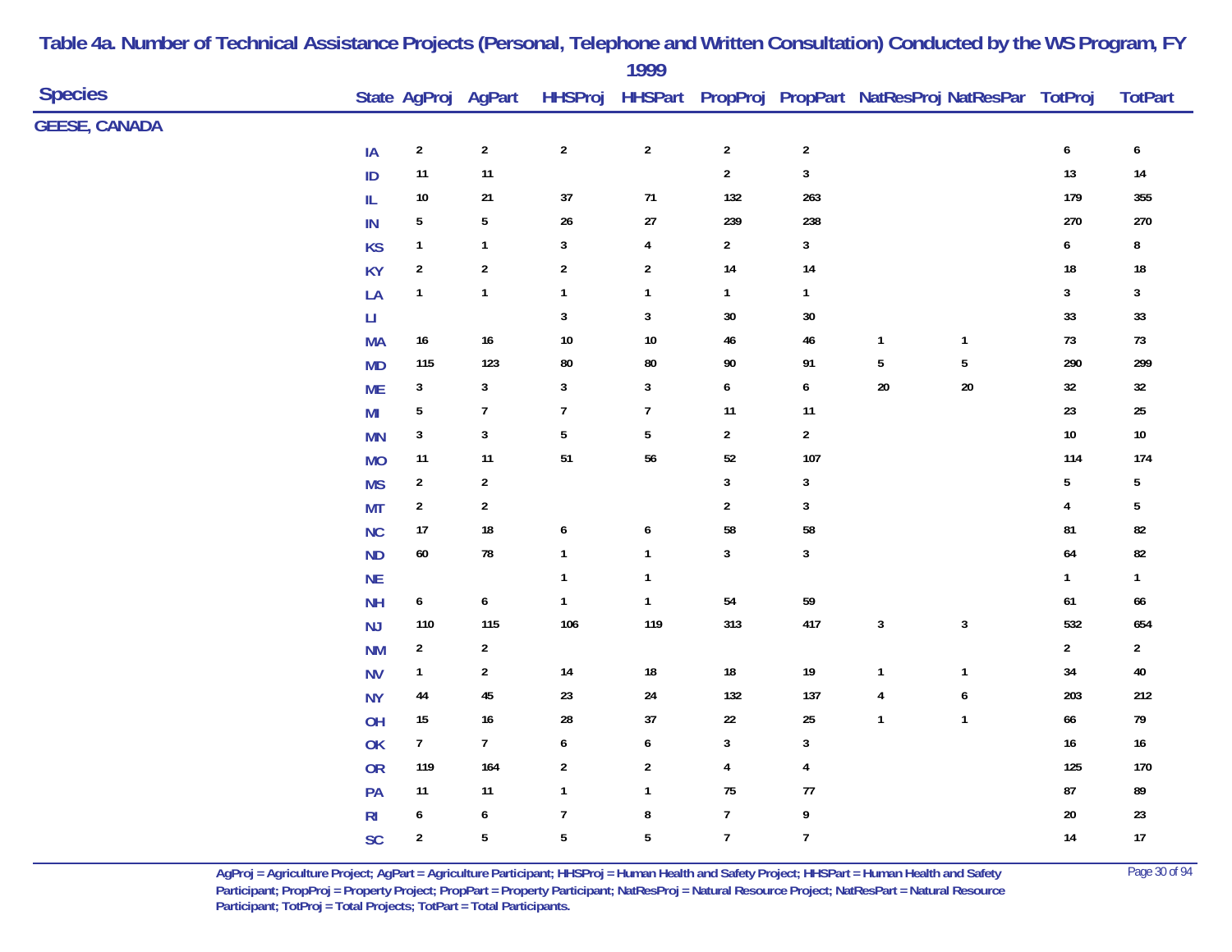# Table 4a. Number of Technical Assistance Projects (Personal, Telephone and Written Consultation) Conducted by the WS Program, FY 1999

| Species | State | AgProj | AgPart | HHSProj | HHSPart | PropProj | PropPart | NatResProj | NatResPar | TotProj | TotPart |
|---|---|---|---|---|---|---|---|---|---|---|---|
| GEESE, CANADA | | | | | | | | | | | |
| | IA | 2 | 2 | 2 | 2 | 2 | 2 | | | 6 | 6 |
| | ID | 11 | 11 | | | 2 | 3 | | | 13 | 14 |
| | IL | 10 | 21 | 37 | 71 | 132 | 263 | | | 179 | 355 |
| | IN | 5 | 5 | 26 | 27 | 239 | 238 | | | 270 | 270 |
| | KS | 1 | 1 | 3 | 4 | 2 | 3 | | | 6 | 8 |
| | KY | 2 | 2 | 2 | 2 | 14 | 14 | | | 18 | 18 |
| | LA | 1 | 1 | 1 | 1 | 1 | 1 | | | 3 | 3 |
| | LI | | | 3 | 3 | 30 | 30 | | | 33 | 33 |
| | MA | 16 | 16 | 10 | 10 | 46 | 46 | 1 | 1 | 73 | 73 |
| | MD | 115 | 123 | 80 | 80 | 90 | 91 | 5 | 5 | 290 | 299 |
| | ME | 3 | 3 | 3 | 3 | 6 | 6 | 20 | 20 | 32 | 32 |
| | MI | 5 | 7 | 7 | 7 | 11 | 11 | | | 23 | 25 |
| | MN | 3 | 3 | 5 | 5 | 2 | 2 | | | 10 | 10 |
| | MO | 11 | 11 | 51 | 56 | 52 | 107 | | | 114 | 174 |
| | MS | 2 | 2 | | | 3 | 3 | | | 5 | 5 |
| | MT | 2 | 2 | | | 2 | 3 | | | 4 | 5 |
| | NC | 17 | 18 | 6 | 6 | 58 | 58 | | | 81 | 82 |
| | ND | 60 | 78 | 1 | 1 | 3 | 3 | | | 64 | 82 |
| | NE | | | 1 | 1 | | | | | 1 | 1 |
| | NH | 6 | 6 | 1 | 1 | 54 | 59 | | | 61 | 66 |
| | NJ | 110 | 115 | 106 | 119 | 313 | 417 | 3 | 3 | 532 | 654 |
| | NM | 2 | 2 | | | | | | | 2 | 2 |
| | NV | 1 | 2 | 14 | 18 | 18 | 19 | 1 | 1 | 34 | 40 |
| | NY | 44 | 45 | 23 | 24 | 132 | 137 | 4 | 6 | 203 | 212 |
| | OH | 15 | 16 | 28 | 37 | 22 | 25 | 1 | 1 | 66 | 79 |
| | OK | 7 | 7 | 6 | 6 | 3 | 3 | | | 16 | 16 |
| | OR | 119 | 164 | 2 | 2 | 4 | 4 | | | 125 | 170 |
| | PA | 11 | 11 | 1 | 1 | 75 | 77 | | | 87 | 89 |
| | RI | 6 | 6 | 7 | 8 | 7 | 9 | | | 20 | 23 |
| | SC | 2 | 5 | 5 | 5 | 7 | 7 | | | 14 | 17 |

AgProj = Agriculture Project; AgPart = Agriculture Participant; HHSProj = Human Health and Safety Project; HHSPart = Human Health and Safety Participant; PropProj = Property Project; PropPart = Property Participant; NatResProj = Natural Resource Project; NatResPart = Natural Resource Participant; TotProj = Total Projects; TotPart = Total Participants.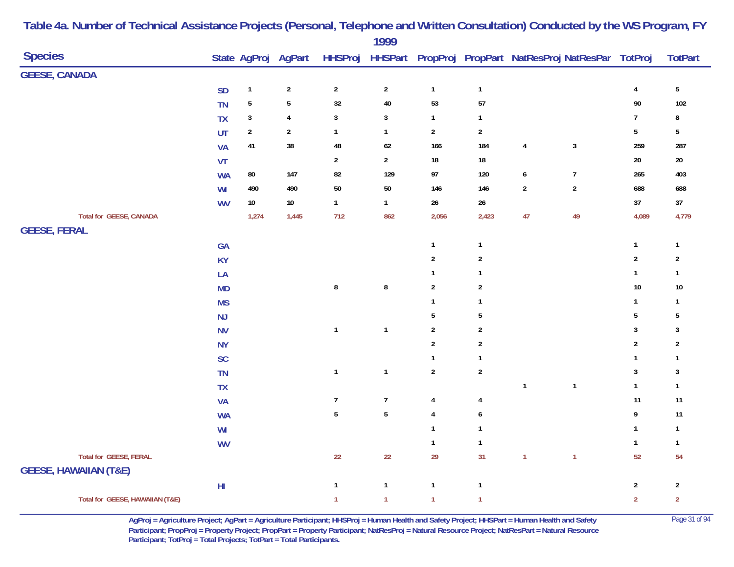# Table 4a. Number of Technical Assistance Projects (Personal, Telephone and Written Consultation) Conducted by the WS Program, FY 1999

| Species | State | AgProj | AgPart | HHSProj | HHSPart | PropProj | PropPart | NatResProj | NatResPar | TotProj | TotPart |
|---|---|---|---|---|---|---|---|---|---|---|---|
| **GEESE, CANADA** | | | | | | | | | | | |
| | SD | 1 | 2 | 2 | 2 | 1 | 1 | | | 4 | 5 |
| | TN | 5 | 5 | 32 | 40 | 53 | 57 | | | 90 | 102 |
| | TX | 3 | 4 | 3 | 3 | 1 | 1 | | | 7 | 8 |
| | UT | 2 | 2 | 1 | 1 | 2 | 2 | | | 5 | 5 |
| | VA | 41 | 38 | 48 | 62 | 166 | 184 | 4 | 3 | 259 | 287 |
| | VT | | | 2 | 2 | 18 | 18 | | | 20 | 20 |
| | WA | 80 | 147 | 82 | 129 | 97 | 120 | 6 | 7 | 265 | 403 |
| | WI | 490 | 490 | 50 | 50 | 146 | 146 | 2 | 2 | 688 | 688 |
| | WV | 10 | 10 | 1 | 1 | 26 | 26 | | | 37 | 37 |
| Total for GEESE, CANADA | | 1,274 | 1,445 | 712 | 862 | 2,056 | 2,423 | 47 | 49 | 4,089 | 4,779 |
| **GEESE, FERAL** | | | | | | | | | | | |
| | GA | | | | | 1 | 1 | | | 1 | 1 |
| | KY | | | | | 2 | 2 | | | 2 | 2 |
| | LA | | | | | 1 | 1 | | | 1 | 1 |
| | MD | | | 8 | 8 | 2 | 2 | | | 10 | 10 |
| | MS | | | | | 1 | 1 | | | 1 | 1 |
| | NJ | | | | | 5 | 5 | | | 5 | 5 |
| | NV | | | 1 | 1 | 2 | 2 | | | 3 | 3 |
| | NY | | | | | 2 | 2 | | | 2 | 2 |
| | SC | | | | | 1 | 1 | | | 1 | 1 |
| | TN | | | 1 | 1 | 2 | 2 | | | 3 | 3 |
| | TX | | | | | | | 1 | 1 | 1 | 1 |
| | VA | | | 7 | 7 | 4 | 4 | | | 11 | 11 |
| | WA | | | 5 | 5 | 4 | 6 | | | 9 | 11 |
| | WI | | | | | 1 | 1 | | | 1 | 1 |
| | WV | | | | | 1 | 1 | | | 1 | 1 |
| Total for GEESE, FERAL | | | | 22 | 22 | 29 | 31 | 1 | 1 | 52 | 54 |
| **GEESE, HAWAIIAN (T&E)** | | | | | | | | | | | |
| | HI | | | 1 | 1 | 1 | 1 | | | 2 | 2 |
| Total for GEESE, HAWAIIAN (T&E) | | | | 1 | 1 | 1 | 1 | | | 2 | 2 |

AgProj = Agriculture Project; AgPart = Agriculture Participant; HHSProj = Human Health and Safety Project; HHSPart = Human Health and Safety Participant; PropProj = Property Project; PropPart = Property Participant; NatResProj = Natural Resource Project; NatResPart = Natural Resource Participant; TotProj = Total Projects; TotPart = Total Participants.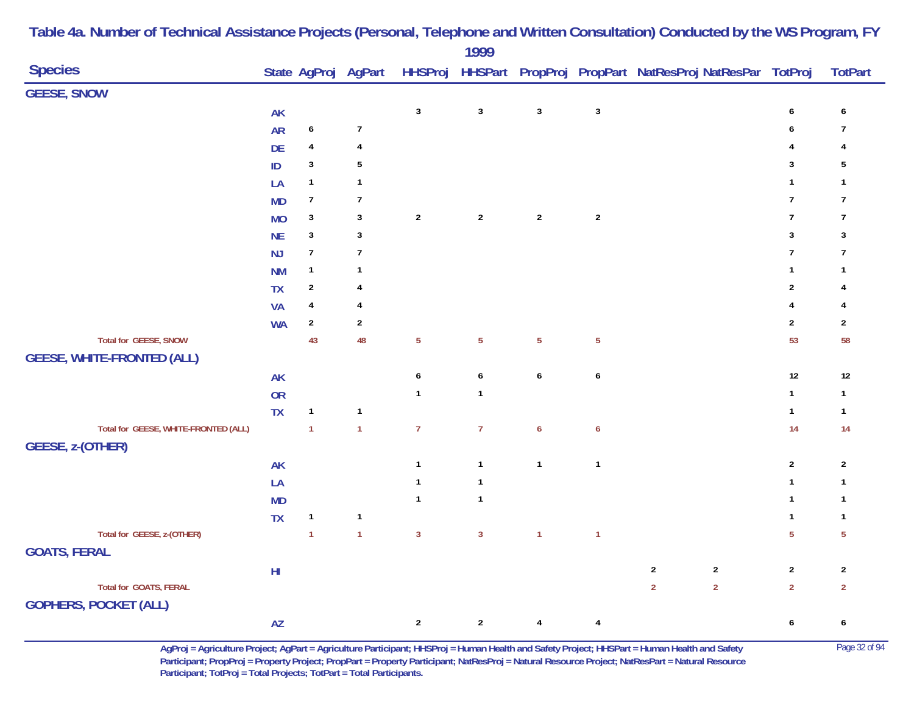# Table 4a. Number of Technical Assistance Projects (Personal, Telephone and Written Consultation) Conducted by the WS Program, FY 1999

| Species | State | AgProj | AgPart | HHSProj | HHSPart | PropProj | PropPart | NatResProj | NatResPar | TotProj | TotPart |
|---|---|---|---|---|---|---|---|---|---|---|---|
| **GEESE, SNOW** | | | | | | | | | | | |
| | AK | | | 3 | 3 | 3 | 3 | | | 6 | 6 |
| | AR | 6 | 7 | | | | | | | 6 | 7 |
| | DE | 4 | 4 | | | | | | | 4 | 4 |
| | ID | 3 | 5 | | | | | | | 3 | 5 |
| | LA | 1 | 1 | | | | | | | 1 | 1 |
| | MD | 7 | 7 | | | | | | | 7 | 7 |
| | MO | 3 | 3 | 2 | 2 | 2 | 2 | | | 7 | 7 |
| | NE | 3 | 3 | | | | | | | 3 | 3 |
| | NJ | 7 | 7 | | | | | | | 7 | 7 |
| | NM | 1 | 1 | | | | | | | 1 | 1 |
| | TX | 2 | 4 | | | | | | | 2 | 4 |
| | VA | 4 | 4 | | | | | | | 4 | 4 |
| | WA | 2 | 2 | | | | | | | 2 | 2 |
| Total for GEESE, SNOW | | 43 | 48 | 5 | 5 | 5 | 5 | | | 53 | 58 |
| **GEESE, WHITE-FRONTED (ALL)** | | | | | | | | | | | |
| | AK | | | 6 | 6 | 6 | 6 | | | 12 | 12 |
| | OR | | | 1 | 1 | | | | | 1 | 1 |
| | TX | 1 | 1 | | | | | | | 1 | 1 |
| Total for GEESE, WHITE-FRONTED (ALL) | | 1 | 1 | 7 | 7 | 6 | 6 | | | 14 | 14 |
| **GEESE, z-(OTHER)** | | | | | | | | | | | |
| | AK | | | 1 | 1 | 1 | 1 | | | 2 | 2 |
| | LA | | | 1 | 1 | | | | | 1 | 1 |
| | MD | | | 1 | 1 | | | | | 1 | 1 |
| | TX | 1 | 1 | | | | | | | 1 | 1 |
| Total for GEESE, z-(OTHER) | | 1 | 1 | 3 | 3 | 1 | 1 | | | 5 | 5 |
| **GOATS, FERAL** | | | | | | | | | | | |
| | HI | | | | | | | 2 | 2 | 2 | 2 |
| Total for GOATS, FERAL | | | | | | | | 2 | 2 | 2 | 2 |
| **GOPHERS, POCKET (ALL)** | | | | | | | | | | | |
| | AZ | | | 2 | 2 | 4 | 4 | | | 6 | 6 |

AgProj = Agriculture Project; AgPart = Agriculture Participant; HHSProj = Human Health and Safety Project; HHSPart = Human Health and Safety Participant; PropProj = Property Project; PropPart = Property Participant; NatResProj = Natural Resource Project; NatResPart = Natural Resource Participant; TotProj = Total Projects; TotPart = Total Participants.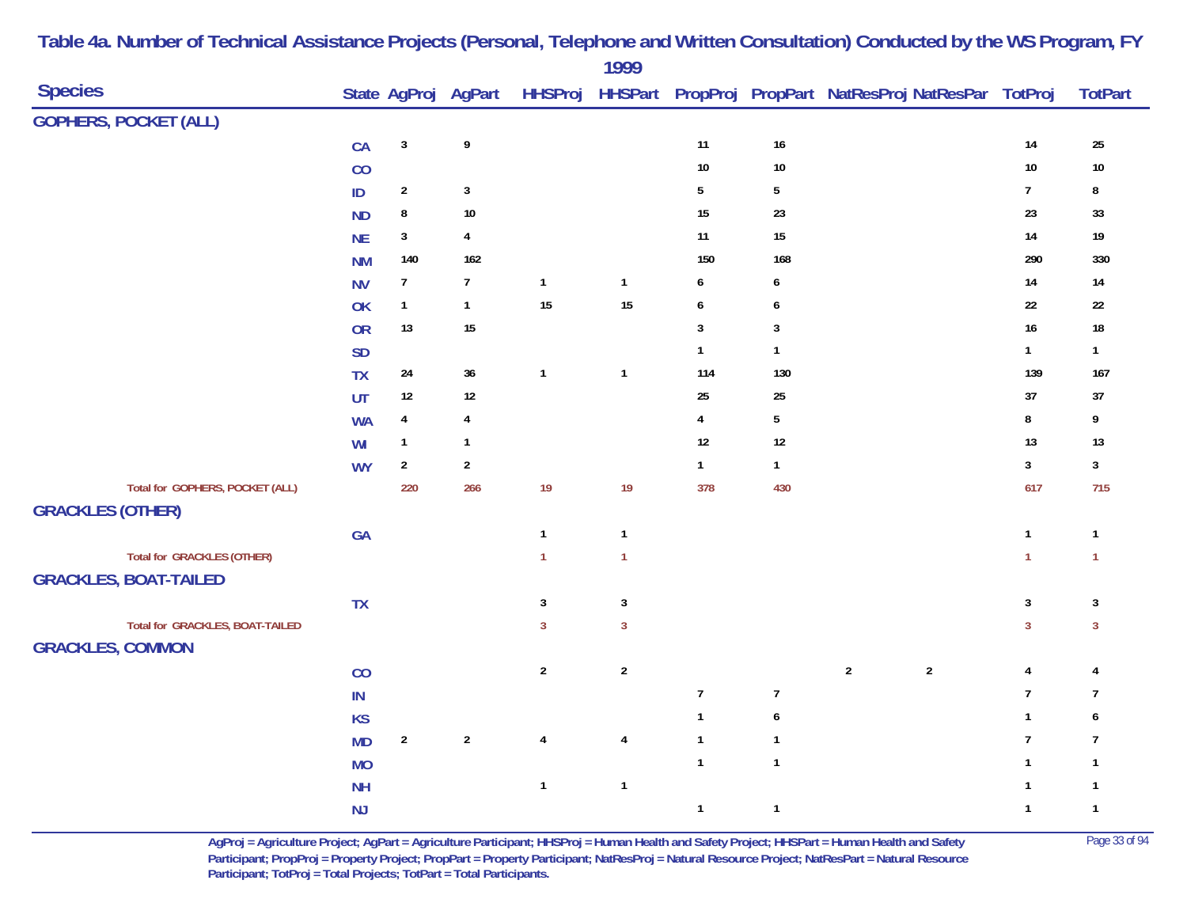# Table 4a. Number of Technical Assistance Projects (Personal, Telephone and Written Consultation) Conducted by the WS Program, FY 1999

| Species | State | AgProj | AgPart | HHSProj | HHSPart | PropProj | PropPart | NatResProj | NatResPar | TotProj | TotPart |
|---|---|---|---|---|---|---|---|---|---|---|---|
| **GOPHERS, POCKET (ALL)** | | | | | | | | | | | |
| | CA | 3 | 9 | | | 11 | 16 | | | 14 | 25 |
| | CO | | | | | 10 | 10 | | | 10 | 10 |
| | ID | 2 | 3 | | | 5 | 5 | | | 7 | 8 |
| | ND | 8 | 10 | | | 15 | 23 | | | 23 | 33 |
| | NE | 3 | 4 | | | 11 | 15 | | | 14 | 19 |
| | NM | 140 | 162 | | | 150 | 168 | | | 290 | 330 |
| | NV | 7 | 7 | 1 | 1 | 6 | 6 | | | 14 | 14 |
| | OK | 1 | 1 | 15 | 15 | 6 | 6 | | | 22 | 22 |
| | OR | 13 | 15 | | | 3 | 3 | | | 16 | 18 |
| | SD | | | | | 1 | 1 | | | 1 | 1 |
| | TX | 24 | 36 | 1 | 1 | 114 | 130 | | | 139 | 167 |
| | UT | 12 | 12 | | | 25 | 25 | | | 37 | 37 |
| | WA | 4 | 4 | | | 4 | 5 | | | 8 | 9 |
| | WI | 1 | 1 | | | 12 | 12 | | | 13 | 13 |
| | WY | 2 | 2 | | | 1 | 1 | | | 3 | 3 |
| Total for GOPHERS, POCKET (ALL) | | 220 | 266 | 19 | 19 | 378 | 430 | | | 617 | 715 |
| **GRACKLES (OTHER)** | | | | | | | | | | | |
| | GA | | | 1 | 1 | | | | | 1 | 1 |
| Total for GRACKLES (OTHER) | | | | 1 | 1 | | | | | 1 | 1 |
| **GRACKLES, BOAT-TAILED** | | | | | | | | | | | |
| | TX | | | 3 | 3 | | | | | 3 | 3 |
| Total for GRACKLES, BOAT-TAILED | | | | 3 | 3 | | | | | 3 | 3 |
| **GRACKLES, COMMON** | | | | | | | | | | | |
| | CO | | | 2 | 2 | | | 2 | 2 | 4 | 4 |
| | IN | | | | | 7 | 7 | | | 7 | 7 |
| | KS | | | | | 1 | 6 | | | 1 | 6 |
| | MD | 2 | 2 | 4 | 4 | 1 | 1 | | | 7 | 7 |
| | MO | | | | | 1 | 1 | | | 1 | 1 |
| | NH | | | 1 | 1 | | | | | 1 | 1 |
| | NJ | | | | | 1 | 1 | | | 1 | 1 |

AgProj = Agriculture Project; AgPart = Agriculture Participant; HHSProj = Human Health and Safety Project; HHSPart = Human Health and Safety Participant; PropProj = Property Project; PropPart = Property Participant; NatResProj = Natural Resource Project; NatResPart = Natural Resource Participant; TotProj = Total Projects; TotPart = Total Participants.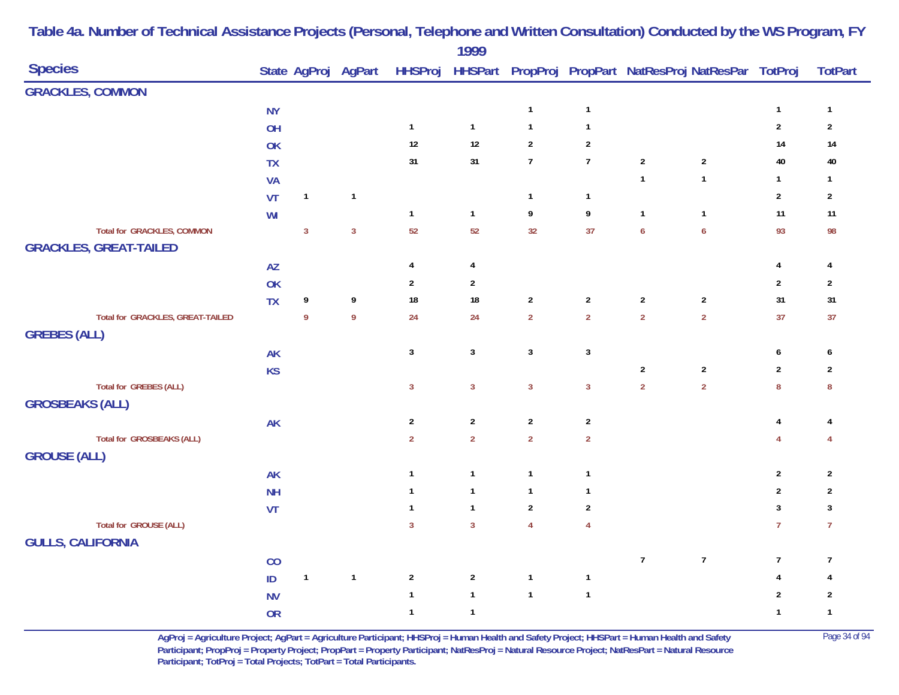# Table 4a. Number of Technical Assistance Projects (Personal, Telephone and Written Consultation) Conducted by the WS Program, FY 1999

| Species | State | AgProj | AgPart | HHSProj | HHSPart | PropProj | PropPart | NatResProj | NatResPar | TotProj | TotPart |
|---|---|---|---|---|---|---|---|---|---|---|---|
| **GRACKLES, COMMON** | | | | | | | | | | | |
| | NY | | | | | 1 | 1 | | | 1 | 1 |
| | OH | | | 1 | 1 | 1 | 1 | | | 2 | 2 |
| | OK | | | 12 | 12 | 2 | 2 | | | 14 | 14 |
| | TX | | | 31 | 31 | 7 | 7 | 2 | 2 | 40 | 40 |
| | VA | | | | | | | 1 | 1 | 1 | 1 |
| | VT | 1 | 1 | | | 1 | 1 | | | 2 | 2 |
| | WI | | | 1 | 1 | 9 | 9 | 1 | 1 | 11 | 11 |
| Total for GRACKLES, COMMON | | 3 | 3 | 52 | 52 | 32 | 37 | 6 | 6 | 93 | 98 |
| **GRACKLES, GREAT-TAILED** | | | | | | | | | | | |
| | AZ | | | 4 | 4 | | | | | 4 | 4 |
| | OK | | | 2 | 2 | | | | | 2 | 2 |
| | TX | 9 | 9 | 18 | 18 | 2 | 2 | 2 | 2 | 31 | 31 |
| Total for GRACKLES, GREAT-TAILED | | 9 | 9 | 24 | 24 | 2 | 2 | 2 | 2 | 37 | 37 |
| **GREBES (ALL)** | | | | | | | | | | | |
| | AK | | | 3 | 3 | 3 | 3 | | | 6 | 6 |
| | KS | | | | | | | 2 | 2 | 2 | 2 |
| Total for GREBES (ALL) | | | | 3 | 3 | 3 | 3 | 2 | 2 | 8 | 8 |
| **GROSBEAKS (ALL)** | | | | | | | | | | | |
| | AK | | | 2 | 2 | 2 | 2 | | | 4 | 4 |
| Total for GROSBEAKS (ALL) | | | | 2 | 2 | 2 | 2 | | | 4 | 4 |
| **GROUSE (ALL)** | | | | | | | | | | | |
| | AK | | | 1 | 1 | 1 | 1 | | | 2 | 2 |
| | NH | | | 1 | 1 | 1 | 1 | | | 2 | 2 |
| | VT | | | 1 | 1 | 2 | 2 | | | 3 | 3 |
| Total for GROUSE (ALL) | | | | 3 | 3 | 4 | 4 | | | 7 | 7 |
| **GULLS, CALIFORNIA** | | | | | | | | | | | |
| | CO | | | | | | | 7 | 7 | 7 | 7 |
| | ID | 1 | 1 | 2 | 2 | 1 | 1 | | | 4 | 4 |
| | NV | | | 1 | 1 | 1 | 1 | | | 2 | 2 |
| | OR | | | 1 | 1 | | | | | 1 | 1 |

AgProj = Agriculture Project; AgPart = Agriculture Participant; HHSProj = Human Health and Safety Project; HHSPart = Human Health and Safety Participant; PropProj = Property Project; PropPart = Property Participant; NatResProj = Natural Resource Project; NatResPart = Natural Resource Participant; TotProj = Total Projects; TotPart = Total Participants.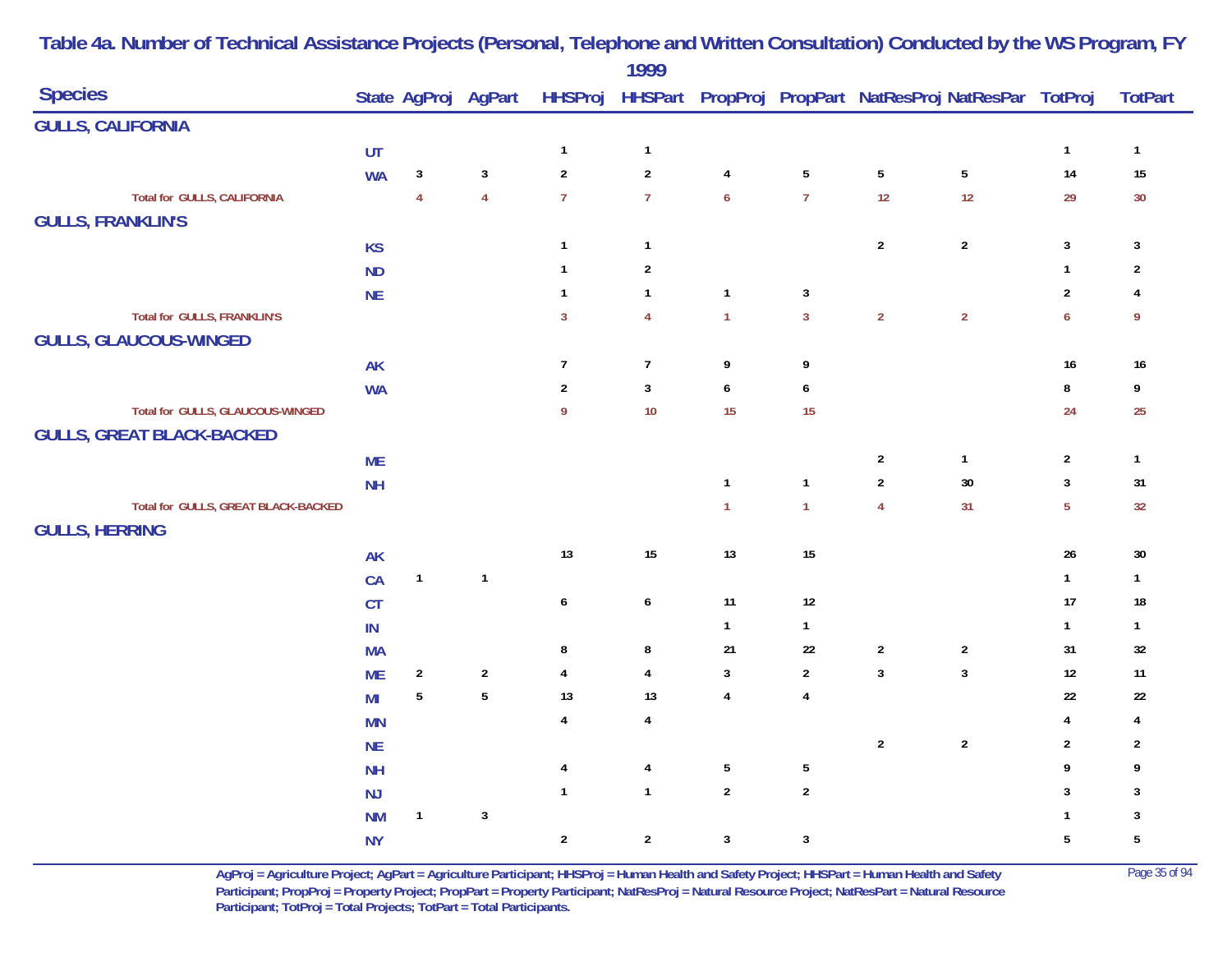## Table 4a. Number of Technical Assistance Projects (Personal, Telephone and Written Consultation) Conducted by the WS Program, FY 1999

| Species | State | AgProj | AgPart | HHSProj | HHSPart | PropProj | PropPart | NatResProj | NatResPar | TotProj | TotPart |
|---|---|---|---|---|---|---|---|---|---|---|---|
| **GULLS, CALIFORNIA** | | | | | | | | | | | |
| | UT | | | 1 | 1 | | | | | 1 | 1 |
| | WA | 3 | 3 | 2 | 2 | 4 | 5 | 5 | 5 | 14 | 15 |
| Total for GULLS, CALIFORNIA | | 4 | 4 | 7 | 7 | 6 | 7 | 12 | 12 | 29 | 30 |
| **GULLS, FRANKLIN'S** | | | | | | | | | | | |
| | KS | | | 1 | 1 | | | 2 | 2 | 3 | 3 |
| | ND | | | 1 | 2 | | | | | 1 | 2 |
| | NE | | | 1 | 1 | 1 | 3 | | | 2 | 4 |
| Total for GULLS, FRANKLIN'S | | | | 3 | 4 | 1 | 3 | 2 | 2 | 6 | 9 |
| **GULLS, GLAUCOUS-WINGED** | | | | | | | | | | | |
| | AK | | | 7 | 7 | 9 | 9 | | | 16 | 16 |
| | WA | | | 2 | 3 | 6 | 6 | | | 8 | 9 |
| Total for GULLS, GLAUCOUS-WINGED | | | | 9 | 10 | 15 | 15 | | | 24 | 25 |
| **GULLS, GREAT BLACK-BACKED** | | | | | | | | | | | |
| | ME | | | | | | | 2 | 1 | 2 | 1 |
| | NH | | | | | 1 | 1 | 2 | 30 | 3 | 31 |
| Total for GULLS, GREAT BLACK-BACKED | | | | | | 1 | 1 | 4 | 31 | 5 | 32 |
| **GULLS, HERRING** | | | | | | | | | | | |
| | AK | | | 13 | 15 | 13 | 15 | | | 26 | 30 |
| | CA | 1 | 1 | | | | | | | 1 | 1 |
| | CT | | | 6 | 6 | 11 | 12 | | | 17 | 18 |
| | IN | | | | | 1 | 1 | | | 1 | 1 |
| | MA | | | 8 | 8 | 21 | 22 | 2 | 2 | 31 | 32 |
| | ME | 2 | 2 | 4 | 4 | 3 | 2 | 3 | 3 | 12 | 11 |
| | MI | 5 | 5 | 13 | 13 | 4 | 4 | | | 22 | 22 |
| | MN | | | 4 | 4 | | | | | 4 | 4 |
| | NE | | | | | | | 2 | 2 | 2 | 2 |
| | NH | | | 4 | 4 | 5 | 5 | | | 9 | 9 |
| | NJ | | | 1 | 1 | 2 | 2 | | | 3 | 3 |
| | NM | 1 | 3 | | | | | | | 1 | 3 |
| | NY | | | 2 | 2 | 3 | 3 | | | 5 | 5 |

AgProj = Agriculture Project; AgPart = Agriculture Participant; HHSProj = Human Health and Safety Project; HHSPart = Human Health and Safety Participant; PropProj = Property Project; PropPart = Property Participant; NatResProj = Natural Resource Project; NatResPart = Natural Resource Participant; TotProj = Total Projects; TotPart = Total Participants.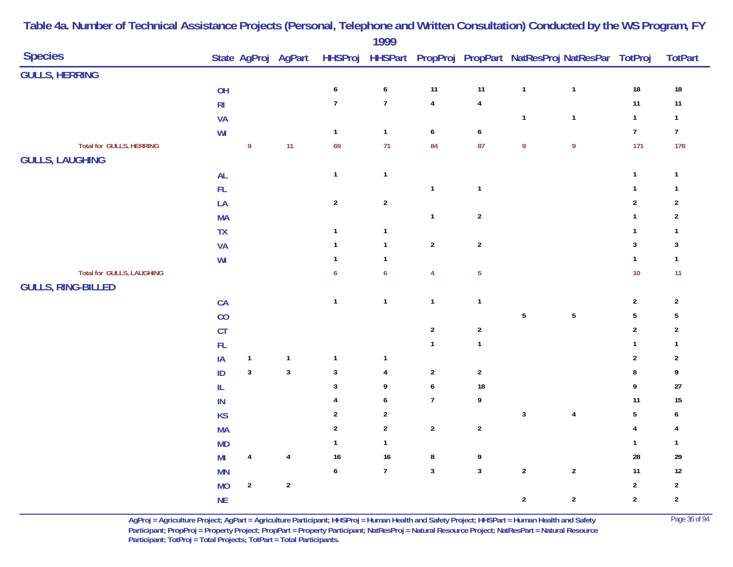# Table 4a. Number of Technical Assistance Projects (Personal, Telephone and Written Consultation) Conducted by the WS Program, FY 1999

| Species | State | AgProj | AgPart | HHSProj | HHSPart | PropProj | PropPart | NatResProj | NatResPar | TotProj | TotPart |
|---|---|---|---|---|---|---|---|---|---|---|---|
| **GULLS, HERRING** | | | | | | | | | | | |
| | OH | | | 6 | 6 | 11 | 11 | 1 | 1 | 18 | 18 |
| | RI | | | 7 | 7 | 4 | 4 | | | 11 | 11 |
| | VA | | | | | | | 1 | 1 | 1 | 1 |
| | WI | | | 1 | 1 | 6 | 6 | | | 7 | 7 |
| Total for GULLS, HERRING | | 9 | 11 | 69 | 71 | 84 | 87 | 9 | 9 | 171 | 178 |
| **GULLS, LAUGHING** | | | | | | | | | | | |
| | AL | | | 1 | 1 | | | | | 1 | 1 |
| | FL | | | | | 1 | 1 | | | 1 | 1 |
| | LA | | | 2 | 2 | | | | | 2 | 2 |
| | MA | | | | | 1 | 2 | | | 1 | 2 |
| | TX | | | 1 | 1 | | | | | 1 | 1 |
| | VA | | | 1 | 1 | 2 | 2 | | | 3 | 3 |
| | WI | | | 1 | 1 | | | | | 1 | 1 |
| Total for GULLS, LAUGHING | | | | 6 | 6 | 4 | 5 | | | 10 | 11 |
| **GULLS, RING-BILLED** | | | | | | | | | | | |
| | CA | | | 1 | 1 | 1 | 1 | | | 2 | 2 |
| | CO | | | | | | | 5 | 5 | 5 | 5 |
| | CT | | | | | 2 | 2 | | | 2 | 2 |
| | FL | | | | | 1 | 1 | | | 1 | 1 |
| | IA | 1 | 1 | 1 | 1 | | | | | 2 | 2 |
| | ID | 3 | 3 | 3 | 4 | 2 | 2 | | | 8 | 9 |
| | IL | | | 3 | 9 | 6 | 18 | | | 9 | 27 |
| | IN | | | 4 | 6 | 7 | 9 | | | 11 | 15 |
| | KS | | | 2 | 2 | | | 3 | 4 | 5 | 6 |
| | MA | | | 2 | 2 | 2 | 2 | | | 4 | 4 |
| | MD | | | 1 | 1 | | | | | 1 | 1 |
| | MI | 4 | 4 | 16 | 16 | 8 | 9 | | | 28 | 29 |
| | MN | | | 6 | 7 | 3 | 3 | 2 | 2 | 11 | 12 |
| | MO | 2 | 2 | | | | | | | 2 | 2 |
| | NE | | | | | | | 2 | 2 | 2 | 2 |

AgProj = Agriculture Project; AgPart = Agriculture Participant; HHSProj = Human Health and Safety Project; HHSPart = Human Health and Safety Participant; PropProj = Property Project; PropPart = Property Participant; NatResProj = Natural Resource Project; NatResPart = Natural Resource Participant; TotProj = Total Projects; TotPart = Total Participants.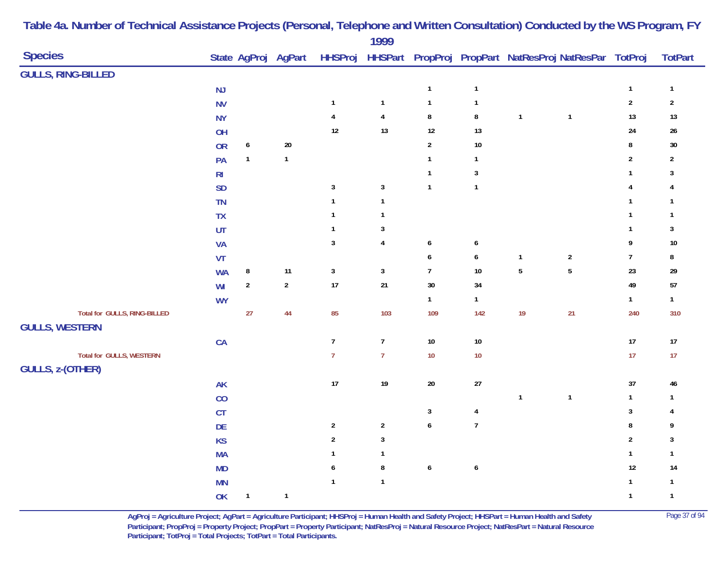# Table 4a. Number of Technical Assistance Projects (Personal, Telephone and Written Consultation) Conducted by the WS Program, FY 1999

| Species | State | AgProj | AgPart | HHSProj | HHSPart | PropProj | PropPart | NatResProj | NatResPar | TotProj | TotPart |
|---|---|---|---|---|---|---|---|---|---|---|---|
| **GULLS, RING-BILLED** | | | | | | | | | | | |
| | NJ | | | | | 1 | 1 | | | 1 | 1 |
| | NV | | | 1 | 1 | 1 | 1 | | | 2 | 2 |
| | NY | | | 4 | 4 | 8 | 8 | 1 | 1 | 13 | 13 |
| | OH | | | 12 | 13 | 12 | 13 | | | 24 | 26 |
| | OR | 6 | 20 | | | 2 | 10 | | | 8 | 30 |
| | PA | 1 | 1 | | | 1 | 1 | | | 2 | 2 |
| | RI | | | | | 1 | 3 | | | 1 | 3 |
| | SD | | | 3 | 3 | 1 | 1 | | | 4 | 4 |
| | TN | | | 1 | 1 | | | | | 1 | 1 |
| | TX | | | 1 | 1 | | | | | 1 | 1 |
| | UT | | | 1 | 3 | | | | | 1 | 3 |
| | VA | | | 3 | 4 | 6 | 6 | | | 9 | 10 |
| | VT | | | | | 6 | 6 | 1 | 2 | 7 | 8 |
| | WA | 8 | 11 | 3 | 3 | 7 | 10 | 5 | 5 | 23 | 29 |
| | WI | 2 | 2 | 17 | 21 | 30 | 34 | | | 49 | 57 |
| | WY | | | | | 1 | 1 | | | 1 | 1 |
| Total for GULLS, RING-BILLED | | 27 | 44 | 85 | 103 | 109 | 142 | 19 | 21 | 240 | 310 |
| **GULLS, WESTERN** | | | | | | | | | | | |
| | CA | | | 7 | 7 | 10 | 10 | | | 17 | 17 |
| Total for GULLS, WESTERN | | | | 7 | 7 | 10 | 10 | | | 17 | 17 |
| **GULLS, z-(OTHER)** | | | | | | | | | | | |
| | AK | | | 17 | 19 | 20 | 27 | | | 37 | 46 |
| | CO | | | | | | | 1 | 1 | 1 | 1 |
| | CT | | | | | 3 | 4 | | | 3 | 4 |
| | DE | | | 2 | 2 | 6 | 7 | | | 8 | 9 |
| | KS | | | 2 | 3 | | | | | 2 | 3 |
| | MA | | | 1 | 1 | | | | | 1 | 1 |
| | MD | | | 6 | 8 | 6 | 6 | | | 12 | 14 |
| | MN | | | 1 | 1 | | | | | 1 | 1 |
| | OK | 1 | 1 | | | | | | | 1 | 1 |

AgProj = Agriculture Project; AgPart = Agriculture Participant; HHSProj = Human Health and Safety Project; HHSPart = Human Health and Safety Participant; PropProj = Property Project; PropPart = Property Participant; NatResProj = Natural Resource Project; NatResPart = Natural Resource Participant; TotProj = Total Projects; TotPart = Total Participants.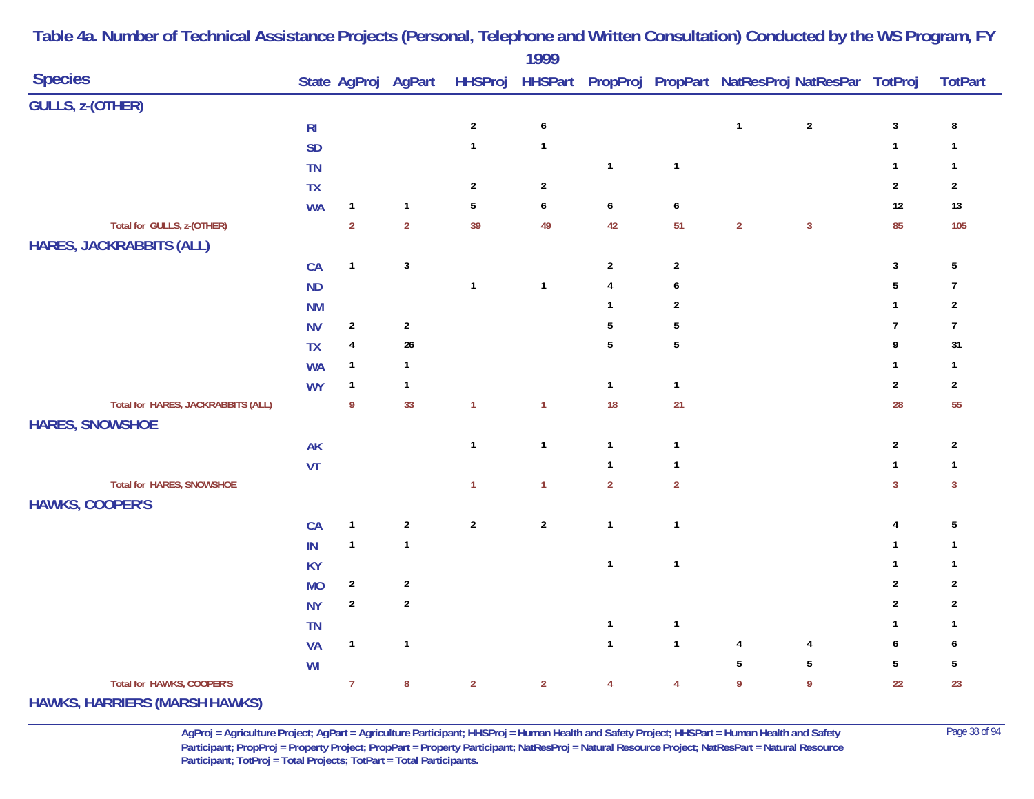## Table 4a. Number of Technical Assistance Projects (Personal, Telephone and Written Consultation) Conducted by the WS Program, FY 1999

| Species | State | AgProj | AgPart | HHSProj | HHSPart | PropProj | PropPart | NatResProj | NatResPar | TotProj | TotPart |
|---|---|---|---|---|---|---|---|---|---|---|---|
| **GULLS, z-(OTHER)** | | | | | | | | | | | |
| | RI | | | 2 | 6 | | | 1 | 2 | 3 | 8 |
| | SD | | | 1 | 1 | | | | | 1 | 1 |
| | TN | | | | | 1 | 1 | | | 1 | 1 |
| | TX | | | 2 | 2 | | | | | 2 | 2 |
| | WA | 1 | 1 | 5 | 6 | 6 | 6 | | | 12 | 13 |
| Total for GULLS, z-(OTHER) | | 2 | 2 | 39 | 49 | 42 | 51 | 2 | 3 | 85 | 105 |
| **HARES, JACKRABBITS (ALL)** | | | | | | | | | | | |
| | CA | 1 | 3 | | | 2 | 2 | | | 3 | 5 |
| | ND | | | 1 | 1 | 4 | 6 | | | 5 | 7 |
| | NM | | | | | 1 | 2 | | | 1 | 2 |
| | NV | 2 | 2 | | | 5 | 5 | | | 7 | 7 |
| | TX | 4 | 26 | | | 5 | 5 | | | 9 | 31 |
| | WA | 1 | 1 | | | | | | | 1 | 1 |
| | WY | 1 | 1 | | | 1 | 1 | | | 2 | 2 |
| Total for HARES, JACKRABBITS (ALL) | | 9 | 33 | 1 | 1 | 18 | 21 | | | 28 | 55 |
| **HARES, SNOWSHOE** | | | | | | | | | | | |
| | AK | | | 1 | 1 | 1 | 1 | | | 2 | 2 |
| | VT | | | | | 1 | 1 | | | 1 | 1 |
| Total for HARES, SNOWSHOE | | | | 1 | 1 | 2 | 2 | | | 3 | 3 |
| **HAWKS, COOPER'S** | | | | | | | | | | | |
| | CA | 1 | 2 | 2 | 2 | 1 | 1 | | | 4 | 5 |
| | IN | 1 | 1 | | | | | | | 1 | 1 |
| | KY | | | | | 1 | 1 | | | 1 | 1 |
| | MO | 2 | 2 | | | | | | | 2 | 2 |
| | NY | 2 | 2 | | | | | | | 2 | 2 |
| | TN | | | | | 1 | 1 | | | 1 | 1 |
| | VA | 1 | 1 | | | 1 | 1 | 4 | 4 | 6 | 6 |
| | WI | | | | | | | 5 | 5 | 5 | 5 |
| Total for HAWKS, COOPER'S | | 7 | 8 | 2 | 2 | 4 | 4 | 9 | 9 | 22 | 23 |
| **HAWKS, HARRIERS (MARSH HAWKS)** | | | | | | | | | | | |

AgProj = Agriculture Project; AgPart = Agriculture Participant; HHSProj = Human Health and Safety Project; HHSPart = Human Health and Safety Participant; PropProj = Property Project; PropPart = Property Participant; NatResProj = Natural Resource Project; NatResPart = Natural Resource Participant; TotProj = Total Projects; TotPart = Total Participants.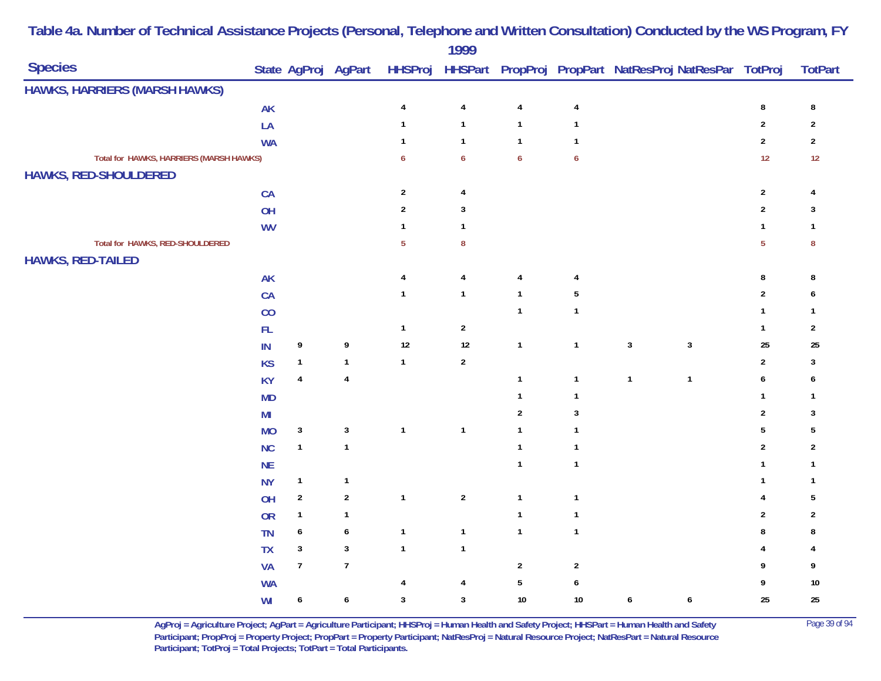# Table 4a. Number of Technical Assistance Projects (Personal, Telephone and Written Consultation) Conducted by the WS Program, FY 1999

| Species | State | AgProj | AgPart | HHSProj | HHSPart | PropProj | PropPart | NatResProj | NatResPar | TotProj | TotPart |
|---|---|---|---|---|---|---|---|---|---|---|---|
| **HAWKS, HARRIERS (MARSH HAWKS)** | | | | | | | | | | | |
| | AK | | | 4 | 4 | 4 | 4 | | | 8 | 8 |
| | LA | | | 1 | 1 | 1 | 1 | | | 2 | 2 |
| | WA | | | 1 | 1 | 1 | 1 | | | 2 | 2 |
| Total for HAWKS, HARRIERS (MARSH HAWKS) | | | | 6 | 6 | 6 | 6 | | | 12 | 12 |
| **HAWKS, RED-SHOULDERED** | | | | | | | | | | | |
| | CA | | | 2 | 4 | | | | | 2 | 4 |
| | OH | | | 2 | 3 | | | | | 2 | 3 |
| | WV | | | 1 | 1 | | | | | 1 | 1 |
| Total for HAWKS, RED-SHOULDERED | | | | 5 | 8 | | | | | 5 | 8 |
| **HAWKS, RED-TAILED** | | | | | | | | | | | |
| | AK | | | 4 | 4 | 4 | 4 | | | 8 | 8 |
| | CA | | | 1 | 1 | 1 | 5 | | | 2 | 6 |
| | CO | | | | | 1 | 1 | | | 1 | 1 |
| | FL | | | 1 | 2 | | | | | 1 | 2 |
| | IN | 9 | 9 | 12 | 12 | 1 | 1 | 3 | 3 | 25 | 25 |
| | KS | 1 | 1 | 1 | 2 | | | | | 2 | 3 |
| | KY | 4 | 4 | | | 1 | 1 | 1 | 1 | 6 | 6 |
| | MD | | | | | 1 | 1 | | | 1 | 1 |
| | MI | | | | | 2 | 3 | | | 2 | 3 |
| | MO | 3 | 3 | 1 | 1 | 1 | 1 | | | 5 | 5 |
| | NC | 1 | 1 | | | 1 | 1 | | | 2 | 2 |
| | NE | | | | | 1 | 1 | | | 1 | 1 |
| | NY | 1 | 1 | | | | | | | 1 | 1 |
| | OH | 2 | 2 | 1 | 2 | 1 | 1 | | | 4 | 5 |
| | OR | 1 | 1 | | | 1 | 1 | | | 2 | 2 |
| | TN | 6 | 6 | 1 | 1 | 1 | 1 | | | 8 | 8 |
| | TX | 3 | 3 | 1 | 1 | | | | | 4 | 4 |
| | VA | 7 | 7 | | | 2 | 2 | | | 9 | 9 |
| | WA | | | 4 | 4 | 5 | 6 | | | 9 | 10 |
| | WI | 6 | 6 | 3 | 3 | 10 | 10 | 6 | 6 | 25 | 25 |

AgProj = Agriculture Project; AgPart = Agriculture Participant; HHSProj = Human Health and Safety Project; HHSPart = Human Health and Safety Participant; PropProj = Property Project; PropPart = Property Participant; NatResProj = Natural Resource Project; NatResPart = Natural Resource Participant; TotProj = Total Projects; TotPart = Total Participants.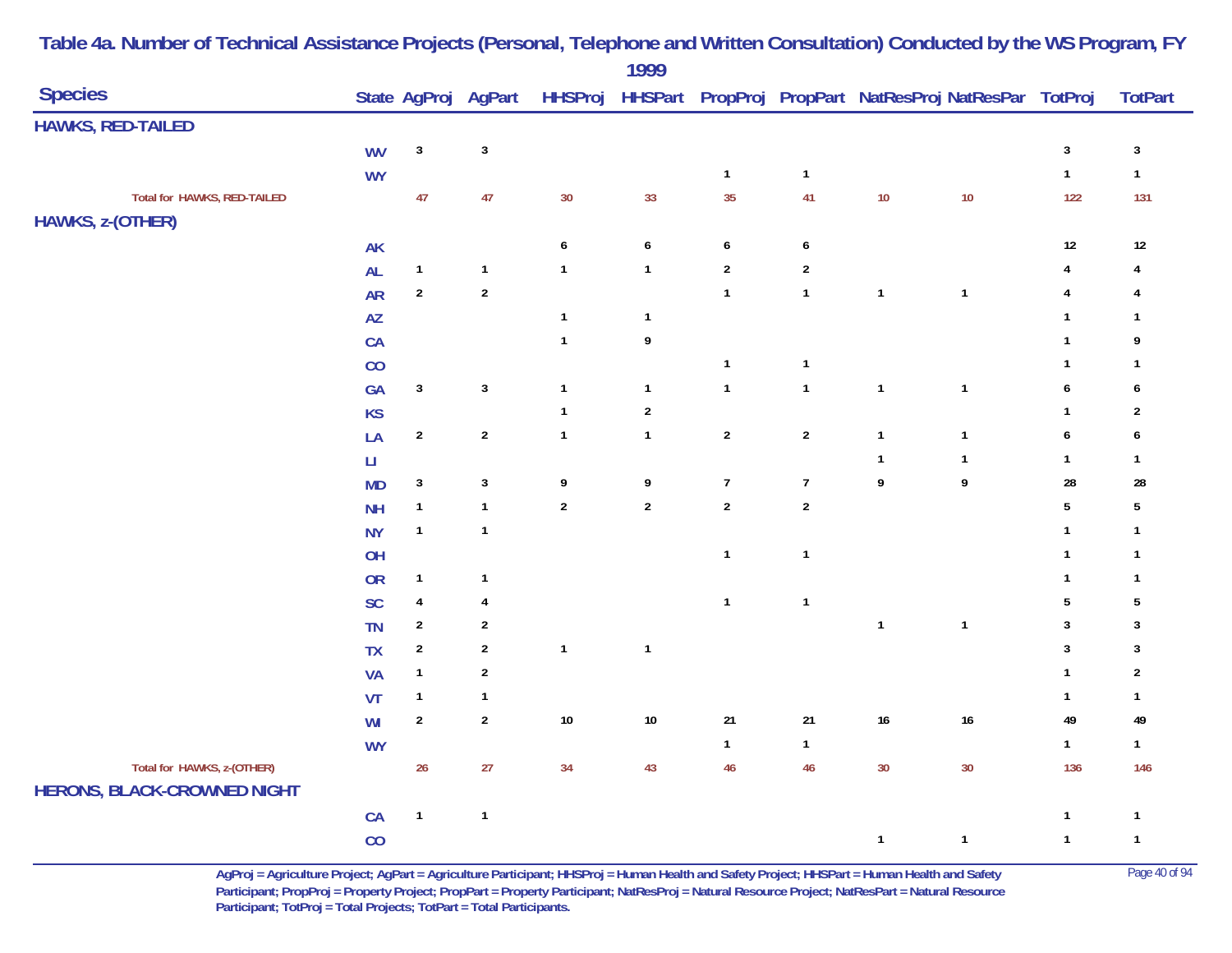# Table 4a. Number of Technical Assistance Projects (Personal, Telephone and Written Consultation) Conducted by the WS Program, FY 1999

| Species | State | AgProj | AgPart | HHSProj | HHSPart | PropProj | PropPart | NatResProj | NatResPar | TotProj | TotPart |
|---|---|---|---|---|---|---|---|---|---|---|---|
| **HAWKS, RED-TAILED** | | | | | | | | | | | |
| | WV | 3 | 3 | | | | | | | 3 | 3 |
| | WY | | | | | 1 | 1 | | | 1 | 1 |
| Total for HAWKS, RED-TAILED | | 47 | 47 | 30 | 33 | 35 | 41 | 10 | 10 | 122 | 131 |
| **HAWKS, z-(OTHER)** | | | | | | | | | | | |
| | AK | | | 6 | 6 | 6 | 6 | | | 12 | 12 |
| | AL | 1 | 1 | 1 | 1 | 2 | 2 | | | 4 | 4 |
| | AR | 2 | 2 | | | 1 | 1 | 1 | 1 | 4 | 4 |
| | AZ | | | 1 | 1 | | | | | 1 | 1 |
| | CA | | | 1 | 9 | | | | | 1 | 9 |
| | CO | | | | | 1 | 1 | | | 1 | 1 |
| | GA | 3 | 3 | 1 | 1 | 1 | 1 | 1 | 1 | 6 | 6 |
| | KS | | | 1 | 2 | | | | | 1 | 2 |
| | LA | 2 | 2 | 1 | 1 | 2 | 2 | 1 | 1 | 6 | 6 |
| | LI | | | | | | | 1 | 1 | 1 | 1 |
| | MD | 3 | 3 | 9 | 9 | 7 | 7 | 9 | 9 | 28 | 28 |
| | NH | 1 | 1 | 2 | 2 | 2 | 2 | | | 5 | 5 |
| | NY | 1 | 1 | | | | | | | 1 | 1 |
| | OH | | | | | 1 | 1 | | | 1 | 1 |
| | OR | 1 | 1 | | | | | | | 1 | 1 |
| | SC | 4 | 4 | | | 1 | 1 | | | 5 | 5 |
| | TN | 2 | 2 | | | | | 1 | 1 | 3 | 3 |
| | TX | 2 | 2 | 1 | 1 | | | | | 3 | 3 |
| | VA | 1 | 2 | | | | | | | 1 | 2 |
| | VT | 1 | 1 | | | | | | | 1 | 1 |
| | WI | 2 | 2 | 10 | 10 | 21 | 21 | 16 | 16 | 49 | 49 |
| | WY | | | | | 1 | 1 | | | 1 | 1 |
| Total for HAWKS, z-(OTHER) | | 26 | 27 | 34 | 43 | 46 | 46 | 30 | 30 | 136 | 146 |
| **HERONS, BLACK-CROWNED NIGHT** | | | | | | | | | | | |
| | CA | 1 | 1 | | | | | | | 1 | 1 |
| | CO | | | | | | | 1 | 1 | 1 | 1 |

AgProj = Agriculture Project; AgPart = Agriculture Participant; HHSProj = Human Health and Safety Project; HHSPart = Human Health and Safety Participant; PropProj = Property Project; PropPart = Property Participant; NatResProj = Natural Resource Project; NatResPart = Natural Resource Participant; TotProj = Total Projects; TotPart = Total Participants.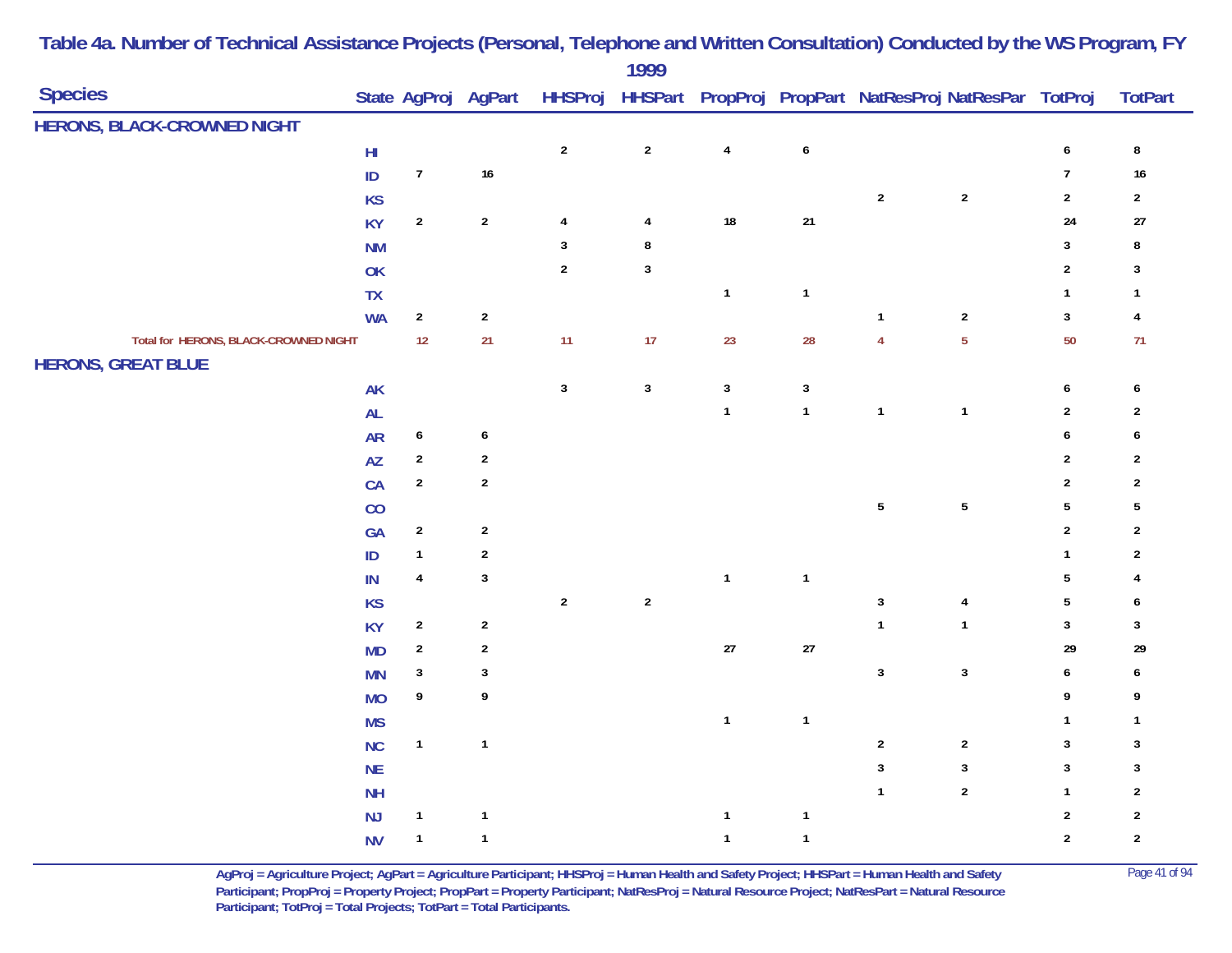# Table 4a. Number of Technical Assistance Projects (Personal, Telephone and Written Consultation) Conducted by the WS Program, FY 1999

| Species | State | AgProj | AgPart | HHSProj | HHSPart | PropProj | PropPart | NatResProj | NatResPar | TotProj | TotPart |
|---|---|---|---|---|---|---|---|---|---|---|---|
| **HERONS, BLACK-CROWNED NIGHT** | | | | | | | | | | | |
| | HI | | | 2 | 2 | 4 | 6 | | | 6 | 8 |
| | ID | 7 | 16 | | | | | | | 7 | 16 |
| | KS | | | | | | | 2 | 2 | 2 | 2 |
| | KY | 2 | 2 | 4 | 4 | 18 | 21 | | | 24 | 27 |
| | NM | | | 3 | 8 | | | | | 3 | 8 |
| | OK | | | 2 | 3 | | | | | 2 | 3 |
| | TX | | | | | 1 | 1 | | | 1 | 1 |
| | WA | 2 | 2 | | | | | 1 | 2 | 3 | 4 |
| Total for HERONS, BLACK-CROWNED NIGHT | | 12 | 21 | 11 | 17 | 23 | 28 | 4 | 5 | 50 | 71 |
| **HERONS, GREAT BLUE** | | | | | | | | | | | |
| | AK | | | 3 | 3 | 3 | 3 | | | 6 | 6 |
| | AL | | | | | 1 | 1 | 1 | 1 | 2 | 2 |
| | AR | 6 | 6 | | | | | | | 6 | 6 |
| | AZ | 2 | 2 | | | | | | | 2 | 2 |
| | CA | 2 | 2 | | | | | | | 2 | 2 |
| | CO | | | | | | | 5 | 5 | 5 | 5 |
| | GA | 2 | 2 | | | | | | | 2 | 2 |
| | ID | 1 | 2 | | | | | | | 1 | 2 |
| | IN | 4 | 3 | | | 1 | 1 | | | 5 | 4 |
| | KS | | | 2 | 2 | | | 3 | 4 | 5 | 6 |
| | KY | 2 | 2 | | | | | 1 | 1 | 3 | 3 |
| | MD | 2 | 2 | | | 27 | 27 | | | 29 | 29 |
| | MN | 3 | 3 | | | | | 3 | 3 | 6 | 6 |
| | MO | 9 | 9 | | | | | | | 9 | 9 |
| | MS | | | | | 1 | 1 | | | 1 | 1 |
| | NC | 1 | 1 | | | | | 2 | 2 | 3 | 3 |
| | NE | | | | | | | 3 | 3 | 3 | 3 |
| | NH | | | | | | | 1 | 2 | 1 | 2 |
| | NJ | 1 | 1 | | | 1 | 1 | | | 2 | 2 |
| | NV | 1 | 1 | | | 1 | 1 | | | 2 | 2 |

AgProj = Agriculture Project; AgPart = Agriculture Participant; HHSProj = Human Health and Safety Project; HHSPart = Human Health and Safety Participant; PropProj = Property Project; PropPart = Property Participant; NatResProj = Natural Resource Project; NatResPart = Natural Resource Participant; TotProj = Total Projects; TotPart = Total Participants.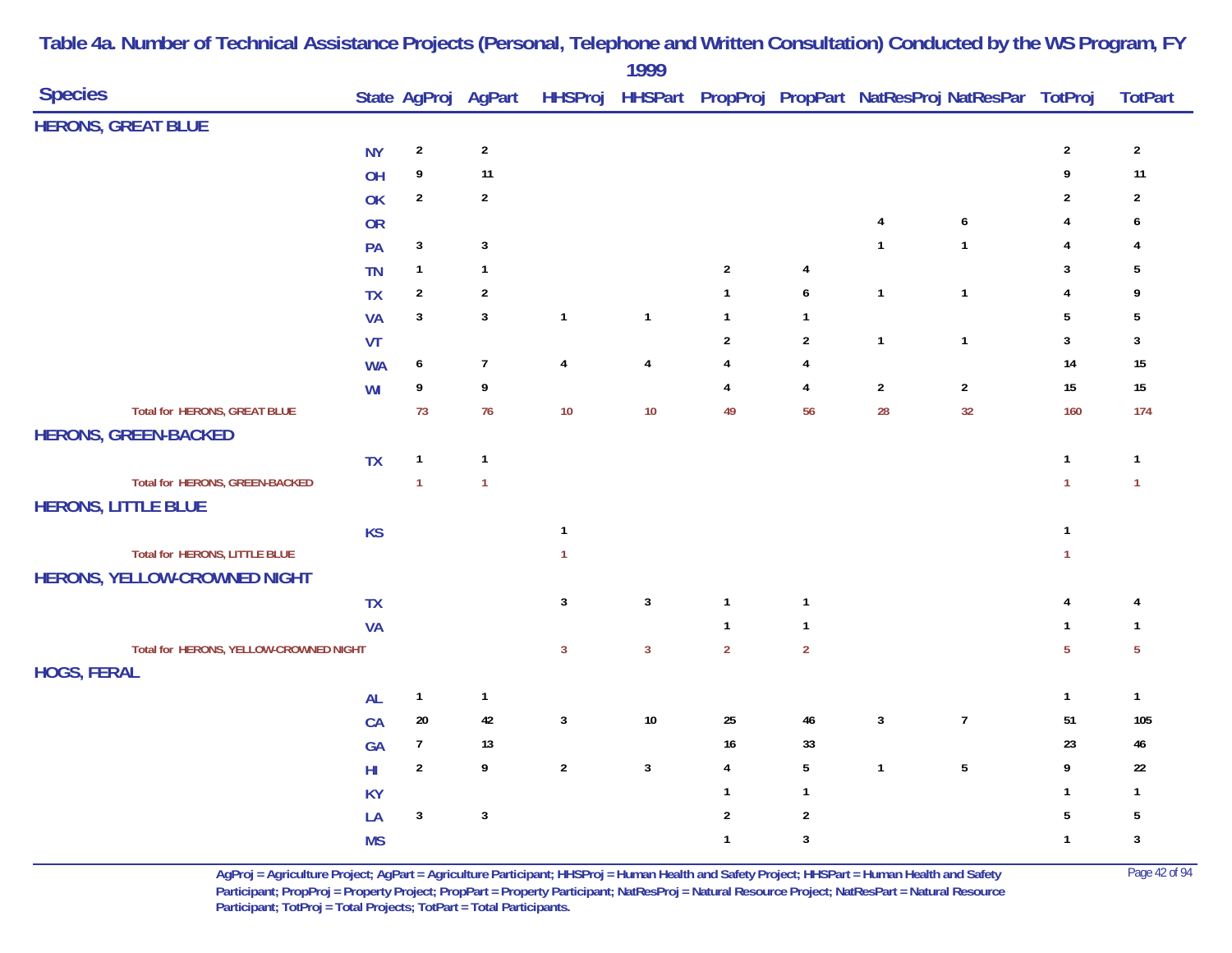# Table 4a. Number of Technical Assistance Projects (Personal, Telephone and Written Consultation) Conducted by the WS Program, FY 1999

| Species | State | AgProj | AgPart | HHSProj | HHSPart | PropProj | PropPart | NatResProj | NatResPar | TotProj | TotPart |
|---|---|---|---|---|---|---|---|---|---|---|---|
| **HERONS, GREAT BLUE** | | | | | | | | | | | |
| | NY | 2 | 2 | | | | | | | 2 | 2 |
| | OH | 9 | 11 | | | | | | | 9 | 11 |
| | OK | 2 | 2 | | | | | | | 2 | 2 |
| | OR | | | | | | | 4 | 6 | 4 | 6 |
| | PA | 3 | 3 | | | | | 1 | 1 | 4 | 4 |
| | TN | 1 | 1 | | | 2 | 4 | | | 3 | 5 |
| | TX | 2 | 2 | | | 1 | 6 | 1 | 1 | 4 | 9 |
| | VA | 3 | 3 | 1 | 1 | 1 | 1 | | | 5 | 5 |
| | VT | | | | | 2 | 2 | 1 | 1 | 3 | 3 |
| | WA | 6 | 7 | 4 | 4 | 4 | 4 | | | 14 | 15 |
| | WI | 9 | 9 | | | 4 | 4 | 2 | 2 | 15 | 15 |
| Total for HERONS, GREAT BLUE | | 73 | 76 | 10 | 10 | 49 | 56 | 28 | 32 | 160 | 174 |
| **HERONS, GREEN-BACKED** | | | | | | | | | | | |
| | TX | 1 | 1 | | | | | | | 1 | 1 |
| Total for HERONS, GREEN-BACKED | | 1 | 1 | | | | | | | 1 | 1 |
| **HERONS, LITTLE BLUE** | | | | | | | | | | | |
| | KS | | | 1 | | | | | | 1 | |
| Total for HERONS, LITTLE BLUE | | | | 1 | | | | | | 1 | |
| **HERONS, YELLOW-CROWNED NIGHT** | | | | | | | | | | | |
| | TX | | | 3 | 3 | 1 | 1 | | | 4 | 4 |
| | VA | | | | | 1 | 1 | | | 1 | 1 |
| Total for HERONS, YELLOW-CROWNED NIGHT | | | | 3 | 3 | 2 | 2 | | | 5 | 5 |
| **HOGS, FERAL** | | | | | | | | | | | |
| | AL | 1 | 1 | | | | | | | 1 | 1 |
| | CA | 20 | 42 | 3 | 10 | 25 | 46 | 3 | 7 | 51 | 105 |
| | GA | 7 | 13 | | | 16 | 33 | | | 23 | 46 |
| | HI | 2 | 9 | 2 | 3 | 4 | 5 | 1 | 5 | 9 | 22 |
| | KY | | | | | 1 | 1 | | | 1 | 1 |
| | LA | 3 | 3 | | | 2 | 2 | | | 5 | 5 |
| | MS | | | | | 1 | 3 | | | 1 | 3 |

AgProj = Agriculture Project; AgPart = Agriculture Participant; HHSProj = Human Health and Safety Project; HHSPart = Human Health and Safety Participant; PropProj = Property Project; PropPart = Property Participant; NatResProj = Natural Resource Project; NatResPart = Natural Resource Participant; TotProj = Total Projects; TotPart = Total Participants.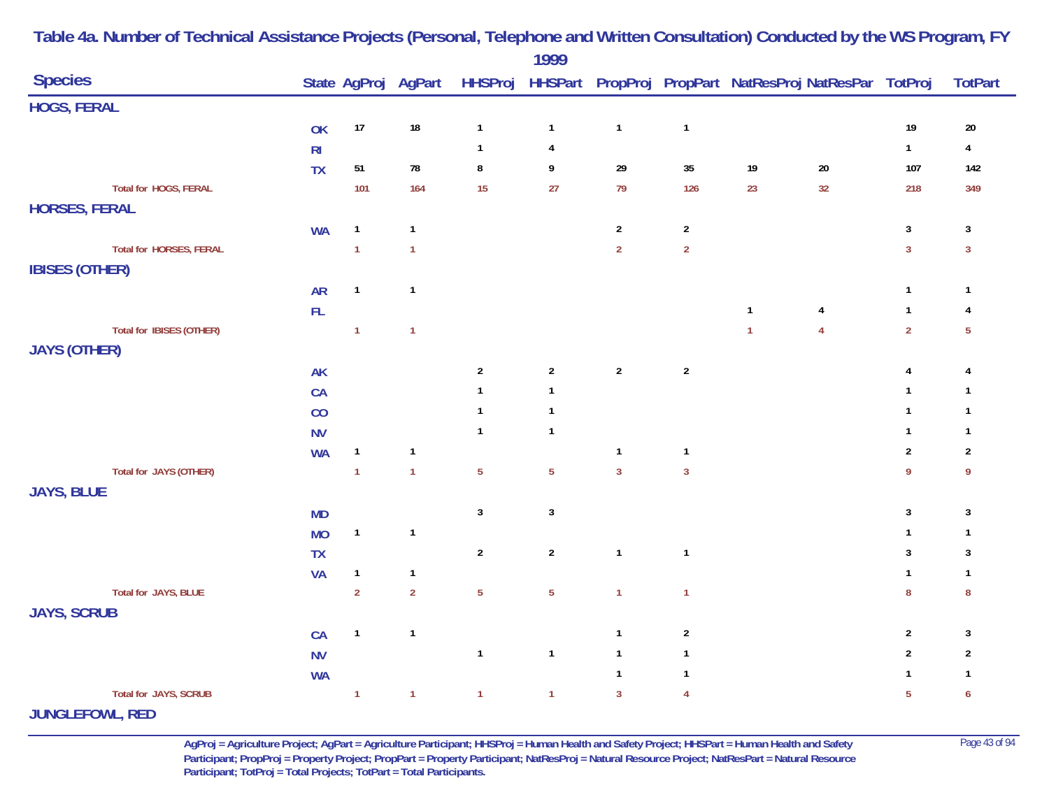# Table 4a. Number of Technical Assistance Projects (Personal, Telephone and Written Consultation) Conducted by the WS Program, FY 1999

| Species | State | AgProj | AgPart | HHSProj | HHSPart | PropProj | PropPart | NatResProj | NatResPar | TotProj | TotPart |
|---|---|---|---|---|---|---|---|---|---|---|---|
| **HOGS, FERAL** | | | | | | | | | | | |
| | OK | 17 | 18 | 1 | 1 | 1 | 1 | | | 19 | 20 |
| | RI | | | 1 | 4 | | | | | 1 | 4 |
| | TX | 51 | 78 | 8 | 9 | 29 | 35 | 19 | 20 | 107 | 142 |
| Total for HOGS, FERAL | | 101 | 164 | 15 | 27 | 79 | 126 | 23 | 32 | 218 | 349 |
| **HORSES, FERAL** | | | | | | | | | | | |
| | WA | 1 | 1 | | | 2 | 2 | | | 3 | 3 |
| Total for HORSES, FERAL | | 1 | 1 | | | 2 | 2 | | | 3 | 3 |
| **IBISES (OTHER)** | | | | | | | | | | | |
| | AR | 1 | 1 | | | | | | | 1 | 1 |
| | FL | | | | | | | 1 | 4 | 1 | 4 |
| Total for IBISES (OTHER) | | 1 | 1 | | | | | 1 | 4 | 2 | 5 |
| **JAYS (OTHER)** | | | | | | | | | | | |
| | AK | | | 2 | 2 | 2 | 2 | | | 4 | 4 |
| | CA | | | 1 | 1 | | | | | 1 | 1 |
| | CO | | | 1 | 1 | | | | | 1 | 1 |
| | NV | | | 1 | 1 | | | | | 1 | 1 |
| | WA | 1 | 1 | | | 1 | 1 | | | 2 | 2 |
| Total for JAYS (OTHER) | | 1 | 1 | 5 | 5 | 3 | 3 | | | 9 | 9 |
| **JAYS, BLUE** | | | | | | | | | | | |
| | MD | | | 3 | 3 | | | | | 3 | 3 |
| | MO | 1 | 1 | | | | | | | 1 | 1 |
| | TX | | | 2 | 2 | 1 | 1 | | | 3 | 3 |
| | VA | 1 | 1 | | | | | | | 1 | 1 |
| Total for JAYS, BLUE | | 2 | 2 | 5 | 5 | 1 | 1 | | | 8 | 8 |
| **JAYS, SCRUB** | | | | | | | | | | | |
| | CA | 1 | 1 | | | 1 | 2 | | | 2 | 3 |
| | NV | | | 1 | 1 | 1 | 1 | | | 2 | 2 |
| | WA | | | | | 1 | 1 | | | 1 | 1 |
| Total for JAYS, SCRUB | | 1 | 1 | 1 | 1 | 3 | 4 | | | 5 | 6 |
| **JUNGLEFOWL, RED** | | | | | | | | | | | |

AgProj = Agriculture Project; AgPart = Agriculture Participant; HHSProj = Human Health and Safety Project; HHSPart = Human Health and Safety Participant; PropProj = Property Project; PropPart = Property Participant; NatResProj = Natural Resource Project; NatResPart = Natural Resource Participant; TotProj = Total Projects; TotPart = Total Participants.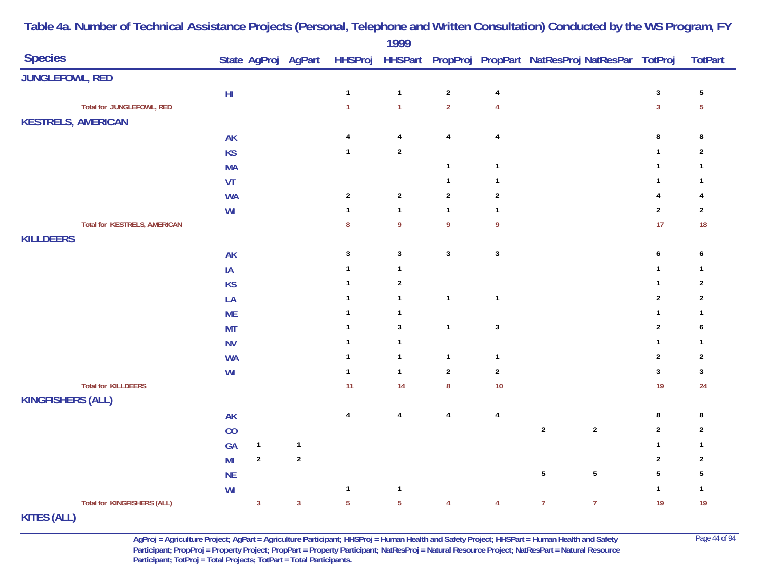# Table 4a. Number of Technical Assistance Projects (Personal, Telephone and Written Consultation) Conducted by the WS Program, FY 1999

| Species | State | AgProj | AgPart | HHSProj | HHSPart | PropProj | PropPart | NatResProj | NatResPar | TotProj | TotPart |
|---|---|---|---|---|---|---|---|---|---|---|---|
| **JUNGLEFOWL, RED** | | | | | | | | | | | |
| | HI | | | 1 | 1 | 2 | 4 | | | 3 | 5 |
| Total for JUNGLEFOWL, RED | | | | 1 | 1 | 2 | 4 | | | 3 | 5 |
| **KESTRELS, AMERICAN** | | | | | | | | | | | |
| | AK | | | 4 | 4 | 4 | 4 | | | 8 | 8 |
| | KS | | | 1 | 2 | | | | | 1 | 2 |
| | MA | | | | | 1 | 1 | | | 1 | 1 |
| | VT | | | | | 1 | 1 | | | 1 | 1 |
| | WA | | | 2 | 2 | 2 | 2 | | | 4 | 4 |
| | WI | | | 1 | 1 | 1 | 1 | | | 2 | 2 |
| Total for KESTRELS, AMERICAN | | | | 8 | 9 | 9 | 9 | | | 17 | 18 |
| **KILLDEERS** | | | | | | | | | | | |
| | AK | | | 3 | 3 | 3 | 3 | | | 6 | 6 |
| | IA | | | 1 | 1 | | | | | 1 | 1 |
| | KS | | | 1 | 2 | | | | | 1 | 2 |
| | LA | | | 1 | 1 | 1 | 1 | | | 2 | 2 |
| | ME | | | 1 | 1 | | | | | 1 | 1 |
| | MT | | | 1 | 3 | 1 | 3 | | | 2 | 6 |
| | NV | | | 1 | 1 | | | | | 1 | 1 |
| | WA | | | 1 | 1 | 1 | 1 | | | 2 | 2 |
| | WI | | | 1 | 1 | 2 | 2 | | | 3 | 3 |
| Total for KILLDEERS | | | | 11 | 14 | 8 | 10 | | | 19 | 24 |
| **KINGFISHERS (ALL)** | | | | | | | | | | | |
| | AK | | | 4 | 4 | 4 | 4 | | | 8 | 8 |
| | CO | | | | | | | 2 | 2 | 2 | 2 |
| | GA | 1 | 1 | | | | | | | 1 | 1 |
| | MI | 2 | 2 | | | | | | | 2 | 2 |
| | NE | | | | | | | 5 | 5 | 5 | 5 |
| | WI | | | 1 | 1 | | | | | 1 | 1 |
| Total for KINGFISHERS (ALL) | | 3 | 3 | 5 | 5 | 4 | 4 | 7 | 7 | 19 | 19 |
| **KITES (ALL)** | | | | | | | | | | | |

AgProj = Agriculture Project; AgPart = Agriculture Participant; HHSProj = Human Health and Safety Project; HHSPart = Human Health and Safety Participant; PropProj = Property Project; PropPart = Property Participant; NatResProj = Natural Resource Project; NatResPart = Natural Resource Participant; TotProj = Total Projects; TotPart = Total Participants.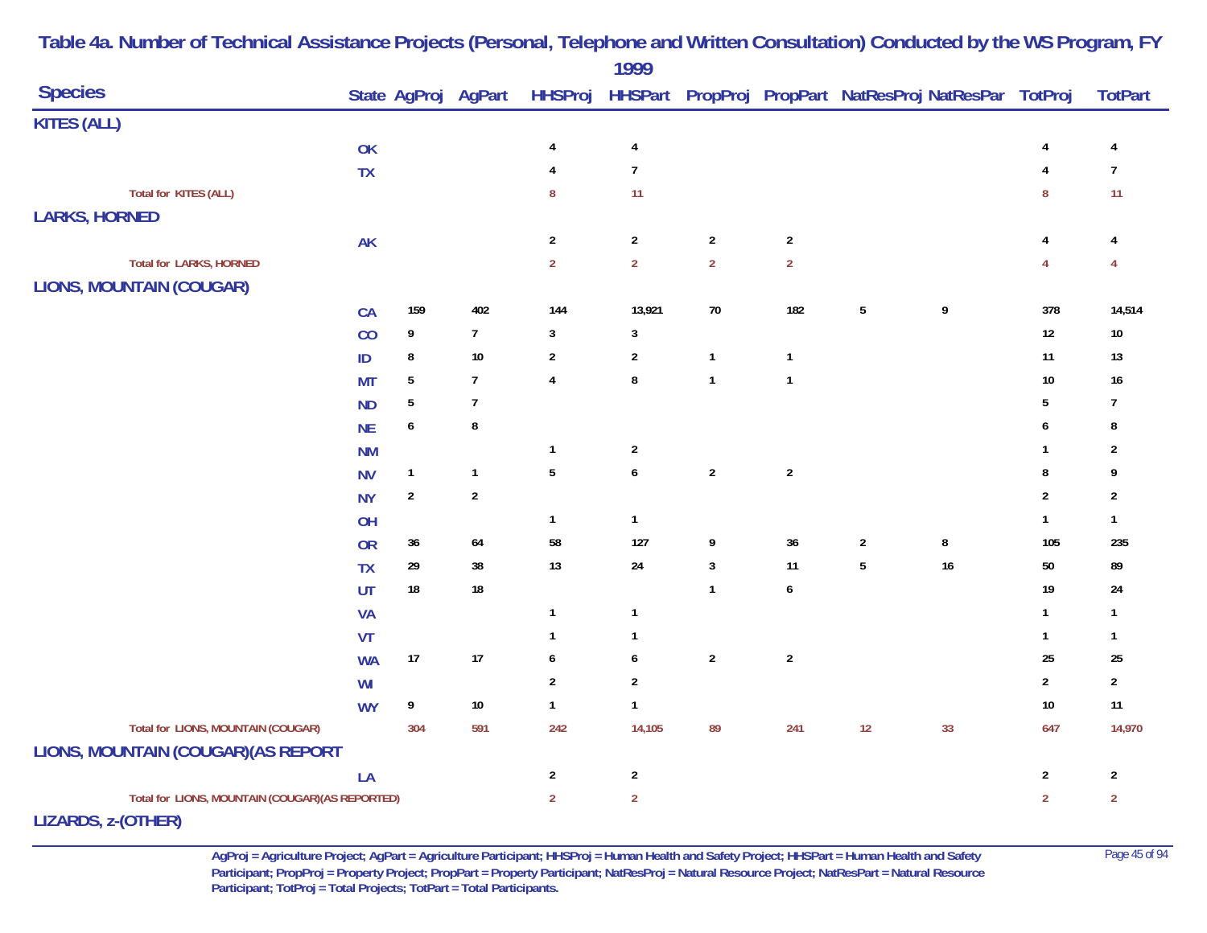## Table 4a. Number of Technical Assistance Projects (Personal, Telephone and Written Consultation) Conducted by the WS Program, FY 1999

| Species | State | AgProj | AgPart | HHSProj | HHSPart | PropProj | PropPart | NatResProj | NatResPar | TotProj | TotPart |
|---|---|---|---|---|---|---|---|---|---|---|---|
| **KITES (ALL)** | | | | | | | | | | | |
| | OK | | | 4 | 4 | | | | | 4 | 4 |
| | TX | | | 4 | 7 | | | | | 4 | 7 |
| Total for KITES (ALL) | | | | 8 | 11 | | | | | 8 | 11 |
| **LARKS, HORNED** | | | | | | | | | | | |
| | AK | | | 2 | 2 | 2 | 2 | | | 4 | 4 |
| Total for LARKS, HORNED | | | | 2 | 2 | 2 | 2 | | | 4 | 4 |
| **LIONS, MOUNTAIN (COUGAR)** | | | | | | | | | | | |
| | CA | 159 | 402 | 144 | 13,921 | 70 | 182 | 5 | 9 | 378 | 14,514 |
| | CO | 9 | 7 | 3 | 3 | | | | | 12 | 10 |
| | ID | 8 | 10 | 2 | 2 | 1 | 1 | | | 11 | 13 |
| | MT | 5 | 7 | 4 | 8 | 1 | 1 | | | 10 | 16 |
| | ND | 5 | 7 | | | | | | | 5 | 7 |
| | NE | 6 | 8 | | | | | | | 6 | 8 |
| | NM | | | 1 | 2 | | | | | 1 | 2 |
| | NV | 1 | 1 | 5 | 6 | 2 | 2 | | | 8 | 9 |
| | NY | 2 | 2 | | | | | | | 2 | 2 |
| | OH | | | 1 | 1 | | | | | 1 | 1 |
| | OR | 36 | 64 | 58 | 127 | 9 | 36 | 2 | 8 | 105 | 235 |
| | TX | 29 | 38 | 13 | 24 | 3 | 11 | 5 | 16 | 50 | 89 |
| | UT | 18 | 18 | | | 1 | 6 | | | 19 | 24 |
| | VA | | | 1 | 1 | | | | | 1 | 1 |
| | VT | | | 1 | 1 | | | | | 1 | 1 |
| | WA | 17 | 17 | 6 | 6 | 2 | 2 | | | 25 | 25 |
| | WI | | | 2 | 2 | | | | | 2 | 2 |
| | WY | 9 | 10 | 1 | 1 | | | | | 10 | 11 |
| Total for LIONS, MOUNTAIN (COUGAR) | | 304 | 591 | 242 | 14,105 | 89 | 241 | 12 | 33 | 647 | 14,970 |
| **LIONS, MOUNTAIN (COUGAR)(AS REPORT** | | | | | | | | | | | |
| | LA | | | 2 | 2 | | | | | 2 | 2 |
| Total for LIONS, MOUNTAIN (COUGAR)(AS REPORTED) | | | | 2 | 2 | | | | | 2 | 2 |
| **LIZARDS, z-(OTHER)** | | | | | | | | | | | |

AgProj = Agriculture Project; AgPart = Agriculture Participant; HHSProj = Human Health and Safety Project; HHSPart = Human Health and Safety Participant; PropProj = Property Project; PropPart = Property Participant; NatResProj = Natural Resource Project; NatResPart = Natural Resource Participant; TotProj = Total Projects; TotPart = Total Participants.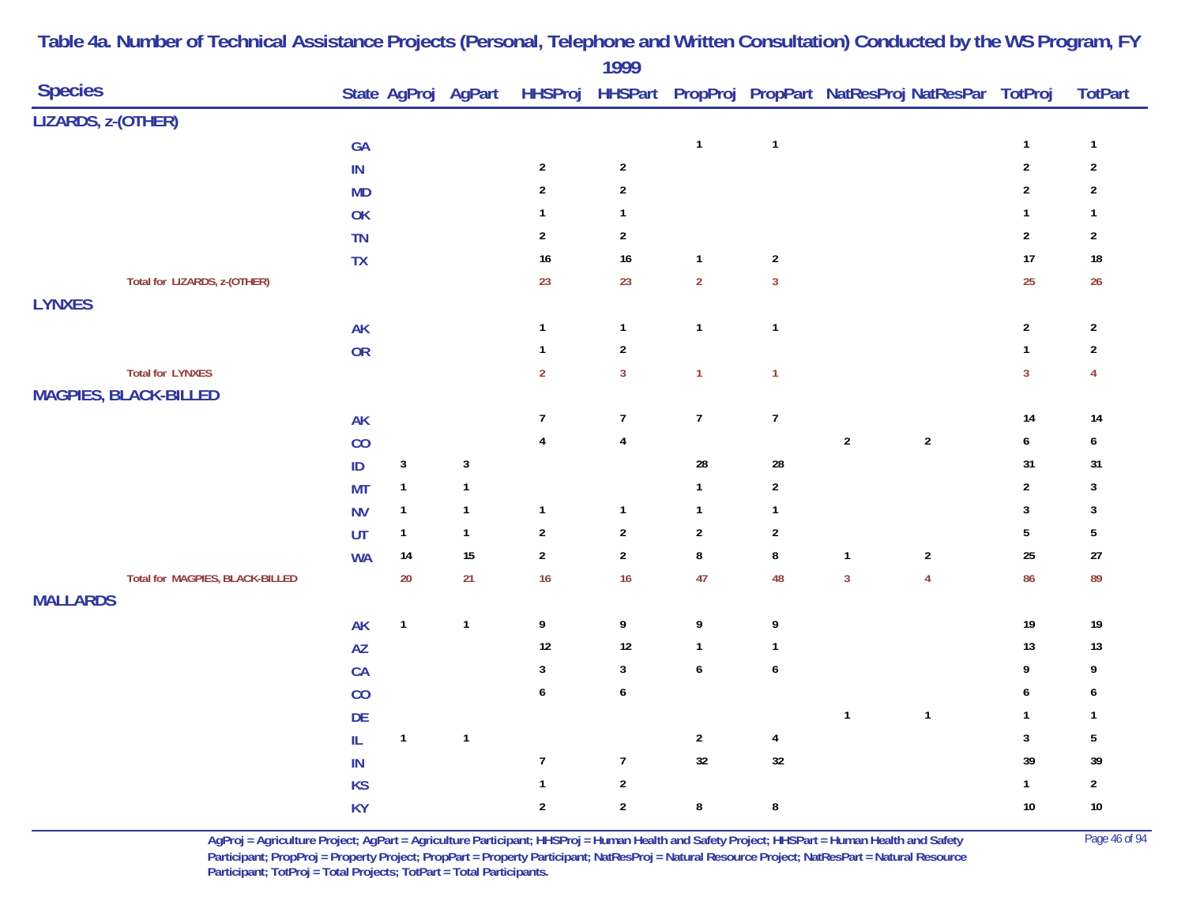# Table 4a. Number of Technical Assistance Projects (Personal, Telephone and Written Consultation) Conducted by the WS Program, FY 1999

| Species | State | AgProj | AgPart | HHSProj | HHSPart | PropProj | PropPart | NatResProj | NatResPar | TotProj | TotPart |
|---|---|---|---|---|---|---|---|---|---|---|---|
| **LIZARDS, z-(OTHER)** | | | | | | | | | | | |
| | GA | | | | | 1 | 1 | | | 1 | 1 |
| | IN | | | 2 | 2 | | | | | 2 | 2 |
| | MD | | | 2 | 2 | | | | | 2 | 2 |
| | OK | | | 1 | 1 | | | | | 1 | 1 |
| | TN | | | 2 | 2 | | | | | 2 | 2 |
| | TX | | | 16 | 16 | 1 | 2 | | | 17 | 18 |
| Total for LIZARDS, z-(OTHER) | | | | 23 | 23 | 2 | 3 | | | 25 | 26 |
| **LYNXES** | | | | | | | | | | | |
| | AK | | | 1 | 1 | 1 | 1 | | | 2 | 2 |
| | OR | | | 1 | 2 | | | | | 1 | 2 |
| Total for LYNXES | | | | 2 | 3 | 1 | 1 | | | 3 | 4 |
| **MAGPIES, BLACK-BILLED** | | | | | | | | | | | |
| | AK | | | 7 | 7 | 7 | 7 | | | 14 | 14 |
| | CO | | | 4 | 4 | | | 2 | 2 | 6 | 6 |
| | ID | 3 | 3 | | | 28 | 28 | | | 31 | 31 |
| | MT | 1 | 1 | | | 1 | 2 | | | 2 | 3 |
| | NV | 1 | 1 | 1 | 1 | 1 | 1 | | | 3 | 3 |
| | UT | 1 | 1 | 2 | 2 | 2 | 2 | | | 5 | 5 |
| | WA | 14 | 15 | 2 | 2 | 8 | 8 | 1 | 2 | 25 | 27 |
| Total for MAGPIES, BLACK-BILLED | | 20 | 21 | 16 | 16 | 47 | 48 | 3 | 4 | 86 | 89 |
| **MALLARDS** | | | | | | | | | | | |
| | AK | 1 | 1 | 9 | 9 | 9 | 9 | | | 19 | 19 |
| | AZ | | | 12 | 12 | 1 | 1 | | | 13 | 13 |
| | CA | | | 3 | 3 | 6 | 6 | | | 9 | 9 |
| | CO | | | 6 | 6 | | | | | 6 | 6 |
| | DE | | | | | | | 1 | 1 | 1 | 1 |
| | IL | 1 | 1 | | | 2 | 4 | | | 3 | 5 |
| | IN | | | 7 | 7 | 32 | 32 | | | 39 | 39 |
| | KS | | | 1 | 2 | | | | | 1 | 2 |
| | KY | | | 2 | 2 | 8 | 8 | | | 10 | 10 |

AgProj = Agriculture Project; AgPart = Agriculture Participant; HHSProj = Human Health and Safety Project; HHSPart = Human Health and Safety Participant; PropProj = Property Project; PropPart = Property Participant; NatResProj = Natural Resource Project; NatResPart = Natural Resource Participant; TotProj = Total Projects; TotPart = Total Participants.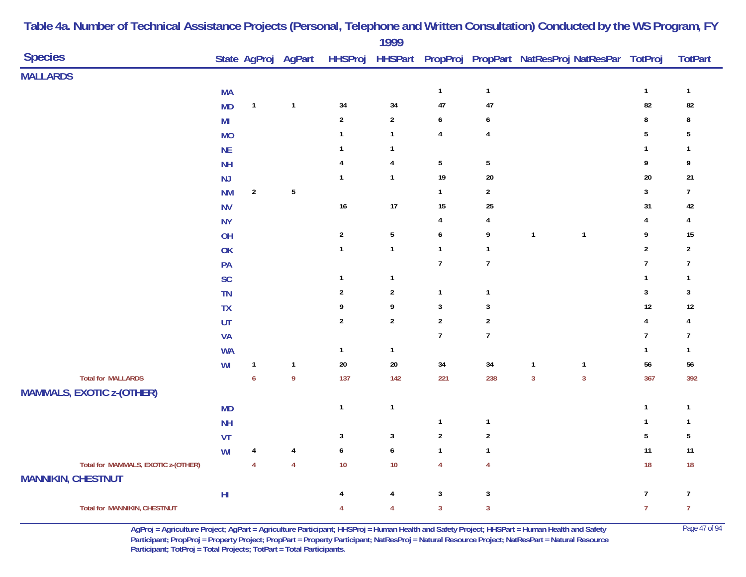# Table 4a. Number of Technical Assistance Projects (Personal, Telephone and Written Consultation) Conducted by the WS Program, FY 1999

| Species | State | AgProj | AgPart | HHSProj | HHSPart | PropProj | PropPart | NatResProj | NatResPar | TotProj | TotPart |
|---|---|---|---|---|---|---|---|---|---|---|---|
| **MALLARDS** | | | | | | | | | | | |
| | MA | | | | | 1 | 1 | | | 1 | 1 |
| | MD | 1 | 1 | 34 | 34 | 47 | 47 | | | 82 | 82 |
| | MI | | | 2 | 2 | 6 | 6 | | | 8 | 8 |
| | MO | | | 1 | 1 | 4 | 4 | | | 5 | 5 |
| | NE | | | 1 | 1 | | | | | 1 | 1 |
| | NH | | | 4 | 4 | 5 | 5 | | | 9 | 9 |
| | NJ | | | 1 | 1 | 19 | 20 | | | 20 | 21 |
| | NM | 2 | 5 | | | 1 | 2 | | | 3 | 7 |
| | NV | | | 16 | 17 | 15 | 25 | | | 31 | 42 |
| | NY | | | | | 4 | 4 | | | 4 | 4 |
| | OH | | | 2 | 5 | 6 | 9 | 1 | 1 | 9 | 15 |
| | OK | | | 1 | 1 | 1 | 1 | | | 2 | 2 |
| | PA | | | | | 7 | 7 | | | 7 | 7 |
| | SC | | | 1 | 1 | | | | | 1 | 1 |
| | TN | | | 2 | 2 | 1 | 1 | | | 3 | 3 |
| | TX | | | 9 | 9 | 3 | 3 | | | 12 | 12 |
| | UT | | | 2 | 2 | 2 | 2 | | | 4 | 4 |
| | VA | | | | | 7 | 7 | | | 7 | 7 |
| | WA | | | 1 | 1 | | | | | 1 | 1 |
| | WI | 1 | 1 | 20 | 20 | 34 | 34 | 1 | 1 | 56 | 56 |
| Total for MALLARDS | | 6 | 9 | 137 | 142 | 221 | 238 | 3 | 3 | 367 | 392 |
| **MAMMALS, EXOTIC z-(OTHER)** | | | | | | | | | | | |
| | MD | | | 1 | 1 | | | | | 1 | 1 |
| | NH | | | | | 1 | 1 | | | 1 | 1 |
| | VT | | | 3 | 3 | 2 | 2 | | | 5 | 5 |
| | WI | 4 | 4 | 6 | 6 | 1 | 1 | | | 11 | 11 |
| Total for MAMMALS, EXOTIC z-(OTHER) | | 4 | 4 | 10 | 10 | 4 | 4 | | | 18 | 18 |
| **MANNIKIN, CHESTNUT** | | | | | | | | | | | |
| | HI | | | 4 | 4 | 3 | 3 | | | 7 | 7 |
| Total for MANNIKIN, CHESTNUT | | | | 4 | 4 | 3 | 3 | | | 7 | 7 |

AgProj = Agriculture Project; AgPart = Agriculture Participant; HHSProj = Human Health and Safety Project; HHSPart = Human Health and Safety Participant; PropProj = Property Project; PropPart = Property Participant; NatResProj = Natural Resource Project; NatResPart = Natural Resource Participant; TotProj = Total Projects; TotPart = Total Participants.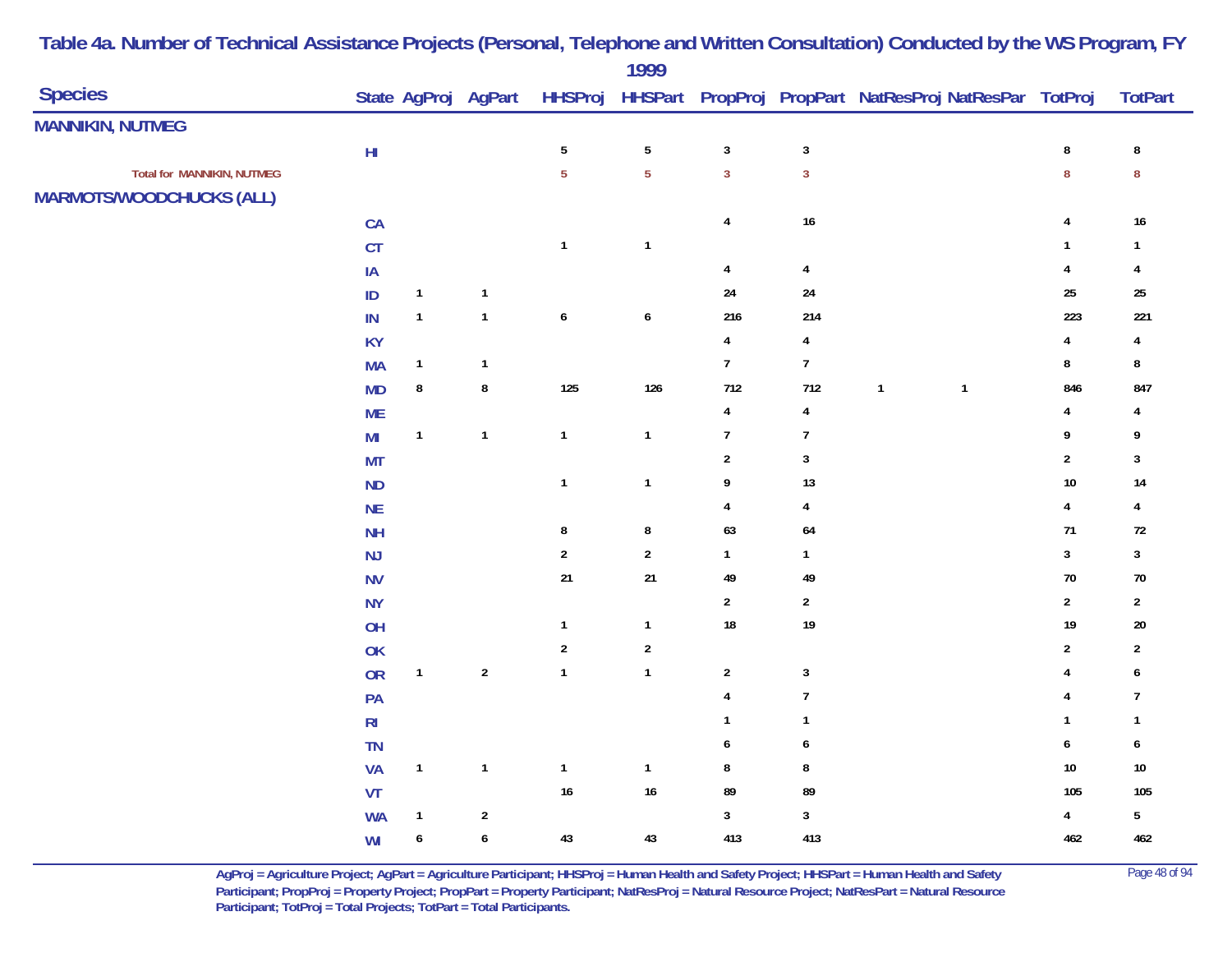# Table 4a. Number of Technical Assistance Projects (Personal, Telephone and Written Consultation) Conducted by the WS Program, FY 1999

| Species | State | AgProj | AgPart | HHSProj | HHSPart | PropProj | PropPart | NatResProj | NatResPar | TotProj | TotPart |
|---|---|---|---|---|---|---|---|---|---|---|---|
| **MANNIKIN, NUTMEG** | | | | | | | | | | | |
| | HI | | | 5 | 5 | 3 | 3 | | | 8 | 8 |
| Total for MANNIKIN, NUTMEG | | | | 5 | 5 | 3 | 3 | | | 8 | 8 |
| **MARMOTS/WOODCHUCKS (ALL)** | | | | | | | | | | | |
| | CA | | | | | 4 | 16 | | | 4 | 16 |
| | CT | | | 1 | 1 | | | | | 1 | 1 |
| | IA | | | | | 4 | 4 | | | 4 | 4 |
| | ID | 1 | 1 | | | 24 | 24 | | | 25 | 25 |
| | IN | 1 | 1 | 6 | 6 | 216 | 214 | | | 223 | 221 |
| | KY | | | | | 4 | 4 | | | 4 | 4 |
| | MA | 1 | 1 | | | 7 | 7 | | | 8 | 8 |
| | MD | 8 | 8 | 125 | 126 | 712 | 712 | 1 | 1 | 846 | 847 |
| | ME | | | | | 4 | 4 | | | 4 | 4 |
| | MI | 1 | 1 | 1 | 1 | 7 | 7 | | | 9 | 9 |
| | MT | | | | | 2 | 3 | | | 2 | 3 |
| | ND | | | 1 | 1 | 9 | 13 | | | 10 | 14 |
| | NE | | | | | 4 | 4 | | | 4 | 4 |
| | NH | | | 8 | 8 | 63 | 64 | | | 71 | 72 |
| | NJ | | | 2 | 2 | 1 | 1 | | | 3 | 3 |
| | NV | | | 21 | 21 | 49 | 49 | | | 70 | 70 |
| | NY | | | | | 2 | 2 | | | 2 | 2 |
| | OH | | | 1 | 1 | 18 | 19 | | | 19 | 20 |
| | OK | | | 2 | 2 | | | | | 2 | 2 |
| | OR | 1 | 2 | 1 | 1 | 2 | 3 | | | 4 | 6 |
| | PA | | | | | 4 | 7 | | | 4 | 7 |
| | RI | | | | | 1 | 1 | | | 1 | 1 |
| | TN | | | | | 6 | 6 | | | 6 | 6 |
| | VA | 1 | 1 | 1 | 1 | 8 | 8 | | | 10 | 10 |
| | VT | | | 16 | 16 | 89 | 89 | | | 105 | 105 |
| | WA | 1 | 2 | | | 3 | 3 | | | 4 | 5 |
| | WI | 6 | 6 | 43 | 43 | 413 | 413 | | | 462 | 462 |

AgProj = Agriculture Project; AgPart = Agriculture Participant; HHSProj = Human Health and Safety Project; HHSPart = Human Health and Safety Participant; PropProj = Property Project; PropPart = Property Participant; NatResProj = Natural Resource Project; NatResPart = Natural Resource Participant; TotProj = Total Projects; TotPart = Total Participants.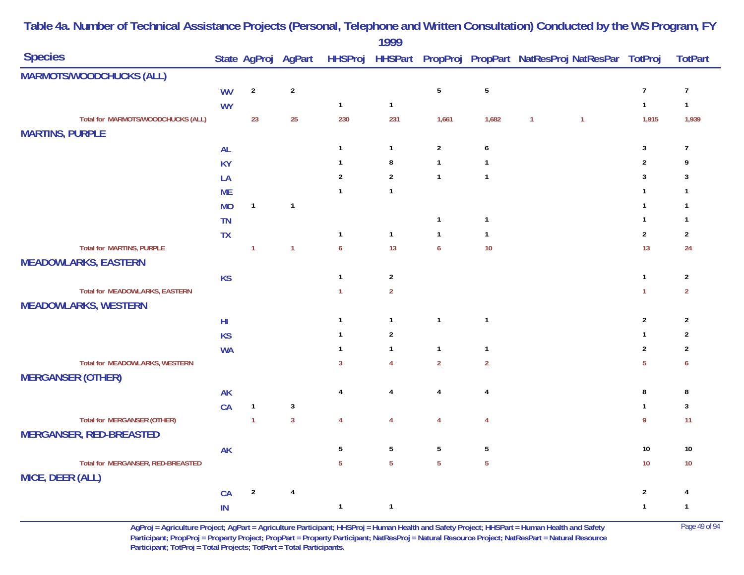# Table 4a. Number of Technical Assistance Projects (Personal, Telephone and Written Consultation) Conducted by the WS Program, FY 1999

| Species | State | AgProj | AgPart | HHSProj | HHSPart | PropProj | PropPart | NatResProj | NatResPar | TotProj | TotPart |
|---|---|---|---|---|---|---|---|---|---|---|---|
| **MARMOTS/WOODCHUCKS (ALL)** | | | | | | | | | | | |
| | WV | 2 | 2 | | | 5 | 5 | | | 7 | 7 |
| | WY | | | 1 | 1 | | | | | 1 | 1 |
| Total for MARMOTS/WOODCHUCKS (ALL) | | 23 | 25 | 230 | 231 | 1,661 | 1,682 | 1 | 1 | 1,915 | 1,939 |
| **MARTINS, PURPLE** | | | | | | | | | | | |
| | AL | | | 1 | 1 | 2 | 6 | | | 3 | 7 |
| | KY | | | 1 | 8 | 1 | 1 | | | 2 | 9 |
| | LA | | | 2 | 2 | 1 | 1 | | | 3 | 3 |
| | ME | | | 1 | 1 | | | | | 1 | 1 |
| | MO | 1 | 1 | | | | | | | 1 | 1 |
| | TN | | | | | 1 | 1 | | | 1 | 1 |
| | TX | | | 1 | 1 | 1 | 1 | | | 2 | 2 |
| Total for MARTINS, PURPLE | | 1 | 1 | 6 | 13 | 6 | 10 | | | 13 | 24 |
| **MEADOWLARKS, EASTERN** | | | | | | | | | | | |
| | KS | | | 1 | 2 | | | | | 1 | 2 |
| Total for MEADOWLARKS, EASTERN | | | | 1 | 2 | | | | | 1 | 2 |
| **MEADOWLARKS, WESTERN** | | | | | | | | | | | |
| | HI | | | 1 | 1 | 1 | 1 | | | 2 | 2 |
| | KS | | | 1 | 2 | | | | | 1 | 2 |
| | WA | | | 1 | 1 | 1 | 1 | | | 2 | 2 |
| Total for MEADOWLARKS, WESTERN | | | | 3 | 4 | 2 | 2 | | | 5 | 6 |
| **MERGANSER (OTHER)** | | | | | | | | | | | |
| | AK | | | 4 | 4 | 4 | 4 | | | 8 | 8 |
| | CA | 1 | 3 | | | | | | | 1 | 3 |
| Total for MERGANSER (OTHER) | | 1 | 3 | 4 | 4 | 4 | 4 | | | 9 | 11 |
| **MERGANSER, RED-BREASTED** | | | | | | | | | | | |
| | AK | | | 5 | 5 | 5 | 5 | | | 10 | 10 |
| Total for MERGANSER, RED-BREASTED | | | | 5 | 5 | 5 | 5 | | | 10 | 10 |
| **MICE, DEER (ALL)** | | | | | | | | | | | |
| | CA | 2 | 4 | | | | | | | 2 | 4 |
| | IN | | | 1 | 1 | | | | | 1 | 1 |

AgProj = Agriculture Project; AgPart = Agriculture Participant; HHSProj = Human Health and Safety Project; HHSPart = Human Health and Safety Participant; PropProj = Property Project; PropPart = Property Participant; NatResProj = Natural Resource Project; NatResPart = Natural Resource Participant; TotProj = Total Projects; TotPart = Total Participants.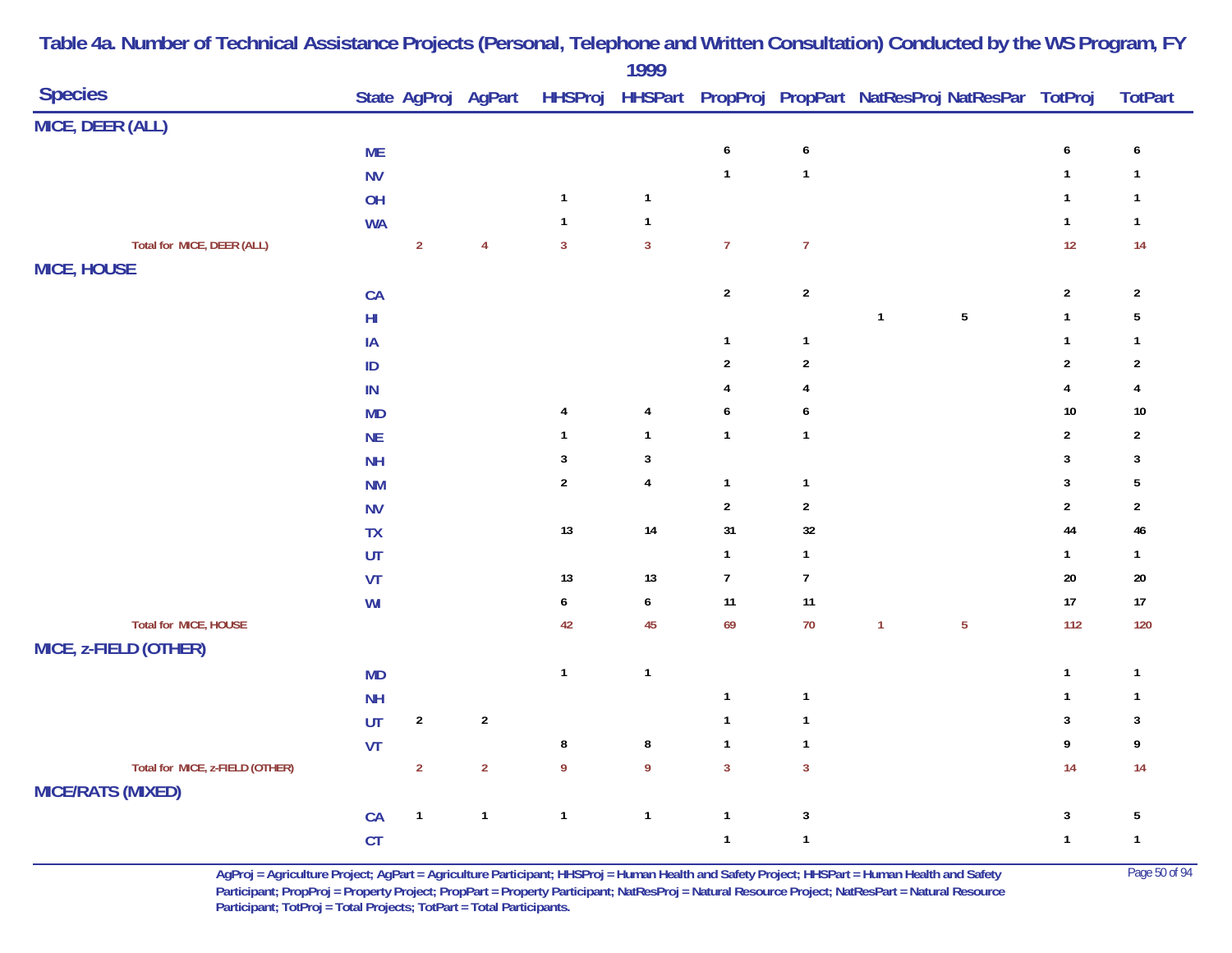# Table 4a. Number of Technical Assistance Projects (Personal, Telephone and Written Consultation) Conducted by the WS Program, FY 1999

| Species | State | AgProj | AgPart | HHSProj | HHSPart | PropProj | PropPart | NatResProj | NatResPar | TotProj | TotPart |
|---|---|---|---|---|---|---|---|---|---|---|---|
| **MICE, DEER (ALL)** | | | | | | | | | | | |
| | ME | | | | | 6 | 6 | | | 6 | 6 |
| | NV | | | | | 1 | 1 | | | 1 | 1 |
| | OH | | | 1 | 1 | | | | | 1 | 1 |
| | WA | | | 1 | 1 | | | | | 1 | 1 |
| Total for MICE, DEER (ALL) | | 2 | 4 | 3 | 3 | 7 | 7 | | | 12 | 14 |
| **MICE, HOUSE** | | | | | | | | | | | |
| | CA | | | | | 2 | 2 | | | 2 | 2 |
| | HI | | | | | | | 1 | 5 | 1 | 5 |
| | IA | | | | | 1 | 1 | | | 1 | 1 |
| | ID | | | | | 2 | 2 | | | 2 | 2 |
| | IN | | | | | 4 | 4 | | | 4 | 4 |
| | MD | | | 4 | 4 | 6 | 6 | | | 10 | 10 |
| | NE | | | 1 | 1 | 1 | 1 | | | 2 | 2 |
| | NH | | | 3 | 3 | | | | | 3 | 3 |
| | NM | | | 2 | 4 | 1 | 1 | | | 3 | 5 |
| | NV | | | | | 2 | 2 | | | 2 | 2 |
| | TX | | | 13 | 14 | 31 | 32 | | | 44 | 46 |
| | UT | | | | | 1 | 1 | | | 1 | 1 |
| | VT | | | 13 | 13 | 7 | 7 | | | 20 | 20 |
| | WI | | | 6 | 6 | 11 | 11 | | | 17 | 17 |
| Total for MICE, HOUSE | | | | 42 | 45 | 69 | 70 | 1 | 5 | 112 | 120 |
| **MICE, z-FIELD (OTHER)** | | | | | | | | | | | |
| | MD | | | 1 | 1 | | | | | 1 | 1 |
| | NH | | | | | 1 | 1 | | | 1 | 1 |
| | UT | 2 | 2 | | | 1 | 1 | | | 3 | 3 |
| | VT | | | 8 | 8 | 1 | 1 | | | 9 | 9 |
| Total for MICE, z-FIELD (OTHER) | | 2 | 2 | 9 | 9 | 3 | 3 | | | 14 | 14 |
| **MICE/RATS (MIXED)** | | | | | | | | | | | |
| | CA | 1 | 1 | 1 | 1 | 1 | 3 | | | 3 | 5 |
| | CT | | | | | 1 | 1 | | | 1 | 1 |

AgProj = Agriculture Project; AgPart = Agriculture Participant; HHSProj = Human Health and Safety Project; HHSPart = Human Health and Safety Participant; PropProj = Property Project; PropPart = Property Participant; NatResProj = Natural Resource Project; NatResPart = Natural Resource Participant; TotProj = Total Projects; TotPart = Total Participants.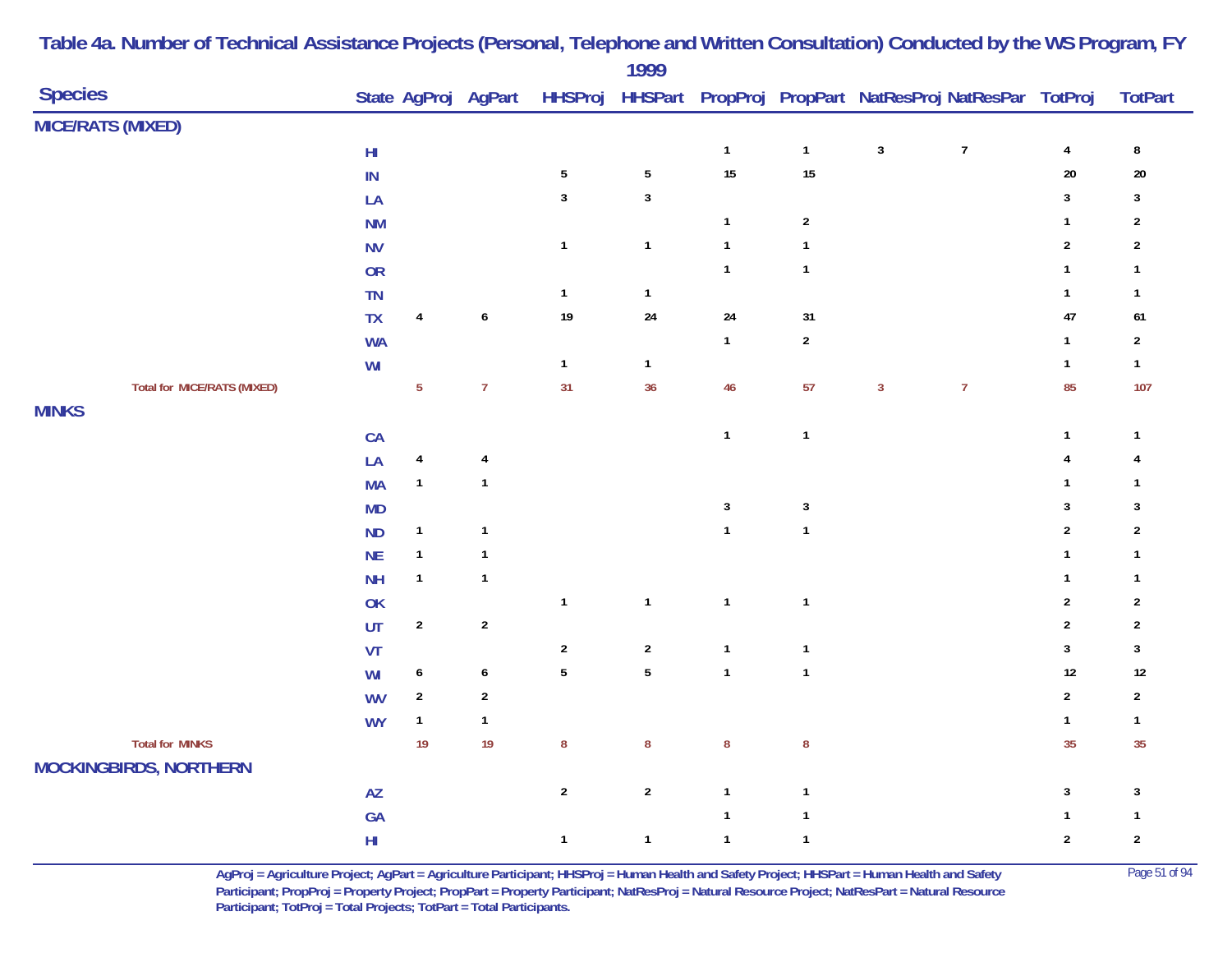# Table 4a. Number of Technical Assistance Projects (Personal, Telephone and Written Consultation) Conducted by the WS Program, FY 1999

| Species | State | AgProj | AgPart | HHSProj | HHSPart | PropProj | PropPart | NatResProj | NatResPar | TotProj | TotPart |
|---|---|---|---|---|---|---|---|---|---|---|---|
| **MICE/RATS (MIXED)** | | | | | | | | | | | |
| | HI | | | | | 1 | 1 | 3 | 7 | 4 | 8 |
| | IN | | | 5 | 5 | 15 | 15 | | | 20 | 20 |
| | LA | | | 3 | 3 | | | | | 3 | 3 |
| | NM | | | | | 1 | 2 | | | 1 | 2 |
| | NV | | | 1 | 1 | 1 | 1 | | | 2 | 2 |
| | OR | | | | | 1 | 1 | | | 1 | 1 |
| | TN | | | 1 | 1 | | | | | 1 | 1 |
| | TX | 4 | 6 | 19 | 24 | 24 | 31 | | | 47 | 61 |
| | WA | | | | | 1 | 2 | | | 1 | 2 |
| | WI | | | 1 | 1 | | | | | 1 | 1 |
| Total for MICE/RATS (MIXED) | | 5 | 7 | 31 | 36 | 46 | 57 | 3 | 7 | 85 | 107 |
| **MINKS** | | | | | | | | | | | |
| | CA | | | | | 1 | 1 | | | 1 | 1 |
| | LA | 4 | 4 | | | | | | | 4 | 4 |
| | MA | 1 | 1 | | | | | | | 1 | 1 |
| | MD | | | | | 3 | 3 | | | 3 | 3 |
| | ND | 1 | 1 | | | 1 | 1 | | | 2 | 2 |
| | NE | 1 | 1 | | | | | | | 1 | 1 |
| | NH | 1 | 1 | | | | | | | 1 | 1 |
| | OK | | | 1 | 1 | 1 | 1 | | | 2 | 2 |
| | UT | 2 | 2 | | | | | | | 2 | 2 |
| | VT | | | 2 | 2 | 1 | 1 | | | 3 | 3 |
| | WI | 6 | 6 | 5 | 5 | 1 | 1 | | | 12 | 12 |
| | WV | 2 | 2 | | | | | | | 2 | 2 |
| | WY | 1 | 1 | | | | | | | 1 | 1 |
| Total for MINKS | | 19 | 19 | 8 | 8 | 8 | 8 | | | 35 | 35 |
| **MOCKINGBIRDS, NORTHERN** | | | | | | | | | | | |
| | AZ | | | 2 | 2 | 1 | 1 | | | 3 | 3 |
| | GA | | | | | 1 | 1 | | | 1 | 1 |
| | HI | | | 1 | 1 | 1 | 1 | | | 2 | 2 |

AgProj = Agriculture Project; AgPart = Agriculture Participant; HHSProj = Human Health and Safety Project; HHSPart = Human Health and Safety Participant; PropProj = Property Project; PropPart = Property Participant; NatResProj = Natural Resource Project; NatResPart = Natural Resource Participant; TotProj = Total Projects; TotPart = Total Participants.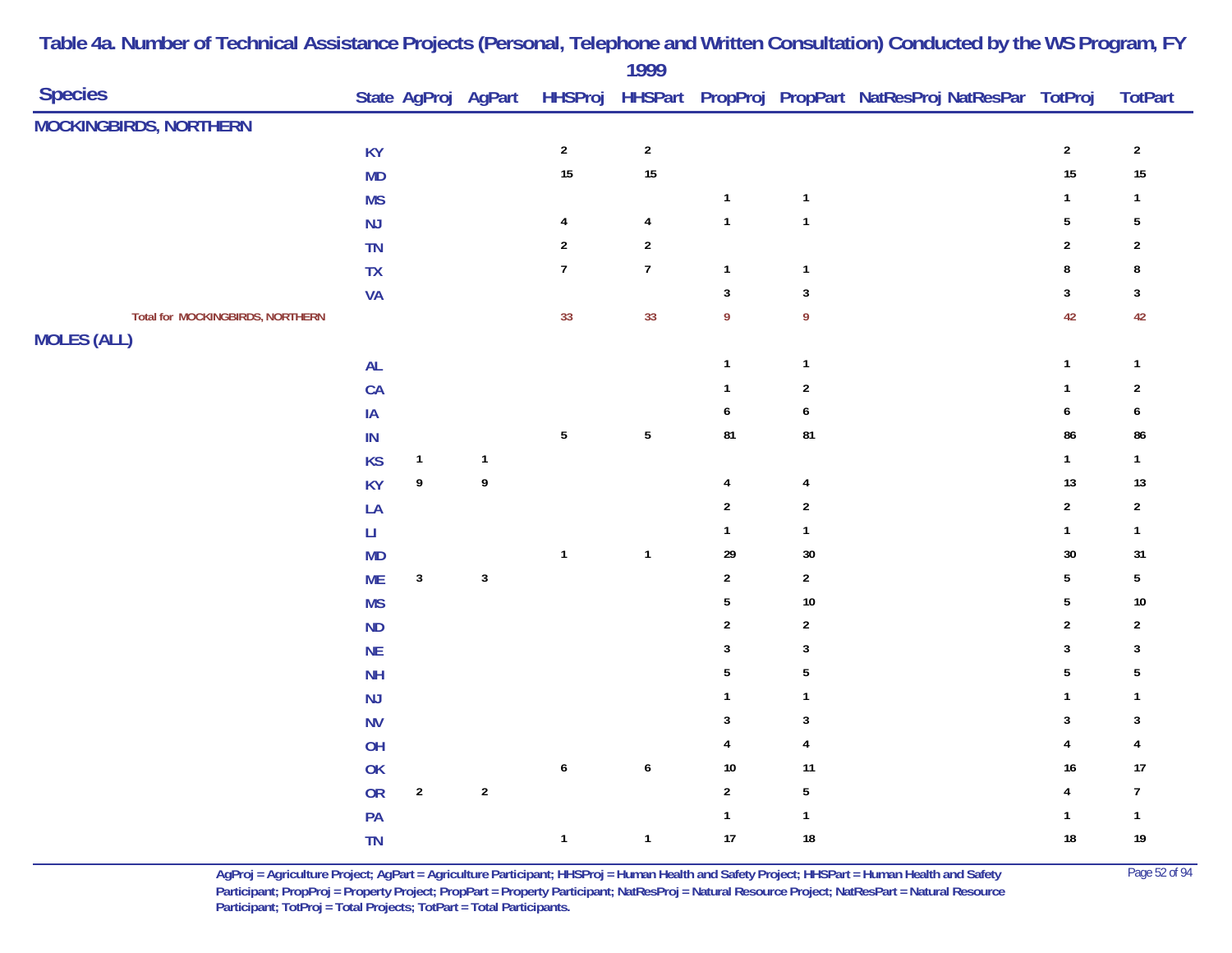# Table 4a. Number of Technical Assistance Projects (Personal, Telephone and Written Consultation) Conducted by the WS Program, FY 1999

| Species | State | AgProj | AgPart | HHSProj | HHSPart | PropProj | PropPart | NatResProj | NatResPar | TotProj | TotPart |
|---|---|---|---|---|---|---|---|---|---|---|---|
| **MOCKINGBIRDS, NORTHERN** | | | | | | | | | | | |
| | KY | | | 2 | 2 | | | | | 2 | 2 |
| | MD | | | 15 | 15 | | | | | 15 | 15 |
| | MS | | | | | 1 | 1 | | | 1 | 1 |
| | NJ | | | 4 | 4 | 1 | 1 | | | 5 | 5 |
| | TN | | | 2 | 2 | | | | | 2 | 2 |
| | TX | | | 7 | 7 | 1 | 1 | | | 8 | 8 |
| | VA | | | | | 3 | 3 | | | 3 | 3 |
| Total for MOCKINGBIRDS, NORTHERN | | | | 33 | 33 | 9 | 9 | | | 42 | 42 |
| **MOLES (ALL)** | | | | | | | | | | | |
| | AL | | | | | 1 | 1 | | | 1 | 1 |
| | CA | | | | | 1 | 2 | | | 1 | 2 |
| | IA | | | | | 6 | 6 | | | 6 | 6 |
| | IN | | | 5 | 5 | 81 | 81 | | | 86 | 86 |
| | KS | 1 | 1 | | | | | | | 1 | 1 |
| | KY | 9 | 9 | | | 4 | 4 | | | 13 | 13 |
| | LA | | | | | 2 | 2 | | | 2 | 2 |
| | LI | | | | | 1 | 1 | | | 1 | 1 |
| | MD | | | 1 | 1 | 29 | 30 | | | 30 | 31 |
| | ME | 3 | 3 | | | 2 | 2 | | | 5 | 5 |
| | MS | | | | | 5 | 10 | | | 5 | 10 |
| | ND | | | | | 2 | 2 | | | 2 | 2 |
| | NE | | | | | 3 | 3 | | | 3 | 3 |
| | NH | | | | | 5 | 5 | | | 5 | 5 |
| | NJ | | | | | 1 | 1 | | | 1 | 1 |
| | NV | | | | | 3 | 3 | | | 3 | 3 |
| | OH | | | | | 4 | 4 | | | 4 | 4 |
| | OK | | | 6 | 6 | 10 | 11 | | | 16 | 17 |
| | OR | 2 | 2 | | | 2 | 5 | | | 4 | 7 |
| | PA | | | | | 1 | 1 | | | 1 | 1 |
| | TN | | | 1 | 1 | 17 | 18 | | | 18 | 19 |

AgProj = Agriculture Project; AgPart = Agriculture Participant; HHSProj = Human Health and Safety Project; HHSPart = Human Health and Safety Participant; PropProj = Property Project; PropPart = Property Participant; NatResProj = Natural Resource Project; NatResPart = Natural Resource Participant; TotProj = Total Projects; TotPart = Total Participants.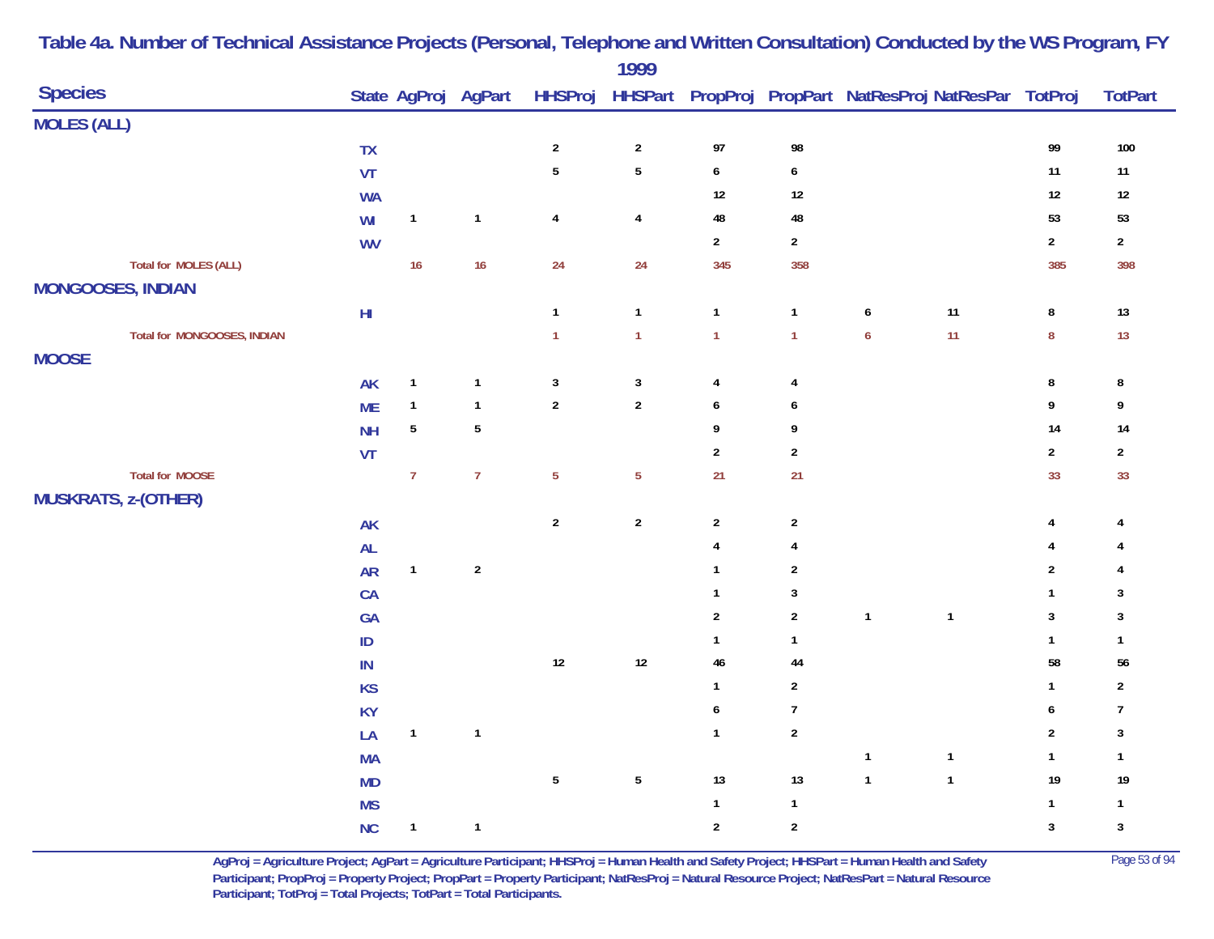# Table 4a. Number of Technical Assistance Projects (Personal, Telephone and Written Consultation) Conducted by the WS Program, FY 1999

| Species | State | AgProj | AgPart | HHSProj | HHSPart | PropProj | PropPart | NatResProj | NatResPar | TotProj | TotPart |
|---|---|---|---|---|---|---|---|---|---|---|---|
| **MOLES (ALL)** | | | | | | | | | | | |
| | TX | | | 2 | 2 | 97 | 98 | | | 99 | 100 |
| | VT | | | 5 | 5 | 6 | 6 | | | 11 | 11 |
| | WA | | | | | 12 | 12 | | | 12 | 12 |
| | WI | 1 | 1 | 4 | 4 | 48 | 48 | | | 53 | 53 |
| | WV | | | | | 2 | 2 | | | 2 | 2 |
| Total for MOLES (ALL) | | 16 | 16 | 24 | 24 | 345 | 358 | | | 385 | 398 |
| **MONGOOSES, INDIAN** | | | | | | | | | | | |
| | HI | | | 1 | 1 | 1 | 1 | 6 | 11 | 8 | 13 |
| Total for MONGOOSES, INDIAN | | | | 1 | 1 | 1 | 1 | 6 | 11 | 8 | 13 |
| **MOOSE** | | | | | | | | | | | |
| | AK | 1 | 1 | 3 | 3 | 4 | 4 | | | 8 | 8 |
| | ME | 1 | 1 | 2 | 2 | 6 | 6 | | | 9 | 9 |
| | NH | 5 | 5 | | | 9 | 9 | | | 14 | 14 |
| | VT | | | | | 2 | 2 | | | 2 | 2 |
| Total for MOOSE | | 7 | 7 | 5 | 5 | 21 | 21 | | | 33 | 33 |
| **MUSKRATS, z-(OTHER)** | | | | | | | | | | | |
| | AK | | | 2 | 2 | 2 | 2 | | | 4 | 4 |
| | AL | | | | | 4 | 4 | | | 4 | 4 |
| | AR | 1 | 2 | | | 1 | 2 | | | 2 | 4 |
| | CA | | | | | 1 | 3 | | | 1 | 3 |
| | GA | | | | | 2 | 2 | 1 | 1 | 3 | 3 |
| | ID | | | | | 1 | 1 | | | 1 | 1 |
| | IN | | | 12 | 12 | 46 | 44 | | | 58 | 56 |
| | KS | | | | | 1 | 2 | | | 1 | 2 |
| | KY | | | | | 6 | 7 | | | 6 | 7 |
| | LA | 1 | 1 | | | 1 | 2 | | | 2 | 3 |
| | MA | | | | | | | 1 | 1 | 1 | 1 |
| | MD | | | 5 | 5 | 13 | 13 | 1 | 1 | 19 | 19 |
| | MS | | | | | 1 | 1 | | | 1 | 1 |
| | NC | 1 | 1 | | | 2 | 2 | | | 3 | 3 |

AgProj = Agriculture Project; AgPart = Agriculture Participant; HHSProj = Human Health and Safety Project; HHSPart = Human Health and Safety Participant; PropProj = Property Project; PropPart = Property Participant; NatResProj = Natural Resource Project; NatResPart = Natural Resource Participant; TotProj = Total Projects; TotPart = Total Participants.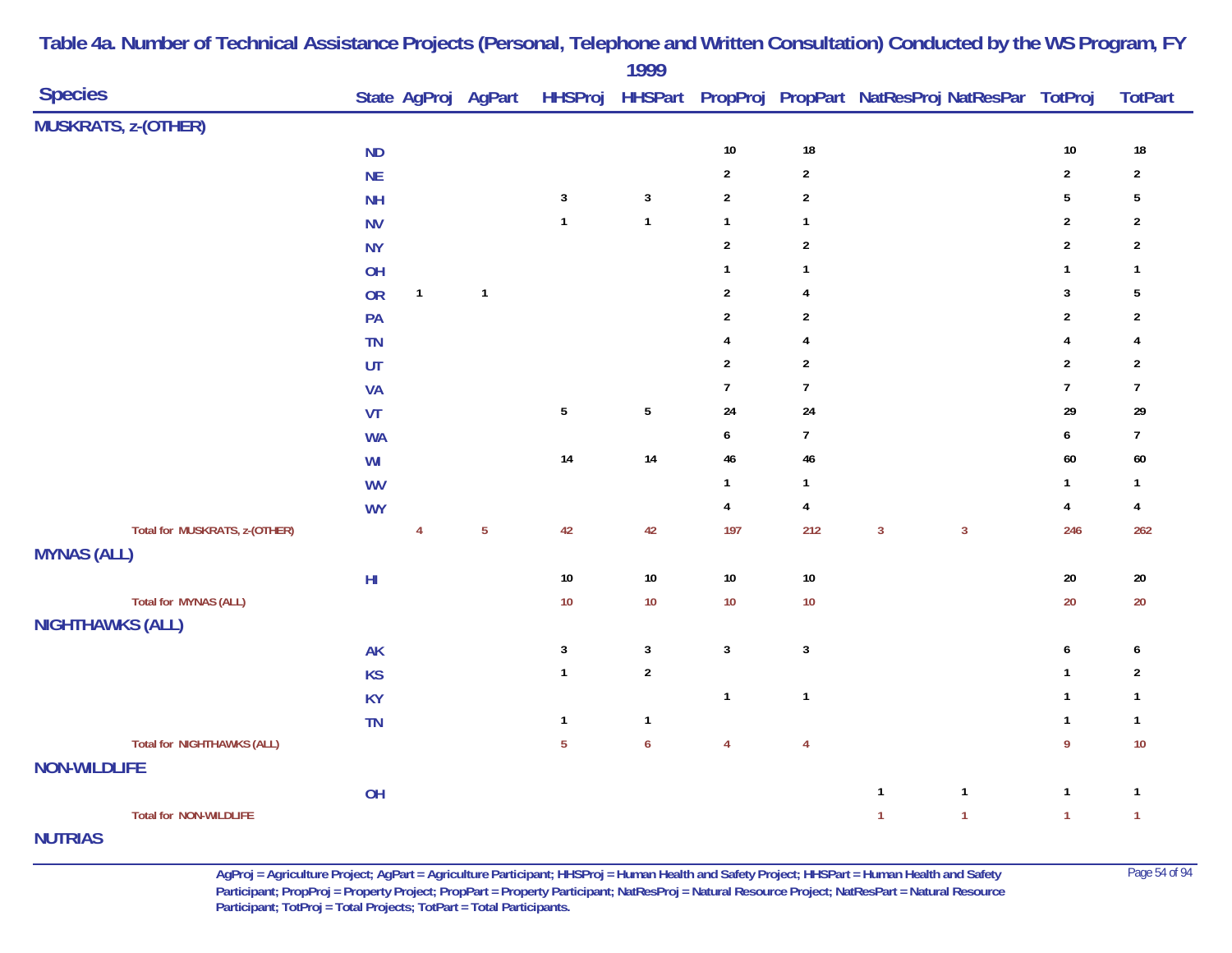# Table 4a. Number of Technical Assistance Projects (Personal, Telephone and Written Consultation) Conducted by the WS Program, FY 1999

| Species | State | AgProj | AgPart | HHSProj | HHSPart | PropProj | PropPart | NatResProj | NatResPar | TotProj | TotPart |
|---|---|---|---|---|---|---|---|---|---|---|---|
| **MUSKRATS, z-(OTHER)** | | | | | | | | | | | |
| | ND | | | | | 10 | 18 | | | 10 | 18 |
| | NE | | | | | 2 | 2 | | | 2 | 2 |
| | NH | | | 3 | 3 | 2 | 2 | | | 5 | 5 |
| | NV | | | 1 | 1 | 1 | 1 | | | 2 | 2 |
| | NY | | | | | 2 | 2 | | | 2 | 2 |
| | OH | | | | | 1 | 1 | | | 1 | 1 |
| | OR | 1 | 1 | | | 2 | 4 | | | 3 | 5 |
| | PA | | | | | 2 | 2 | | | 2 | 2 |
| | TN | | | | | 4 | 4 | | | 4 | 4 |
| | UT | | | | | 2 | 2 | | | 2 | 2 |
| | VA | | | | | 7 | 7 | | | 7 | 7 |
| | VT | | | 5 | 5 | 24 | 24 | | | 29 | 29 |
| | WA | | | | | 6 | 7 | | | 6 | 7 |
| | WI | | | 14 | 14 | 46 | 46 | | | 60 | 60 |
| | WV | | | | | 1 | 1 | | | 1 | 1 |
| | WY | | | | | 4 | 4 | | | 4 | 4 |
| Total for MUSKRATS, z-(OTHER) | | 4 | 5 | 42 | 42 | 197 | 212 | 3 | 3 | 246 | 262 |
| **MYNAS (ALL)** | | | | | | | | | | | |
| | HI | | | 10 | 10 | 10 | 10 | | | 20 | 20 |
| Total for MYNAS (ALL) | | | | 10 | 10 | 10 | 10 | | | 20 | 20 |
| **NIGHTHAWKS (ALL)** | | | | | | | | | | | |
| | AK | | | 3 | 3 | 3 | 3 | | | 6 | 6 |
| | KS | | | 1 | 2 | | | | | 1 | 2 |
| | KY | | | | | 1 | 1 | | | 1 | 1 |
| | TN | | | 1 | 1 | | | | | 1 | 1 |
| Total for NIGHTHAWKS (ALL) | | | | 5 | 6 | 4 | 4 | | | 9 | 10 |
| **NON-WILDLIFE** | | | | | | | | | | | |
| | OH | | | | | | | 1 | 1 | 1 | 1 |
| Total for NON-WILDLIFE | | | | | | | | 1 | 1 | 1 | 1 |
| **NUTRIAS** | | | | | | | | | | | |

AgProj = Agriculture Project; AgPart = Agriculture Participant; HHSProj = Human Health and Safety Project; HHSPart = Human Health and Safety Participant; PropProj = Property Project; PropPart = Property Participant; NatResProj = Natural Resource Project; NatResPart = Natural Resource Participant; TotProj = Total Projects; TotPart = Total Participants.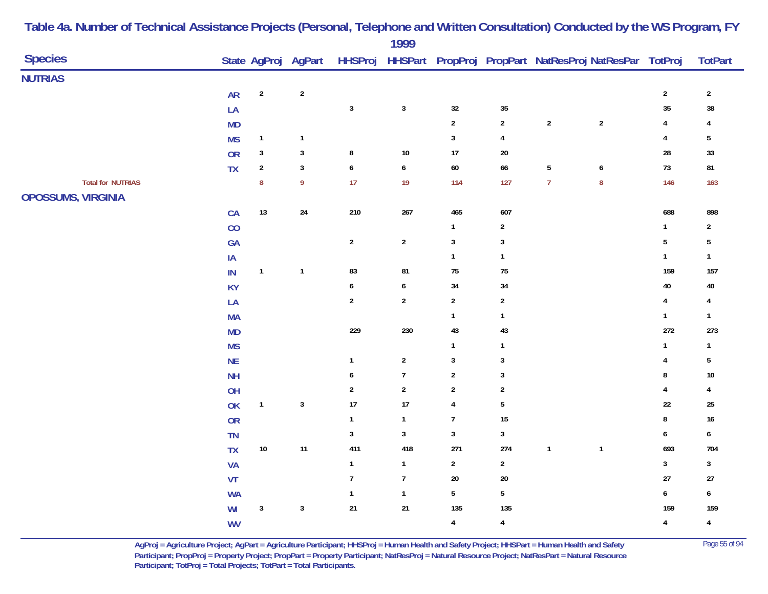# Table 4a. Number of Technical Assistance Projects (Personal, Telephone and Written Consultation) Conducted by the WS Program, FY 1999

| Species | State | AgProj | AgPart | HHSProj | HHSPart | PropProj | PropPart | NatResProj | NatResPar | TotProj | TotPart |
|---|---|---|---|---|---|---|---|---|---|---|---|
| **NUTRIAS** | | | | | | | | | | | |
| | AR | 2 | 2 | | | | | | | 2 | 2 |
| | LA | | | 3 | 3 | 32 | 35 | | | 35 | 38 |
| | MD | | | | | 2 | 2 | 2 | 2 | 4 | 4 |
| | MS | 1 | 1 | | | 3 | 4 | | | 4 | 5 |
| | OR | 3 | 3 | 8 | 10 | 17 | 20 | | | 28 | 33 |
| | TX | 2 | 3 | 6 | 6 | 60 | 66 | 5 | 6 | 73 | 81 |
| Total for NUTRIAS | | 8 | 9 | 17 | 19 | 114 | 127 | 7 | 8 | 146 | 163 |
| **OPOSSUMS, VIRGINIA** | | | | | | | | | | | |
| | CA | 13 | 24 | 210 | 267 | 465 | 607 | | | 688 | 898 |
| | CO | | | | | 1 | 2 | | | 1 | 2 |
| | GA | | | 2 | 2 | 3 | 3 | | | 5 | 5 |
| | IA | | | | | 1 | 1 | | | 1 | 1 |
| | IN | 1 | 1 | 83 | 81 | 75 | 75 | | | 159 | 157 |
| | KY | | | 6 | 6 | 34 | 34 | | | 40 | 40 |
| | LA | | | 2 | 2 | 2 | 2 | | | 4 | 4 |
| | MA | | | | | 1 | 1 | | | 1 | 1 |
| | MD | | | 229 | 230 | 43 | 43 | | | 272 | 273 |
| | MS | | | | | 1 | 1 | | | 1 | 1 |
| | NE | | | 1 | 2 | 3 | 3 | | | 4 | 5 |
| | NH | | | 6 | 7 | 2 | 3 | | | 8 | 10 |
| | OH | | | 2 | 2 | 2 | 2 | | | 4 | 4 |
| | OK | 1 | 3 | 17 | 17 | 4 | 5 | | | 22 | 25 |
| | OR | | | 1 | 1 | 7 | 15 | | | 8 | 16 |
| | TN | | | 3 | 3 | 3 | 3 | | | 6 | 6 |
| | TX | 10 | 11 | 411 | 418 | 271 | 274 | 1 | 1 | 693 | 704 |
| | VA | | | 1 | 1 | 2 | 2 | | | 3 | 3 |
| | VT | | | 7 | 7 | 20 | 20 | | | 27 | 27 |
| | WA | | | 1 | 1 | 5 | 5 | | | 6 | 6 |
| | WI | 3 | 3 | 21 | 21 | 135 | 135 | | | 159 | 159 |
| | WV | | | | | 4 | 4 | | | 4 | 4 |

AgProj = Agriculture Project; AgPart = Agriculture Participant; HHSProj = Human Health and Safety Project; HHSPart = Human Health and Safety Participant; PropProj = Property Project; PropPart = Property Participant; NatResProj = Natural Resource Project; NatResPart = Natural Resource Participant; TotProj = Total Projects; TotPart = Total Participants.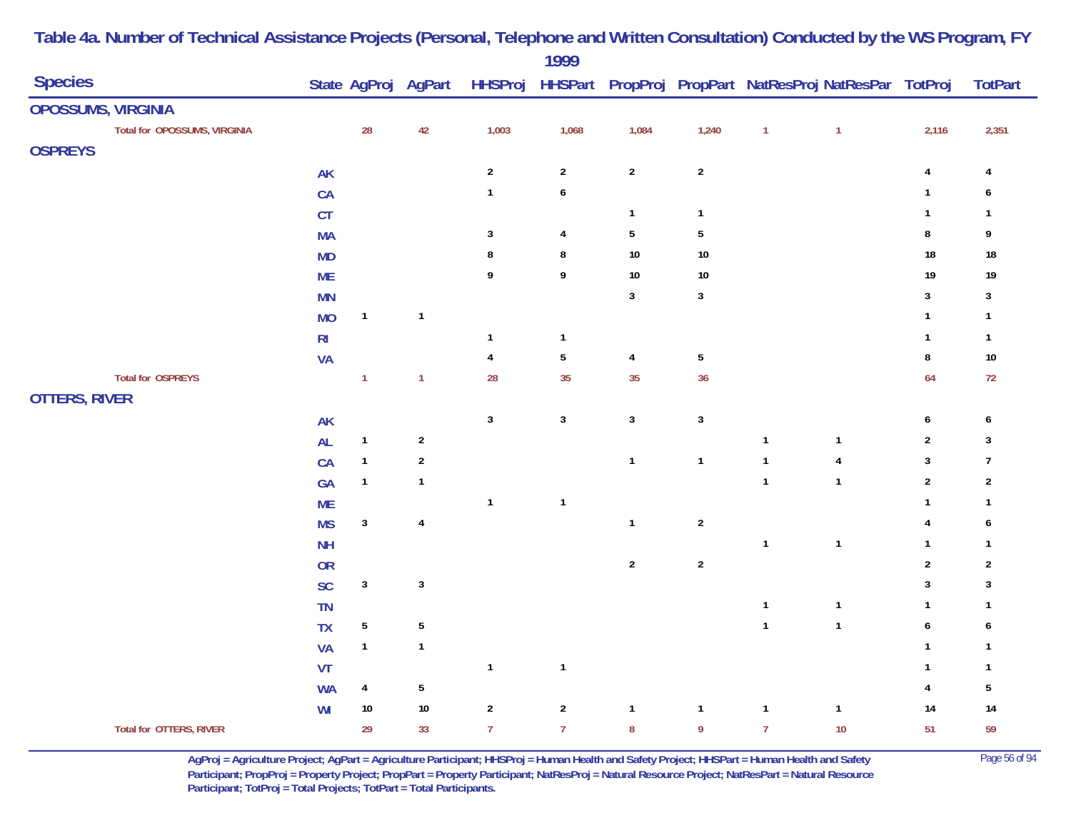# Table 4a. Number of Technical Assistance Projects (Personal, Telephone and Written Consultation) Conducted by the WS Program, FY 1999

| Species | State | AgProj | AgPart | HHSProj | HHSPart | PropProj | PropPart | NatResProj | NatResPar | TotProj | TotPart |
|---|---|---|---|---|---|---|---|---|---|---|---|
| **OPOSSUMS, VIRGINIA** | | | | | | | | | | | |
| Total for OPOSSUMS, VIRGINIA | | 28 | 42 | 1,003 | 1,068 | 1,084 | 1,240 | 1 | 1 | 2,116 | 2,351 |
| **OSPREYS** | | | | | | | | | | | |
| | AK | | | 2 | 2 | 2 | 2 | | | 4 | 4 |
| | CA | | | 1 | 6 | | | | | 1 | 6 |
| | CT | | | | | 1 | 1 | | | 1 | 1 |
| | MA | | | 3 | 4 | 5 | 5 | | | 8 | 9 |
| | MD | | | 8 | 8 | 10 | 10 | | | 18 | 18 |
| | ME | | | 9 | 9 | 10 | 10 | | | 19 | 19 |
| | MN | | | | | 3 | 3 | | | 3 | 3 |
| | MO | 1 | 1 | | | | | | | 1 | 1 |
| | RI | | | 1 | 1 | | | | | 1 | 1 |
| | VA | | | 4 | 5 | 4 | 5 | | | 8 | 10 |
| Total for OSPREYS | | 1 | 1 | 28 | 35 | 35 | 36 | | | 64 | 72 |
| **OTTERS, RIVER** | | | | | | | | | | | |
| | AK | | | 3 | 3 | 3 | 3 | | | 6 | 6 |
| | AL | 1 | 2 | | | | | 1 | 1 | 2 | 3 |
| | CA | 1 | 2 | | | 1 | 1 | 1 | 4 | 3 | 7 |
| | GA | 1 | 1 | | | | | 1 | 1 | 2 | 2 |
| | ME | | | 1 | 1 | | | | | 1 | 1 |
| | MS | 3 | 4 | | | 1 | 2 | | | 4 | 6 |
| | NH | | | | | | | 1 | 1 | 1 | 1 |
| | OR | | | | | 2 | 2 | | | 2 | 2 |
| | SC | 3 | 3 | | | | | | | 3 | 3 |
| | TN | | | | | | | 1 | 1 | 1 | 1 |
| | TX | 5 | 5 | | | | | 1 | 1 | 6 | 6 |
| | VA | 1 | 1 | | | | | | | 1 | 1 |
| | VT | | | 1 | 1 | | | | | 1 | 1 |
| | WA | 4 | 5 | | | | | | | 4 | 5 |
| | WI | 10 | 10 | 2 | 2 | 1 | 1 | 1 | 1 | 14 | 14 |
| Total for OTTERS, RIVER | | 29 | 33 | 7 | 7 | 8 | 9 | 7 | 10 | 51 | 59 |

AgProj = Agriculture Project; AgPart = Agriculture Participant; HHSProj = Human Health and Safety Project; HHSPart = Human Health and Safety Participant; PropProj = Property Project; PropPart = Property Participant; NatResProj = Natural Resource Project; NatResPart = Natural Resource Participant; TotProj = Total Projects; TotPart = Total Participants.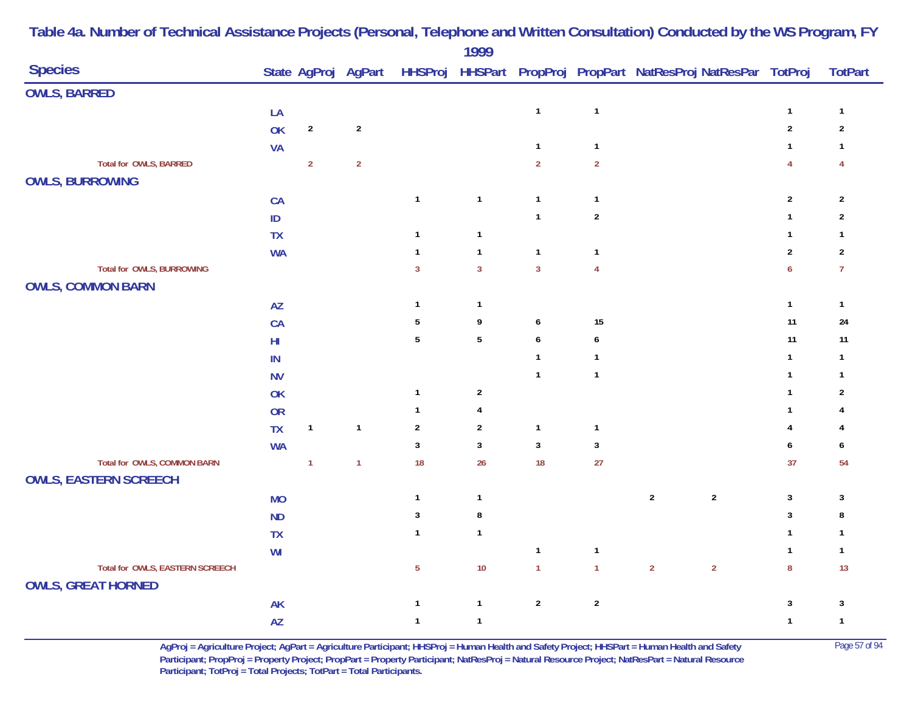# Table 4a. Number of Technical Assistance Projects (Personal, Telephone and Written Consultation) Conducted by the WS Program, FY 1999

| Species | State | AgProj | AgPart | HHSProj | HHSPart | PropProj | PropPart | NatResProj | NatResPar | TotProj | TotPart |
|---|---|---|---|---|---|---|---|---|---|---|---|
| **OWLS, BARRED** | | | | | | | | | | | |
| | LA | | | | | 1 | 1 | | | 1 | 1 |
| | OK | 2 | 2 | | | | | | | 2 | 2 |
| | VA | | | | | 1 | 1 | | | 1 | 1 |
| Total for OWLS, BARRED | | 2 | 2 | | | 2 | 2 | | | 4 | 4 |
| **OWLS, BURROWING** | | | | | | | | | | | |
| | CA | | | 1 | 1 | 1 | 1 | | | 2 | 2 |
| | ID | | | | | 1 | 2 | | | 1 | 2 |
| | TX | | | 1 | 1 | | | | | 1 | 1 |
| | WA | | | 1 | 1 | 1 | 1 | | | 2 | 2 |
| Total for OWLS, BURROWING | | | | 3 | 3 | 3 | 4 | | | 6 | 7 |
| **OWLS, COMMON BARN** | | | | | | | | | | | |
| | AZ | | | 1 | 1 | | | | | 1 | 1 |
| | CA | | | 5 | 9 | 6 | 15 | | | 11 | 24 |
| | HI | | | 5 | 5 | 6 | 6 | | | 11 | 11 |
| | IN | | | | | 1 | 1 | | | 1 | 1 |
| | NV | | | | | 1 | 1 | | | 1 | 1 |
| | OK | | | 1 | 2 | | | | | 1 | 2 |
| | OR | | | 1 | 4 | | | | | 1 | 4 |
| | TX | 1 | 1 | 2 | 2 | 1 | 1 | | | 4 | 4 |
| | WA | | | 3 | 3 | 3 | 3 | | | 6 | 6 |
| Total for OWLS, COMMON BARN | | 1 | 1 | 18 | 26 | 18 | 27 | | | 37 | 54 |
| **OWLS, EASTERN SCREECH** | | | | | | | | | | | |
| | MO | | | 1 | 1 | | | 2 | 2 | 3 | 3 |
| | ND | | | 3 | 8 | | | | | 3 | 8 |
| | TX | | | 1 | 1 | | | | | 1 | 1 |
| | WI | | | | | 1 | 1 | | | 1 | 1 |
| Total for OWLS, EASTERN SCREECH | | | | 5 | 10 | 1 | 1 | 2 | 2 | 8 | 13 |
| **OWLS, GREAT HORNED** | | | | | | | | | | | |
| | AK | | | 1 | 1 | 2 | 2 | | | 3 | 3 |
| | AZ | | | 1 | 1 | | | | | 1 | 1 |

AgProj = Agriculture Project; AgPart = Agriculture Participant; HHSProj = Human Health and Safety Project; HHSPart = Human Health and Safety Participant; PropProj = Property Project; PropPart = Property Participant; NatResProj = Natural Resource Project; NatResPart = Natural Resource Participant; TotProj = Total Projects; TotPart = Total Participants.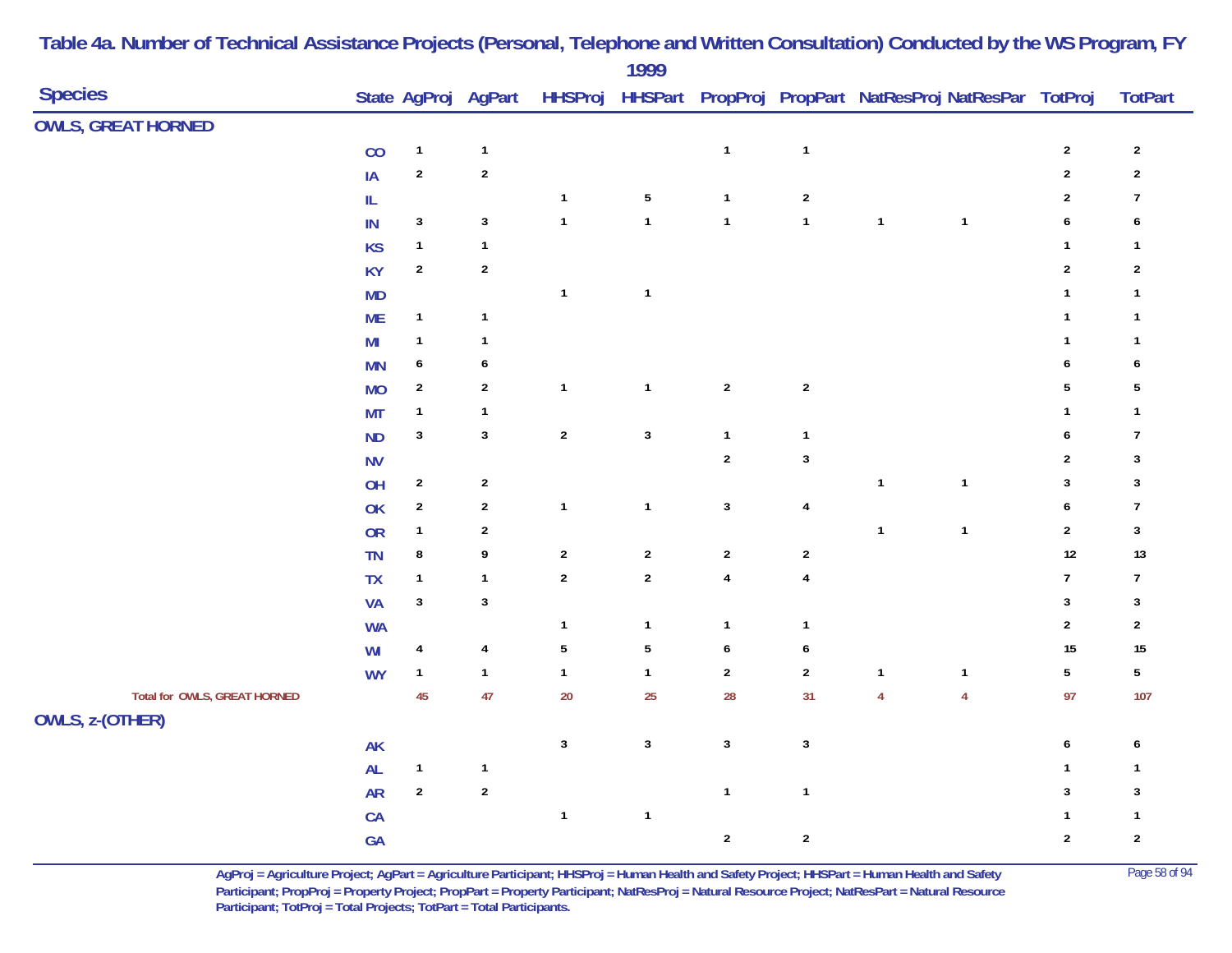## Table 4a. Number of Technical Assistance Projects (Personal, Telephone and Written Consultation) Conducted by the WS Program, FY 1999

| Species | State | AgProj | AgPart | HHSProj | HHSPart | PropProj | PropPart | NatResProj | NatResPar | TotProj | TotPart |
|---|---|---|---|---|---|---|---|---|---|---|---|
| **OWLS, GREAT HORNED** | | | | | | | | | | | |
| | CO | 1 | 1 | | | 1 | 1 | | | 2 | 2 |
| | IA | 2 | 2 | | | | | | | 2 | 2 |
| | IL | | | 1 | 5 | 1 | 2 | | | 2 | 7 |
| | IN | 3 | 3 | 1 | 1 | 1 | 1 | 1 | 1 | 6 | 6 |
| | KS | 1 | 1 | | | | | | | 1 | 1 |
| | KY | 2 | 2 | | | | | | | 2 | 2 |
| | MD | | | 1 | 1 | | | | | 1 | 1 |
| | ME | 1 | 1 | | | | | | | 1 | 1 |
| | MI | 1 | 1 | | | | | | | 1 | 1 |
| | MN | 6 | 6 | | | | | | | 6 | 6 |
| | MO | 2 | 2 | 1 | 1 | 2 | 2 | | | 5 | 5 |
| | MT | 1 | 1 | | | | | | | 1 | 1 |
| | ND | 3 | 3 | 2 | 3 | 1 | 1 | | | 6 | 7 |
| | NV | | | | | 2 | 3 | | | 2 | 3 |
| | OH | 2 | 2 | | | | | 1 | 1 | 3 | 3 |
| | OK | 2 | 2 | 1 | 1 | 3 | 4 | | | 6 | 7 |
| | OR | 1 | 2 | | | | | 1 | 1 | 2 | 3 |
| | TN | 8 | 9 | 2 | 2 | 2 | 2 | | | 12 | 13 |
| | TX | 1 | 1 | 2 | 2 | 4 | 4 | | | 7 | 7 |
| | VA | 3 | 3 | | | | | | | 3 | 3 |
| | WA | | | 1 | 1 | 1 | 1 | | | 2 | 2 |
| | WI | 4 | 4 | 5 | 5 | 6 | 6 | | | 15 | 15 |
| | WY | 1 | 1 | 1 | 1 | 2 | 2 | 1 | 1 | 5 | 5 |
| Total for OWLS, GREAT HORNED | | 45 | 47 | 20 | 25 | 28 | 31 | 4 | 4 | 97 | 107 |
| **OWLS, z-(OTHER)** | | | | | | | | | | | |
| | AK | | | 3 | 3 | 3 | 3 | | | 6 | 6 |
| | AL | 1 | 1 | | | | | | | 1 | 1 |
| | AR | 2 | 2 | | | 1 | 1 | | | 3 | 3 |
| | CA | | | 1 | 1 | | | | | 1 | 1 |
| | GA | | | | | 2 | 2 | | | 2 | 2 |

AgProj = Agriculture Project; AgPart = Agriculture Participant; HHSProj = Human Health and Safety Project; HHSPart = Human Health and Safety Participant; PropProj = Property Project; PropPart = Property Participant; NatResProj = Natural Resource Project; NatResPart = Natural Resource Participant; TotProj = Total Projects; TotPart = Total Participants.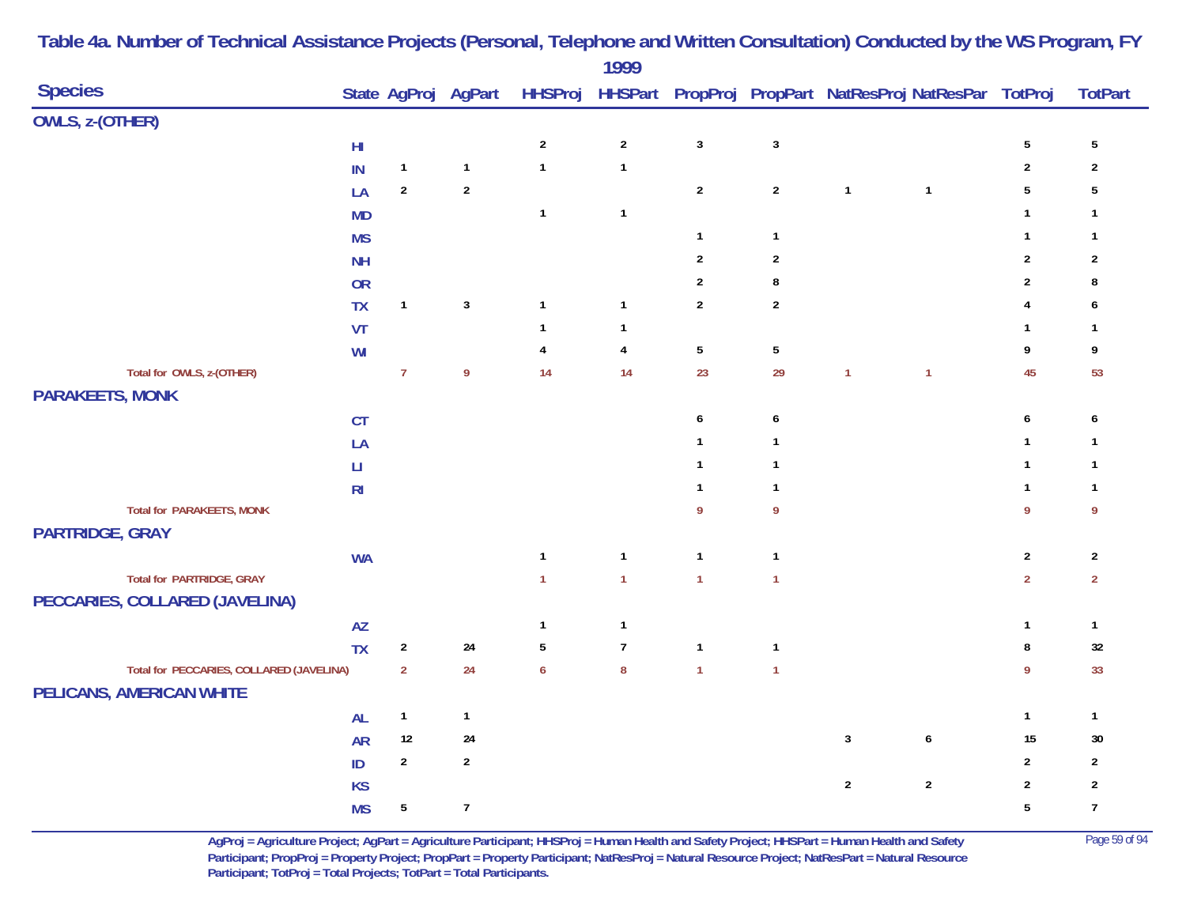## Table 4a. Number of Technical Assistance Projects (Personal, Telephone and Written Consultation) Conducted by the WS Program, FY 1999

| Species | State | AgProj | AgPart | HHSProj | HHSPart | PropProj | PropPart | NatResProj | NatResPar | TotProj | TotPart |
|---|---|---|---|---|---|---|---|---|---|---|---|
| **OWLS, z-(OTHER)** | | | | | | | | | | | |
| | HI | | | 2 | 2 | 3 | 3 | | | 5 | 5 |
| | IN | 1 | 1 | 1 | 1 | | | | | 2 | 2 |
| | LA | 2 | 2 | | | 2 | 2 | 1 | 1 | 5 | 5 |
| | MD | | | 1 | 1 | | | | | 1 | 1 |
| | MS | | | | | 1 | 1 | | | 1 | 1 |
| | NH | | | | | 2 | 2 | | | 2 | 2 |
| | OR | | | | | 2 | 8 | | | 2 | 8 |
| | TX | 1 | 3 | 1 | 1 | 2 | 2 | | | 4 | 6 |
| | VT | | | 1 | 1 | | | | | 1 | 1 |
| | WI | | | 4 | 4 | 5 | 5 | | | 9 | 9 |
| Total for OWLS, z-(OTHER) | | 7 | 9 | 14 | 14 | 23 | 29 | 1 | 1 | 45 | 53 |
| **PARAKEETS, MONK** | | | | | | | | | | | |
| | CT | | | | | 6 | 6 | | | 6 | 6 |
| | LA | | | | | 1 | 1 | | | 1 | 1 |
| | LI | | | | | 1 | 1 | | | 1 | 1 |
| | RI | | | | | 1 | 1 | | | 1 | 1 |
| Total for PARAKEETS, MONK | | | | | | 9 | 9 | | | 9 | 9 |
| **PARTRIDGE, GRAY** | | | | | | | | | | | |
| | WA | | | 1 | 1 | 1 | 1 | | | 2 | 2 |
| Total for PARTRIDGE, GRAY | | | | 1 | 1 | 1 | 1 | | | 2 | 2 |
| **PECCARIES, COLLARED (JAVELINA)** | | | | | | | | | | | |
| | AZ | | | 1 | 1 | | | | | 1 | 1 |
| | TX | 2 | 24 | 5 | 7 | 1 | 1 | | | 8 | 32 |
| Total for PECCARIES, COLLARED (JAVELINA) | | 2 | 24 | 6 | 8 | 1 | 1 | | | 9 | 33 |
| **PELICANS, AMERICAN WHITE** | | | | | | | | | | | |
| | AL | 1 | 1 | | | | | | | 1 | 1 |
| | AR | 12 | 24 | | | | | 3 | 6 | 15 | 30 |
| | ID | 2 | 2 | | | | | | | 2 | 2 |
| | KS | | | | | | | 2 | 2 | 2 | 2 |
| | MS | 5 | 7 | | | | | | | 5 | 7 |

AgProj = Agriculture Project; AgPart = Agriculture Participant; HHSProj = Human Health and Safety Project; HHSPart = Human Health and Safety Participant; PropProj = Property Project; PropPart = Property Participant; NatResProj = Natural Resource Project; NatResPart = Natural Resource Participant; TotProj = Total Projects; TotPart = Total Participants.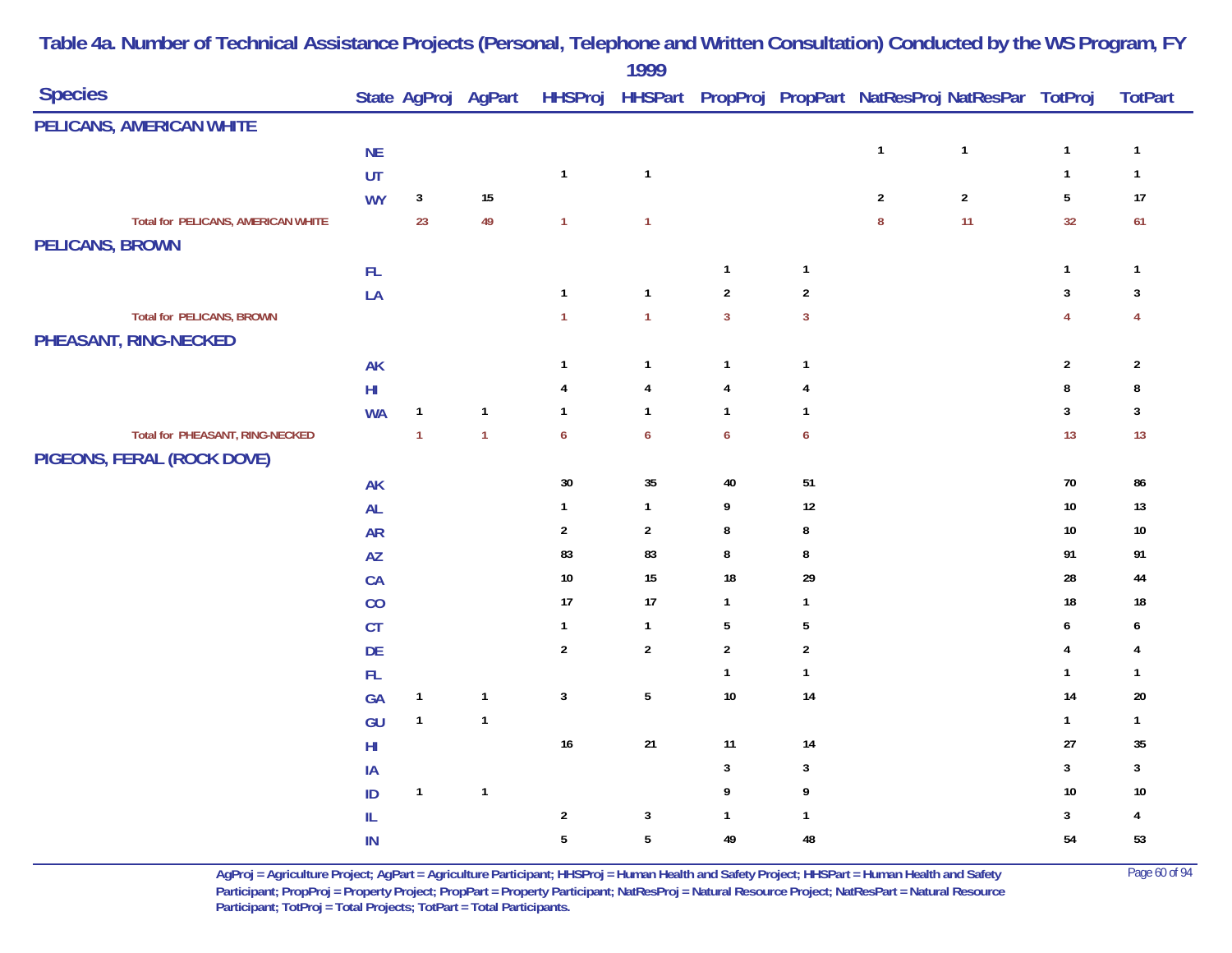# Table 4a. Number of Technical Assistance Projects (Personal, Telephone and Written Consultation) Conducted by the WS Program, FY 1999

| Species | State | AgProj | AgPart | HHSProj | HHSPart | PropProj | PropPart | NatResProj | NatResPar | TotProj | TotPart |
|---|---|---|---|---|---|---|---|---|---|---|---|
| **PELICANS, AMERICAN WHITE** | | | | | | | | | | | |
| | NE | | | | | | | 1 | 1 | 1 | 1 |
| | UT | | | 1 | 1 | | | | | 1 | 1 |
| | WY | 3 | 15 | | | | | 2 | 2 | 5 | 17 |
| Total for PELICANS, AMERICAN WHITE | | 23 | 49 | 1 | 1 | | | 8 | 11 | 32 | 61 |
| **PELICANS, BROWN** | | | | | | | | | | | |
| | FL | | | | | 1 | 1 | | | 1 | 1 |
| | LA | | | 1 | 1 | 2 | 2 | | | 3 | 3 |
| Total for PELICANS, BROWN | | | | 1 | 1 | 3 | 3 | | | 4 | 4 |
| **PHEASANT, RING-NECKED** | | | | | | | | | | | |
| | AK | | | 1 | 1 | 1 | 1 | | | 2 | 2 |
| | HI | | | 4 | 4 | 4 | 4 | | | 8 | 8 |
| | WA | 1 | 1 | 1 | 1 | 1 | 1 | | | 3 | 3 |
| Total for PHEASANT, RING-NECKED | | 1 | 1 | 6 | 6 | 6 | 6 | | | 13 | 13 |
| **PIGEONS, FERAL (ROCK DOVE)** | | | | | | | | | | | |
| | AK | | | 30 | 35 | 40 | 51 | | | 70 | 86 |
| | AL | | | 1 | 1 | 9 | 12 | | | 10 | 13 |
| | AR | | | 2 | 2 | 8 | 8 | | | 10 | 10 |
| | AZ | | | 83 | 83 | 8 | 8 | | | 91 | 91 |
| | CA | | | 10 | 15 | 18 | 29 | | | 28 | 44 |
| | CO | | | 17 | 17 | 1 | 1 | | | 18 | 18 |
| | CT | | | 1 | 1 | 5 | 5 | | | 6 | 6 |
| | DE | | | 2 | 2 | 2 | 2 | | | 4 | 4 |
| | FL | | | | | 1 | 1 | | | 1 | 1 |
| | GA | 1 | 1 | 3 | 5 | 10 | 14 | | | 14 | 20 |
| | GU | 1 | 1 | | | | | | | 1 | 1 |
| | HI | | | 16 | 21 | 11 | 14 | | | 27 | 35 |
| | IA | | | | | 3 | 3 | | | 3 | 3 |
| | ID | 1 | 1 | | | 9 | 9 | | | 10 | 10 |
| | IL | | | 2 | 3 | 1 | 1 | | | 3 | 4 |
| | IN | | | 5 | 5 | 49 | 48 | | | 54 | 53 |

AgProj = Agriculture Project; AgPart = Agriculture Participant; HHSProj = Human Health and Safety Project; HHSPart = Human Health and Safety Participant; PropProj = Property Project; PropPart = Property Participant; NatResProj = Natural Resource Project; NatResPart = Natural Resource Participant; TotProj = Total Projects; TotPart = Total Participants.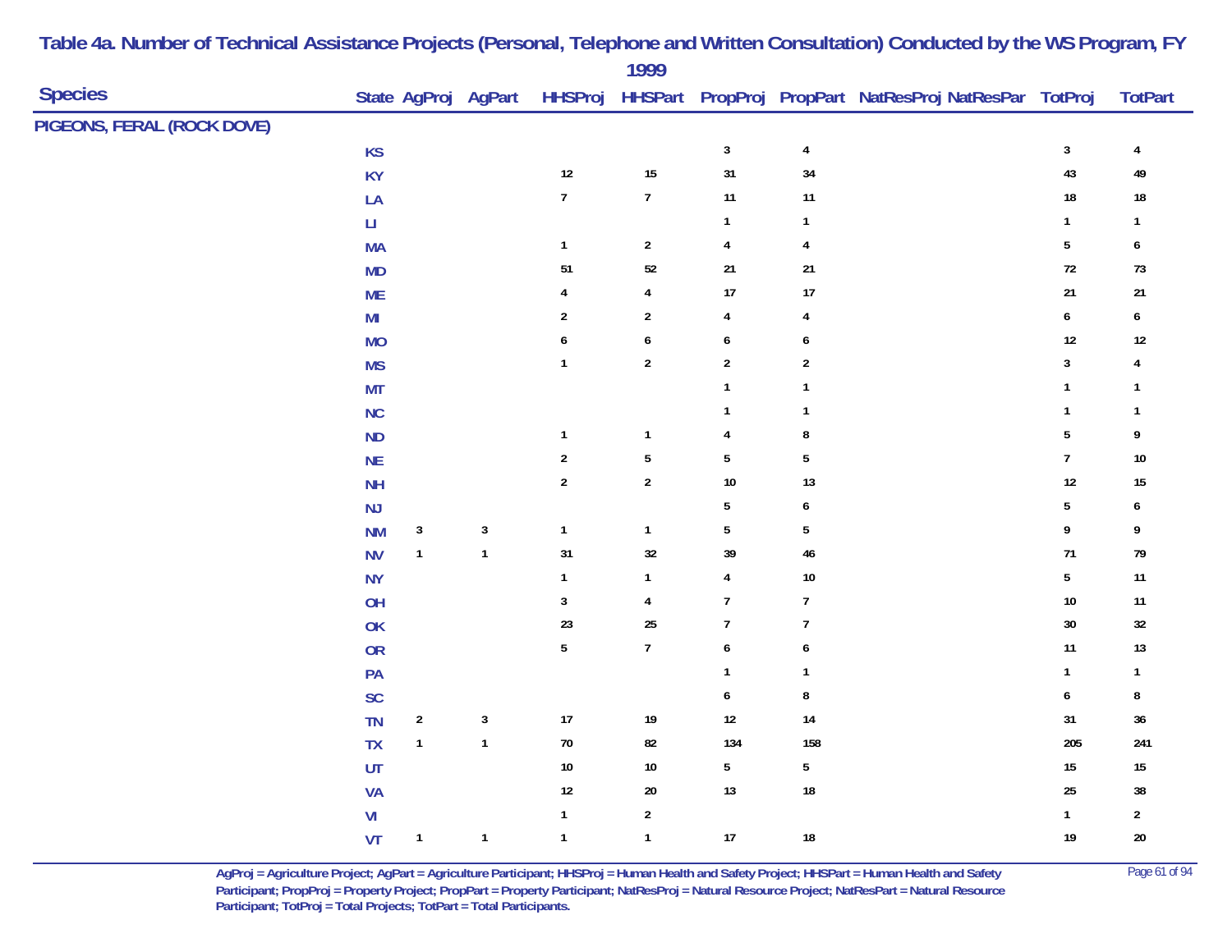# Table 4a. Number of Technical Assistance Projects (Personal, Telephone and Written Consultation) Conducted by the WS Program, FY 1999

| Species | State | AgProj | AgPart | HHSProj | HHSPart | PropProj | PropPart | NatResProj | NatResPar | TotProj | TotPart |
|---|---|---|---|---|---|---|---|---|---|---|---|
| PIGEONS, FERAL (ROCK DOVE) | | | | | | | | | | | |
| | KS | | | | | 3 | 4 | | | 3 | 4 |
| | KY | | | 12 | 15 | 31 | 34 | | | 43 | 49 |
| | LA | | | 7 | 7 | 11 | 11 | | | 18 | 18 |
| | LI | | | | | 1 | 1 | | | 1 | 1 |
| | MA | | | 1 | 2 | 4 | 4 | | | 5 | 6 |
| | MD | | | 51 | 52 | 21 | 21 | | | 72 | 73 |
| | ME | | | 4 | 4 | 17 | 17 | | | 21 | 21 |
| | MI | | | 2 | 2 | 4 | 4 | | | 6 | 6 |
| | MO | | | 6 | 6 | 6 | 6 | | | 12 | 12 |
| | MS | | | 1 | 2 | 2 | 2 | | | 3 | 4 |
| | MT | | | | | 1 | 1 | | | 1 | 1 |
| | NC | | | | | 1 | 1 | | | 1 | 1 |
| | ND | | | 1 | 1 | 4 | 8 | | | 5 | 9 |
| | NE | | | 2 | 5 | 5 | 5 | | | 7 | 10 |
| | NH | | | 2 | 2 | 10 | 13 | | | 12 | 15 |
| | NJ | | | | | 5 | 6 | | | 5 | 6 |
| | NM | 3 | 3 | 1 | 1 | 5 | 5 | | | 9 | 9 |
| | NV | 1 | 1 | 31 | 32 | 39 | 46 | | | 71 | 79 |
| | NY | | | 1 | 1 | 4 | 10 | | | 5 | 11 |
| | OH | | | 3 | 4 | 7 | 7 | | | 10 | 11 |
| | OK | | | 23 | 25 | 7 | 7 | | | 30 | 32 |
| | OR | | | 5 | 7 | 6 | 6 | | | 11 | 13 |
| | PA | | | | | 1 | 1 | | | 1 | 1 |
| | SC | | | | | 6 | 8 | | | 6 | 8 |
| | TN | 2 | 3 | 17 | 19 | 12 | 14 | | | 31 | 36 |
| | TX | 1 | 1 | 70 | 82 | 134 | 158 | | | 205 | 241 |
| | UT | | | 10 | 10 | 5 | 5 | | | 15 | 15 |
| | VA | | | 12 | 20 | 13 | 18 | | | 25 | 38 |
| | VI | | | 1 | 2 | | | | | 1 | 2 |
| | VT | 1 | 1 | 1 | 1 | 17 | 18 | | | 19 | 20 |

AgProj = Agriculture Project; AgPart = Agriculture Participant; HHSProj = Human Health and Safety Project; HHSPart = Human Health and Safety Participant; PropProj = Property Project; PropPart = Property Participant; NatResProj = Natural Resource Project; NatResPart = Natural Resource Participant; TotProj = Total Projects; TotPart = Total Participants.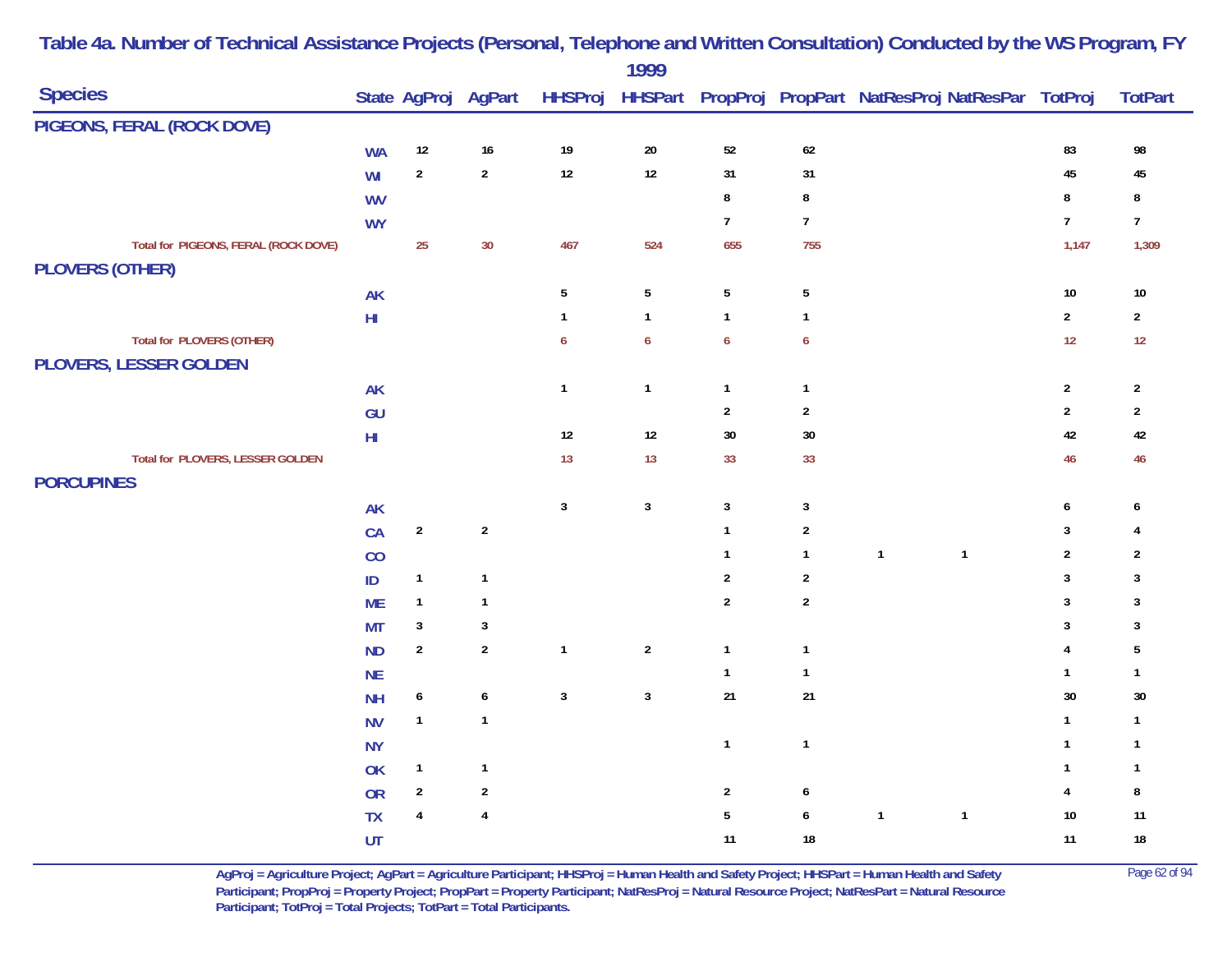# Table 4a. Number of Technical Assistance Projects (Personal, Telephone and Written Consultation) Conducted by the WS Program, FY 1999

| Species | State | AgProj | AgPart | HHSProj | HHSPart | PropProj | PropPart | NatResProj | NatResPar | TotProj | TotPart |
|---|---|---|---|---|---|---|---|---|---|---|---|
| **PIGEONS, FERAL (ROCK DOVE)** | | | | | | | | | | | |
| | WA | 12 | 16 | 19 | 20 | 52 | 62 | | | 83 | 98 |
| | WI | 2 | 2 | 12 | 12 | 31 | 31 | | | 45 | 45 |
| | WV | | | | | 8 | 8 | | | 8 | 8 |
| | WY | | | | | 7 | 7 | | | 7 | 7 |
| Total for PIGEONS, FERAL (ROCK DOVE) | | 25 | 30 | 467 | 524 | 655 | 755 | | | 1,147 | 1,309 |
| **PLOVERS (OTHER)** | | | | | | | | | | | |
| | AK | | | 5 | 5 | 5 | 5 | | | 10 | 10 |
| | HI | | | 1 | 1 | 1 | 1 | | | 2 | 2 |
| Total for PLOVERS (OTHER) | | | | 6 | 6 | 6 | 6 | | | 12 | 12 |
| **PLOVERS, LESSER GOLDEN** | | | | | | | | | | | |
| | AK | | | 1 | 1 | 1 | 1 | | | 2 | 2 |
| | GU | | | | | 2 | 2 | | | 2 | 2 |
| | HI | | | 12 | 12 | 30 | 30 | | | 42 | 42 |
| Total for PLOVERS, LESSER GOLDEN | | | | 13 | 13 | 33 | 33 | | | 46 | 46 |
| **PORCUPINES** | | | | | | | | | | | |
| | AK | | | 3 | 3 | 3 | 3 | | | 6 | 6 |
| | CA | 2 | 2 | | | 1 | 2 | | | 3 | 4 |
| | CO | | | | | 1 | 1 | 1 | 1 | 2 | 2 |
| | ID | 1 | 1 | | | 2 | 2 | | | 3 | 3 |
| | ME | 1 | 1 | | | 2 | 2 | | | 3 | 3 |
| | MT | 3 | 3 | | | | | | | 3 | 3 |
| | ND | 2 | 2 | 1 | 2 | 1 | 1 | | | 4 | 5 |
| | NE | | | | | 1 | 1 | | | 1 | 1 |
| | NH | 6 | 6 | 3 | 3 | 21 | 21 | | | 30 | 30 |
| | NV | 1 | 1 | | | | | | | 1 | 1 |
| | NY | | | | | 1 | 1 | | | 1 | 1 |
| | OK | 1 | 1 | | | | | | | 1 | 1 |
| | OR | 2 | 2 | | | 2 | 6 | | | 4 | 8 |
| | TX | 4 | 4 | | | 5 | 6 | 1 | 1 | 10 | 11 |
| | UT | | | | | 11 | 18 | | | 11 | 18 |

AgProj = Agriculture Project; AgPart = Agriculture Participant; HHSProj = Human Health and Safety Project; HHSPart = Human Health and Safety Participant; PropProj = Property Project; PropPart = Property Participant; NatResProj = Natural Resource Project; NatResPart = Natural Resource Participant; TotProj = Total Projects; TotPart = Total Participants.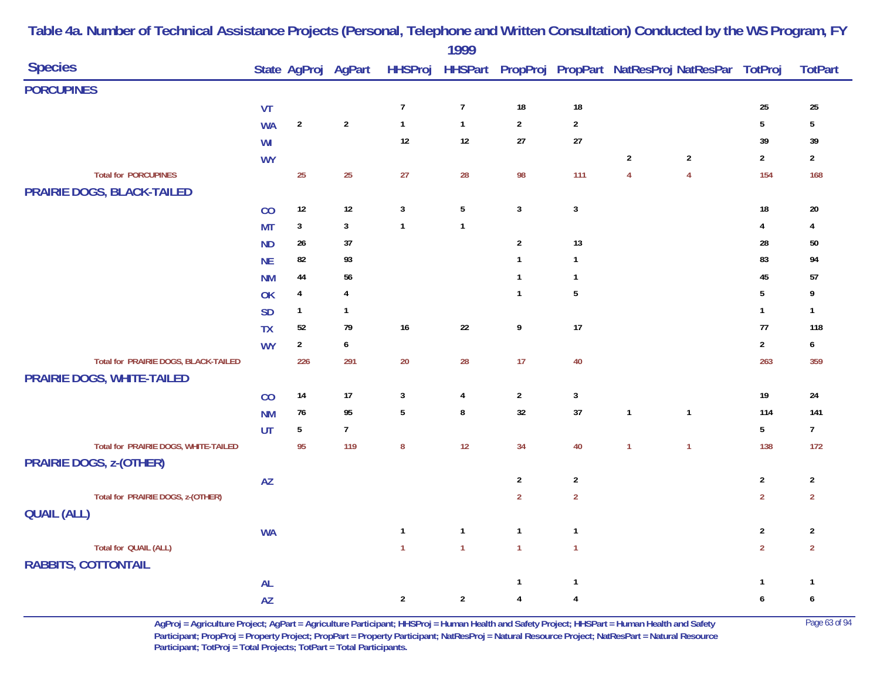# Table 4a. Number of Technical Assistance Projects (Personal, Telephone and Written Consultation) Conducted by the WS Program, FY 1999

| Species | State | AgProj | AgPart | HHSProj | HHSPart | PropProj | PropPart | NatResProj | NatResPar | TotProj | TotPart |
|---|---|---|---|---|---|---|---|---|---|---|---|
| **PORCUPINES** | | | | | | | | | | | |
| | VT | | | 7 | 7 | 18 | 18 | | | 25 | 25 |
| | WA | 2 | 2 | 1 | 1 | 2 | 2 | | | 5 | 5 |
| | WI | | | 12 | 12 | 27 | 27 | | | 39 | 39 |
| | WY | | | | | | | 2 | 2 | 2 | 2 |
| Total for PORCUPINES | | 25 | 25 | 27 | 28 | 98 | 111 | 4 | 4 | 154 | 168 |
| **PRAIRIE DOGS, BLACK-TAILED** | | | | | | | | | | | |
| | CO | 12 | 12 | 3 | 5 | 3 | 3 | | | 18 | 20 |
| | MT | 3 | 3 | 1 | 1 | | | | | 4 | 4 |
| | ND | 26 | 37 | | | 2 | 13 | | | 28 | 50 |
| | NE | 82 | 93 | | | 1 | 1 | | | 83 | 94 |
| | NM | 44 | 56 | | | 1 | 1 | | | 45 | 57 |
| | OK | 4 | 4 | | | 1 | 5 | | | 5 | 9 |
| | SD | 1 | 1 | | | | | | | 1 | 1 |
| | TX | 52 | 79 | 16 | 22 | 9 | 17 | | | 77 | 118 |
| | WY | 2 | 6 | | | | | | | 2 | 6 |
| Total for PRAIRIE DOGS, BLACK-TAILED | | 226 | 291 | 20 | 28 | 17 | 40 | | | 263 | 359 |
| **PRAIRIE DOGS, WHITE-TAILED** | | | | | | | | | | | |
| | CO | 14 | 17 | 3 | 4 | 2 | 3 | | | 19 | 24 |
| | NM | 76 | 95 | 5 | 8 | 32 | 37 | 1 | 1 | 114 | 141 |
| | UT | 5 | 7 | | | | | | | 5 | 7 |
| Total for PRAIRIE DOGS, WHITE-TAILED | | 95 | 119 | 8 | 12 | 34 | 40 | 1 | 1 | 138 | 172 |
| **PRAIRIE DOGS, z-(OTHER)** | | | | | | | | | | | |
| | AZ | | | | | 2 | 2 | | | 2 | 2 |
| Total for PRAIRIE DOGS, z-(OTHER) | | | | | | 2 | 2 | | | 2 | 2 |
| **QUAIL (ALL)** | | | | | | | | | | | |
| | WA | | | 1 | 1 | 1 | 1 | | | 2 | 2 |
| Total for QUAIL (ALL) | | | | 1 | 1 | 1 | 1 | | | 2 | 2 |
| **RABBITS, COTTONTAIL** | | | | | | | | | | | |
| | AL | | | | | 1 | 1 | | | 1 | 1 |
| | AZ | | | 2 | 2 | 4 | 4 | | | 6 | 6 |

AgProj = Agriculture Project; AgPart = Agriculture Participant; HHSProj = Human Health and Safety Project; HHSPart = Human Health and Safety Participant; PropProj = Property Project; PropPart = Property Participant; NatResProj = Natural Resource Project; NatResPart = Natural Resource Participant; TotProj = Total Projects; TotPart = Total Participants.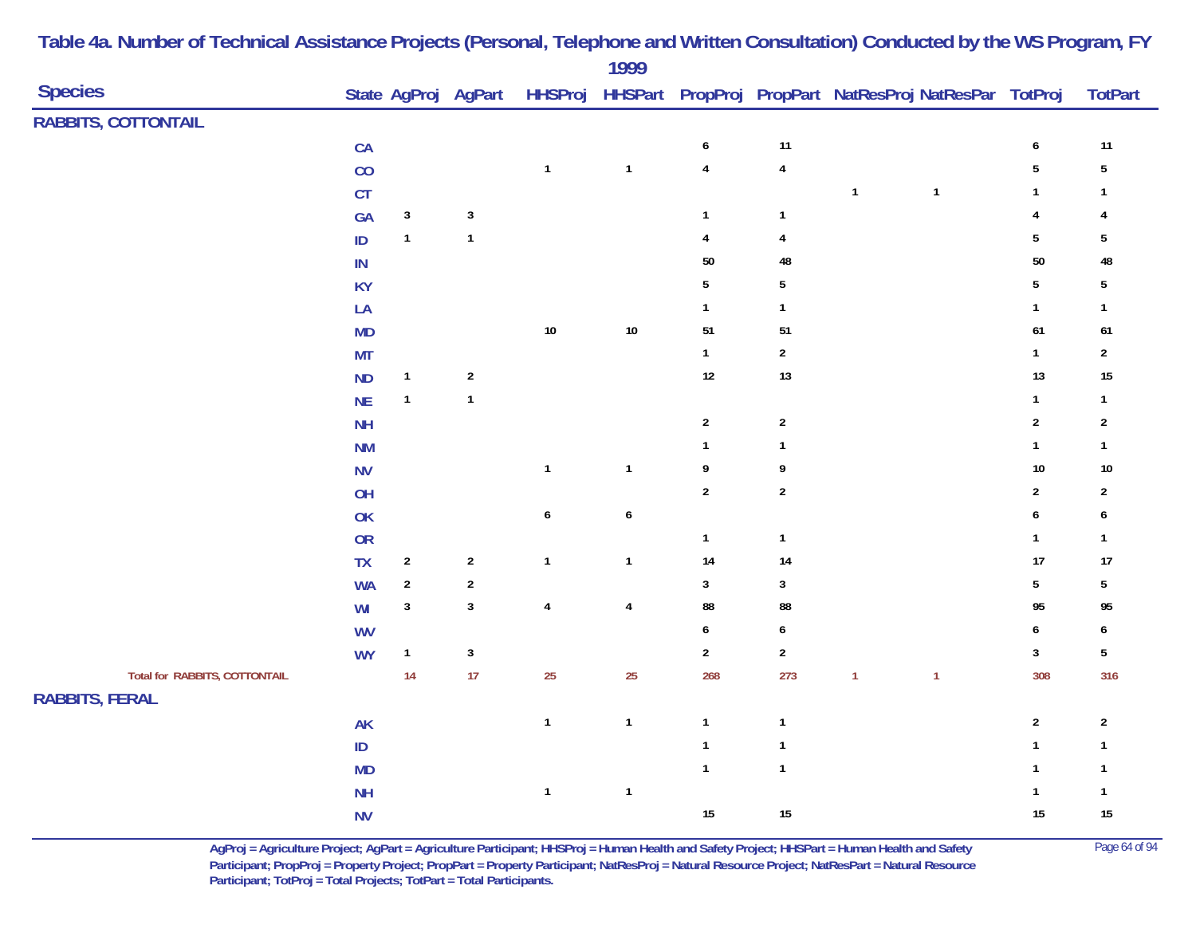# Table 4a. Number of Technical Assistance Projects (Personal, Telephone and Written Consultation) Conducted by the WS Program, FY 1999

| Species | State | AgProj | AgPart | HHSProj | HHSPart | PropProj | PropPart | NatResProj | NatResPar | TotProj | TotPart |
|---|---|---|---|---|---|---|---|---|---|---|---|
| **RABBITS, COTTONTAIL** | | | | | | | | | | | |
| | CA | | | | | 6 | 11 | | | 6 | 11 |
| | CO | | | 1 | 1 | 4 | 4 | | | 5 | 5 |
| | CT | | | | | | | 1 | 1 | 1 | 1 |
| | GA | 3 | 3 | | | 1 | 1 | | | 4 | 4 |
| | ID | 1 | 1 | | | 4 | 4 | | | 5 | 5 |
| | IN | | | | | 50 | 48 | | | 50 | 48 |
| | KY | | | | | 5 | 5 | | | 5 | 5 |
| | LA | | | | | 1 | 1 | | | 1 | 1 |
| | MD | | | 10 | 10 | 51 | 51 | | | 61 | 61 |
| | MT | | | | | 1 | 2 | | | 1 | 2 |
| | ND | 1 | 2 | | | 12 | 13 | | | 13 | 15 |
| | NE | 1 | 1 | | | | | | | 1 | 1 |
| | NH | | | | | 2 | 2 | | | 2 | 2 |
| | NM | | | | | 1 | 1 | | | 1 | 1 |
| | NV | | | 1 | 1 | 9 | 9 | | | 10 | 10 |
| | OH | | | | | 2 | 2 | | | 2 | 2 |
| | OK | | | 6 | 6 | | | | | 6 | 6 |
| | OR | | | | | 1 | 1 | | | 1 | 1 |
| | TX | 2 | 2 | 1 | 1 | 14 | 14 | | | 17 | 17 |
| | WA | 2 | 2 | | | 3 | 3 | | | 5 | 5 |
| | WI | 3 | 3 | 4 | 4 | 88 | 88 | | | 95 | 95 |
| | WV | | | | | 6 | 6 | | | 6 | 6 |
| | WY | 1 | 3 | | | 2 | 2 | | | 3 | 5 |
| Total for RABBITS, COTTONTAIL | | 14 | 17 | 25 | 25 | 268 | 273 | 1 | 1 | 308 | 316 |
| **RABBITS, FERAL** | | | | | | | | | | | |
| | AK | | | 1 | 1 | 1 | 1 | | | 2 | 2 |
| | ID | | | | | 1 | 1 | | | 1 | 1 |
| | MD | | | | | 1 | 1 | | | 1 | 1 |
| | NH | | | 1 | 1 | | | | | 1 | 1 |
| | NV | | | | | 15 | 15 | | | 15 | 15 |

AgProj = Agriculture Project; AgPart = Agriculture Participant; HHSProj = Human Health and Safety Project; HHSPart = Human Health and Safety Participant; PropProj = Property Project; PropPart = Property Participant; NatResProj = Natural Resource Project; NatResPart = Natural Resource Participant; TotProj = Total Projects; TotPart = Total Participants.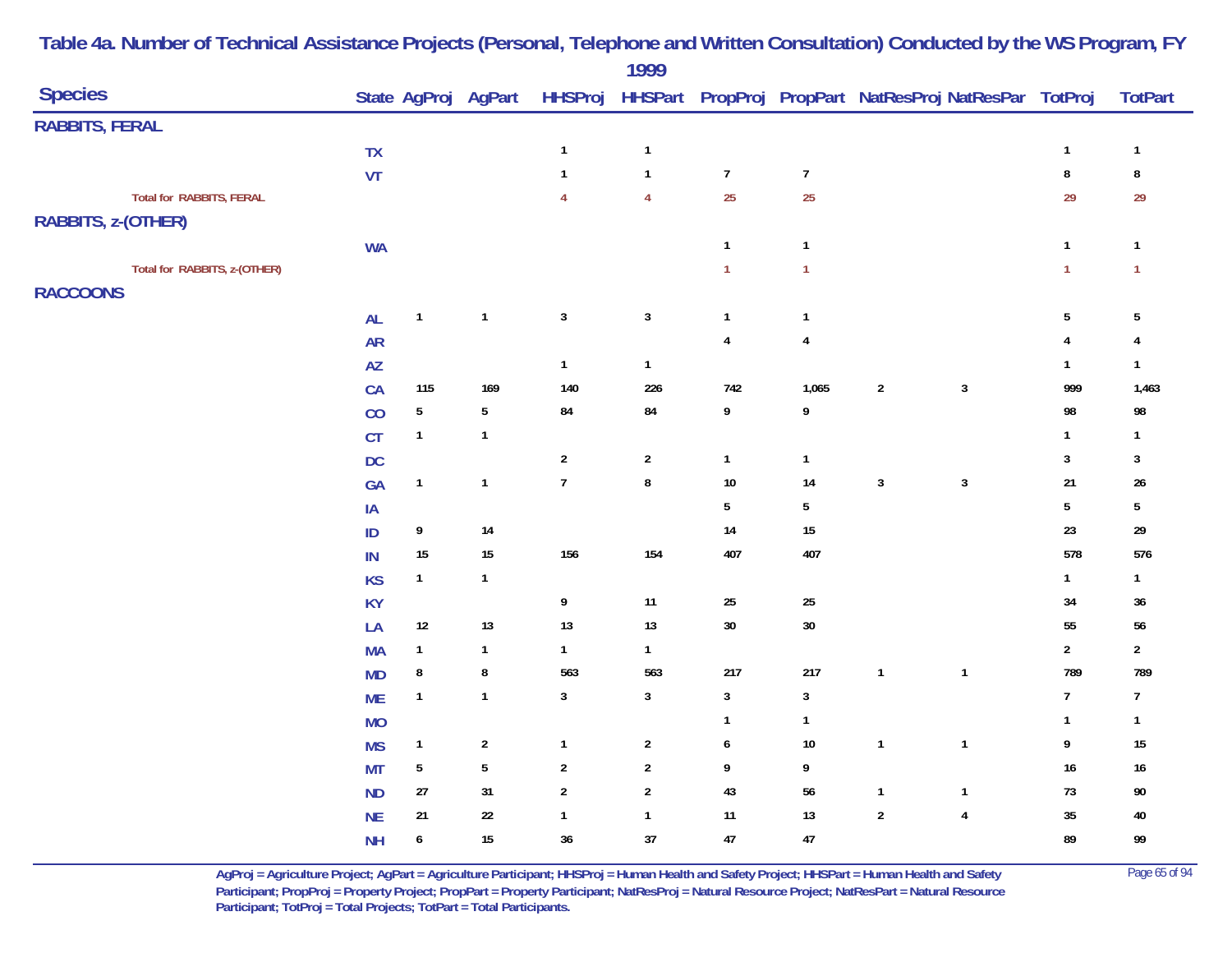# Table 4a. Number of Technical Assistance Projects (Personal, Telephone and Written Consultation) Conducted by the WS Program, FY 1999

| Species | State | AgProj | AgPart | HHSProj | HHSPart | PropProj | PropPart | NatResProj | NatResPar | TotProj | TotPart |
|---|---|---|---|---|---|---|---|---|---|---|---|
| **RABBITS, FERAL** | | | | | | | | | | | |
| | TX | | | 1 | 1 | | | | | 1 | 1 |
| | VT | | | 1 | 1 | 7 | 7 | | | 8 | 8 |
| Total for RABBITS, FERAL | | | | 4 | 4 | 25 | 25 | | | 29 | 29 |
| **RABBITS, z-(OTHER)** | | | | | | | | | | | |
| | WA | | | | | 1 | 1 | | | 1 | 1 |
| Total for RABBITS, z-(OTHER) | | | | | | 1 | 1 | | | 1 | 1 |
| **RACCOONS** | | | | | | | | | | | |
| | AL | 1 | 1 | 3 | 3 | 1 | 1 | | | 5 | 5 |
| | AR | | | | | 4 | 4 | | | 4 | 4 |
| | AZ | | | 1 | 1 | | | | | 1 | 1 |
| | CA | 115 | 169 | 140 | 226 | 742 | 1,065 | 2 | 3 | 999 | 1,463 |
| | CO | 5 | 5 | 84 | 84 | 9 | 9 | | | 98 | 98 |
| | CT | 1 | 1 | | | | | | | 1 | 1 |
| | DC | | | 2 | 2 | 1 | 1 | | | 3 | 3 |
| | GA | 1 | 1 | 7 | 8 | 10 | 14 | 3 | 3 | 21 | 26 |
| | IA | | | | | 5 | 5 | | | 5 | 5 |
| | ID | 9 | 14 | | | 14 | 15 | | | 23 | 29 |
| | IN | 15 | 15 | 156 | 154 | 407 | 407 | | | 578 | 576 |
| | KS | 1 | 1 | | | | | | | 1 | 1 |
| | KY | | | 9 | 11 | 25 | 25 | | | 34 | 36 |
| | LA | 12 | 13 | 13 | 13 | 30 | 30 | | | 55 | 56 |
| | MA | 1 | 1 | 1 | 1 | | | | | 2 | 2 |
| | MD | 8 | 8 | 563 | 563 | 217 | 217 | 1 | 1 | 789 | 789 |
| | ME | 1 | 1 | 3 | 3 | 3 | 3 | | | 7 | 7 |
| | MO | | | | | 1 | 1 | | | 1 | 1 |
| | MS | 1 | 2 | 1 | 2 | 6 | 10 | 1 | 1 | 9 | 15 |
| | MT | 5 | 5 | 2 | 2 | 9 | 9 | | | 16 | 16 |
| | ND | 27 | 31 | 2 | 2 | 43 | 56 | 1 | 1 | 73 | 90 |
| | NE | 21 | 22 | 1 | 1 | 11 | 13 | 2 | 4 | 35 | 40 |
| | NH | 6 | 15 | 36 | 37 | 47 | 47 | | | 89 | 99 |

AgProj = Agriculture Project; AgPart = Agriculture Participant; HHSProj = Human Health and Safety Project; HHSPart = Human Health and Safety Participant; PropProj = Property Project; PropPart = Property Participant; NatResProj = Natural Resource Project; NatResPart = Natural Resource Participant; TotProj = Total Projects; TotPart = Total Participants.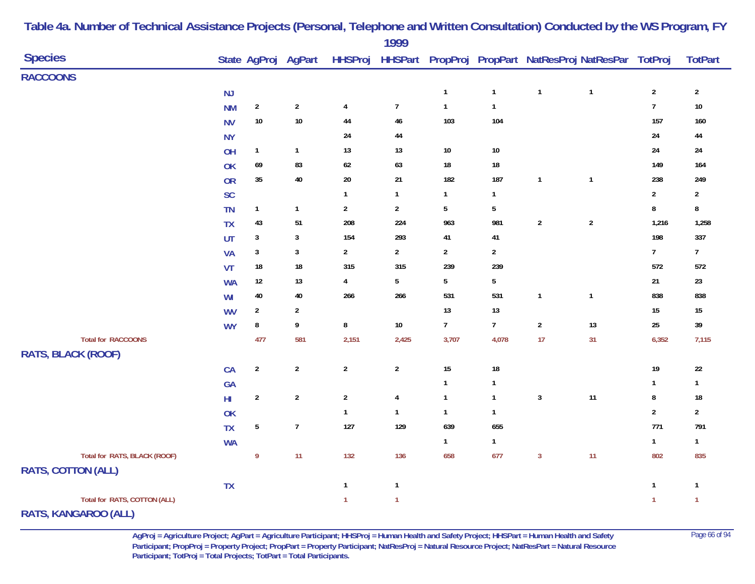# Table 4a. Number of Technical Assistance Projects (Personal, Telephone and Written Consultation) Conducted by the WS Program, FY 1999

| Species | State | AgProj | AgPart | HHSProj | HHSPart | PropProj | PropPart | NatResProj | NatResPar | TotProj | TotPart |
|---|---|---|---|---|---|---|---|---|---|---|---|
| **RACCOONS** | | | | | | | | | | | |
| | NJ | | | | | 1 | 1 | 1 | 1 | 2 | 2 |
| | NM | 2 | 2 | 4 | 7 | 1 | 1 | | | 7 | 10 |
| | NV | 10 | 10 | 44 | 46 | 103 | 104 | | | 157 | 160 |
| | NY | | | 24 | 44 | | | | | 24 | 44 |
| | OH | 1 | 1 | 13 | 13 | 10 | 10 | | | 24 | 24 |
| | OK | 69 | 83 | 62 | 63 | 18 | 18 | | | 149 | 164 |
| | OR | 35 | 40 | 20 | 21 | 182 | 187 | 1 | 1 | 238 | 249 |
| | SC | | | 1 | 1 | 1 | 1 | | | 2 | 2 |
| | TN | 1 | 1 | 2 | 2 | 5 | 5 | | | 8 | 8 |
| | TX | 43 | 51 | 208 | 224 | 963 | 981 | 2 | 2 | 1,216 | 1,258 |
| | UT | 3 | 3 | 154 | 293 | 41 | 41 | | | 198 | 337 |
| | VA | 3 | 3 | 2 | 2 | 2 | 2 | | | 7 | 7 |
| | VT | 18 | 18 | 315 | 315 | 239 | 239 | | | 572 | 572 |
| | WA | 12 | 13 | 4 | 5 | 5 | 5 | | | 21 | 23 |
| | WI | 40 | 40 | 266 | 266 | 531 | 531 | 1 | 1 | 838 | 838 |
| | WV | 2 | 2 | | | 13 | 13 | | | 15 | 15 |
| | WY | 8 | 9 | 8 | 10 | 7 | 7 | 2 | 13 | 25 | 39 |
| Total for RACCOONS | | 477 | 581 | 2,151 | 2,425 | 3,707 | 4,078 | 17 | 31 | 6,352 | 7,115 |
| **RATS, BLACK (ROOF)** | | | | | | | | | | | |
| | CA | 2 | 2 | 2 | 2 | 15 | 18 | | | 19 | 22 |
| | GA | | | | | 1 | 1 | | | 1 | 1 |
| | HI | 2 | 2 | 2 | 4 | 1 | 1 | 3 | 11 | 8 | 18 |
| | OK | | | 1 | 1 | 1 | 1 | | | 2 | 2 |
| | TX | 5 | 7 | 127 | 129 | 639 | 655 | | | 771 | 791 |
| | WA | | | | | 1 | 1 | | | 1 | 1 |
| Total for RATS, BLACK (ROOF) | | 9 | 11 | 132 | 136 | 658 | 677 | 3 | 11 | 802 | 835 |
| **RATS, COTTON (ALL)** | | | | | | | | | | | |
| | TX | | | 1 | 1 | | | | | 1 | 1 |
| Total for RATS, COTTON (ALL) | | | | 1 | 1 | | | | | 1 | 1 |
| **RATS, KANGAROO (ALL)** | | | | | | | | | | | |

AgProj = Agriculture Project; AgPart = Agriculture Participant; HHSProj = Human Health and Safety Project; HHSPart = Human Health and Safety Participant; PropProj = Property Project; PropPart = Property Participant; NatResProj = Natural Resource Project; NatResPart = Natural Resource Participant; TotProj = Total Projects; TotPart = Total Participants.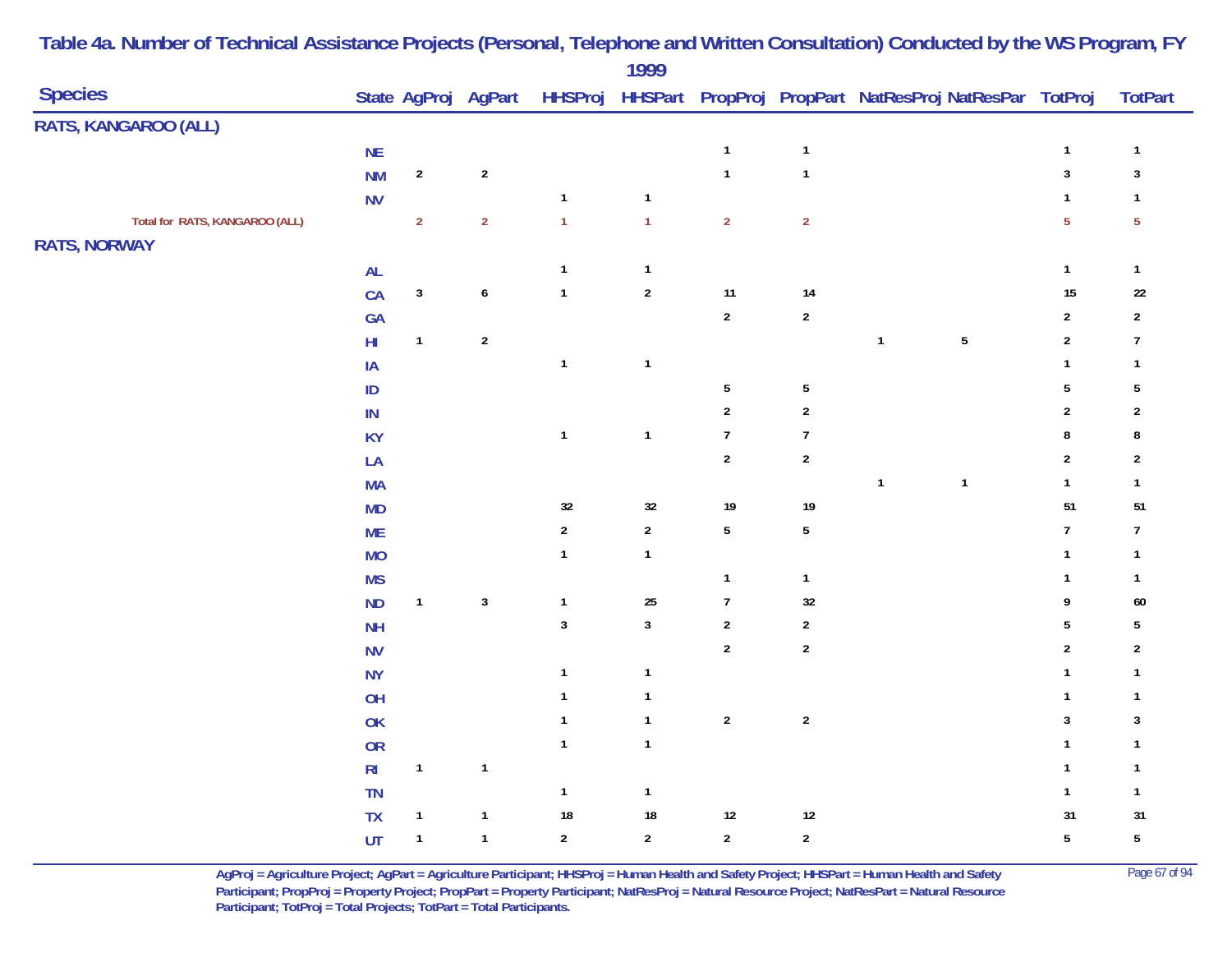## Table 4a. Number of Technical Assistance Projects (Personal, Telephone and Written Consultation) Conducted by the WS Program, FY 1999

| Species | State | AgProj | AgPart | HHSProj | HHSPart | PropProj | PropPart | NatResProj | NatResPar | TotProj | TotPart |
|---|---|---|---|---|---|---|---|---|---|---|---|
| **RATS, KANGAROO (ALL)** | | | | | | | | | | | |
| | NE | | | | | 1 | 1 | | | 1 | 1 |
| | NM | 2 | 2 | | | 1 | 1 | | | 3 | 3 |
| | NV | | | 1 | 1 | | | | | 1 | 1 |
| Total for RATS, KANGAROO (ALL) | | 2 | 2 | 1 | 1 | 2 | 2 | | | 5 | 5 |
| **RATS, NORWAY** | | | | | | | | | | | |
| | AL | | | 1 | 1 | | | | | 1 | 1 |
| | CA | 3 | 6 | 1 | 2 | 11 | 14 | | | 15 | 22 |
| | GA | | | | | 2 | 2 | | | 2 | 2 |
| | HI | 1 | 2 | | | | | 1 | 5 | 2 | 7 |
| | IA | | | 1 | 1 | | | | | 1 | 1 |
| | ID | | | | | 5 | 5 | | | 5 | 5 |
| | IN | | | | | 2 | 2 | | | 2 | 2 |
| | KY | | | 1 | 1 | 7 | 7 | | | 8 | 8 |
| | LA | | | | | 2 | 2 | | | 2 | 2 |
| | MA | | | | | | | 1 | 1 | 1 | 1 |
| | MD | | | 32 | 32 | 19 | 19 | | | 51 | 51 |
| | ME | | | 2 | 2 | 5 | 5 | | | 7 | 7 |
| | MO | | | 1 | 1 | | | | | 1 | 1 |
| | MS | | | | | 1 | 1 | | | 1 | 1 |
| | ND | 1 | 3 | 1 | 25 | 7 | 32 | | | 9 | 60 |
| | NH | | | 3 | 3 | 2 | 2 | | | 5 | 5 |
| | NV | | | | | 2 | 2 | | | 2 | 2 |
| | NY | | | 1 | 1 | | | | | 1 | 1 |
| | OH | | | 1 | 1 | | | | | 1 | 1 |
| | OK | | | 1 | 1 | 2 | 2 | | | 3 | 3 |
| | OR | | | 1 | 1 | | | | | 1 | 1 |
| | RI | 1 | 1 | | | | | | | 1 | 1 |
| | TN | | | 1 | 1 | | | | | 1 | 1 |
| | TX | 1 | 1 | 18 | 18 | 12 | 12 | | | 31 | 31 |
| | UT | 1 | 1 | 2 | 2 | 2 | 2 | | | 5 | 5 |

AgProj = Agriculture Project; AgPart = Agriculture Participant; HHSProj = Human Health and Safety Project; HHSPart = Human Health and Safety Participant; PropProj = Property Project; PropPart = Property Participant; NatResProj = Natural Resource Project; NatResPart = Natural Resource Participant; TotProj = Total Projects; TotPart = Total Participants.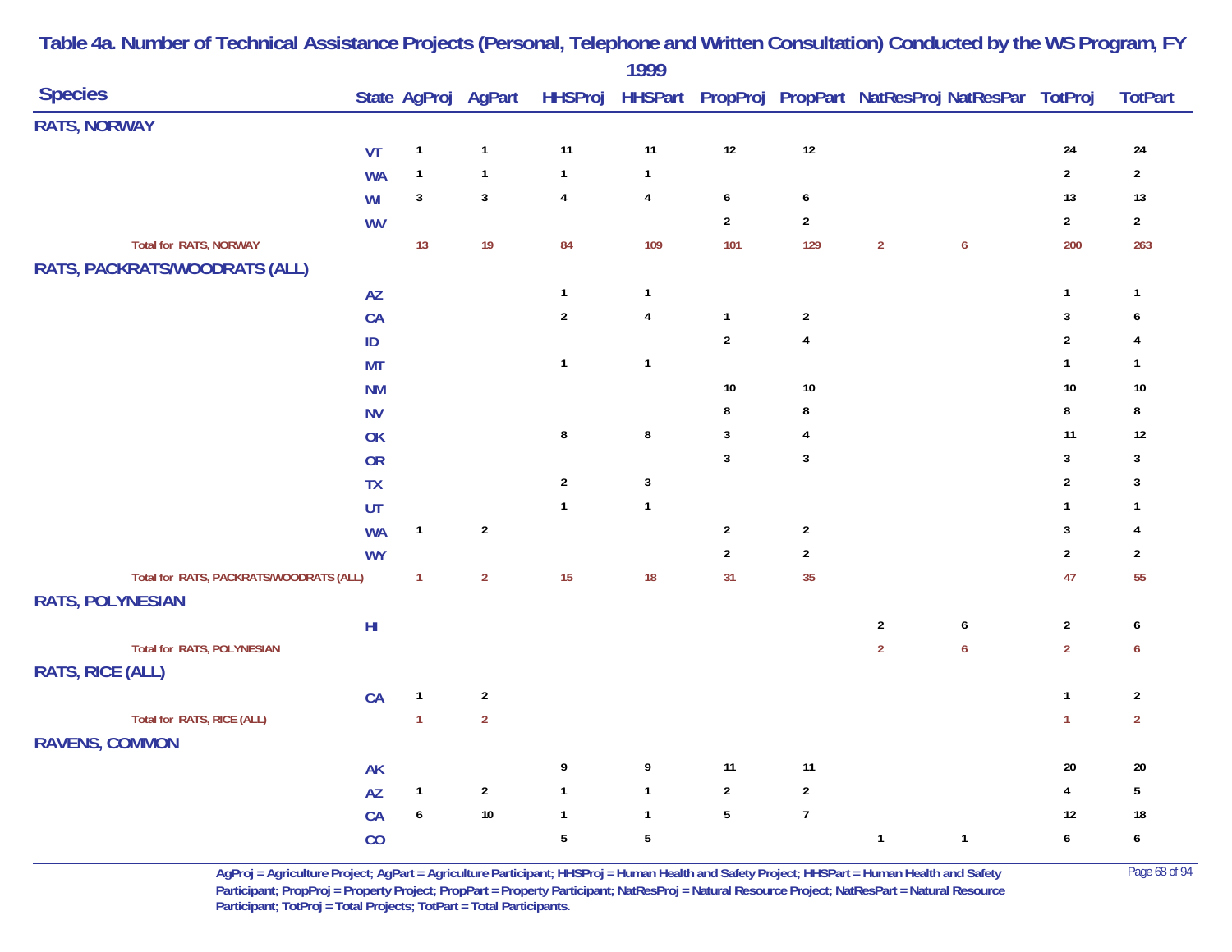# Table 4a. Number of Technical Assistance Projects (Personal, Telephone and Written Consultation) Conducted by the WS Program, FY 1999

| Species | State | AgProj | AgPart | HHSProj | HHSPart | PropProj | PropPart | NatResProj | NatResPar | TotProj | TotPart |
|---|---|---|---|---|---|---|---|---|---|---|---|
| **RATS, NORWAY** | | | | | | | | | | | |
| | VT | 1 | 1 | 11 | 11 | 12 | 12 | | | 24 | 24 |
| | WA | 1 | 1 | 1 | 1 | | | | | 2 | 2 |
| | WI | 3 | 3 | 4 | 4 | 6 | 6 | | | 13 | 13 |
| | WV | | | | | 2 | 2 | | | 2 | 2 |
| Total for RATS, NORWAY | | 13 | 19 | 84 | 109 | 101 | 129 | 2 | 6 | 200 | 263 |
| **RATS, PACKRATS/WOODRATS (ALL)** | | | | | | | | | | | |
| | AZ | | | 1 | 1 | | | | | 1 | 1 |
| | CA | | | 2 | 4 | 1 | 2 | | | 3 | 6 |
| | ID | | | | | 2 | 4 | | | 2 | 4 |
| | MT | | | 1 | 1 | | | | | 1 | 1 |
| | NM | | | | | 10 | 10 | | | 10 | 10 |
| | NV | | | | | 8 | 8 | | | 8 | 8 |
| | OK | | | 8 | 8 | 3 | 4 | | | 11 | 12 |
| | OR | | | | | 3 | 3 | | | 3 | 3 |
| | TX | | | 2 | 3 | | | | | 2 | 3 |
| | UT | | | 1 | 1 | | | | | 1 | 1 |
| | WA | 1 | 2 | | | 2 | 2 | | | 3 | 4 |
| | WY | | | | | 2 | 2 | | | 2 | 2 |
| Total for RATS, PACKRATS/WOODRATS (ALL) | | 1 | 2 | 15 | 18 | 31 | 35 | | | 47 | 55 |
| **RATS, POLYNESIAN** | | | | | | | | | | | |
| | HI | | | | | | | 2 | 6 | 2 | 6 |
| Total for RATS, POLYNESIAN | | | | | | | | 2 | 6 | 2 | 6 |
| **RATS, RICE (ALL)** | | | | | | | | | | | |
| | CA | 1 | 2 | | | | | | | 1 | 2 |
| Total for RATS, RICE (ALL) | | 1 | 2 | | | | | | | 1 | 2 |
| **RAVENS, COMMON** | | | | | | | | | | | |
| | AK | | | 9 | 9 | 11 | 11 | | | 20 | 20 |
| | AZ | 1 | 2 | 1 | 1 | 2 | 2 | | | 4 | 5 |
| | CA | 6 | 10 | 1 | 1 | 5 | 7 | | | 12 | 18 |
| | CO | | | 5 | 5 | | | 1 | 1 | 6 | 6 |

AgProj = Agriculture Project; AgPart = Agriculture Participant; HHSProj = Human Health and Safety Project; HHSPart = Human Health and Safety Participant; PropProj = Property Project; PropPart = Property Participant; NatResProj = Natural Resource Project; NatResPart = Natural Resource Participant; TotProj = Total Projects; TotPart = Total Participants.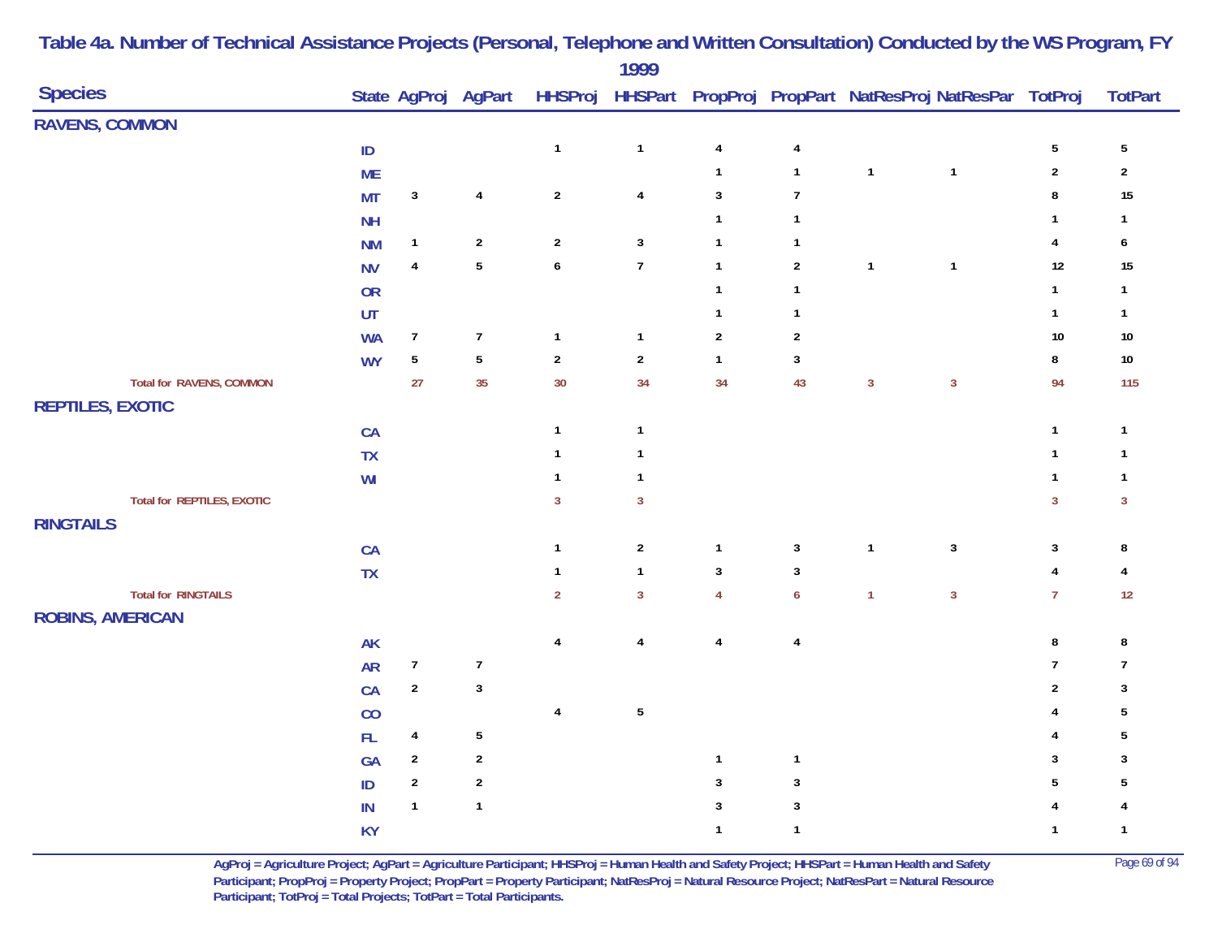# Table 4a. Number of Technical Assistance Projects (Personal, Telephone and Written Consultation) Conducted by the WS Program, FY 1999

| Species | State | AgProj | AgPart | HHSProj | HHSPart | PropProj | PropPart | NatResProj | NatResPar | TotProj | TotPart |
|---|---|---|---|---|---|---|---|---|---|---|---|
| **RAVENS, COMMON** | | | | | | | | | | | |
| | ID | | | 1 | 1 | 4 | 4 | | | 5 | 5 |
| | ME | | | | | 1 | 1 | 1 | 1 | 2 | 2 |
| | MT | 3 | 4 | 2 | 4 | 3 | 7 | | | 8 | 15 |
| | NH | | | | | 1 | 1 | | | 1 | 1 |
| | NM | 1 | 2 | 2 | 3 | 1 | 1 | | | 4 | 6 |
| | NV | 4 | 5 | 6 | 7 | 1 | 2 | 1 | 1 | 12 | 15 |
| | OR | | | | | 1 | 1 | | | 1 | 1 |
| | UT | | | | | 1 | 1 | | | 1 | 1 |
| | WA | 7 | 7 | 1 | 1 | 2 | 2 | | | 10 | 10 |
| | WY | 5 | 5 | 2 | 2 | 1 | 3 | | | 8 | 10 |
| Total for RAVENS, COMMON | | 27 | 35 | 30 | 34 | 34 | 43 | 3 | 3 | 94 | 115 |
| **REPTILES, EXOTIC** | | | | | | | | | | | |
| | CA | | | 1 | 1 | | | | | 1 | 1 |
| | TX | | | 1 | 1 | | | | | 1 | 1 |
| | WI | | | 1 | 1 | | | | | 1 | 1 |
| Total for REPTILES, EXOTIC | | | | 3 | 3 | | | | | 3 | 3 |
| **RINGTAILS** | | | | | | | | | | | |
| | CA | | | 1 | 2 | 1 | 3 | 1 | 3 | 3 | 8 |
| | TX | | | 1 | 1 | 3 | 3 | | | 4 | 4 |
| Total for RINGTAILS | | | | 2 | 3 | 4 | 6 | 1 | 3 | 7 | 12 |
| **ROBINS, AMERICAN** | | | | | | | | | | | |
| | AK | | | 4 | 4 | 4 | 4 | | | 8 | 8 |
| | AR | 7 | 7 | | | | | | | 7 | 7 |
| | CA | 2 | 3 | | | | | | | 2 | 3 |
| | CO | | | 4 | 5 | | | | | 4 | 5 |
| | FL | 4 | 5 | | | | | | | 4 | 5 |
| | GA | 2 | 2 | | | 1 | 1 | | | 3 | 3 |
| | ID | 2 | 2 | | | 3 | 3 | | | 5 | 5 |
| | IN | 1 | 1 | | | 3 | 3 | | | 4 | 4 |
| | KY | | | | | 1 | 1 | | | 1 | 1 |

AgProj = Agriculture Project; AgPart = Agriculture Participant; HHSProj = Human Health and Safety Project; HHSPart = Human Health and Safety Participant; PropProj = Property Project; PropPart = Property Participant; NatResProj = Natural Resource Project; NatResPart = Natural Resource Participant; TotProj = Total Projects; TotPart = Total Participants.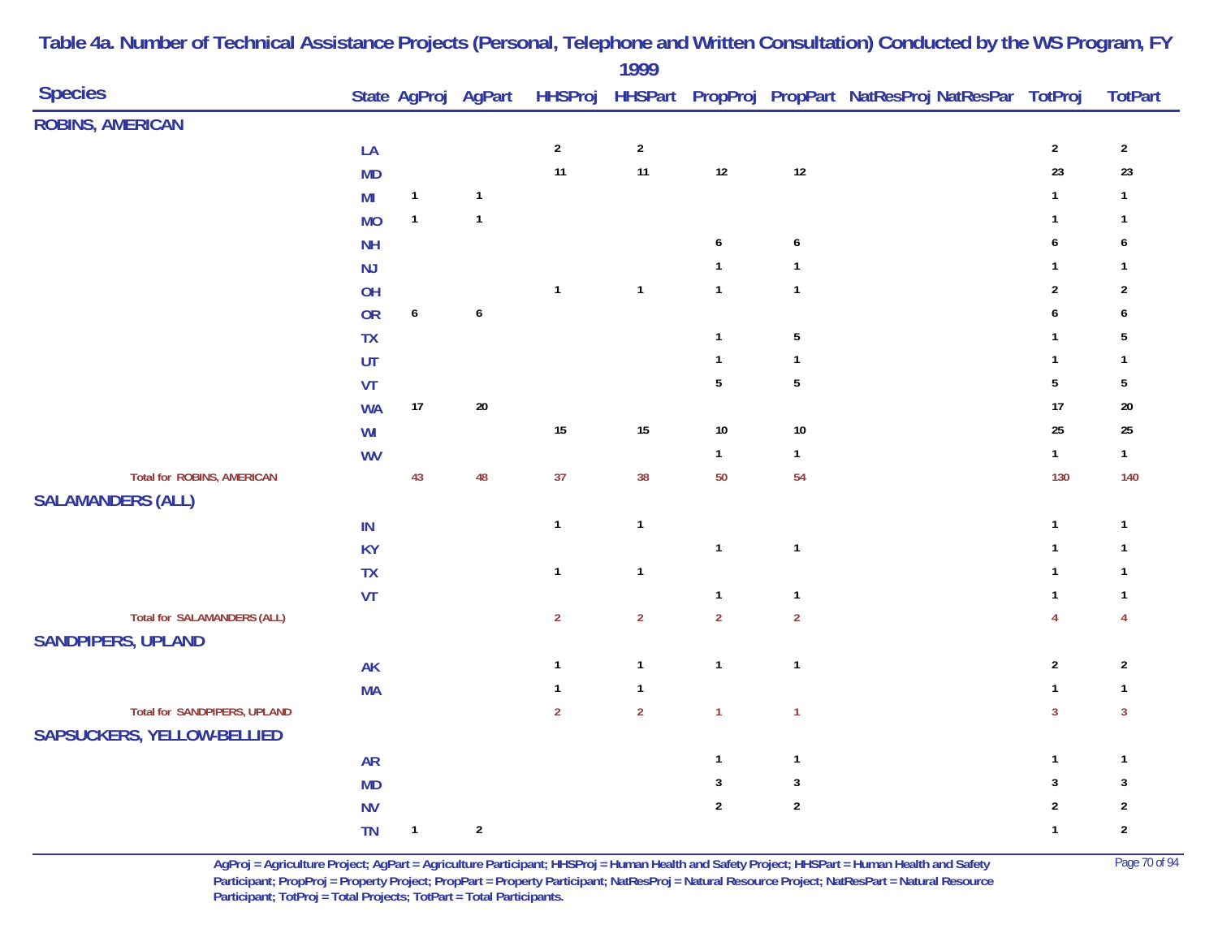# Table 4a. Number of Technical Assistance Projects (Personal, Telephone and Written Consultation) Conducted by the WS Program, FY 1999

| Species | State | AgProj | AgPart | HHSProj | HHSPart | PropProj | PropPart | NatResProj | NatResPar | TotProj | TotPart |
|---|---|---|---|---|---|---|---|---|---|---|---|
| **ROBINS, AMERICAN** | | | | | | | | | | | |
| | LA | | | 2 | 2 | | | | | 2 | 2 |
| | MD | | | 11 | 11 | 12 | 12 | | | 23 | 23 |
| | MI | 1 | 1 | | | | | | | 1 | 1 |
| | MO | 1 | 1 | | | | | | | 1 | 1 |
| | NH | | | | | 6 | 6 | | | 6 | 6 |
| | NJ | | | | | 1 | 1 | | | 1 | 1 |
| | OH | | | 1 | 1 | 1 | 1 | | | 2 | 2 |
| | OR | 6 | 6 | | | | | | | 6 | 6 |
| | TX | | | | | 1 | 5 | | | 1 | 5 |
| | UT | | | | | 1 | 1 | | | 1 | 1 |
| | VT | | | | | 5 | 5 | | | 5 | 5 |
| | WA | 17 | 20 | | | | | | | 17 | 20 |
| | WI | | | 15 | 15 | 10 | 10 | | | 25 | 25 |
| | WV | | | | | 1 | 1 | | | 1 | 1 |
| Total for ROBINS, AMERICAN | | 43 | 48 | 37 | 38 | 50 | 54 | | | 130 | 140 |
| **SALAMANDERS (ALL)** | | | | | | | | | | | |
| | IN | | | 1 | 1 | | | | | 1 | 1 |
| | KY | | | | | 1 | 1 | | | 1 | 1 |
| | TX | | | 1 | 1 | | | | | 1 | 1 |
| | VT | | | | | 1 | 1 | | | 1 | 1 |
| Total for SALAMANDERS (ALL) | | | | 2 | 2 | 2 | 2 | | | 4 | 4 |
| **SANDPIPERS, UPLAND** | | | | | | | | | | | |
| | AK | | | 1 | 1 | 1 | 1 | | | 2 | 2 |
| | MA | | | 1 | 1 | | | | | 1 | 1 |
| Total for SANDPIPERS, UPLAND | | | | 2 | 2 | 1 | 1 | | | 3 | 3 |
| **SAPSUCKERS, YELLOW-BELLIED** | | | | | | | | | | | |
| | AR | | | | | 1 | 1 | | | 1 | 1 |
| | MD | | | | | 3 | 3 | | | 3 | 3 |
| | NV | | | | | 2 | 2 | | | 2 | 2 |
| | TN | 1 | 2 | | | | | | | 1 | 2 |

AgProj = Agriculture Project; AgPart = Agriculture Participant; HHSProj = Human Health and Safety Project; HHSPart = Human Health and Safety Participant; PropProj = Property Project; PropPart = Property Participant; NatResProj = Natural Resource Project; NatResPart = Natural Resource Participant; TotProj = Total Projects; TotPart = Total Participants.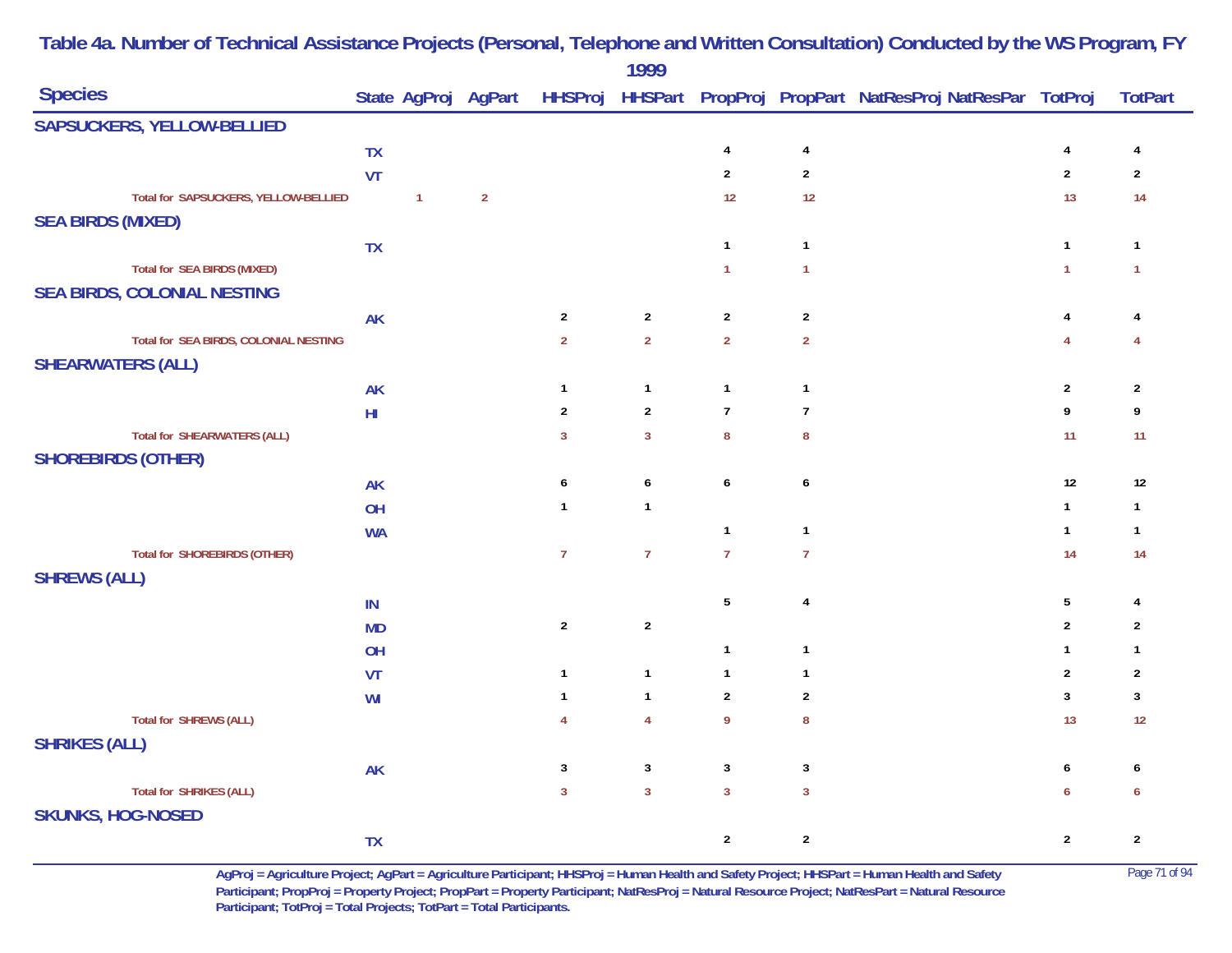# Table 4a. Number of Technical Assistance Projects (Personal, Telephone and Written Consultation) Conducted by the WS Program, FY 1999

| Species | State | AgProj | AgPart | HHSProj | HHSPart | PropProj | PropPart | NatResProj | NatResPar | TotProj | TotPart |
|---|---|---|---|---|---|---|---|---|---|---|---|
| **SAPSUCKERS, YELLOW-BELLIED** | | | | | | | | | | | |
| | TX | | | | | 4 | 4 | | | 4 | 4 |
| | VT | | | | | 2 | 2 | | | 2 | 2 |
| Total for SAPSUCKERS, YELLOW-BELLIED | | 1 | 2 | | | 12 | 12 | | | 13 | 14 |
| **SEA BIRDS (MIXED)** | | | | | | | | | | | |
| | TX | | | | | 1 | 1 | | | 1 | 1 |
| Total for SEA BIRDS (MIXED) | | | | | | 1 | 1 | | | 1 | 1 |
| **SEA BIRDS, COLONIAL NESTING** | | | | | | | | | | | |
| | AK | | | 2 | 2 | 2 | 2 | | | 4 | 4 |
| Total for SEA BIRDS, COLONIAL NESTING | | | | 2 | 2 | 2 | 2 | | | 4 | 4 |
| **SHEARWATERS (ALL)** | | | | | | | | | | | |
| | AK | | | 1 | 1 | 1 | 1 | | | 2 | 2 |
| | HI | | | 2 | 2 | 7 | 7 | | | 9 | 9 |
| Total for SHEARWATERS (ALL) | | | | 3 | 3 | 8 | 8 | | | 11 | 11 |
| **SHOREBIRDS (OTHER)** | | | | | | | | | | | |
| | AK | | | 6 | 6 | 6 | 6 | | | 12 | 12 |
| | OH | | | 1 | 1 | | | | | 1 | 1 |
| | WA | | | | | 1 | 1 | | | 1 | 1 |
| Total for SHOREBIRDS (OTHER) | | | | 7 | 7 | 7 | 7 | | | 14 | 14 |
| **SHREWS (ALL)** | | | | | | | | | | | |
| | IN | | | | | 5 | 4 | | | 5 | 4 |
| | MD | | | 2 | 2 | | | | | 2 | 2 |
| | OH | | | | | 1 | 1 | | | 1 | 1 |
| | VT | | | 1 | 1 | 1 | 1 | | | 2 | 2 |
| | WI | | | 1 | 1 | 2 | 2 | | | 3 | 3 |
| Total for SHREWS (ALL) | | | | 4 | 4 | 9 | 8 | | | 13 | 12 |
| **SHRIKES (ALL)** | | | | | | | | | | | |
| | AK | | | 3 | 3 | 3 | 3 | | | 6 | 6 |
| Total for SHRIKES (ALL) | | | | 3 | 3 | 3 | 3 | | | 6 | 6 |
| **SKUNKS, HOG-NOSED** | | | | | | | | | | | |
| | TX | | | | | 2 | 2 | | | 2 | 2 |

AgProj = Agriculture Project; AgPart = Agriculture Participant; HHSProj = Human Health and Safety Project; HHSPart = Human Health and Safety Participant; PropProj = Property Project; PropPart = Property Participant; NatResProj = Natural Resource Project; NatResPart = Natural Resource Participant; TotProj = Total Projects; TotPart = Total Participants.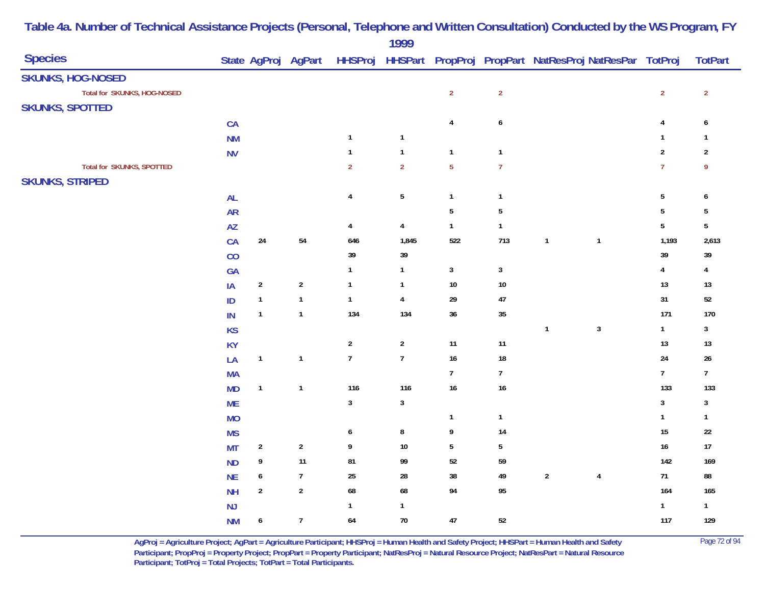# Table 4a. Number of Technical Assistance Projects (Personal, Telephone and Written Consultation) Conducted by the WS Program, FY 1999

| Species | State | AgProj | AgPart | HHSProj | HHSPart | PropProj | PropPart | NatResProj | NatResPar | TotProj | TotPart |
|---|---|---|---|---|---|---|---|---|---|---|---|
| **SKUNKS, HOG-NOSED** | | | | | | | | | | | |
| Total for SKUNKS, HOG-NOSED | | | | | | 2 | 2 | | | 2 | 2 |
| **SKUNKS, SPOTTED** | | | | | | | | | | | |
| | CA | | | | | 4 | 6 | | | 4 | 6 |
| | NM | | | 1 | 1 | | | | | 1 | 1 |
| | NV | | | 1 | 1 | 1 | 1 | | | 2 | 2 |
| Total for SKUNKS, SPOTTED | | | | 2 | 2 | 5 | 7 | | | 7 | 9 |
| **SKUNKS, STRIPED** | | | | | | | | | | | |
| | AL | | | 4 | 5 | 1 | 1 | | | 5 | 6 |
| | AR | | | | | 5 | 5 | | | 5 | 5 |
| | AZ | | | 4 | 4 | 1 | 1 | | | 5 | 5 |
| | CA | 24 | 54 | 646 | 1,845 | 522 | 713 | 1 | 1 | 1,193 | 2,613 |
| | CO | | | 39 | 39 | | | | | 39 | 39 |
| | GA | | | 1 | 1 | 3 | 3 | | | 4 | 4 |
| | IA | 2 | 2 | 1 | 1 | 10 | 10 | | | 13 | 13 |
| | ID | 1 | 1 | 1 | 4 | 29 | 47 | | | 31 | 52 |
| | IN | 1 | 1 | 134 | 134 | 36 | 35 | | | 171 | 170 |
| | KS | | | | | | | 1 | 3 | 1 | 3 |
| | KY | | | 2 | 2 | 11 | 11 | | | 13 | 13 |
| | LA | 1 | 1 | 7 | 7 | 16 | 18 | | | 24 | 26 |
| | MA | | | | | 7 | 7 | | | 7 | 7 |
| | MD | 1 | 1 | 116 | 116 | 16 | 16 | | | 133 | 133 |
| | ME | | | 3 | 3 | | | | | 3 | 3 |
| | MO | | | | | 1 | 1 | | | 1 | 1 |
| | MS | | | 6 | 8 | 9 | 14 | | | 15 | 22 |
| | MT | 2 | 2 | 9 | 10 | 5 | 5 | | | 16 | 17 |
| | ND | 9 | 11 | 81 | 99 | 52 | 59 | | | 142 | 169 |
| | NE | 6 | 7 | 25 | 28 | 38 | 49 | 2 | 4 | 71 | 88 |
| | NH | 2 | 2 | 68 | 68 | 94 | 95 | | | 164 | 165 |
| | NJ | | | 1 | 1 | | | | | 1 | 1 |
| | NM | 6 | 7 | 64 | 70 | 47 | 52 | | | 117 | 129 |

AgProj = Agriculture Project; AgPart = Agriculture Participant; HHSProj = Human Health and Safety Project; HHSPart = Human Health and Safety Participant; PropProj = Property Project; PropPart = Property Participant; NatResProj = Natural Resource Project; NatResPart = Natural Resource Participant; TotProj = Total Projects; TotPart = Total Participants.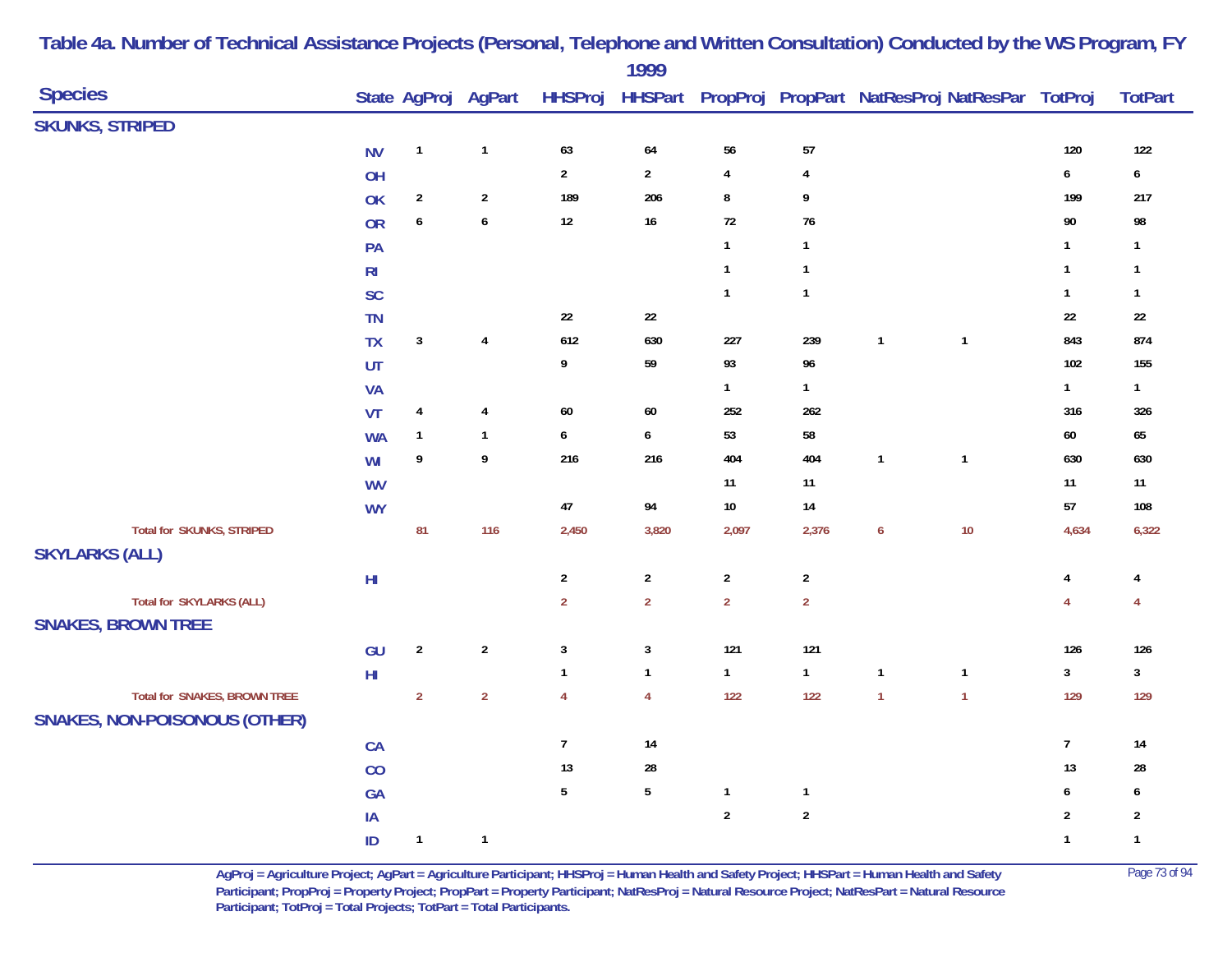# Table 4a. Number of Technical Assistance Projects (Personal, Telephone and Written Consultation) Conducted by the WS Program, FY 1999

| Species | State | AgProj | AgPart | HHSProj | HHSPart | PropProj | PropPart | NatResProj | NatResPar | TotProj | TotPart |
|---|---|---|---|---|---|---|---|---|---|---|---|
| **SKUNKS, STRIPED** | | | | | | | | | | | |
| | NV | 1 | 1 | 63 | 64 | 56 | 57 | | | 120 | 122 |
| | OH | | | 2 | 2 | 4 | 4 | | | 6 | 6 |
| | OK | 2 | 2 | 189 | 206 | 8 | 9 | | | 199 | 217 |
| | OR | 6 | 6 | 12 | 16 | 72 | 76 | | | 90 | 98 |
| | PA | | | | | 1 | 1 | | | 1 | 1 |
| | RI | | | | | 1 | 1 | | | 1 | 1 |
| | SC | | | | | 1 | 1 | | | 1 | 1 |
| | TN | | | 22 | 22 | | | | | 22 | 22 |
| | TX | 3 | 4 | 612 | 630 | 227 | 239 | 1 | 1 | 843 | 874 |
| | UT | | | 9 | 59 | 93 | 96 | | | 102 | 155 |
| | VA | | | | | 1 | 1 | | | 1 | 1 |
| | VT | 4 | 4 | 60 | 60 | 252 | 262 | | | 316 | 326 |
| | WA | 1 | 1 | 6 | 6 | 53 | 58 | | | 60 | 65 |
| | WI | 9 | 9 | 216 | 216 | 404 | 404 | 1 | 1 | 630 | 630 |
| | WV | | | | | 11 | 11 | | | 11 | 11 |
| | WY | | | 47 | 94 | 10 | 14 | | | 57 | 108 |
| Total for SKUNKS, STRIPED | | 81 | 116 | 2,450 | 3,820 | 2,097 | 2,376 | 6 | 10 | 4,634 | 6,322 |
| **SKYLARKS (ALL)** | | | | | | | | | | | |
| | HI | | | 2 | 2 | 2 | 2 | | | 4 | 4 |
| Total for SKYLARKS (ALL) | | | | 2 | 2 | 2 | 2 | | | 4 | 4 |
| **SNAKES, BROWN TREE** | | | | | | | | | | | |
| | GU | 2 | 2 | 3 | 3 | 121 | 121 | | | 126 | 126 |
| | HI | | | 1 | 1 | 1 | 1 | 1 | 1 | 3 | 3 |
| Total for SNAKES, BROWN TREE | | 2 | 2 | 4 | 4 | 122 | 122 | 1 | 1 | 129 | 129 |
| **SNAKES, NON-POISONOUS (OTHER)** | | | | | | | | | | | |
| | CA | | | 7 | 14 | | | | | 7 | 14 |
| | CO | | | 13 | 28 | | | | | 13 | 28 |
| | GA | | | 5 | 5 | 1 | 1 | | | 6 | 6 |
| | IA | | | | | 2 | 2 | | | 2 | 2 |
| | ID | 1 | 1 | | | | | | | 1 | 1 |

AgProj = Agriculture Project; AgPart = Agriculture Participant; HHSProj = Human Health and Safety Project; HHSPart = Human Health and Safety Participant; PropProj = Property Project; PropPart = Property Participant; NatResProj = Natural Resource Project; NatResPart = Natural Resource Participant; TotProj = Total Projects; TotPart = Total Participants.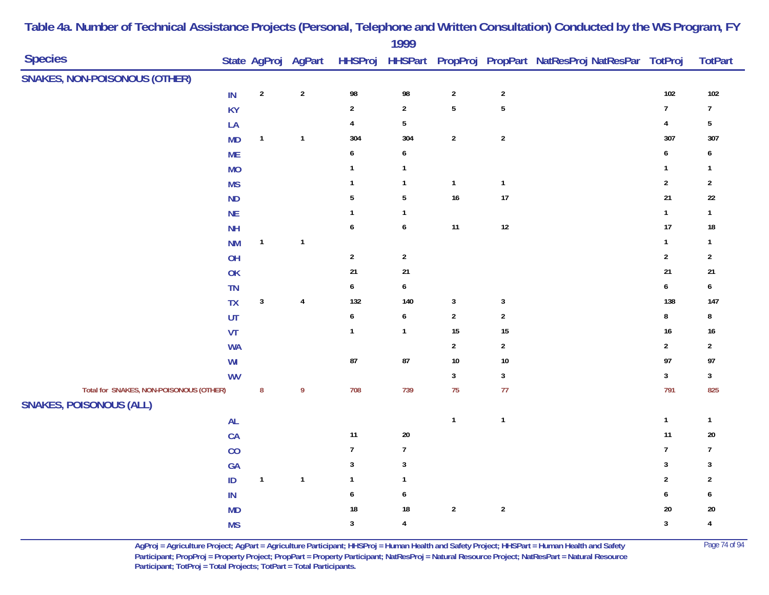# Table 4a. Number of Technical Assistance Projects (Personal, Telephone and Written Consultation) Conducted by the WS Program, FY 1999

| Species | State | AgProj | AgPart | HHSProj | HHSPart | PropProj | PropPart | NatResProj | NatResPar | TotProj | TotPart |
|---|---|---|---|---|---|---|---|---|---|---|---|
| **SNAKES, NON-POISONOUS (OTHER)** | | | | | | | | | | | |
| | IN | 2 | 2 | 98 | 98 | 2 | 2 | | | 102 | 102 |
| | KY | | | 2 | 2 | 5 | 5 | | | 7 | 7 |
| | LA | | | 4 | 5 | | | | | 4 | 5 |
| | MD | 1 | 1 | 304 | 304 | 2 | 2 | | | 307 | 307 |
| | ME | | | 6 | 6 | | | | | 6 | 6 |
| | MO | | | 1 | 1 | | | | | 1 | 1 |
| | MS | | | 1 | 1 | 1 | 1 | | | 2 | 2 |
| | ND | | | 5 | 5 | 16 | 17 | | | 21 | 22 |
| | NE | | | 1 | 1 | | | | | 1 | 1 |
| | NH | | | 6 | 6 | 11 | 12 | | | 17 | 18 |
| | NM | 1 | 1 | | | | | | | 1 | 1 |
| | OH | | | 2 | 2 | | | | | 2 | 2 |
| | OK | | | 21 | 21 | | | | | 21 | 21 |
| | TN | | | 6 | 6 | | | | | 6 | 6 |
| | TX | 3 | 4 | 132 | 140 | 3 | 3 | | | 138 | 147 |
| | UT | | | 6 | 6 | 2 | 2 | | | 8 | 8 |
| | VT | | | 1 | 1 | 15 | 15 | | | 16 | 16 |
| | WA | | | | | 2 | 2 | | | 2 | 2 |
| | WI | | | 87 | 87 | 10 | 10 | | | 97 | 97 |
| | WV | | | | | 3 | 3 | | | 3 | 3 |
| Total for SNAKES, NON-POISONOUS (OTHER) | | 8 | 9 | 708 | 739 | 75 | 77 | | | 791 | 825 |
| **SNAKES, POISONOUS (ALL)** | | | | | | | | | | | |
| | AL | | | | | 1 | 1 | | | 1 | 1 |
| | CA | | | 11 | 20 | | | | | 11 | 20 |
| | CO | | | 7 | 7 | | | | | 7 | 7 |
| | GA | | | 3 | 3 | | | | | 3 | 3 |
| | ID | 1 | 1 | 1 | 1 | | | | | 2 | 2 |
| | IN | | | 6 | 6 | | | | | 6 | 6 |
| | MD | | | 18 | 18 | 2 | 2 | | | 20 | 20 |
| | MS | | | 3 | 4 | | | | | 3 | 4 |

AgProj = Agriculture Project; AgPart = Agriculture Participant; HHSProj = Human Health and Safety Project; HHSPart = Human Health and Safety Participant; PropProj = Property Project; PropPart = Property Participant; NatResProj = Natural Resource Project; NatResPart = Natural Resource Participant; TotProj = Total Projects; TotPart = Total Participants.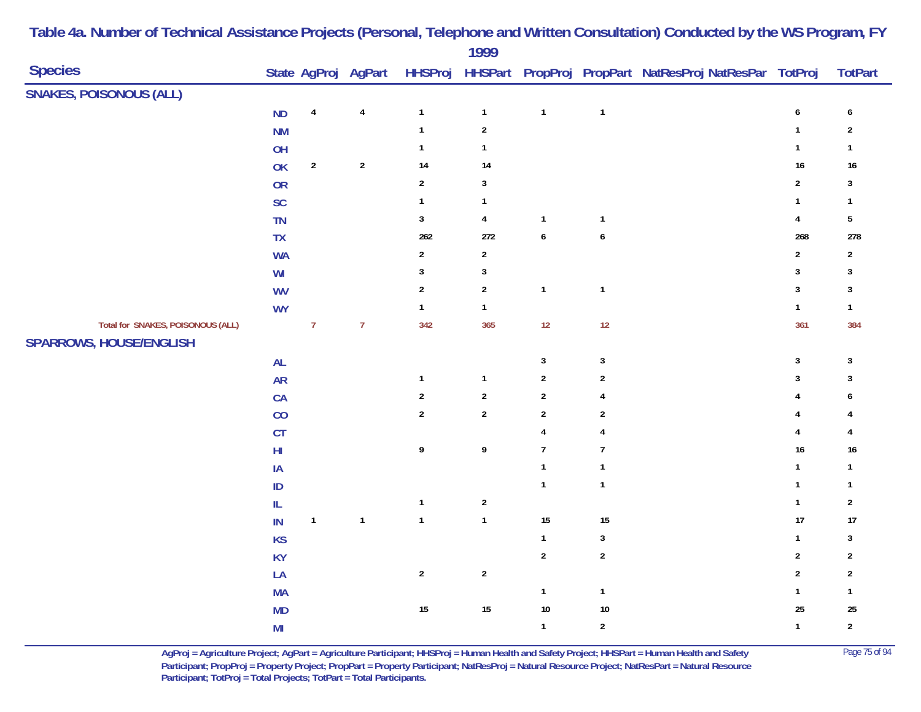# Table 4a. Number of Technical Assistance Projects (Personal, Telephone and Written Consultation) Conducted by the WS Program, FY 1999

| Species | State | AgProj | AgPart | HHSProj | HHSPart | PropProj | PropPart | NatResProj | NatResPar | TotProj | TotPart |
|---|---|---|---|---|---|---|---|---|---|---|---|
| **SNAKES, POISONOUS (ALL)** | | | | | | | | | | | |
| | ND | 4 | 4 | 1 | 1 | 1 | 1 | | | 6 | 6 |
| | NM | | | 1 | 2 | | | | | 1 | 2 |
| | OH | | | 1 | 1 | | | | | 1 | 1 |
| | OK | 2 | 2 | 14 | 14 | | | | | 16 | 16 |
| | OR | | | 2 | 3 | | | | | 2 | 3 |
| | SC | | | 1 | 1 | | | | | 1 | 1 |
| | TN | | | 3 | 4 | 1 | 1 | | | 4 | 5 |
| | TX | | | 262 | 272 | 6 | 6 | | | 268 | 278 |
| | WA | | | 2 | 2 | | | | | 2 | 2 |
| | WI | | | 3 | 3 | | | | | 3 | 3 |
| | WV | | | 2 | 2 | 1 | 1 | | | 3 | 3 |
| | WY | | | 1 | 1 | | | | | 1 | 1 |
| Total for SNAKES, POISONOUS (ALL) | | 7 | 7 | 342 | 365 | 12 | 12 | | | 361 | 384 |
| **SPARROWS, HOUSE/ENGLISH** | | | | | | | | | | | |
| | AL | | | | | 3 | 3 | | | 3 | 3 |
| | AR | | | 1 | 1 | 2 | 2 | | | 3 | 3 |
| | CA | | | 2 | 2 | 2 | 4 | | | 4 | 6 |
| | CO | | | 2 | 2 | 2 | 2 | | | 4 | 4 |
| | CT | | | | | 4 | 4 | | | 4 | 4 |
| | HI | | | 9 | 9 | 7 | 7 | | | 16 | 16 |
| | IA | | | | | 1 | 1 | | | 1 | 1 |
| | ID | | | | | 1 | 1 | | | 1 | 1 |
| | IL | | | 1 | 2 | | | | | 1 | 2 |
| | IN | 1 | 1 | 1 | 1 | 15 | 15 | | | 17 | 17 |
| | KS | | | | | 1 | 3 | | | 1 | 3 |
| | KY | | | | | 2 | 2 | | | 2 | 2 |
| | LA | | | 2 | 2 | | | | | 2 | 2 |
| | MA | | | | | 1 | 1 | | | 1 | 1 |
| | MD | | | 15 | 15 | 10 | 10 | | | 25 | 25 |
| | MI | | | | | 1 | 2 | | | 1 | 2 |

AgProj = Agriculture Project; AgPart = Agriculture Participant; HHSProj = Human Health and Safety Project; HHSPart = Human Health and Safety Participant; PropProj = Property Project; PropPart = Property Participant; NatResProj = Natural Resource Project; NatResPart = Natural Resource Participant; TotProj = Total Projects; TotPart = Total Participants.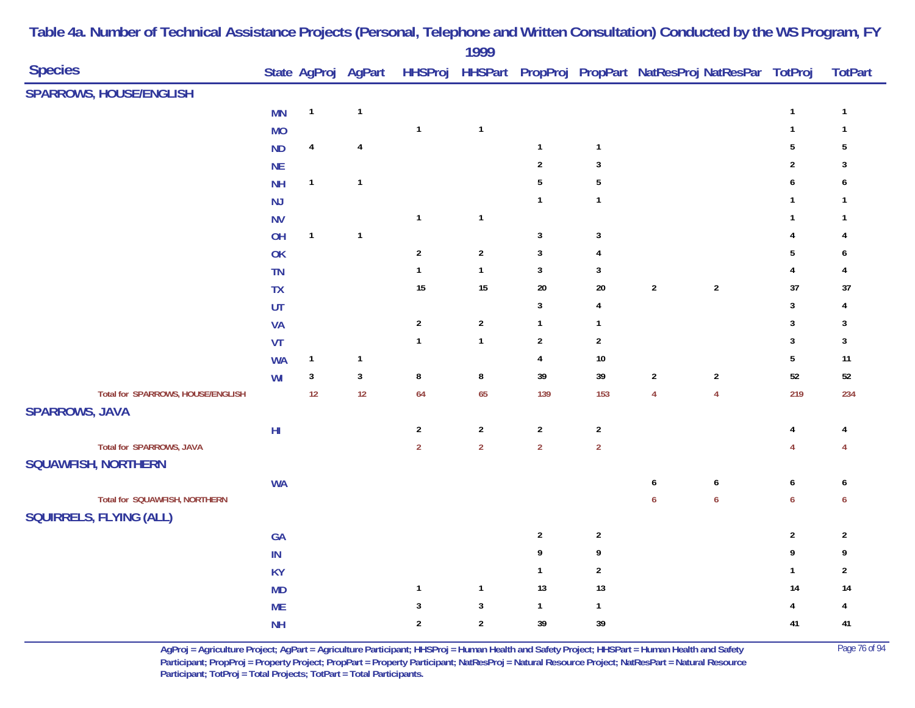# Table 4a. Number of Technical Assistance Projects (Personal, Telephone and Written Consultation) Conducted by the WS Program, FY 1999

| Species | State | AgProj | AgPart | HHSProj | HHSPart | PropProj | PropPart | NatResProj | NatResPar | TotProj | TotPart |
|---|---|---|---|---|---|---|---|---|---|---|---|
| **SPARROWS, HOUSE/ENGLISH** | | | | | | | | | | | |
| | MN | 1 | 1 | | | | | | | 1 | 1 |
| | MO | | | 1 | 1 | | | | | 1 | 1 |
| | ND | 4 | 4 | | | 1 | 1 | | | 5 | 5 |
| | NE | | | | | 2 | 3 | | | 2 | 3 |
| | NH | 1 | 1 | | | 5 | 5 | | | 6 | 6 |
| | NJ | | | | | 1 | 1 | | | 1 | 1 |
| | NV | | | 1 | 1 | | | | | 1 | 1 |
| | OH | 1 | 1 | | | 3 | 3 | | | 4 | 4 |
| | OK | | | 2 | 2 | 3 | 4 | | | 5 | 6 |
| | TN | | | 1 | 1 | 3 | 3 | | | 4 | 4 |
| | TX | | | 15 | 15 | 20 | 20 | 2 | 2 | 37 | 37 |
| | UT | | | | | 3 | 4 | | | 3 | 4 |
| | VA | | | 2 | 2 | 1 | 1 | | | 3 | 3 |
| | VT | | | 1 | 1 | 2 | 2 | | | 3 | 3 |
| | WA | 1 | 1 | | | 4 | 10 | | | 5 | 11 |
| | WI | 3 | 3 | 8 | 8 | 39 | 39 | 2 | 2 | 52 | 52 |
| Total for SPARROWS, HOUSE/ENGLISH | | 12 | 12 | 64 | 65 | 139 | 153 | 4 | 4 | 219 | 234 |
| **SPARROWS, JAVA** | | | | | | | | | | | |
| | HI | | | 2 | 2 | 2 | 2 | | | 4 | 4 |
| Total for SPARROWS, JAVA | | | | 2 | 2 | 2 | 2 | | | 4 | 4 |
| **SQUAWFISH, NORTHERN** | | | | | | | | | | | |
| | WA | | | | | | | 6 | 6 | 6 | 6 |
| Total for SQUAWFISH, NORTHERN | | | | | | | | 6 | 6 | 6 | 6 |
| **SQUIRRELS, FLYING (ALL)** | | | | | | | | | | | |
| | GA | | | | | 2 | 2 | | | 2 | 2 |
| | IN | | | | | 9 | 9 | | | 9 | 9 |
| | KY | | | | | 1 | 2 | | | 1 | 2 |
| | MD | | | 1 | 1 | 13 | 13 | | | 14 | 14 |
| | ME | | | 3 | 3 | 1 | 1 | | | 4 | 4 |
| | NH | | | 2 | 2 | 39 | 39 | | | 41 | 41 |

AgProj = Agriculture Project; AgPart = Agriculture Participant; HHSProj = Human Health and Safety Project; HHSPart = Human Health and Safety Participant; PropProj = Property Project; PropPart = Property Participant; NatResProj = Natural Resource Project; NatResPart = Natural Resource Participant; TotProj = Total Projects; TotPart = Total Participants.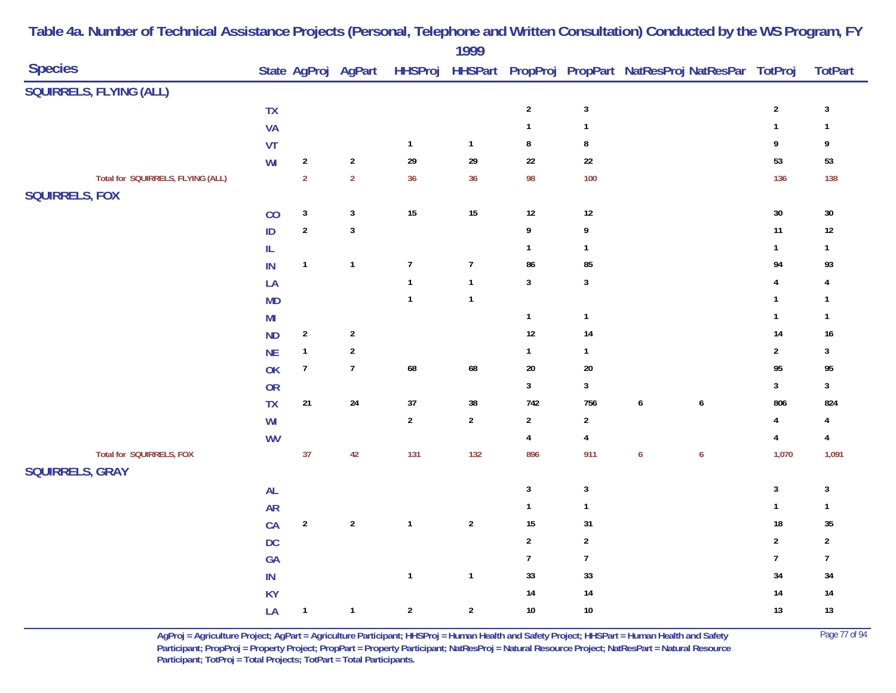# Table 4a. Number of Technical Assistance Projects (Personal, Telephone and Written Consultation) Conducted by the WS Program, FY 1999

| Species | State | AgProj | AgPart | HHSProj | HHSPart | PropProj | PropPart | NatResProj | NatResPar | TotProj | TotPart |
|---|---|---|---|---|---|---|---|---|---|---|---|
| **SQUIRRELS, FLYING (ALL)** | | | | | | | | | | | |
| | TX | | | | | 2 | 3 | | | 2 | 3 |
| | VA | | | | | 1 | 1 | | | 1 | 1 |
| | VT | | | 1 | 1 | 8 | 8 | | | 9 | 9 |
| | WI | 2 | 2 | 29 | 29 | 22 | 22 | | | 53 | 53 |
| Total for SQUIRRELS, FLYING (ALL) | | 2 | 2 | 36 | 36 | 98 | 100 | | | 136 | 138 |
| **SQUIRRELS, FOX** | | | | | | | | | | | |
| | CO | 3 | 3 | 15 | 15 | 12 | 12 | | | 30 | 30 |
| | ID | 2 | 3 | | | 9 | 9 | | | 11 | 12 |
| | IL | | | | | 1 | 1 | | | 1 | 1 |
| | IN | 1 | 1 | 7 | 7 | 86 | 85 | | | 94 | 93 |
| | LA | | | 1 | 1 | 3 | 3 | | | 4 | 4 |
| | MD | | | 1 | 1 | | | | | 1 | 1 |
| | MI | | | | | 1 | 1 | | | 1 | 1 |
| | ND | 2 | 2 | | | 12 | 14 | | | 14 | 16 |
| | NE | 1 | 2 | | | 1 | 1 | | | 2 | 3 |
| | OK | 7 | 7 | 68 | 68 | 20 | 20 | | | 95 | 95 |
| | OR | | | | | 3 | 3 | | | 3 | 3 |
| | TX | 21 | 24 | 37 | 38 | 742 | 756 | 6 | 6 | 806 | 824 |
| | WI | | | 2 | 2 | 2 | 2 | | | 4 | 4 |
| | WV | | | | | 4 | 4 | | | 4 | 4 |
| Total for SQUIRRELS, FOX | | 37 | 42 | 131 | 132 | 896 | 911 | 6 | 6 | 1,070 | 1,091 |
| **SQUIRRELS, GRAY** | | | | | | | | | | | |
| | AL | | | | | 3 | 3 | | | 3 | 3 |
| | AR | | | | | 1 | 1 | | | 1 | 1 |
| | CA | 2 | 2 | 1 | 2 | 15 | 31 | | | 18 | 35 |
| | DC | | | | | 2 | 2 | | | 2 | 2 |
| | GA | | | | | 7 | 7 | | | 7 | 7 |
| | IN | | | 1 | 1 | 33 | 33 | | | 34 | 34 |
| | KY | | | | | 14 | 14 | | | 14 | 14 |
| | LA | 1 | 1 | 2 | 2 | 10 | 10 | | | 13 | 13 |

AgProj = Agriculture Project; AgPart = Agriculture Participant; HHSProj = Human Health and Safety Project; HHSPart = Human Health and Safety Participant; PropProj = Property Project; PropPart = Property Participant; NatResProj = Natural Resource Project; NatResPart = Natural Resource Participant; TotProj = Total Projects; TotPart = Total Participants.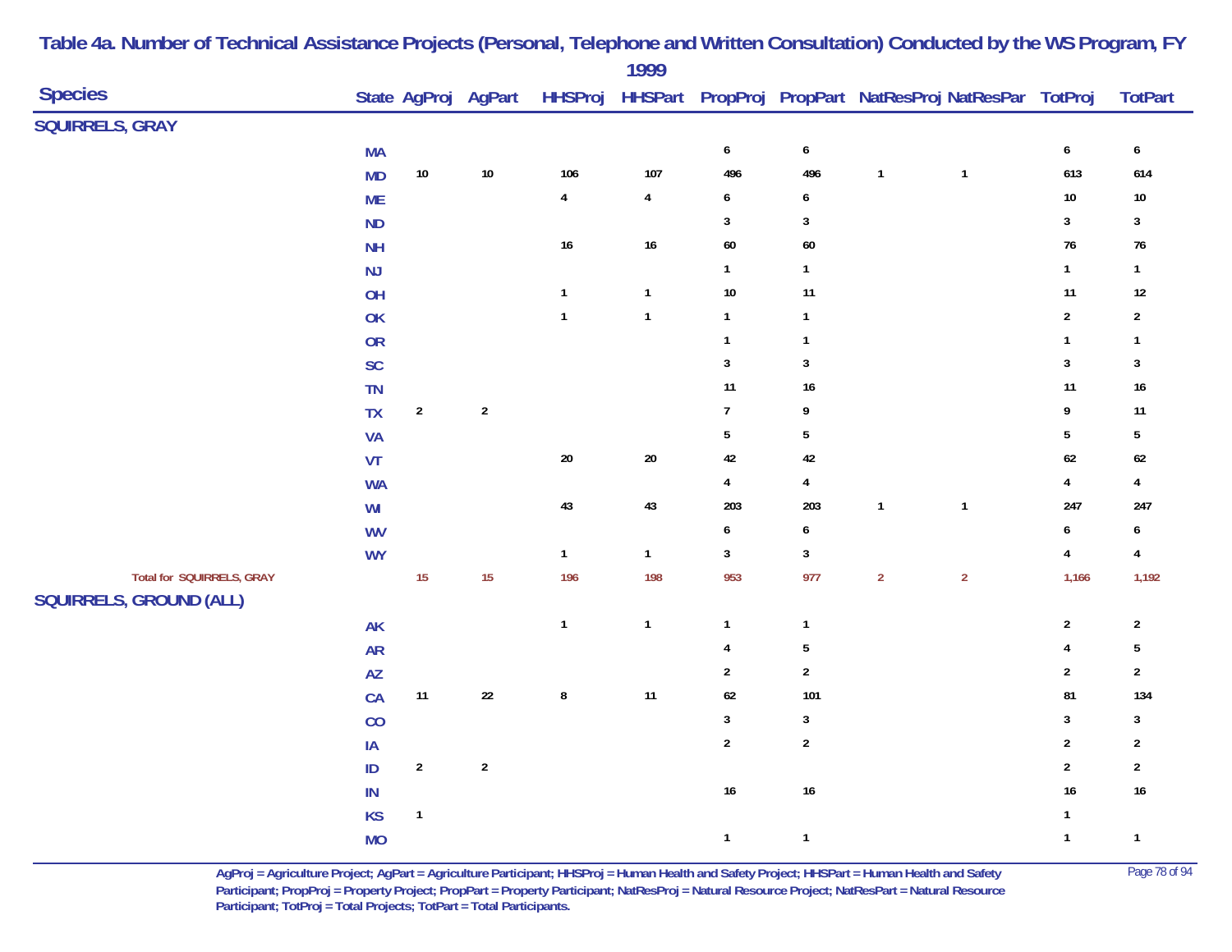# Table 4a. Number of Technical Assistance Projects (Personal, Telephone and Written Consultation) Conducted by the WS Program, FY 1999

| Species | State | AgProj | AgPart | HHSProj | HHSPart | PropProj | PropPart | NatResProj | NatResPar | TotProj | TotPart |
|---|---|---|---|---|---|---|---|---|---|---|---|
| **SQUIRRELS, GRAY** | | | | | | | | | | | |
| | MA | | | | | 6 | 6 | | | 6 | 6 |
| | MD | 10 | 10 | 106 | 107 | 496 | 496 | 1 | 1 | 613 | 614 |
| | ME | | | 4 | 4 | 6 | 6 | | | 10 | 10 |
| | ND | | | | | 3 | 3 | | | 3 | 3 |
| | NH | | | 16 | 16 | 60 | 60 | | | 76 | 76 |
| | NJ | | | | | 1 | 1 | | | 1 | 1 |
| | OH | | | 1 | 1 | 10 | 11 | | | 11 | 12 |
| | OK | | | 1 | 1 | 1 | 1 | | | 2 | 2 |
| | OR | | | | | 1 | 1 | | | 1 | 1 |
| | SC | | | | | 3 | 3 | | | 3 | 3 |
| | TN | | | | | 11 | 16 | | | 11 | 16 |
| | TX | 2 | 2 | | | 7 | 9 | | | 9 | 11 |
| | VA | | | | | 5 | 5 | | | 5 | 5 |
| | VT | | | 20 | 20 | 42 | 42 | | | 62 | 62 |
| | WA | | | | | 4 | 4 | | | 4 | 4 |
| | WI | | | 43 | 43 | 203 | 203 | 1 | 1 | 247 | 247 |
| | WV | | | | | 6 | 6 | | | 6 | 6 |
| | WY | | | 1 | 1 | 3 | 3 | | | 4 | 4 |
| Total for SQUIRRELS, GRAY | | 15 | 15 | 196 | 198 | 953 | 977 | 2 | 2 | 1,166 | 1,192 |
| **SQUIRRELS, GROUND (ALL)** | | | | | | | | | | | |
| | AK | | | 1 | 1 | 1 | 1 | | | 2 | 2 |
| | AR | | | | | 4 | 5 | | | 4 | 5 |
| | AZ | | | | | 2 | 2 | | | 2 | 2 |
| | CA | 11 | 22 | 8 | 11 | 62 | 101 | | | 81 | 134 |
| | CO | | | | | 3 | 3 | | | 3 | 3 |
| | IA | | | | | 2 | 2 | | | 2 | 2 |
| | ID | 2 | 2 | | | | | | | 2 | 2 |
| | IN | | | | | 16 | 16 | | | 16 | 16 |
| | KS | 1 | | | | | | | | 1 | |
| | MO | | | | | 1 | 1 | | | 1 | 1 |

AgProj = Agriculture Project; AgPart = Agriculture Participant; HHSProj = Human Health and Safety Project; HHSPart = Human Health and Safety Participant; PropProj = Property Project; PropPart = Property Participant; NatResProj = Natural Resource Project; NatResPart = Natural Resource Participant; TotProj = Total Projects; TotPart = Total Participants.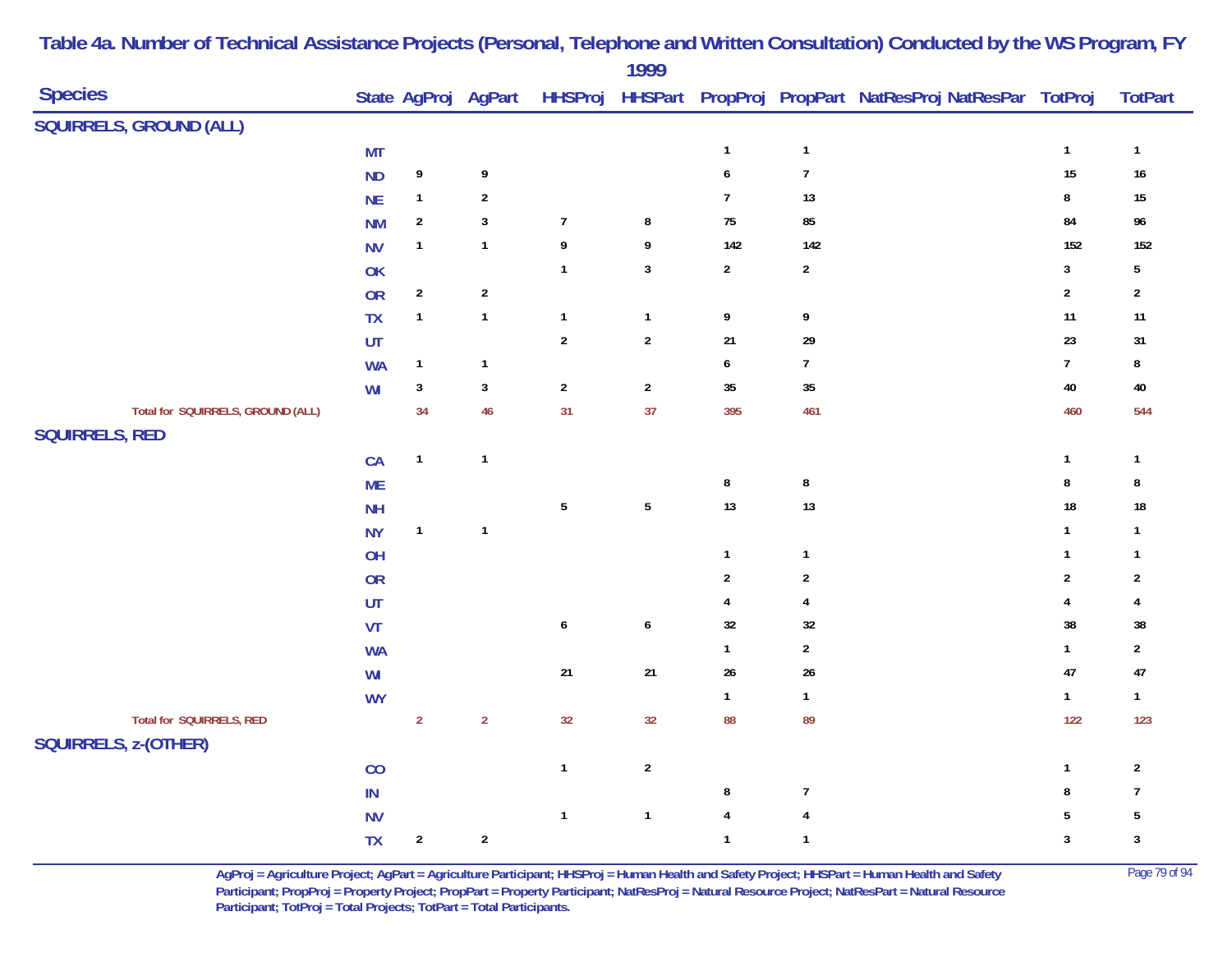# Table 4a. Number of Technical Assistance Projects (Personal, Telephone and Written Consultation) Conducted by the WS Program, FY 1999

| Species | State | AgProj | AgPart | HHSProj | HHSPart | PropProj | PropPart | NatResProj | NatResPar | TotProj | TotPart |
|---|---|---|---|---|---|---|---|---|---|---|---|
| **SQUIRRELS, GROUND (ALL)** | | | | | | | | | | | |
| | MT | | | | | 1 | 1 | | | 1 | 1 |
| | ND | 9 | 9 | | | 6 | 7 | | | 15 | 16 |
| | NE | 1 | 2 | | | 7 | 13 | | | 8 | 15 |
| | NM | 2 | 3 | 7 | 8 | 75 | 85 | | | 84 | 96 |
| | NV | 1 | 1 | 9 | 9 | 142 | 142 | | | 152 | 152 |
| | OK | | | 1 | 3 | 2 | 2 | | | 3 | 5 |
| | OR | 2 | 2 | | | | | | | 2 | 2 |
| | TX | 1 | 1 | 1 | 1 | 9 | 9 | | | 11 | 11 |
| | UT | | | 2 | 2 | 21 | 29 | | | 23 | 31 |
| | WA | 1 | 1 | | | 6 | 7 | | | 7 | 8 |
| | WI | 3 | 3 | 2 | 2 | 35 | 35 | | | 40 | 40 |
| Total for SQUIRRELS, GROUND (ALL) | | 34 | 46 | 31 | 37 | 395 | 461 | | | 460 | 544 |
| **SQUIRRELS, RED** | | | | | | | | | | | |
| | CA | 1 | 1 | | | | | | | 1 | 1 |
| | ME | | | | | 8 | 8 | | | 8 | 8 |
| | NH | | | 5 | 5 | 13 | 13 | | | 18 | 18 |
| | NY | 1 | 1 | | | | | | | 1 | 1 |
| | OH | | | | | 1 | 1 | | | 1 | 1 |
| | OR | | | | | 2 | 2 | | | 2 | 2 |
| | UT | | | | | 4 | 4 | | | 4 | 4 |
| | VT | | | 6 | 6 | 32 | 32 | | | 38 | 38 |
| | WA | | | | | 1 | 2 | | | 1 | 2 |
| | WI | | | 21 | 21 | 26 | 26 | | | 47 | 47 |
| | WY | | | | | 1 | 1 | | | 1 | 1 |
| Total for SQUIRRELS, RED | | 2 | 2 | 32 | 32 | 88 | 89 | | | 122 | 123 |
| **SQUIRRELS, z-(OTHER)** | | | | | | | | | | | |
| | CO | | | 1 | 2 | | | | | 1 | 2 |
| | IN | | | | | 8 | 7 | | | 8 | 7 |
| | NV | | | 1 | 1 | 4 | 4 | | | 5 | 5 |
| | TX | 2 | 2 | | | 1 | 1 | | | 3 | 3 |

AgProj = Agriculture Project; AgPart = Agriculture Participant; HHSProj = Human Health and Safety Project; HHSPart = Human Health and Safety Participant; PropProj = Property Project; PropPart = Property Participant; NatResProj = Natural Resource Project; NatResPart = Natural Resource Participant; TotProj = Total Projects; TotPart = Total Participants.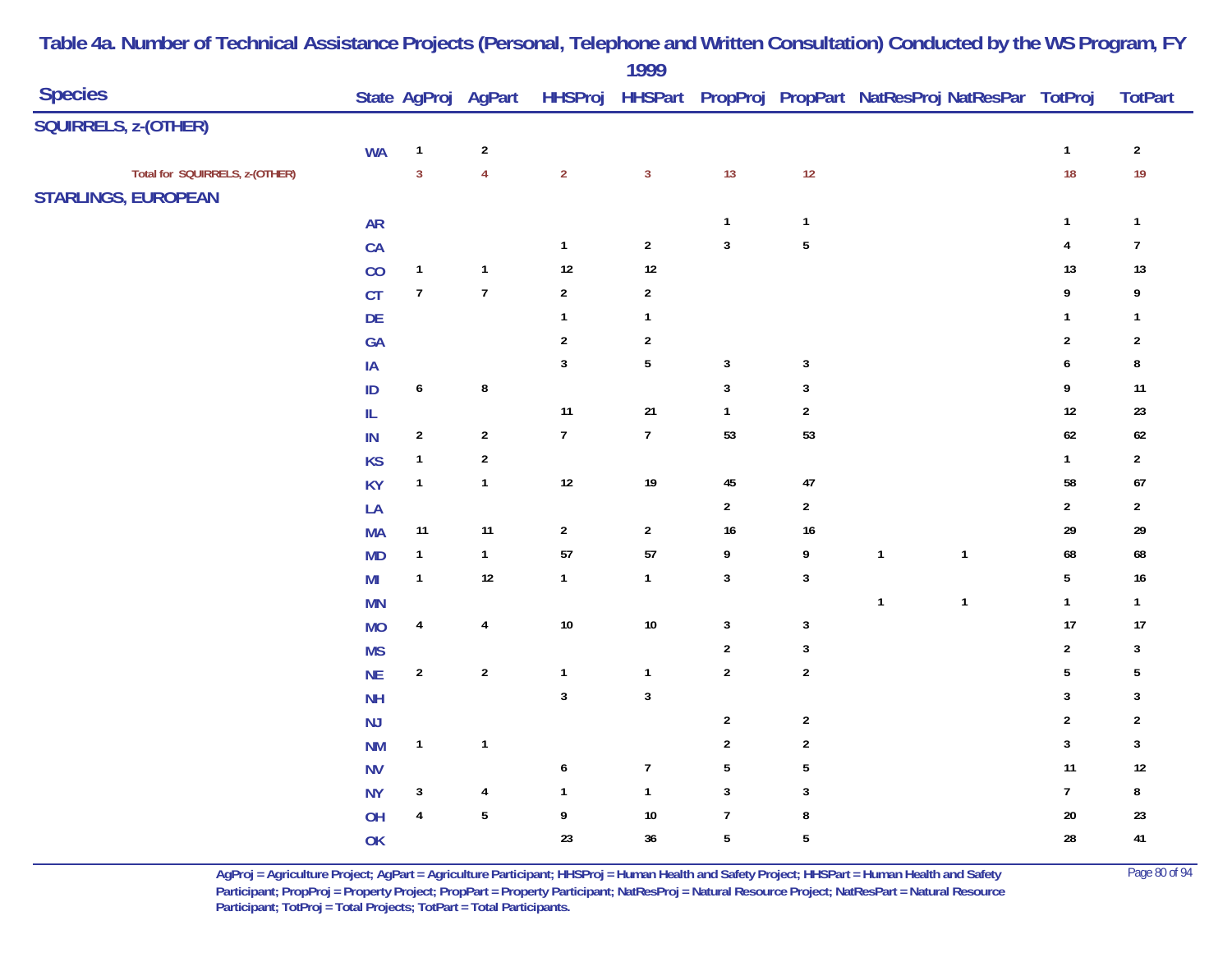# Table 4a. Number of Technical Assistance Projects (Personal, Telephone and Written Consultation) Conducted by the WS Program, FY 1999

| Species | State | AgProj | AgPart | HHSProj | HHSPart | PropProj | PropPart | NatResProj | NatResPar | TotProj | TotPart |
|---|---|---|---|---|---|---|---|---|---|---|---|
| **SQUIRRELS, z-(OTHER)** | | | | | | | | | | | |
| | WA | 1 | 2 | | | | | | | 1 | 2 |
| Total for SQUIRRELS, z-(OTHER) | | 3 | 4 | 2 | 3 | 13 | 12 | | | 18 | 19 |
| **STARLINGS, EUROPEAN** | | | | | | | | | | | |
| | AR | | | | | 1 | 1 | | | 1 | 1 |
| | CA | | | 1 | 2 | 3 | 5 | | | 4 | 7 |
| | CO | 1 | 1 | 12 | 12 | | | | | 13 | 13 |
| | CT | 7 | 7 | 2 | 2 | | | | | 9 | 9 |
| | DE | | | 1 | 1 | | | | | 1 | 1 |
| | GA | | | 2 | 2 | | | | | 2 | 2 |
| | IA | | | 3 | 5 | 3 | 3 | | | 6 | 8 |
| | ID | 6 | 8 | | | 3 | 3 | | | 9 | 11 |
| | IL | | | 11 | 21 | 1 | 2 | | | 12 | 23 |
| | IN | 2 | 2 | 7 | 7 | 53 | 53 | | | 62 | 62 |
| | KS | 1 | 2 | | | | | | | 1 | 2 |
| | KY | 1 | 1 | 12 | 19 | 45 | 47 | | | 58 | 67 |
| | LA | | | | | 2 | 2 | | | 2 | 2 |
| | MA | 11 | 11 | 2 | 2 | 16 | 16 | | | 29 | 29 |
| | MD | 1 | 1 | 57 | 57 | 9 | 9 | 1 | 1 | 68 | 68 |
| | MI | 1 | 12 | 1 | 1 | 3 | 3 | | | 5 | 16 |
| | MN | | | | | | | 1 | 1 | 1 | 1 |
| | MO | 4 | 4 | 10 | 10 | 3 | 3 | | | 17 | 17 |
| | MS | | | | | 2 | 3 | | | 2 | 3 |
| | NE | 2 | 2 | 1 | 1 | 2 | 2 | | | 5 | 5 |
| | NH | | | 3 | 3 | | | | | 3 | 3 |
| | NJ | | | | | 2 | 2 | | | 2 | 2 |
| | NM | 1 | 1 | | | 2 | 2 | | | 3 | 3 |
| | NV | | | 6 | 7 | 5 | 5 | | | 11 | 12 |
| | NY | 3 | 4 | 1 | 1 | 3 | 3 | | | 7 | 8 |
| | OH | 4 | 5 | 9 | 10 | 7 | 8 | | | 20 | 23 |
| | OK | | | 23 | 36 | 5 | 5 | | | 28 | 41 |

AgProj = Agriculture Project; AgPart = Agriculture Participant; HHSProj = Human Health and Safety Project; HHSPart = Human Health and Safety Participant; PropProj = Property Project; PropPart = Property Participant; NatResProj = Natural Resource Project; NatResPart = Natural Resource Participant; TotProj = Total Projects; TotPart = Total Participants.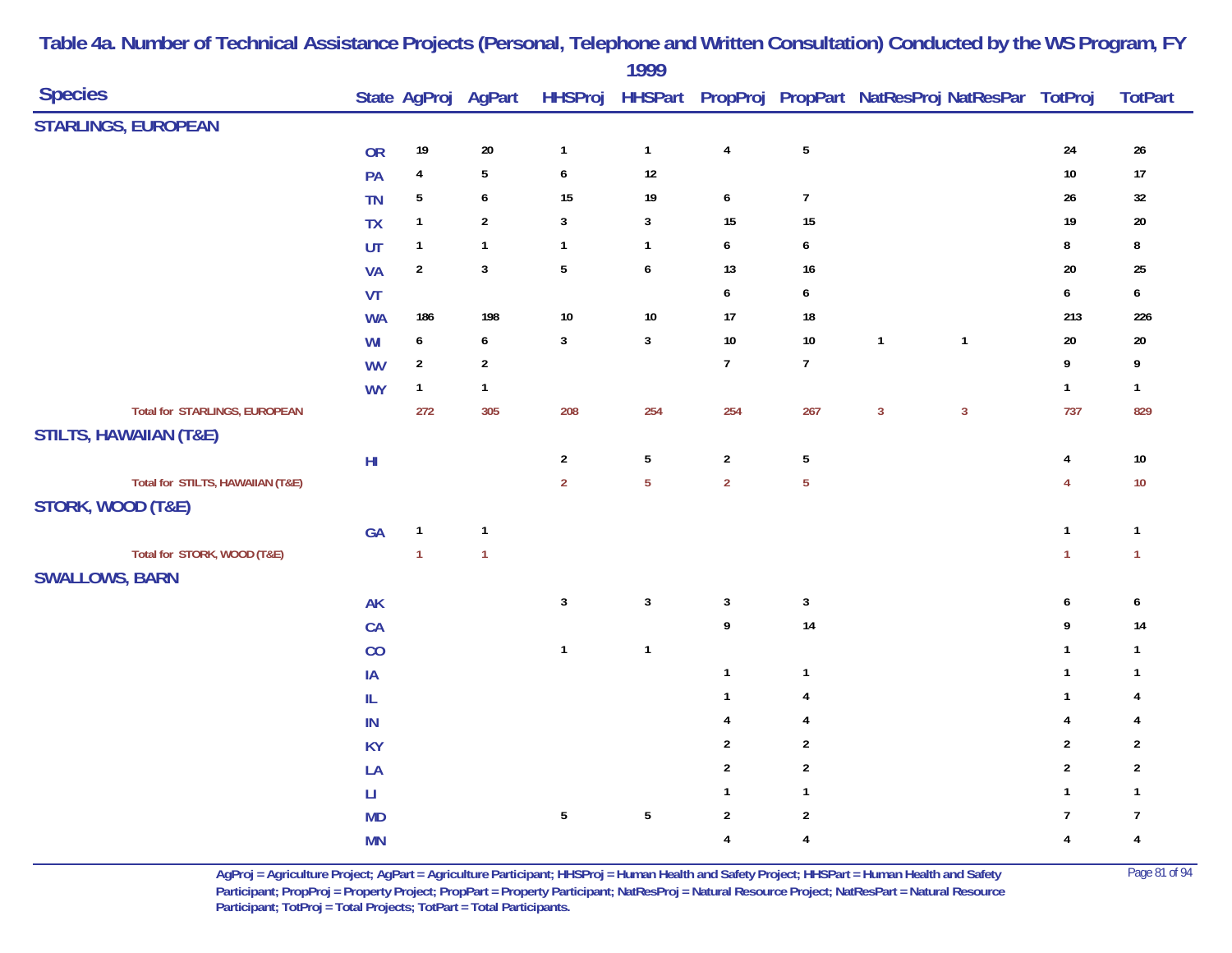# Table 4a. Number of Technical Assistance Projects (Personal, Telephone and Written Consultation) Conducted by the WS Program, FY 1999

| Species | State | AgProj | AgPart | HHSProj | HHSPart | PropProj | PropPart | NatResProj | NatResPar | TotProj | TotPart |
|---|---|---|---|---|---|---|---|---|---|---|---|
| **STARLINGS, EUROPEAN** | | | | | | | | | | | |
| | OR | 19 | 20 | 1 | 1 | 4 | 5 | | | 24 | 26 |
| | PA | 4 | 5 | 6 | 12 | | | | | 10 | 17 |
| | TN | 5 | 6 | 15 | 19 | 6 | 7 | | | 26 | 32 |
| | TX | 1 | 2 | 3 | 3 | 15 | 15 | | | 19 | 20 |
| | UT | 1 | 1 | 1 | 1 | 6 | 6 | | | 8 | 8 |
| | VA | 2 | 3 | 5 | 6 | 13 | 16 | | | 20 | 25 |
| | VT | | | | | 6 | 6 | | | 6 | 6 |
| | WA | 186 | 198 | 10 | 10 | 17 | 18 | | | 213 | 226 |
| | WI | 6 | 6 | 3 | 3 | 10 | 10 | 1 | 1 | 20 | 20 |
| | WV | 2 | 2 | | | 7 | 7 | | | 9 | 9 |
| | WY | 1 | 1 | | | | | | | 1 | 1 |
| Total for STARLINGS, EUROPEAN | | 272 | 305 | 208 | 254 | 254 | 267 | 3 | 3 | 737 | 829 |
| **STILTS, HAWAIIAN (T&E)** | | | | | | | | | | | |
| | HI | | | 2 | 5 | 2 | 5 | | | 4 | 10 |
| Total for STILTS, HAWAIIAN (T&E) | | | | 2 | 5 | 2 | 5 | | | 4 | 10 |
| **STORK, WOOD (T&E)** | | | | | | | | | | | |
| | GA | 1 | 1 | | | | | | | 1 | 1 |
| Total for STORK, WOOD (T&E) | | 1 | 1 | | | | | | | 1 | 1 |
| **SWALLOWS, BARN** | | | | | | | | | | | |
| | AK | | | 3 | 3 | 3 | 3 | | | 6 | 6 |
| | CA | | | | | 9 | 14 | | | 9 | 14 |
| | CO | | | 1 | 1 | | | | | 1 | 1 |
| | IA | | | | | 1 | 1 | | | 1 | 1 |
| | IL | | | | | 1 | 4 | | | 1 | 4 |
| | IN | | | | | 4 | 4 | | | 4 | 4 |
| | KY | | | | | 2 | 2 | | | 2 | 2 |
| | LA | | | | | 2 | 2 | | | 2 | 2 |
| | LI | | | | | 1 | 1 | | | 1 | 1 |
| | MD | | | 5 | 5 | 2 | 2 | | | 7 | 7 |
| | MN | | | | | 4 | 4 | | | 4 | 4 |

AgProj = Agriculture Project; AgPart = Agriculture Participant; HHSProj = Human Health and Safety Project; HHSPart = Human Health and Safety Participant; PropProj = Property Project; PropPart = Property Participant; NatResProj = Natural Resource Project; NatResPart = Natural Resource Participant; TotProj = Total Projects; TotPart = Total Participants.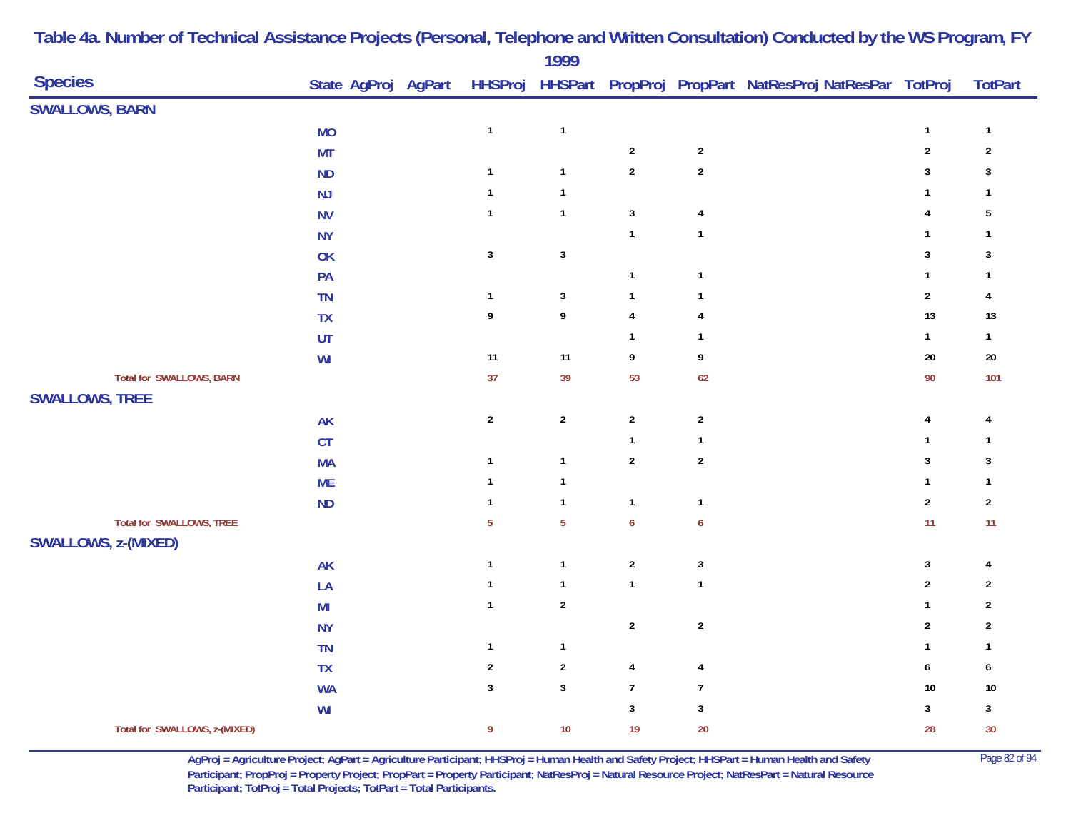# Table 4a. Number of Technical Assistance Projects (Personal, Telephone and Written Consultation) Conducted by the WS Program, FY 1999

| Species | State | AgProj | AgPart | HHSProj | HHSPart | PropProj | PropPart | NatResProj | NatResPar | TotProj | TotPart |
|---|---|---|---|---|---|---|---|---|---|---|---|
| **SWALLOWS, BARN** | | | | | | | | | | | |
| | MO | | | 1 | 1 | | | | | 1 | 1 |
| | MT | | | | | 2 | 2 | | | 2 | 2 |
| | ND | | | 1 | 1 | 2 | 2 | | | 3 | 3 |
| | NJ | | | 1 | 1 | | | | | 1 | 1 |
| | NV | | | 1 | 1 | 3 | 4 | | | 4 | 5 |
| | NY | | | | | 1 | 1 | | | 1 | 1 |
| | OK | | | 3 | 3 | | | | | 3 | 3 |
| | PA | | | | | 1 | 1 | | | 1 | 1 |
| | TN | | | 1 | 3 | 1 | 1 | | | 2 | 4 |
| | TX | | | 9 | 9 | 4 | 4 | | | 13 | 13 |
| | UT | | | | | 1 | 1 | | | 1 | 1 |
| | WI | | | 11 | 11 | 9 | 9 | | | 20 | 20 |
| Total for SWALLOWS, BARN | | | | 37 | 39 | 53 | 62 | | | 90 | 101 |
| **SWALLOWS, TREE** | | | | | | | | | | | |
| | AK | | | 2 | 2 | 2 | 2 | | | 4 | 4 |
| | CT | | | | | 1 | 1 | | | 1 | 1 |
| | MA | | | 1 | 1 | 2 | 2 | | | 3 | 3 |
| | ME | | | 1 | 1 | | | | | 1 | 1 |
| | ND | | | 1 | 1 | 1 | 1 | | | 2 | 2 |
| Total for SWALLOWS, TREE | | | | 5 | 5 | 6 | 6 | | | 11 | 11 |
| **SWALLOWS, z-(MIXED)** | | | | | | | | | | | |
| | AK | | | 1 | 1 | 2 | 3 | | | 3 | 4 |
| | LA | | | 1 | 1 | 1 | 1 | | | 2 | 2 |
| | MI | | | 1 | 2 | | | | | 1 | 2 |
| | NY | | | | | 2 | 2 | | | 2 | 2 |
| | TN | | | 1 | 1 | | | | | 1 | 1 |
| | TX | | | 2 | 2 | 4 | 4 | | | 6 | 6 |
| | WA | | | 3 | 3 | 7 | 7 | | | 10 | 10 |
| | WI | | | | | 3 | 3 | | | 3 | 3 |
| Total for SWALLOWS, z-(MIXED) | | | | 9 | 10 | 19 | 20 | | | 28 | 30 |

AgProj = Agriculture Project; AgPart = Agriculture Participant; HHSProj = Human Health and Safety Project; HHSPart = Human Health and Safety Participant; PropProj = Property Project; PropPart = Property Participant; NatResProj = Natural Resource Project; NatResPart = Natural Resource Participant; TotProj = Total Projects; TotPart = Total Participants.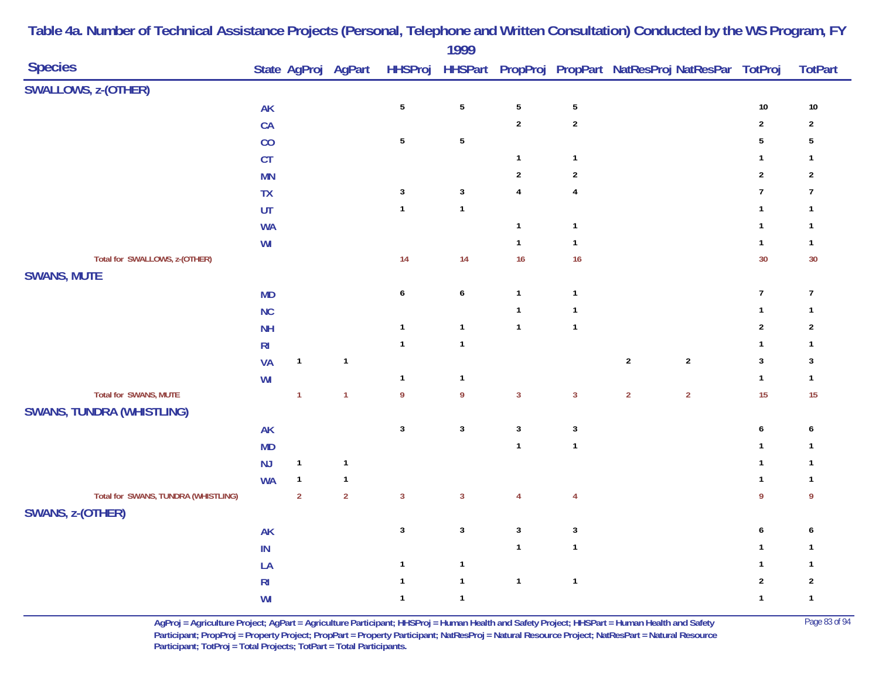# Table 4a. Number of Technical Assistance Projects (Personal, Telephone and Written Consultation) Conducted by the WS Program, FY 1999

| Species | State | AgProj | AgPart | HHSProj | HHSPart | PropProj | PropPart | NatResProj | NatResPar | TotProj | TotPart |
|---|---|---|---|---|---|---|---|---|---|---|---|
| **SWALLOWS, z-(OTHER)** | | | | | | | | | | | |
| | AK | | | 5 | 5 | 5 | 5 | | | 10 | 10 |
| | CA | | | | | 2 | 2 | | | 2 | 2 |
| | CO | | | 5 | 5 | | | | | 5 | 5 |
| | CT | | | | | 1 | 1 | | | 1 | 1 |
| | MN | | | | | 2 | 2 | | | 2 | 2 |
| | TX | | | 3 | 3 | 4 | 4 | | | 7 | 7 |
| | UT | | | 1 | 1 | | | | | 1 | 1 |
| | WA | | | | | 1 | 1 | | | 1 | 1 |
| | WI | | | | | 1 | 1 | | | 1 | 1 |
| Total for SWALLOWS, z-(OTHER) | | | | 14 | 14 | 16 | 16 | | | 30 | 30 |
| **SWANS, MUTE** | | | | | | | | | | | |
| | MD | | | 6 | 6 | 1 | 1 | | | 7 | 7 |
| | NC | | | | | 1 | 1 | | | 1 | 1 |
| | NH | | | 1 | 1 | 1 | 1 | | | 2 | 2 |
| | RI | | | 1 | 1 | | | | | 1 | 1 |
| | VA | 1 | 1 | | | | | 2 | 2 | 3 | 3 |
| | WI | | | 1 | 1 | | | | | 1 | 1 |
| Total for SWANS, MUTE | | 1 | 1 | 9 | 9 | 3 | 3 | 2 | 2 | 15 | 15 |
| **SWANS, TUNDRA (WHISTLING)** | | | | | | | | | | | |
| | AK | | | 3 | 3 | 3 | 3 | | | 6 | 6 |
| | MD | | | | | 1 | 1 | | | 1 | 1 |
| | NJ | 1 | 1 | | | | | | | 1 | 1 |
| | WA | 1 | 1 | | | | | | | 1 | 1 |
| Total for SWANS, TUNDRA (WHISTLING) | | 2 | 2 | 3 | 3 | 4 | 4 | | | 9 | 9 |
| **SWANS, z-(OTHER)** | | | | | | | | | | | |
| | AK | | | 3 | 3 | 3 | 3 | | | 6 | 6 |
| | IN | | | | | 1 | 1 | | | 1 | 1 |
| | LA | | | 1 | 1 | | | | | 1 | 1 |
| | RI | | | 1 | 1 | 1 | 1 | | | 2 | 2 |
| | WI | | | 1 | 1 | | | | | 1 | 1 |

AgProj = Agriculture Project; AgPart = Agriculture Participant; HHSProj = Human Health and Safety Project; HHSPart = Human Health and Safety Participant; PropProj = Property Project; PropPart = Property Participant; NatResProj = Natural Resource Project; NatResPart = Natural Resource Participant; TotProj = Total Projects; TotPart = Total Participants.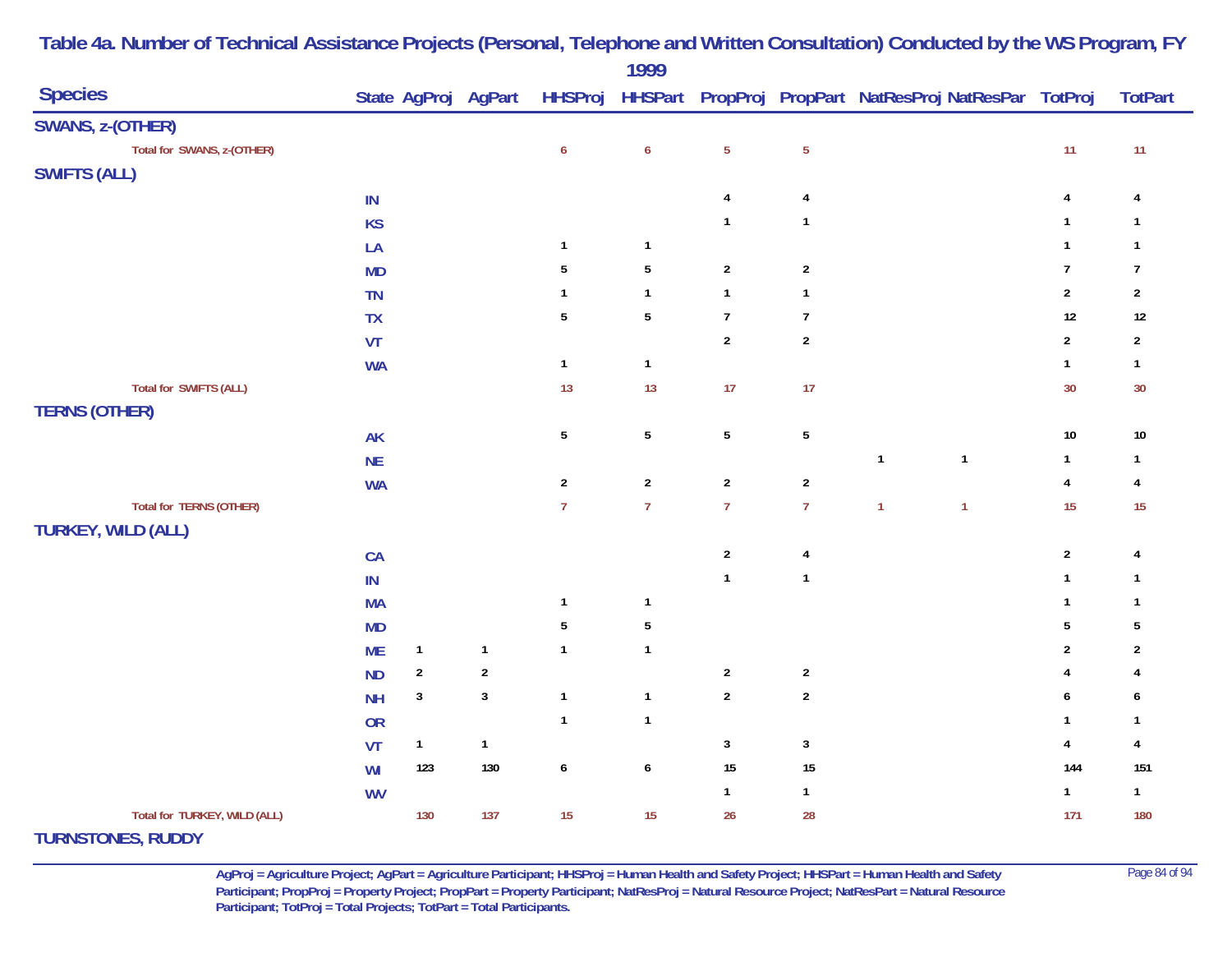# Table 4a. Number of Technical Assistance Projects (Personal, Telephone and Written Consultation) Conducted by the WS Program, FY 1999

| Species | State | AgProj | AgPart | HHSProj | HHSPart | PropProj | PropPart | NatResProj | NatResPar | TotProj | TotPart |
|---|---|---|---|---|---|---|---|---|---|---|---|
| **SWANS, z-(OTHER)** | | | | | | | | | | | |
| Total for SWANS, z-(OTHER) | | | | 6 | 6 | 5 | 5 | | | 11 | 11 |
| **SWIFTS (ALL)** | | | | | | | | | | | |
| | IN | | | | | 4 | 4 | | | 4 | 4 |
| | KS | | | | | 1 | 1 | | | 1 | 1 |
| | LA | | | 1 | 1 | | | | | 1 | 1 |
| | MD | | | 5 | 5 | 2 | 2 | | | 7 | 7 |
| | TN | | | 1 | 1 | 1 | 1 | | | 2 | 2 |
| | TX | | | 5 | 5 | 7 | 7 | | | 12 | 12 |
| | VT | | | | | 2 | 2 | | | 2 | 2 |
| | WA | | | 1 | 1 | | | | | 1 | 1 |
| Total for SWIFTS (ALL) | | | | 13 | 13 | 17 | 17 | | | 30 | 30 |
| **TERNS (OTHER)** | | | | | | | | | | | |
| | AK | | | 5 | 5 | 5 | 5 | | | 10 | 10 |
| | NE | | | | | | | 1 | 1 | 1 | 1 |
| | WA | | | 2 | 2 | 2 | 2 | | | 4 | 4 |
| Total for TERNS (OTHER) | | | | 7 | 7 | 7 | 7 | 1 | 1 | 15 | 15 |
| **TURKEY, WILD (ALL)** | | | | | | | | | | | |
| | CA | | | | | 2 | 4 | | | 2 | 4 |
| | IN | | | | | 1 | 1 | | | 1 | 1 |
| | MA | | | 1 | 1 | | | | | 1 | 1 |
| | MD | | | 5 | 5 | | | | | 5 | 5 |
| | ME | 1 | 1 | 1 | 1 | | | | | 2 | 2 |
| | ND | 2 | 2 | | | 2 | 2 | | | 4 | 4 |
| | NH | 3 | 3 | 1 | 1 | 2 | 2 | | | 6 | 6 |
| | OR | | | 1 | 1 | | | | | 1 | 1 |
| | VT | 1 | 1 | | | 3 | 3 | | | 4 | 4 |
| | WI | 123 | 130 | 6 | 6 | 15 | 15 | | | 144 | 151 |
| | WV | | | | | 1 | 1 | | | 1 | 1 |
| Total for TURKEY, WILD (ALL) | | 130 | 137 | 15 | 15 | 26 | 28 | | | 171 | 180 |
| **TURNSTONES, RUDDY** | | | | | | | | | | | |

AgProj = Agriculture Project; AgPart = Agriculture Participant; HHSProj = Human Health and Safety Project; HHSPart = Human Health and Safety Participant; PropProj = Property Project; PropPart = Property Participant; NatResProj = Natural Resource Project; NatResPart = Natural Resource Participant; TotProj = Total Projects; TotPart = Total Participants.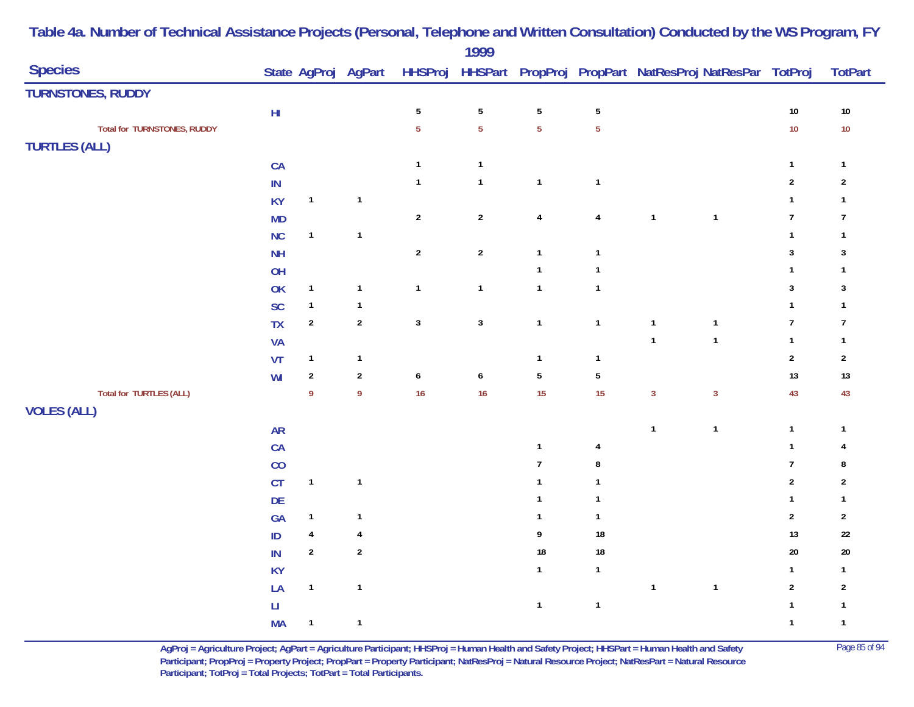## Table 4a. Number of Technical Assistance Projects (Personal, Telephone and Written Consultation) Conducted by the WS Program, FY 1999

| Species | State | AgProj | AgPart | HHSProj | HHSPart | PropProj | PropPart | NatResProj | NatResPar | TotProj | TotPart |
|---|---|---|---|---|---|---|---|---|---|---|---|
| **TURNSTONES, RUDDY** | | | | | | | | | | | |
| | HI | | | 5 | 5 | 5 | 5 | | | 10 | 10 |
| Total for TURNSTONES, RUDDY | | | | 5 | 5 | 5 | 5 | | | 10 | 10 |
| **TURTLES (ALL)** | | | | | | | | | | | |
| | CA | | | 1 | 1 | | | | | 1 | 1 |
| | IN | | | 1 | 1 | 1 | 1 | | | 2 | 2 |
| | KY | 1 | 1 | | | | | | | 1 | 1 |
| | MD | | | 2 | 2 | 4 | 4 | 1 | 1 | 7 | 7 |
| | NC | 1 | 1 | | | | | | | 1 | 1 |
| | NH | | | 2 | 2 | 1 | 1 | | | 3 | 3 |
| | OH | | | | | 1 | 1 | | | 1 | 1 |
| | OK | 1 | 1 | 1 | 1 | 1 | 1 | | | 3 | 3 |
| | SC | 1 | 1 | | | | | | | 1 | 1 |
| | TX | 2 | 2 | 3 | 3 | 1 | 1 | 1 | 1 | 7 | 7 |
| | VA | | | | | | | 1 | 1 | 1 | 1 |
| | VT | 1 | 1 | | | 1 | 1 | | | 2 | 2 |
| | WI | 2 | 2 | 6 | 6 | 5 | 5 | | | 13 | 13 |
| Total for TURTLES (ALL) | | 9 | 9 | 16 | 16 | 15 | 15 | 3 | 3 | 43 | 43 |
| **VOLES (ALL)** | | | | | | | | | | | |
| | AR | | | | | | | 1 | 1 | 1 | 1 |
| | CA | | | | | 1 | 4 | | | 1 | 4 |
| | CO | | | | | 7 | 8 | | | 7 | 8 |
| | CT | 1 | 1 | | | 1 | 1 | | | 2 | 2 |
| | DE | | | | | 1 | 1 | | | 1 | 1 |
| | GA | 1 | 1 | | | 1 | 1 | | | 2 | 2 |
| | ID | 4 | 4 | | | 9 | 18 | | | 13 | 22 |
| | IN | 2 | 2 | | | 18 | 18 | | | 20 | 20 |
| | KY | | | | | 1 | 1 | | | 1 | 1 |
| | LA | 1 | 1 | | | | | 1 | 1 | 2 | 2 |
| | LI | | | | | 1 | 1 | | | 1 | 1 |
| | MA | 1 | 1 | | | | | | | 1 | 1 |

AgProj = Agriculture Project; AgPart = Agriculture Participant; HHSProj = Human Health and Safety Project; HHSPart = Human Health and Safety Participant; PropProj = Property Project; PropPart = Property Participant; NatResProj = Natural Resource Project; NatResPart = Natural Resource Participant; TotProj = Total Projects; TotPart = Total Participants.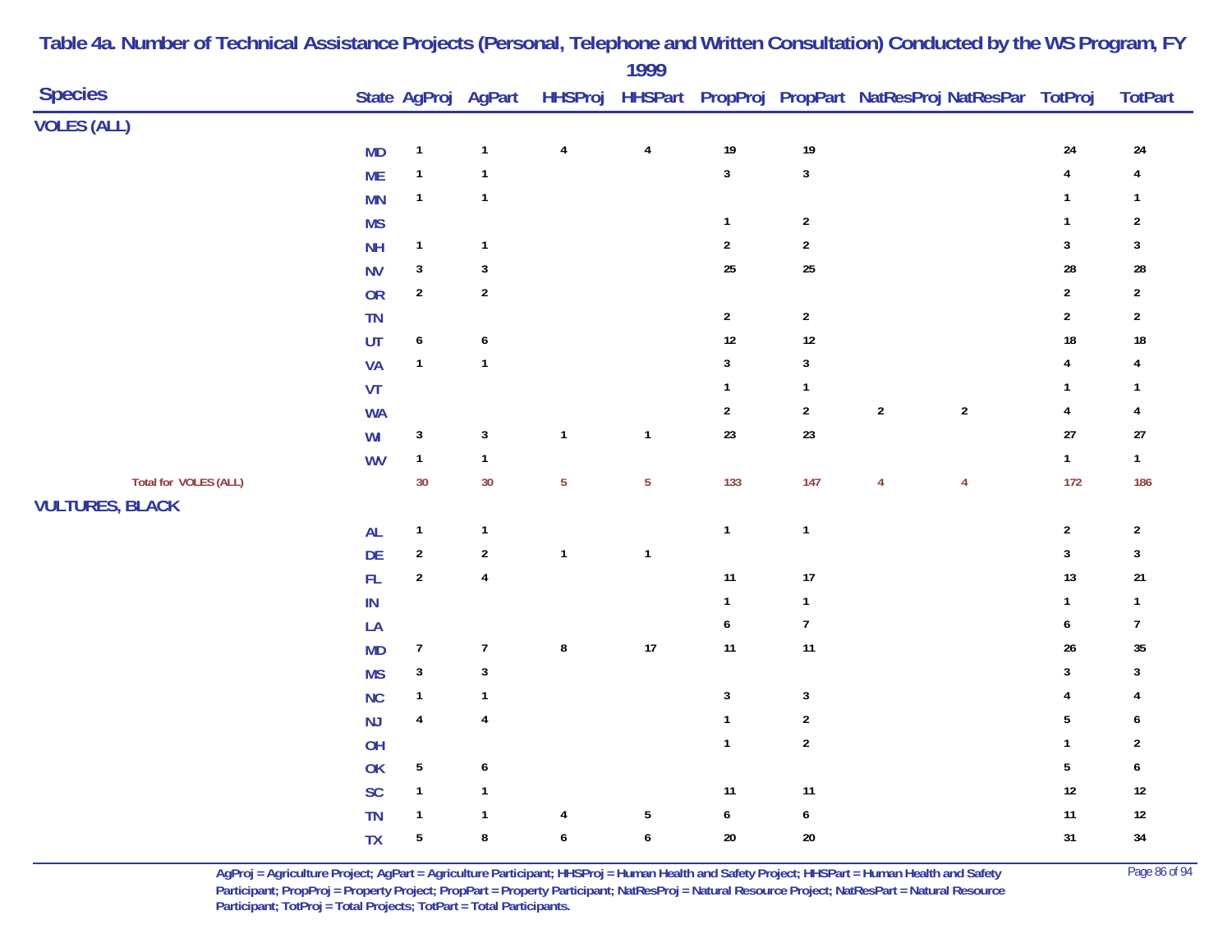## Table 4a. Number of Technical Assistance Projects (Personal, Telephone and Written Consultation) Conducted by the WS Program, FY 1999

| Species | State | AgProj | AgPart | HHSProj | HHSPart | PropProj | PropPart | NatResProj | NatResPar | TotProj | TotPart |
|---|---|---|---|---|---|---|---|---|---|---|---|
| **VOLES (ALL)** | | | | | | | | | | | |
| | MD | 1 | 1 | 4 | 4 | 19 | 19 | | | 24 | 24 |
| | ME | 1 | 1 | | | 3 | 3 | | | 4 | 4 |
| | MN | 1 | 1 | | | | | | | 1 | 1 |
| | MS | | | | | 1 | 2 | | | 1 | 2 |
| | NH | 1 | 1 | | | 2 | 2 | | | 3 | 3 |
| | NV | 3 | 3 | | | 25 | 25 | | | 28 | 28 |
| | OR | 2 | 2 | | | | | | | 2 | 2 |
| | TN | | | | | 2 | 2 | | | 2 | 2 |
| | UT | 6 | 6 | | | 12 | 12 | | | 18 | 18 |
| | VA | 1 | 1 | | | 3 | 3 | | | 4 | 4 |
| | VT | | | | | 1 | 1 | | | 1 | 1 |
| | WA | | | | | 2 | 2 | 2 | 2 | 4 | 4 |
| | WI | 3 | 3 | 1 | 1 | 23 | 23 | | | 27 | 27 |
| | WV | 1 | 1 | | | | | | | 1 | 1 |
| Total for VOLES (ALL) | | 30 | 30 | 5 | 5 | 133 | 147 | 4 | 4 | 172 | 186 |
| **VULTURES, BLACK** | | | | | | | | | | | |
| | AL | 1 | 1 | | | 1 | 1 | | | 2 | 2 |
| | DE | 2 | 2 | 1 | 1 | | | | | 3 | 3 |
| | FL | 2 | 4 | | | 11 | 17 | | | 13 | 21 |
| | IN | | | | | 1 | 1 | | | 1 | 1 |
| | LA | | | | | 6 | 7 | | | 6 | 7 |
| | MD | 7 | 7 | 8 | 17 | 11 | 11 | | | 26 | 35 |
| | MS | 3 | 3 | | | | | | | 3 | 3 |
| | NC | 1 | 1 | | | 3 | 3 | | | 4 | 4 |
| | NJ | 4 | 4 | | | 1 | 2 | | | 5 | 6 |
| | OH | | | | | 1 | 2 | | | 1 | 2 |
| | OK | 5 | 6 | | | | | | | 5 | 6 |
| | SC | 1 | 1 | | | 11 | 11 | | | 12 | 12 |
| | TN | 1 | 1 | 4 | 5 | 6 | 6 | | | 11 | 12 |
| | TX | 5 | 8 | 6 | 6 | 20 | 20 | | | 31 | 34 |

AgProj = Agriculture Project; AgPart = Agriculture Participant; HHSProj = Human Health and Safety Project; HHSPart = Human Health and Safety Participant; PropProj = Property Project; PropPart = Property Participant; NatResProj = Natural Resource Project; NatResPart = Natural Resource Participant; TotProj = Total Projects; TotPart = Total Participants.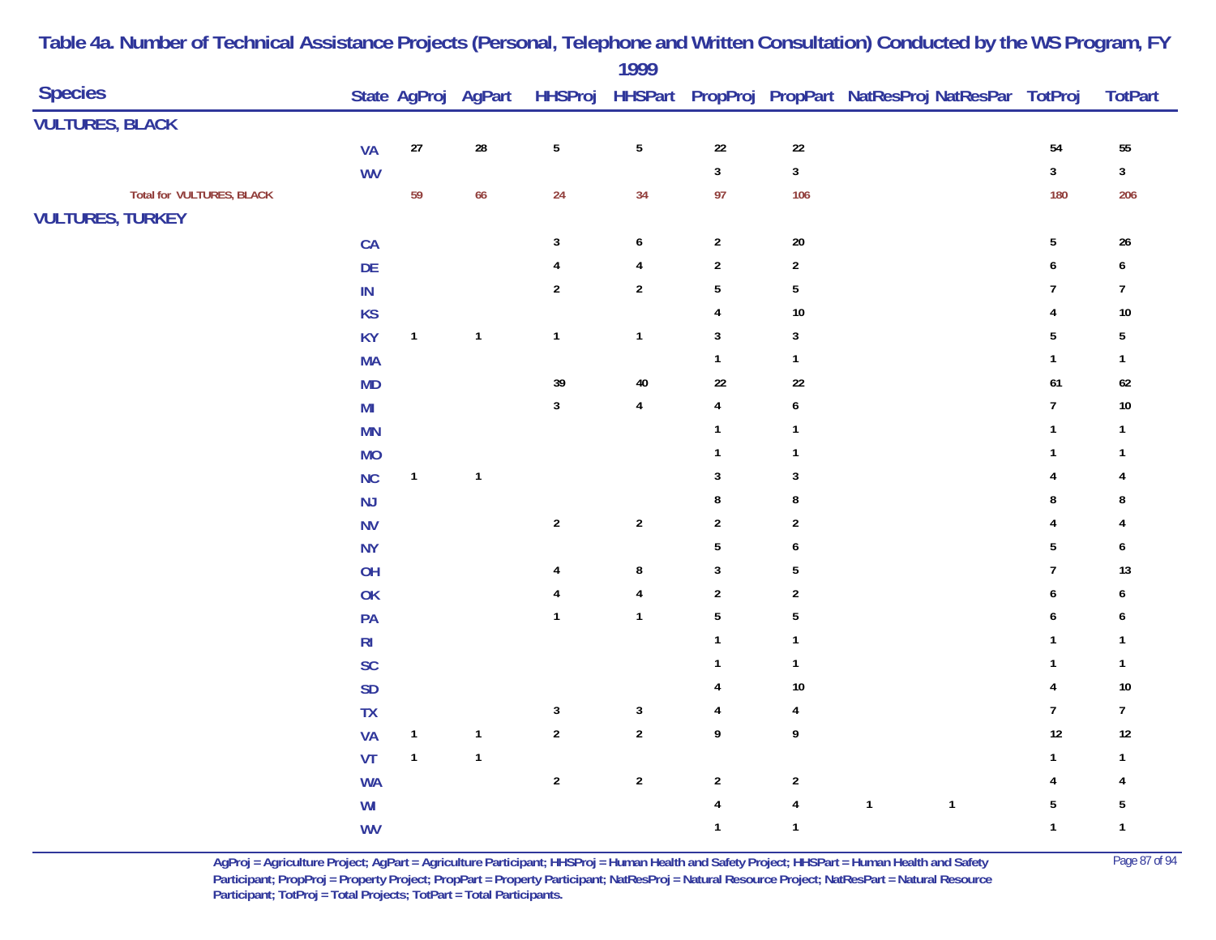# Table 4a. Number of Technical Assistance Projects (Personal, Telephone and Written Consultation) Conducted by the WS Program, FY 1999

| Species | State | AgProj | AgPart | HHSProj | HHSPart | PropProj | PropPart | NatResProj | NatResPar | TotProj | TotPart |
|---|---|---|---|---|---|---|---|---|---|---|---|
| **VULTURES, BLACK** | | | | | | | | | | | |
| | VA | 27 | 28 | 5 | 5 | 22 | 22 | | | 54 | 55 |
| | WV | | | | | 3 | 3 | | | 3 | 3 |
| Total for VULTURES, BLACK | | 59 | 66 | 24 | 34 | 97 | 106 | | | 180 | 206 |
| **VULTURES, TURKEY** | | | | | | | | | | | |
| | CA | | | 3 | 6 | 2 | 20 | | | 5 | 26 |
| | DE | | | 4 | 4 | 2 | 2 | | | 6 | 6 |
| | IN | | | 2 | 2 | 5 | 5 | | | 7 | 7 |
| | KS | | | | | 4 | 10 | | | 4 | 10 |
| | KY | 1 | 1 | 1 | 1 | 3 | 3 | | | 5 | 5 |
| | MA | | | | | 1 | 1 | | | 1 | 1 |
| | MD | | | 39 | 40 | 22 | 22 | | | 61 | 62 |
| | MI | | | 3 | 4 | 4 | 6 | | | 7 | 10 |
| | MN | | | | | 1 | 1 | | | 1 | 1 |
| | MO | | | | | 1 | 1 | | | 1 | 1 |
| | NC | 1 | 1 | | | 3 | 3 | | | 4 | 4 |
| | NJ | | | | | 8 | 8 | | | 8 | 8 |
| | NV | | | 2 | 2 | 2 | 2 | | | 4 | 4 |
| | NY | | | | | 5 | 6 | | | 5 | 6 |
| | OH | | | 4 | 8 | 3 | 5 | | | 7 | 13 |
| | OK | | | 4 | 4 | 2 | 2 | | | 6 | 6 |
| | PA | | | 1 | 1 | 5 | 5 | | | 6 | 6 |
| | RI | | | | | 1 | 1 | | | 1 | 1 |
| | SC | | | | | 1 | 1 | | | 1 | 1 |
| | SD | | | | | 4 | 10 | | | 4 | 10 |
| | TX | | | 3 | 3 | 4 | 4 | | | 7 | 7 |
| | VA | 1 | 1 | 2 | 2 | 9 | 9 | | | 12 | 12 |
| | VT | 1 | 1 | | | | | | | 1 | 1 |
| | WA | | | 2 | 2 | 2 | 2 | | | 4 | 4 |
| | WI | | | | | 4 | 4 | 1 | 1 | 5 | 5 |
| | WV | | | | | 1 | 1 | | | 1 | 1 |

AgProj = Agriculture Project; AgPart = Agriculture Participant; HHSProj = Human Health and Safety Project; HHSPart = Human Health and Safety Participant; PropProj = Property Project; PropPart = Property Participant; NatResProj = Natural Resource Project; NatResPart = Natural Resource Participant; TotProj = Total Projects; TotPart = Total Participants.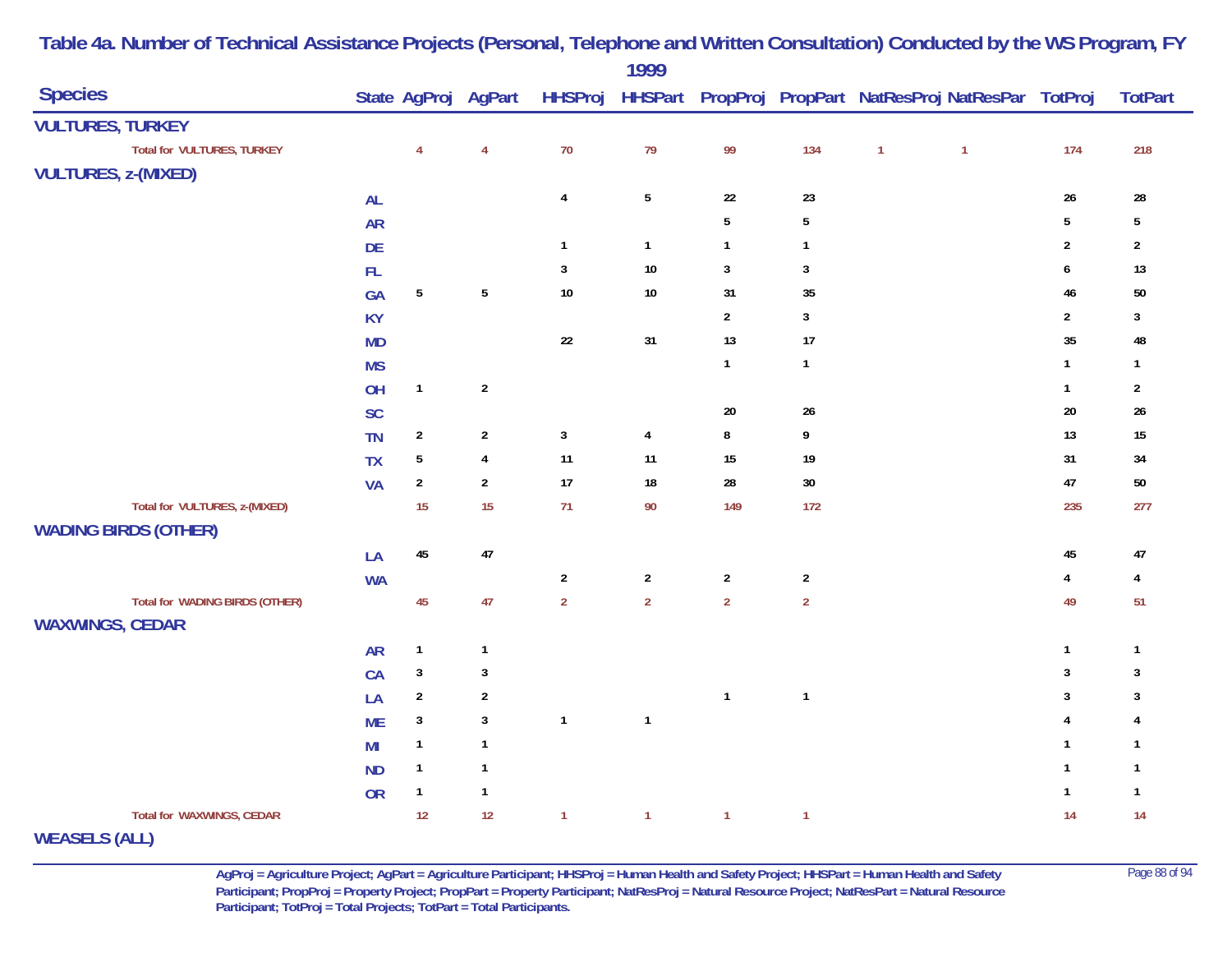# Table 4a. Number of Technical Assistance Projects (Personal, Telephone and Written Consultation) Conducted by the WS Program, FY 1999

| Species | State | AgProj | AgPart | HHSProj | HHSPart | PropProj | PropPart | NatResProj | NatResPar | TotProj | TotPart |
|---|---|---|---|---|---|---|---|---|---|---|---|
| **VULTURES, TURKEY** | | | | | | | | | | | |
| Total for VULTURES, TURKEY | | 4 | 4 | 70 | 79 | 99 | 134 | 1 | 1 | 174 | 218 |
| **VULTURES, z-(MIXED)** | | | | | | | | | | | |
| | AL | | | 4 | 5 | 22 | 23 | | | 26 | 28 |
| | AR | | | | | 5 | 5 | | | 5 | 5 |
| | DE | | | 1 | 1 | 1 | 1 | | | 2 | 2 |
| | FL | | | 3 | 10 | 3 | 3 | | | 6 | 13 |
| | GA | 5 | 5 | 10 | 10 | 31 | 35 | | | 46 | 50 |
| | KY | | | | | 2 | 3 | | | 2 | 3 |
| | MD | | | 22 | 31 | 13 | 17 | | | 35 | 48 |
| | MS | | | | | 1 | 1 | | | 1 | 1 |
| | OH | 1 | 2 | | | | | | | 1 | 2 |
| | SC | | | | | 20 | 26 | | | 20 | 26 |
| | TN | 2 | 2 | 3 | 4 | 8 | 9 | | | 13 | 15 |
| | TX | 5 | 4 | 11 | 11 | 15 | 19 | | | 31 | 34 |
| | VA | 2 | 2 | 17 | 18 | 28 | 30 | | | 47 | 50 |
| Total for VULTURES, z-(MIXED) | | 15 | 15 | 71 | 90 | 149 | 172 | | | 235 | 277 |
| **WADING BIRDS (OTHER)** | | | | | | | | | | | |
| | LA | 45 | 47 | | | | | | | 45 | 47 |
| | WA | | | 2 | 2 | 2 | 2 | | | 4 | 4 |
| Total for WADING BIRDS (OTHER) | | 45 | 47 | 2 | 2 | 2 | 2 | | | 49 | 51 |
| **WAXWINGS, CEDAR** | | | | | | | | | | | |
| | AR | 1 | 1 | | | | | | | 1 | 1 |
| | CA | 3 | 3 | | | | | | | 3 | 3 |
| | LA | 2 | 2 | | | 1 | 1 | | | 3 | 3 |
| | ME | 3 | 3 | 1 | 1 | | | | | 4 | 4 |
| | MI | 1 | 1 | | | | | | | 1 | 1 |
| | ND | 1 | 1 | | | | | | | 1 | 1 |
| | OR | 1 | 1 | | | | | | | 1 | 1 |
| Total for WAXWINGS, CEDAR | | 12 | 12 | 1 | 1 | 1 | 1 | | | 14 | 14 |
| **WEASELS (ALL)** | | | | | | | | | | | |

AgProj = Agriculture Project; AgPart = Agriculture Participant; HHSProj = Human Health and Safety Project; HHSPart = Human Health and Safety Participant; PropProj = Property Project; PropPart = Property Participant; NatResProj = Natural Resource Project; NatResPart = Natural Resource Participant; TotProj = Total Projects; TotPart = Total Participants.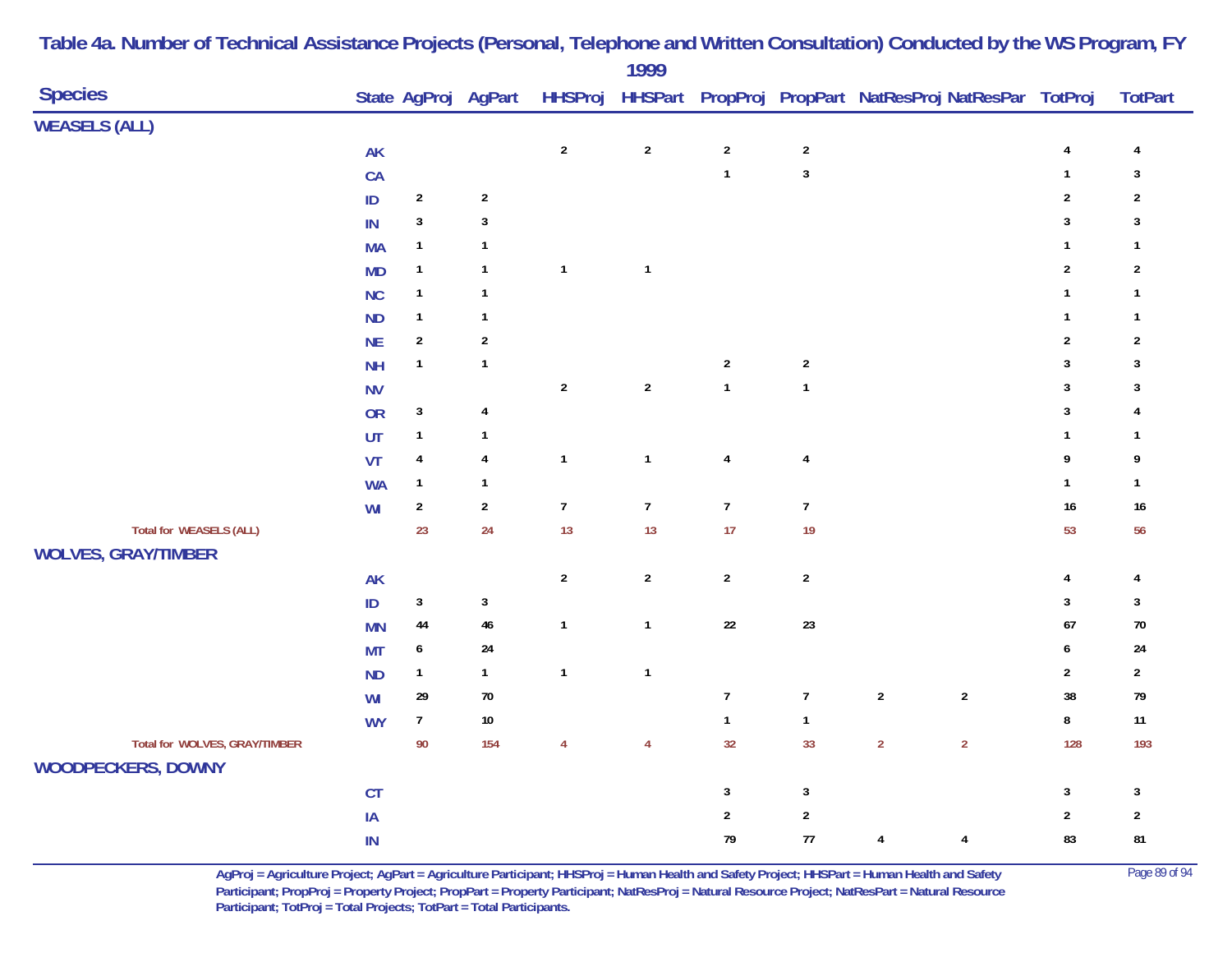# Table 4a. Number of Technical Assistance Projects (Personal, Telephone and Written Consultation) Conducted by the WS Program, FY 1999

| Species | State | AgProj | AgPart | HHSProj | HHSPart | PropProj | PropPart | NatResProj | NatResPar | TotProj | TotPart |
|---|---|---|---|---|---|---|---|---|---|---|---|
| **WEASELS (ALL)** | | | | | | | | | | | |
| | AK | | | 2 | 2 | 2 | 2 | | | 4 | 4 |
| | CA | | | | | 1 | 3 | | | 1 | 3 |
| | ID | 2 | 2 | | | | | | | 2 | 2 |
| | IN | 3 | 3 | | | | | | | 3 | 3 |
| | MA | 1 | 1 | | | | | | | 1 | 1 |
| | MD | 1 | 1 | 1 | 1 | | | | | 2 | 2 |
| | NC | 1 | 1 | | | | | | | 1 | 1 |
| | ND | 1 | 1 | | | | | | | 1 | 1 |
| | NE | 2 | 2 | | | | | | | 2 | 2 |
| | NH | 1 | 1 | | | 2 | 2 | | | 3 | 3 |
| | NV | | | 2 | 2 | 1 | 1 | | | 3 | 3 |
| | OR | 3 | 4 | | | | | | | 3 | 4 |
| | UT | 1 | 1 | | | | | | | 1 | 1 |
| | VT | 4 | 4 | 1 | 1 | 4 | 4 | | | 9 | 9 |
| | WA | 1 | 1 | | | | | | | 1 | 1 |
| | WI | 2 | 2 | 7 | 7 | 7 | 7 | | | 16 | 16 |
| Total for WEASELS (ALL) | | 23 | 24 | 13 | 13 | 17 | 19 | | | 53 | 56 |
| **WOLVES, GRAY/TIMBER** | | | | | | | | | | | |
| | AK | | | 2 | 2 | 2 | 2 | | | 4 | 4 |
| | ID | 3 | 3 | | | | | | | 3 | 3 |
| | MN | 44 | 46 | 1 | 1 | 22 | 23 | | | 67 | 70 |
| | MT | 6 | 24 | | | | | | | 6 | 24 |
| | ND | 1 | 1 | 1 | 1 | | | | | 2 | 2 |
| | WI | 29 | 70 | | | 7 | 7 | 2 | 2 | 38 | 79 |
| | WY | 7 | 10 | | | 1 | 1 | | | 8 | 11 |
| Total for WOLVES, GRAY/TIMBER | | 90 | 154 | 4 | 4 | 32 | 33 | 2 | 2 | 128 | 193 |
| **WOODPECKERS, DOWNY** | | | | | | | | | | | |
| | CT | | | | | 3 | 3 | | | 3 | 3 |
| | IA | | | | | 2 | 2 | | | 2 | 2 |
| | IN | | | | | 79 | 77 | 4 | 4 | 83 | 81 |

AgProj = Agriculture Project; AgPart = Agriculture Participant; HHSProj = Human Health and Safety Project; HHSPart = Human Health and Safety Participant; PropProj = Property Project; PropPart = Property Participant; NatResProj = Natural Resource Project; NatResPart = Natural Resource Participant; TotProj = Total Projects; TotPart = Total Participants.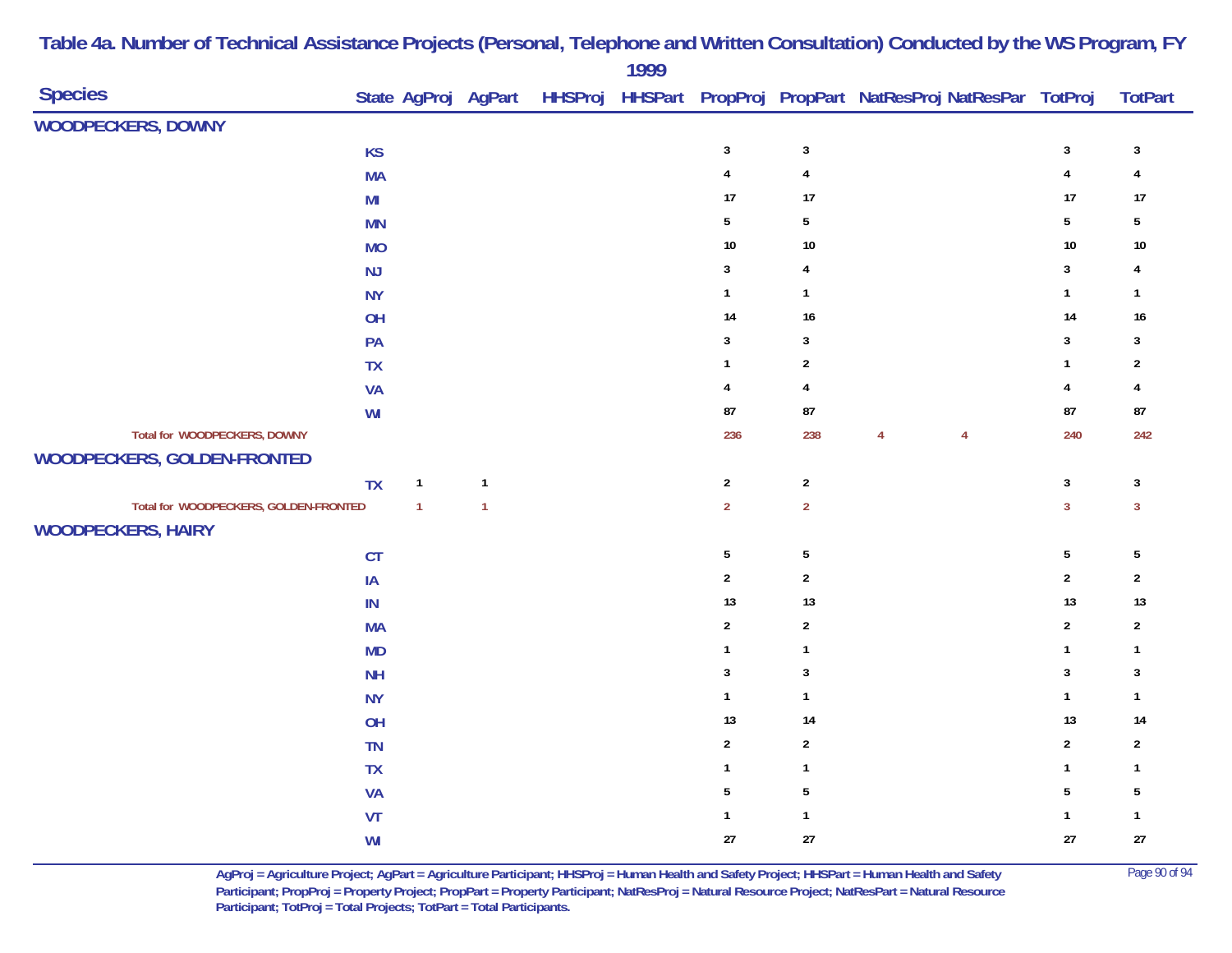# Table 4a. Number of Technical Assistance Projects (Personal, Telephone and Written Consultation) Conducted by the WS Program, FY 1999

| Species | State | AgProj | AgPart | HHSProj | HHSPart | PropProj | PropPart | NatResProj | NatResPar | TotProj | TotPart |
|---|---|---|---|---|---|---|---|---|---|---|---|
| **WOODPECKERS, DOWNY** | | | | | | | | | | | |
| | KS | | | | | 3 | 3 | | | 3 | 3 |
| | MA | | | | | 4 | 4 | | | 4 | 4 |
| | MI | | | | | 17 | 17 | | | 17 | 17 |
| | MN | | | | | 5 | 5 | | | 5 | 5 |
| | MO | | | | | 10 | 10 | | | 10 | 10 |
| | NJ | | | | | 3 | 4 | | | 3 | 4 |
| | NY | | | | | 1 | 1 | | | 1 | 1 |
| | OH | | | | | 14 | 16 | | | 14 | 16 |
| | PA | | | | | 3 | 3 | | | 3 | 3 |
| | TX | | | | | 1 | 2 | | | 1 | 2 |
| | VA | | | | | 4 | 4 | | | 4 | 4 |
| | WI | | | | | 87 | 87 | | | 87 | 87 |
| Total for WOODPECKERS, DOWNY | | | | | | 236 | 238 | 4 | 4 | 240 | 242 |
| **WOODPECKERS, GOLDEN-FRONTED** | | | | | | | | | | | |
| | TX | 1 | 1 | | | 2 | 2 | | | 3 | 3 |
| Total for WOODPECKERS, GOLDEN-FRONTED | | 1 | 1 | | | 2 | 2 | | | 3 | 3 |
| **WOODPECKERS, HAIRY** | | | | | | | | | | | |
| | CT | | | | | 5 | 5 | | | 5 | 5 |
| | IA | | | | | 2 | 2 | | | 2 | 2 |
| | IN | | | | | 13 | 13 | | | 13 | 13 |
| | MA | | | | | 2 | 2 | | | 2 | 2 |
| | MD | | | | | 1 | 1 | | | 1 | 1 |
| | NH | | | | | 3 | 3 | | | 3 | 3 |
| | NY | | | | | 1 | 1 | | | 1 | 1 |
| | OH | | | | | 13 | 14 | | | 13 | 14 |
| | TN | | | | | 2 | 2 | | | 2 | 2 |
| | TX | | | | | 1 | 1 | | | 1 | 1 |
| | VA | | | | | 5 | 5 | | | 5 | 5 |
| | VT | | | | | 1 | 1 | | | 1 | 1 |
| | WI | | | | | 27 | 27 | | | 27 | 27 |

**AgProj = Agriculture Project; AgPart = Agriculture Participant; HHSProj = Human Health and Safety Project; HHSPart = Human Health and Safety Participant; PropProj = Property Project; PropPart = Property Participant; NatResProj = Natural Resource Project; NatResPart = Natural Resource Participant; TotProj = Total Projects; TotPart = Total Participants.**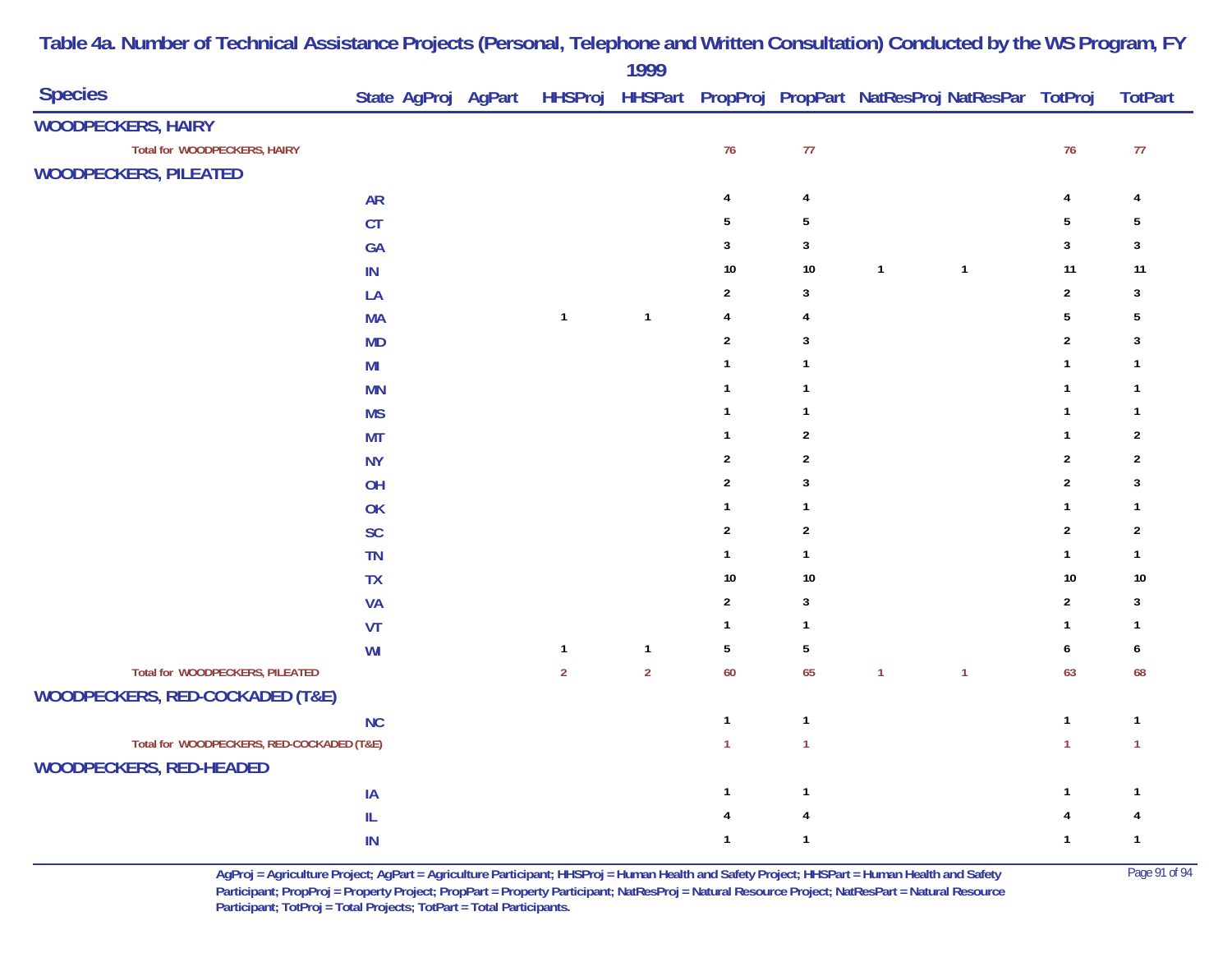# Table 4a. Number of Technical Assistance Projects (Personal, Telephone and Written Consultation) Conducted by the WS Program, FY 1999

| Species | State | AgProj | AgPart | HHSProj | HHSPart | PropProj | PropPart | NatResProj | NatResPar | TotProj | TotPart |
|---|---|---|---|---|---|---|---|---|---|---|---|
| **WOODPECKERS, HAIRY** | | | | | | | | | | | |
| Total for WOODPECKERS, HAIRY | | | | | | 76 | 77 | | | 76 | 77 |
| **WOODPECKERS, PILEATED** | | | | | | | | | | | |
| | AR | | | | | 4 | 4 | | | 4 | 4 |
| | CT | | | | | 5 | 5 | | | 5 | 5 |
| | GA | | | | | 3 | 3 | | | 3 | 3 |
| | IN | | | | | 10 | 10 | 1 | 1 | 11 | 11 |
| | LA | | | | | 2 | 3 | | | 2 | 3 |
| | MA | | | 1 | 1 | 4 | 4 | | | 5 | 5 |
| | MD | | | | | 2 | 3 | | | 2 | 3 |
| | MI | | | | | 1 | 1 | | | 1 | 1 |
| | MN | | | | | 1 | 1 | | | 1 | 1 |
| | MS | | | | | 1 | 1 | | | 1 | 1 |
| | MT | | | | | 1 | 2 | | | 1 | 2 |
| | NY | | | | | 2 | 2 | | | 2 | 2 |
| | OH | | | | | 2 | 3 | | | 2 | 3 |
| | OK | | | | | 1 | 1 | | | 1 | 1 |
| | SC | | | | | 2 | 2 | | | 2 | 2 |
| | TN | | | | | 1 | 1 | | | 1 | 1 |
| | TX | | | | | 10 | 10 | | | 10 | 10 |
| | VA | | | | | 2 | 3 | | | 2 | 3 |
| | VT | | | | | 1 | 1 | | | 1 | 1 |
| | WI | | | 1 | 1 | 5 | 5 | | | 6 | 6 |
| Total for WOODPECKERS, PILEATED | | | | 2 | 2 | 60 | 65 | 1 | 1 | 63 | 68 |
| **WOODPECKERS, RED-COCKADED (T&E)** | | | | | | | | | | | |
| | NC | | | | | 1 | 1 | | | 1 | 1 |
| Total for WOODPECKERS, RED-COCKADED (T&E) | | | | | | 1 | 1 | | | 1 | 1 |
| **WOODPECKERS, RED-HEADED** | | | | | | | | | | | |
| | IA | | | | | 1 | 1 | | | 1 | 1 |
| | IL | | | | | 4 | 4 | | | 4 | 4 |
| | IN | | | | | 1 | 1 | | | 1 | 1 |

AgProj = Agriculture Project; AgPart = Agriculture Participant; HHSProj = Human Health and Safety Project; HHSPart = Human Health and Safety Participant; PropProj = Property Project; PropPart = Property Participant; NatResProj = Natural Resource Project; NatResPart = Natural Resource Participant; TotProj = Total Projects; TotPart = Total Participants.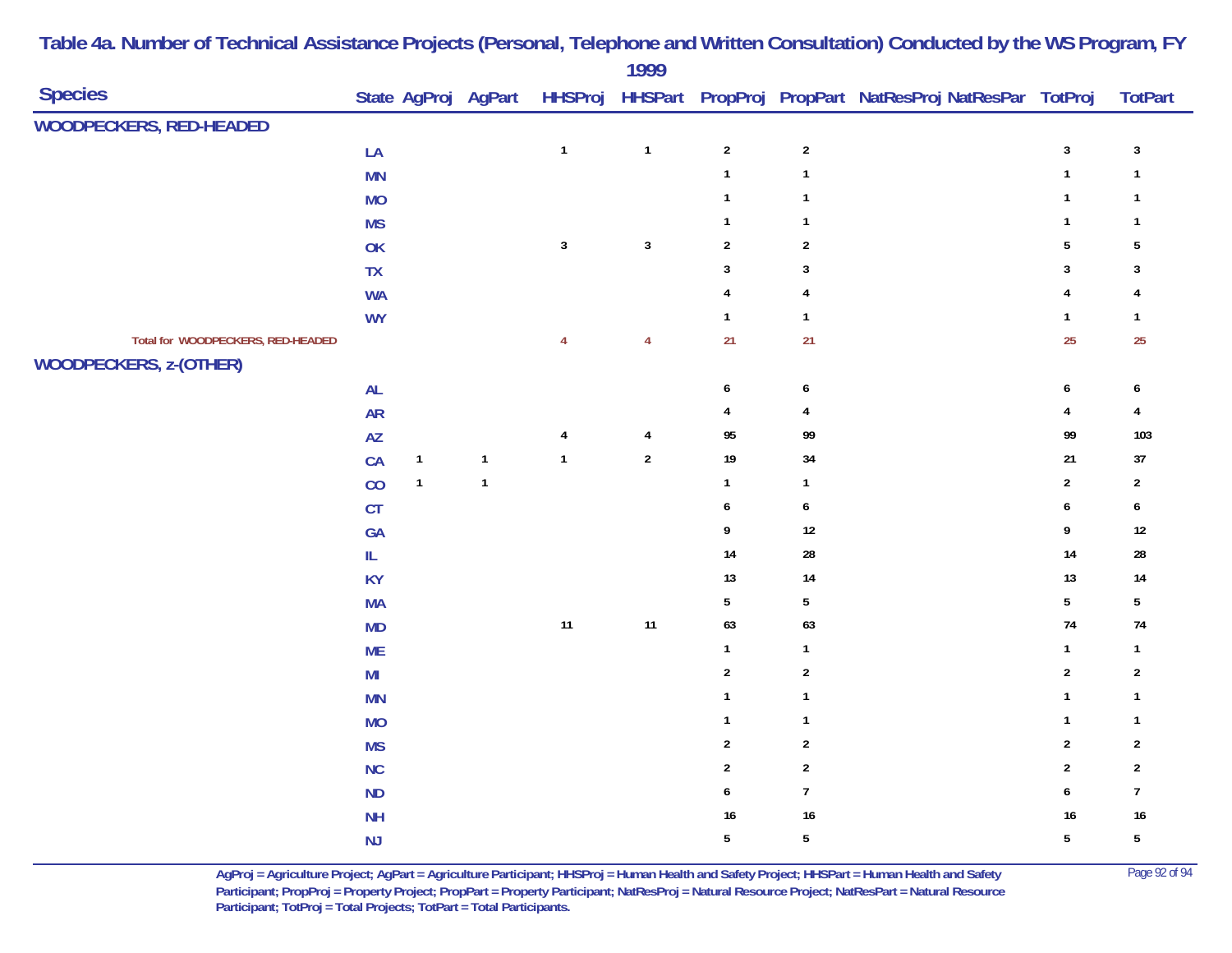# Table 4a. Number of Technical Assistance Projects (Personal, Telephone and Written Consultation) Conducted by the WS Program, FY 1999

| Species | State | AgProj | AgPart | HHSProj | HHSPart | PropProj | PropPart | NatResProj | NatResPar | TotProj | TotPart |
|---|---|---|---|---|---|---|---|---|---|---|---|
| **WOODPECKERS, RED-HEADED** | | | | | | | | | | | |
| | LA | | | 1 | 1 | 2 | 2 | | | 3 | 3 |
| | MN | | | | | 1 | 1 | | | 1 | 1 |
| | MO | | | | | 1 | 1 | | | 1 | 1 |
| | MS | | | | | 1 | 1 | | | 1 | 1 |
| | OK | | | 3 | 3 | 2 | 2 | | | 5 | 5 |
| | TX | | | | | 3 | 3 | | | 3 | 3 |
| | WA | | | | | 4 | 4 | | | 4 | 4 |
| | WY | | | | | 1 | 1 | | | 1 | 1 |
| Total for WOODPECKERS, RED-HEADED | | | | 4 | 4 | 21 | 21 | | | 25 | 25 |
| **WOODPECKERS, z-(OTHER)** | | | | | | | | | | | |
| | AL | | | | | 6 | 6 | | | 6 | 6 |
| | AR | | | | | 4 | 4 | | | 4 | 4 |
| | AZ | | | 4 | 4 | 95 | 99 | | | 99 | 103 |
| | CA | 1 | 1 | 1 | 2 | 19 | 34 | | | 21 | 37 |
| | CO | 1 | 1 | | | 1 | 1 | | | 2 | 2 |
| | CT | | | | | 6 | 6 | | | 6 | 6 |
| | GA | | | | | 9 | 12 | | | 9 | 12 |
| | IL | | | | | 14 | 28 | | | 14 | 28 |
| | KY | | | | | 13 | 14 | | | 13 | 14 |
| | MA | | | | | 5 | 5 | | | 5 | 5 |
| | MD | | | 11 | 11 | 63 | 63 | | | 74 | 74 |
| | ME | | | | | 1 | 1 | | | 1 | 1 |
| | MI | | | | | 2 | 2 | | | 2 | 2 |
| | MN | | | | | 1 | 1 | | | 1 | 1 |
| | MO | | | | | 1 | 1 | | | 1 | 1 |
| | MS | | | | | 2 | 2 | | | 2 | 2 |
| | NC | | | | | 2 | 2 | | | 2 | 2 |
| | ND | | | | | 6 | 7 | | | 6 | 7 |
| | NH | | | | | 16 | 16 | | | 16 | 16 |
| | NJ | | | | | 5 | 5 | | | 5 | 5 |

AgProj = Agriculture Project; AgPart = Agriculture Participant; HHSProj = Human Health and Safety Project; HHSPart = Human Health and Safety Participant; PropProj = Property Project; PropPart = Property Participant; NatResProj = Natural Resource Project; NatResPart = Natural Resource Participant; TotProj = Total Projects; TotPart = Total Participants.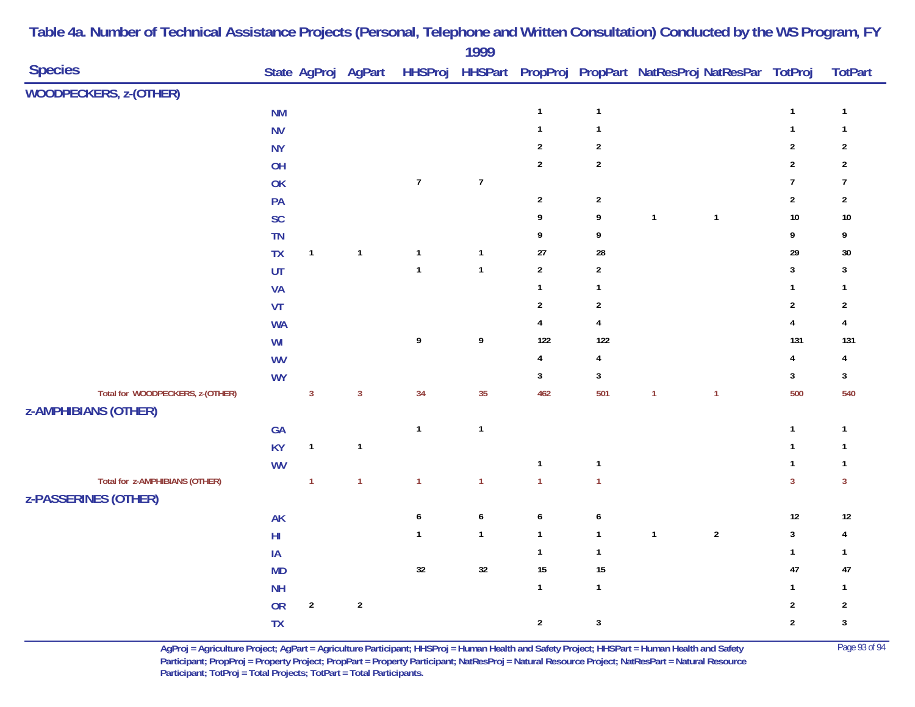# Table 4a. Number of Technical Assistance Projects (Personal, Telephone and Written Consultation) Conducted by the WS Program, FY 1999

| Species | State | AgProj | AgPart | HHSProj | HHSPart | PropProj | PropPart | NatResProj | NatResPar | TotProj | TotPart |
|---|---|---|---|---|---|---|---|---|---|---|---|
| **WOODPECKERS, z-(OTHER)** | | | | | | | | | | | |
| | NM | | | | | 1 | 1 | | | 1 | 1 |
| | NV | | | | | 1 | 1 | | | 1 | 1 |
| | NY | | | | | 2 | 2 | | | 2 | 2 |
| | OH | | | | | 2 | 2 | | | 2 | 2 |
| | OK | | | 7 | 7 | | | | | 7 | 7 |
| | PA | | | | | 2 | 2 | | | 2 | 2 |
| | SC | | | | | 9 | 9 | 1 | 1 | 10 | 10 |
| | TN | | | | | 9 | 9 | | | 9 | 9 |
| | TX | 1 | 1 | 1 | 1 | 27 | 28 | | | 29 | 30 |
| | UT | | | 1 | 1 | 2 | 2 | | | 3 | 3 |
| | VA | | | | | 1 | 1 | | | 1 | 1 |
| | VT | | | | | 2 | 2 | | | 2 | 2 |
| | WA | | | | | 4 | 4 | | | 4 | 4 |
| | WI | | | 9 | 9 | 122 | 122 | | | 131 | 131 |
| | WV | | | | | 4 | 4 | | | 4 | 4 |
| | WY | | | | | 3 | 3 | | | 3 | 3 |
| Total for WOODPECKERS, z-(OTHER) | | 3 | 3 | 34 | 35 | 462 | 501 | 1 | 1 | 500 | 540 |
| **z-AMPHIBIANS (OTHER)** | | | | | | | | | | | |
| | GA | | | 1 | 1 | | | | | 1 | 1 |
| | KY | 1 | 1 | | | | | | | 1 | 1 |
| | WV | | | | | 1 | 1 | | | 1 | 1 |
| Total for z-AMPHIBIANS (OTHER) | | 1 | 1 | 1 | 1 | 1 | 1 | | | 3 | 3 |
| **z-PASSERINES (OTHER)** | | | | | | | | | | | |
| | AK | | | 6 | 6 | 6 | 6 | | | 12 | 12 |
| | HI | | | 1 | 1 | 1 | 1 | 1 | 2 | 3 | 4 |
| | IA | | | | | 1 | 1 | | | 1 | 1 |
| | MD | | | 32 | 32 | 15 | 15 | | | 47 | 47 |
| | NH | | | | | 1 | 1 | | | 1 | 1 |
| | OR | 2 | 2 | | | | | | | 2 | 2 |
| | TX | | | | | 2 | 3 | | | 2 | 3 |

AgProj = Agriculture Project; AgPart = Agriculture Participant; HHSProj = Human Health and Safety Project; HHSPart = Human Health and Safety Participant; PropProj = Property Project; PropPart = Property Participant; NatResProj = Natural Resource Project; NatResPart = Natural Resource Participant; TotProj = Total Projects; TotPart = Total Participants.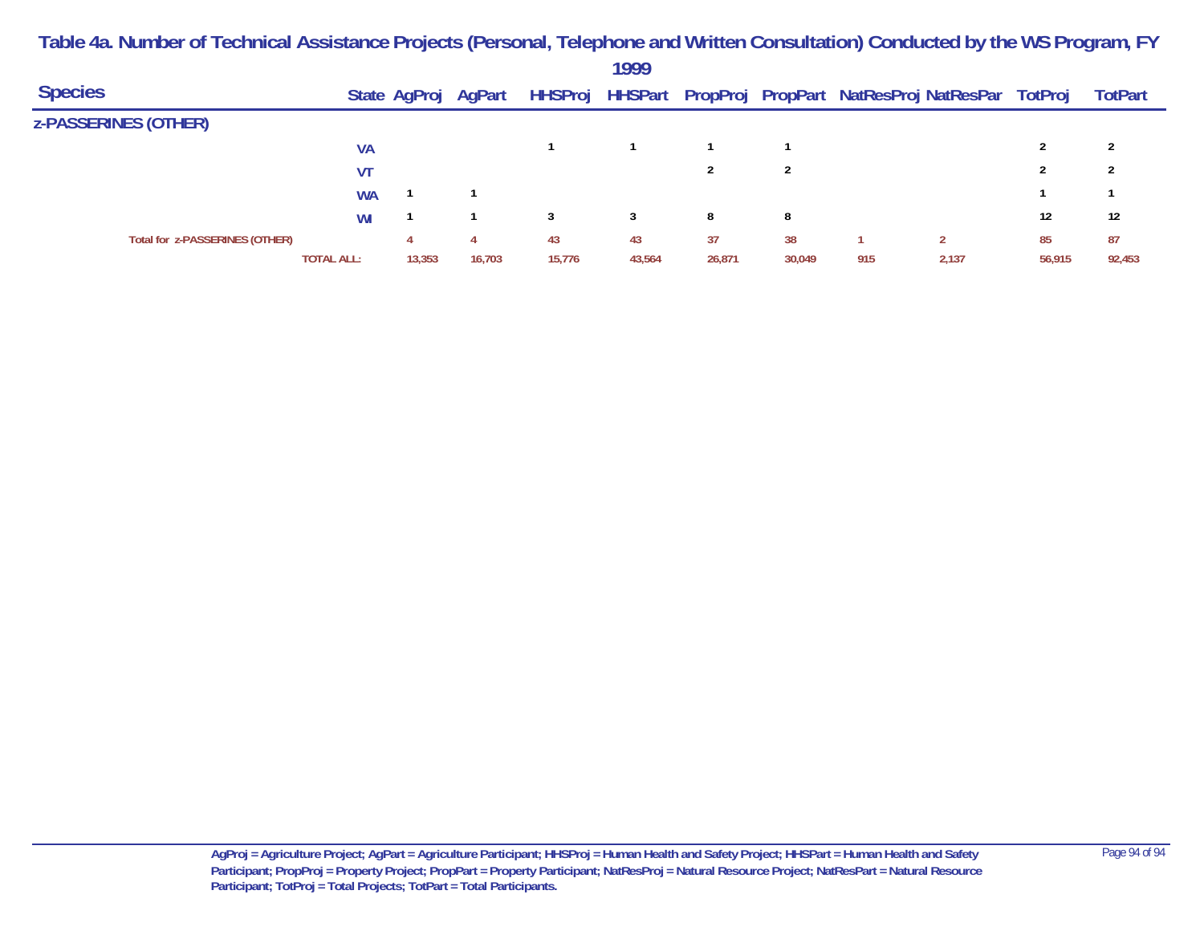# Table 4a. Number of Technical Assistance Projects (Personal, Telephone and Written Consultation) Conducted by the WS Program, FY 1999

| Species | State | AgProj | AgPart | HHSProj | HHSPart | PropProj | PropPart | NatResProj | NatResPar | TotProj | TotPart |
|---|---|---|---|---|---|---|---|---|---|---|---|
| **z-PASSERINES (OTHER)** | | | | | | | | | | | |
| | VA | | | 1 | 1 | 1 | 1 | | | 2 | 2 |
| | VT | | | | | 2 | 2 | | | 2 | 2 |
| | WA | 1 | 1 | | | | | | | 1 | 1 |
| | WI | 1 | 1 | 3 | 3 | 8 | 8 | | | 12 | 12 |
| Total for z-PASSERINES (OTHER) | | 4 | 4 | 43 | 43 | 37 | 38 | 1 | 2 | 85 | 87 |
| TOTAL ALL: | | 13,353 | 16,703 | 15,776 | 43,564 | 26,871 | 30,049 | 915 | 2,137 | 56,915 | 92,453 |

AgProj = Agriculture Project; AgPart = Agriculture Participant; HHSProj = Human Health and Safety Project; HHSPart = Human Health and Safety Participant; PropProj = Property Project; PropPart = Property Participant; NatResProj = Natural Resource Project; NatResPart = Natural Resource Participant; TotProj = Total Projects; TotPart = Total Participants.